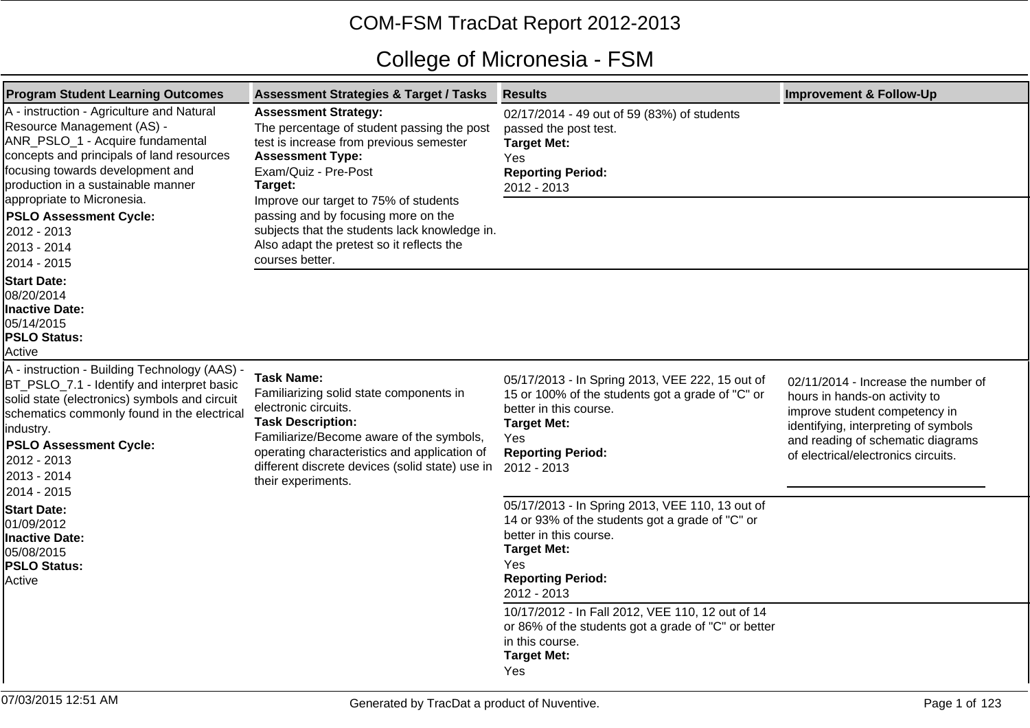# COM-FSM TracDat Report 2012-2013

## College of Micronesia - FSM

| Program Student Learning Outcomes | Assessment Strategies & Target / Tasks | Results | Improvement & Follow-Up |
|---|---|---|---|
| A - instruction - Agriculture and Natural Resource Management (AS) - ANR_PSLO_1 - Acquire fundamental concepts and principals of land resources focusing towards development and production in a sustainable manner appropriate to Micronesia.<br>**PSLO Assessment Cycle:**<br>2012 - 2013<br>2013 - 2014<br>2014 - 2015<br>**Start Date:**<br>08/20/2014<br>**Inactive Date:**<br>05/14/2015<br>**PSLO Status:**<br>Active | **Assessment Strategy:**<br>The percentage of student passing the post test is increase from previous semester<br>**Assessment Type:**<br>Exam/Quiz - Pre-Post<br>**Target:**<br>Improve our target to 75% of students passing and by focusing more on the subjects that the students lack knowledge in. Also adapt the pretest so it reflects the courses better. | 02/17/2014 - 49 out of 59 (83%) of students passed the post test.<br>**Target Met:**<br>Yes<br>**Reporting Period:**<br>2012 - 2013 | |
| A - instruction - Building Technology (AAS) - BT_PSLO_7.1 - Identify and interpret basic solid state (electronics) symbols and circuit schematics commonly found in the electrical industry.<br>**PSLO Assessment Cycle:**<br>2012 - 2013<br>2013 - 2014<br>2014 - 2015<br>**Start Date:**<br>01/09/2012<br>**Inactive Date:**<br>05/08/2015<br>**PSLO Status:**<br>Active | **Task Name:**<br>Familiarizing solid state components in electronic circuits.<br>**Task Description:**<br>Familiarize/Become aware of the symbols, operating characteristics and application of different discrete devices (solid state) use in their experiments. | 05/17/2013 - In Spring 2013, VEE 222, 15 out of 15 or 100% of the students got a grade of "C" or better in this course.<br>**Target Met:**<br>Yes<br>**Reporting Period:**<br>2012 - 2013 | 02/11/2014 - Increase the number of hours in hands-on activity to improve student competency in identifying, interpreting of symbols and reading of schematic diagrams of electrical/electronics circuits. |
| | | 05/17/2013 - In Spring 2013, VEE 110, 13 out of 14 or 93% of the students got a grade of "C" or better in this course.<br>**Target Met:**<br>Yes<br>**Reporting Period:**<br>2012 - 2013 | |
| | | 10/17/2012 - In Fall 2012, VEE 110, 12 out of 14 or 86% of the students got a grade of "C" or better in this course.<br>**Target Met:**<br>Yes | |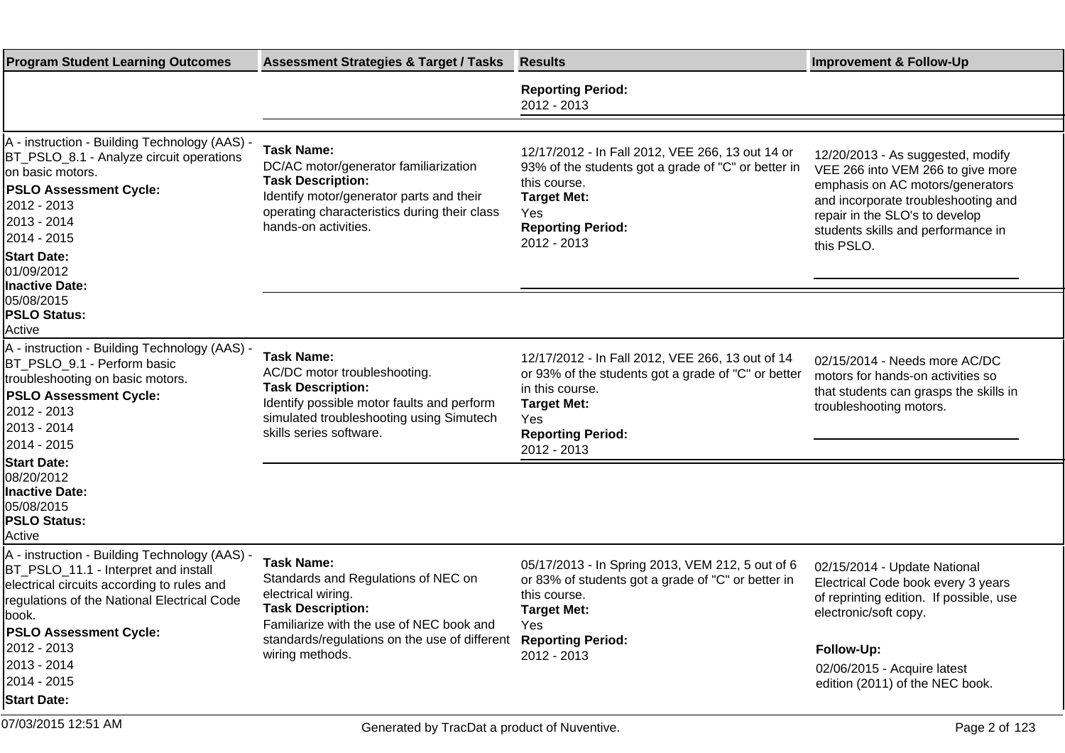| Program Student Learning Outcomes | Assessment Strategies & Target / Tasks | Results | Improvement & Follow-Up |
|---|---|---|---|
| | | **Reporting Period:** 2012 - 2013 | |
| A - instruction - Building Technology (AAS) - BT_PSLO_8.1 - Analyze circuit operations on basic motors. **PSLO Assessment Cycle:** 2012 - 2013, 2013 - 2014, 2014 - 2015 **Start Date:** 01/09/2012 **Inactive Date:** 05/08/2015 **PSLO Status:** Active | **Task Name:** DC/AC motor/generator familiarization **Task Description:** Identify motor/generator parts and their operating characteristics during their class hands-on activities. | 12/17/2012 - In Fall 2012, VEE 266, 13 out 14 or 93% of the students got a grade of "C" or better in this course. **Target Met:** Yes **Reporting Period:** 2012 - 2013 | 12/20/2013 - As suggested, modify VEE 266 into VEM 266 to give more emphasis on AC motors/generators and incorporate troubleshooting and repair in the SLO's to develop students skills and performance in this PSLO. |
| A - instruction - Building Technology (AAS) - BT_PSLO_9.1 - Perform basic troubleshooting on basic motors. **PSLO Assessment Cycle:** 2012 - 2013, 2013 - 2014, 2014 - 2015 **Start Date:** 08/20/2012 **Inactive Date:** 05/08/2015 **PSLO Status:** Active | **Task Name:** AC/DC motor troubleshooting. **Task Description:** Identify possible motor faults and perform simulated troubleshooting using Simutech skills series software. | 12/17/2012 - In Fall 2012, VEE 266, 13 out of 14 or 93% of the students got a grade of "C" or better in this course. **Target Met:** Yes **Reporting Period:** 2012 - 2013 | 02/15/2014 - Needs more AC/DC motors for hands-on activities so that students can grasps the skills in troubleshooting motors. |
| A - instruction - Building Technology (AAS) - BT_PSLO_11.1 - Interpret and install electrical circuits according to rules and regulations of the National Electrical Code book. **PSLO Assessment Cycle:** 2012 - 2013, 2013 - 2014, 2014 - 2015 **Start Date:** | **Task Name:** Standards and Regulations of NEC on electrical wiring. **Task Description:** Familiarize with the use of NEC book and standards/regulations on the use of different wiring methods. | 05/17/2013 - In Spring 2013, VEM 212, 5 out of 6 or 83% of students got a grade of "C" or better in this course. **Target Met:** Yes **Reporting Period:** 2012 - 2013 | 02/15/2014 - Update National Electrical Code book every 3 years of reprinting edition. If possible, use electronic/soft copy. **Follow-Up:** 02/06/2015 - Acquire latest edition (2011) of the NEC book. |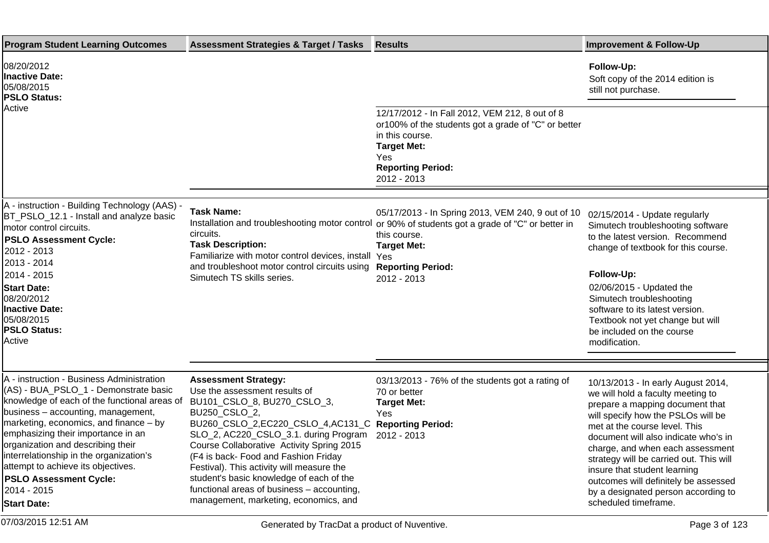| Program Student Learning Outcomes | Assessment Strategies & Target / Tasks | Results | Improvement & Follow-Up |
|---|---|---|---|
| 08/20/2012<br>**Inactive Date:**<br>05/08/2015<br>**PSLO Status:**<br>Active | | | **Follow-Up:**<br>Soft copy of the 2014 edition is still not purchase. |
| | | 12/17/2012 - In Fall 2012, VEM 212, 8 out of 8 or100% of the students got a grade of "C" or better in this course.<br>**Target Met:**<br>Yes<br>**Reporting Period:**<br>2012 - 2013 | |
| A - instruction - Building Technology (AAS) - BT_PSLO_12.1 - Install and analyze basic motor control circuits.<br>**PSLO Assessment Cycle:**<br>2012 - 2013<br>2013 - 2014<br>2014 - 2015<br>**Start Date:**<br>08/20/2012<br>**Inactive Date:**<br>05/08/2015<br>**PSLO Status:**<br>Active | **Task Name:**<br>Installation and troubleshooting motor control circuits.<br>**Task Description:**<br>Familiarize with motor control devices, install and troubleshoot motor control circuits using Simutech TS skills series. | 05/17/2013 - In Spring 2013, VEM 240, 9 out of 10 or 90% of students got a grade of "C" or better in this course.<br>**Target Met:**<br>Yes<br>**Reporting Period:**<br>2012 - 2013 | 02/15/2014 - Update regularly Simutech troubleshooting software to the latest version. Recommend change of textbook for this course.<br><br>**Follow-Up:**<br>02/06/2015 - Updated the Simutech troubleshooting software to its latest version. Textbook not yet change but will be included on the course modification. |
| A - instruction - Business Administration (AS) - BUA_PSLO_1 - Demonstrate basic knowledge of each of the functional areas of business – accounting, management, marketing, economics, and finance – by emphasizing their importance in an organization and describing their interrelationship in the organization's attempt to achieve its objectives.<br>**PSLO Assessment Cycle:**<br>2014 - 2015<br>**Start Date:** | **Assessment Strategy:**<br>Use the assessment results of BU101_CSLO_8, BU270_CSLO_3, BU250_CSLO_2, BU260_CSLO_2,EC220_CSLO_4,AC131_CSLO_2, AC220_CSLO_3.1. during Program Course Collaborative Activity Spring 2015 (F4 is back- Food and Fashion Friday Festival). This activity will measure the student's basic knowledge of each of the functional areas of business – accounting, management, marketing, economics, and | 03/13/2013 - 76% of the students got a rating of 70 or better<br>**Target Met:**<br>Yes<br>**Reporting Period:**<br>2012 - 2013 | 10/13/2013 - In early August 2014, we will hold a faculty meeting to prepare a mapping document that will specify how the PSLOs will be met at the course level. This document will also indicate who's in charge, and when each assessment strategy will be carried out. This will insure that student learning outcomes will definitely be assessed by a designated person according to scheduled timeframe. |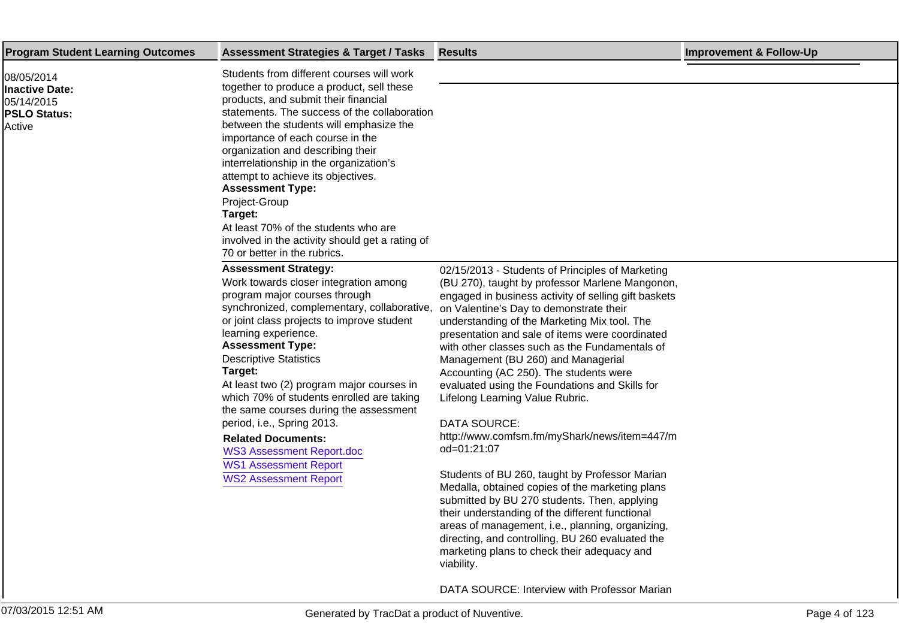| Program Student Learning Outcomes | Assessment Strategies & Target / Tasks | Results | Improvement & Follow-Up |
|---|---|---|---|
| 08/05/2014<br>**Inactive Date:**<br>05/14/2015<br>**PSLO Status:**<br>Active | Students from different courses will work together to produce a product, sell these products, and submit their financial statements. The success of the collaboration between the students will emphasize the importance of each course in the organization and describing their interrelationship in the organization's attempt to achieve its objectives.<br>**Assessment Type:**<br>Project-Group<br>**Target:**<br>At least 70% of the students who are involved in the activity should get a rating of 70 or better in the rubrics. | | |
| | **Assessment Strategy:**<br>Work towards closer integration among program major courses through synchronized, complementary, collaborative, or joint class projects to improve student learning experience.<br>**Assessment Type:**<br>Descriptive Statistics<br>**Target:**<br>At least two (2) program major courses in which 70% of students enrolled are taking the same courses during the assessment period, i.e., Spring 2013.<br>**Related Documents:**<br>WS3 Assessment Report.doc<br>WS1 Assessment Report<br>WS2 Assessment Report | 02/15/2013 - Students of Principles of Marketing (BU 270), taught by professor Marlene Mangonon, engaged in business activity of selling gift baskets on Valentine's Day to demonstrate their understanding of the Marketing Mix tool. The presentation and sale of items were coordinated with other classes such as the Fundamentals of Management (BU 260) and Managerial Accounting (AC 250). The students were evaluated using the Foundations and Skills for Lifelong Learning Value Rubric.<br><br>DATA SOURCE:<br>http://www.comfsm.fm/myShark/news/item=447/mod=01:21:07<br><br>Students of BU 260, taught by Professor Marian Medalla, obtained copies of the marketing plans submitted by BU 270 students. Then, applying their understanding of the different functional areas of management, i.e., planning, organizing, directing, and controlling, BU 260 evaluated the marketing plans to check their adequacy and viability.<br><br>DATA SOURCE: Interview with Professor Marian | |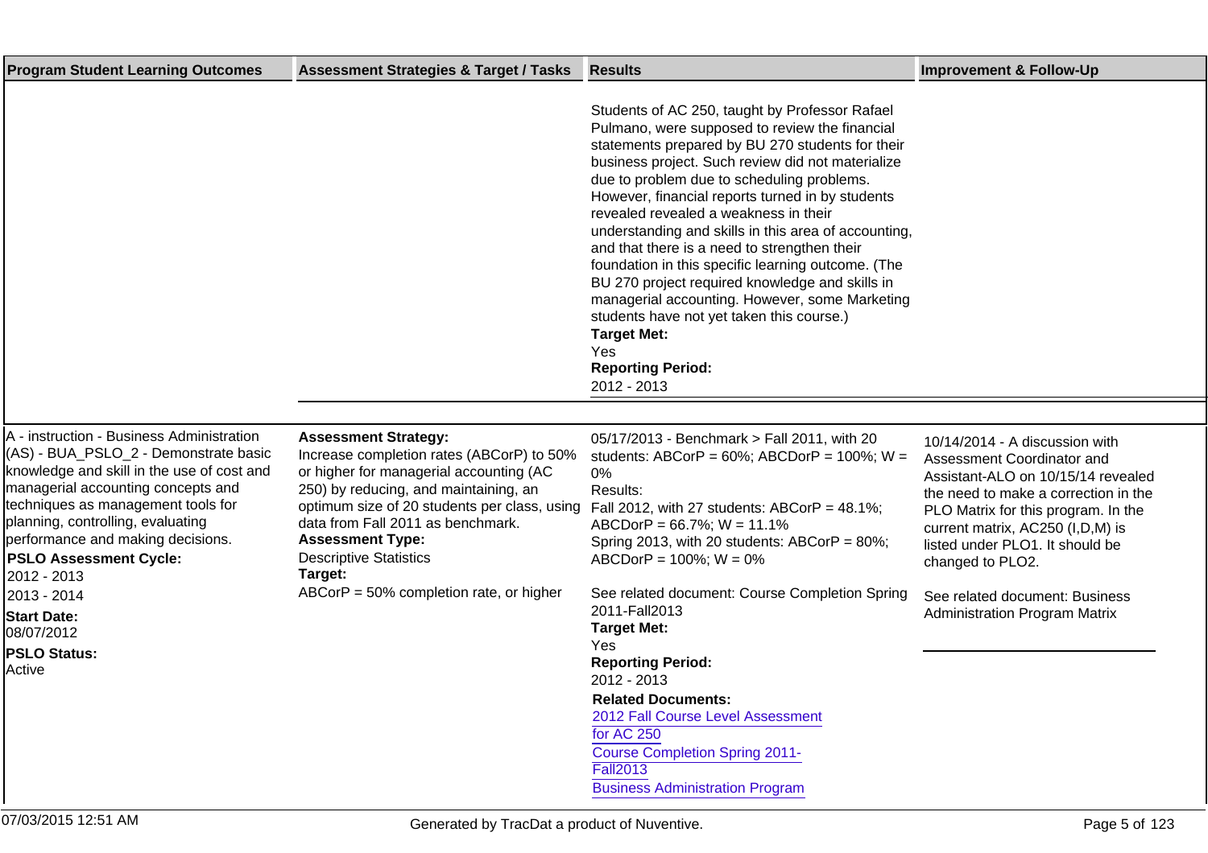| Program Student Learning Outcomes | Assessment Strategies & Target / Tasks | Results | Improvement & Follow-Up |
| --- | --- | --- | --- |
| | | Students of AC 250, taught by Professor Rafael Pulmano, were supposed to review the financial statements prepared by BU 270 students for their business project. Such review did not materialize due to problem due to scheduling problems. However, financial reports turned in by students revealed revealed a weakness in their understanding and skills in this area of accounting, and that there is a need to strengthen their foundation in this specific learning outcome. (The BU 270 project required knowledge and skills in managerial accounting. However, some Marketing students have not yet taken this course.)<br>**Target Met:**<br>Yes<br>**Reporting Period:**<br>2012 - 2013 | |
| A - instruction - Business Administration (AS) - BUA_PSLO_2 - Demonstrate basic knowledge and skill in the use of cost and managerial accounting concepts and techniques as management tools for planning, controlling, evaluating performance and making decisions.<br>**PSLO Assessment Cycle:**<br>2012 - 2013<br>2013 - 2014<br>**Start Date:**<br>08/07/2012<br>**PSLO Status:**<br>Active | **Assessment Strategy:**<br>Increase completion rates (ABCorP) to 50% or higher for managerial accounting (AC 250) by reducing, and maintaining, an optimum size of 20 students per class, using data from Fall 2011 as benchmark.<br>**Assessment Type:**<br>Descriptive Statistics<br>**Target:**<br>ABCorP = 50% completion rate, or higher | 05/17/2013 - Benchmark > Fall 2011, with 20 students: ABCorP = 60%; ABCDorP = 100%; W = 0%<br>Results:<br>Fall 2012, with 27 students: ABCorP = 48.1%; ABCDorP = 66.7%; W = 11.1%<br>Spring 2013, with 20 students: ABCorP = 80%; ABCDorP = 100%; W = 0%<br><br>See related document: Course Completion Spring 2011-Fall2013<br>**Target Met:**<br>Yes<br>**Reporting Period:**<br>2012 - 2013<br>**Related Documents:**<br>2012 Fall Course Level Assessment for AC 250<br>Course Completion Spring 2011-Fall2013<br>Business Administration Program | 10/14/2014 - A discussion with Assessment Coordinator and Assistant-ALO on 10/15/14 revealed the need to make a correction in the PLO Matrix for this program. In the current matrix, AC250 (I,D,M) is listed under PLO1. It should be changed to PLO2.<br><br>See related document: Business Administration Program Matrix |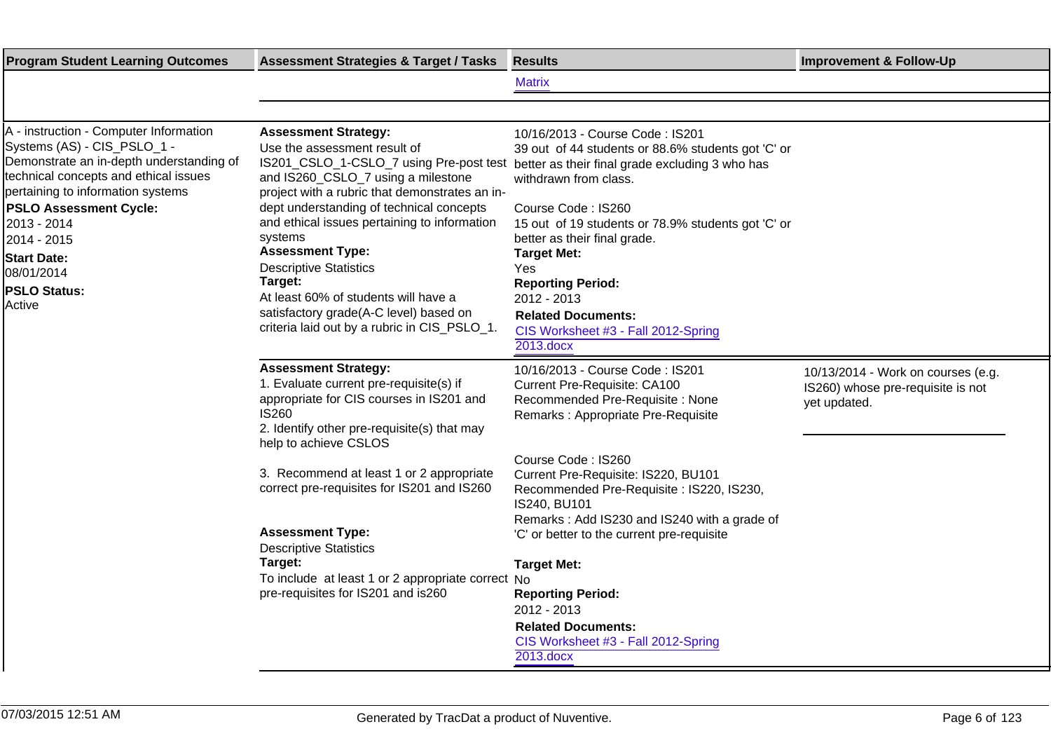| Program Student Learning Outcomes | Assessment Strategies & Target / Tasks | Results | Improvement & Follow-Up |
|---|---|---|---|
| | | Matrix | |
| A - instruction - Computer Information Systems (AS) - CIS_PSLO_1 - Demonstrate an in-depth understanding of technical concepts and ethical issues pertaining to information systems<br>**PSLO Assessment Cycle:**<br>2013 - 2014<br>2014 - 2015<br>**Start Date:**<br>08/01/2014<br>**PSLO Status:**<br>Active | **Assessment Strategy:**<br>Use the assessment result of IS201_CSLO_1-CSLO_7 using Pre-post test and IS260_CSLO_7 using a milestone project with a rubric that demonstrates an in-dept understanding of technical concepts and ethical issues pertaining to information systems<br>**Assessment Type:**<br>Descriptive Statistics<br>**Target:**<br>At least 60% of students will have a satisfactory grade(A-C level) based on criteria laid out by a rubric in CIS_PSLO_1. | 10/16/2013 - Course Code : IS201<br>39 out of 44 students or 88.6% students got 'C' or better as their final grade excluding 3 who has withdrawn from class.<br><br>Course Code : IS260<br>15 out of 19 students or 78.9% students got 'C' or better as their final grade.<br>**Target Met:**<br>Yes<br>**Reporting Period:**<br>2012 - 2013<br>**Related Documents:**<br>CIS Worksheet #3 - Fall 2012-Spring 2013.docx | |
| | **Assessment Strategy:**<br>1. Evaluate current pre-requisite(s) if appropriate for CIS courses in IS201 and IS260<br>2. Identify other pre-requisite(s) that may help to achieve CSLOS<br><br>3. Recommend at least 1 or 2 appropriate correct pre-requisites for IS201 and IS260<br>**Assessment Type:**<br>Descriptive Statistics<br>**Target:**<br>To include at least 1 or 2 appropriate correct pre-requisites for IS201 and is260 | 10/16/2013 - Course Code : IS201<br>Current Pre-Requisite: CA100<br>Recommended Pre-Requisite : None<br>Remarks : Appropriate Pre-Requisite<br><br>Course Code : IS260<br>Current Pre-Requisite: IS220, BU101<br>Recommended Pre-Requisite : IS220, IS230, IS240, BU101<br>Remarks : Add IS230 and IS240 with a grade of 'C' or better to the current pre-requisite<br>**Target Met:**<br>No<br>**Reporting Period:**<br>2012 - 2013<br>**Related Documents:**<br>CIS Worksheet #3 - Fall 2012-Spring 2013.docx | 10/13/2014 - Work on courses (e.g. IS260) whose pre-requisite is not yet updated. |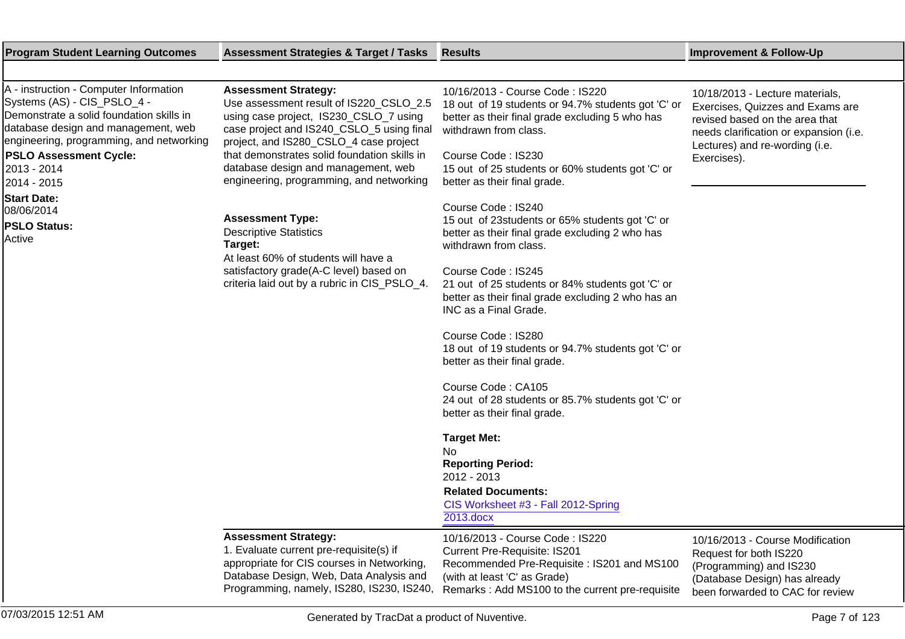| Program Student Learning Outcomes | Assessment Strategies & Target / Tasks | Results | Improvement & Follow-Up |
|---|---|---|---|
| A - instruction - Computer Information Systems (AS) - CIS_PSLO_4 - Demonstrate a solid foundation skills in database design and management, web engineering, programming, and networking<br>**PSLO Assessment Cycle:**<br>2013 - 2014<br>2014 - 2015<br>**Start Date:**<br>08/06/2014<br>**PSLO Status:**<br>Active | **Assessment Strategy:**<br>Use assessment result of IS220_CSLO_2.5 using case project, IS230_CSLO_7 using case project and IS240_CSLO_5 using final project, and IS280_CSLO_4 case project that demonstrates solid foundation skills in database design and management, web engineering, programming, and networking<br><br>**Assessment Type:**<br>Descriptive Statistics<br>**Target:**<br>At least 60% of students will have a satisfactory grade(A-C level) based on criteria laid out by a rubric in CIS_PSLO_4. | 10/16/2013 - Course Code : IS220<br>18 out of 19 students or 94.7% students got 'C' or better as their final grade excluding 5 who has withdrawn from class.<br><br>Course Code : IS230<br>15 out of 25 students or 60% students got 'C' or better as their final grade.<br><br>Course Code : IS240<br>15 out of 23students or 65% students got 'C' or better as their final grade excluding 2 who has withdrawn from class.<br><br>Course Code : IS245<br>21 out of 25 students or 84% students got 'C' or better as their final grade excluding 2 who has an INC as a Final Grade.<br><br>Course Code : IS280<br>18 out of 19 students or 94.7% students got 'C' or better as their final grade.<br><br>Course Code : CA105<br>24 out of 28 students or 85.7% students got 'C' or better as their final grade.<br><br>**Target Met:**<br>No<br>**Reporting Period:**<br>2012 - 2013<br>**Related Documents:**<br>CIS Worksheet #3 - Fall 2012-Spring 2013.docx | 10/18/2013 - Lecture materials, Exercises, Quizzes and Exams are revised based on the area that needs clarification or expansion (i.e. Lectures) and re-wording (i.e. Exercises). |
| | **Assessment Strategy:**<br>1. Evaluate current pre-requisite(s) if appropriate for CIS courses in Networking, Database Design, Web, Data Analysis and Programming, namely, IS280, IS230, IS240, | 10/16/2013 - Course Code : IS220<br>Current Pre-Requisite: IS201<br>Recommended Pre-Requisite : IS201 and MS100 (with at least 'C' as Grade)<br>Remarks : Add MS100 to the current pre-requisite | 10/16/2013 - Course Modification Request for both IS220 (Programming) and IS230 (Database Design) has already been forwarded to CAC for review |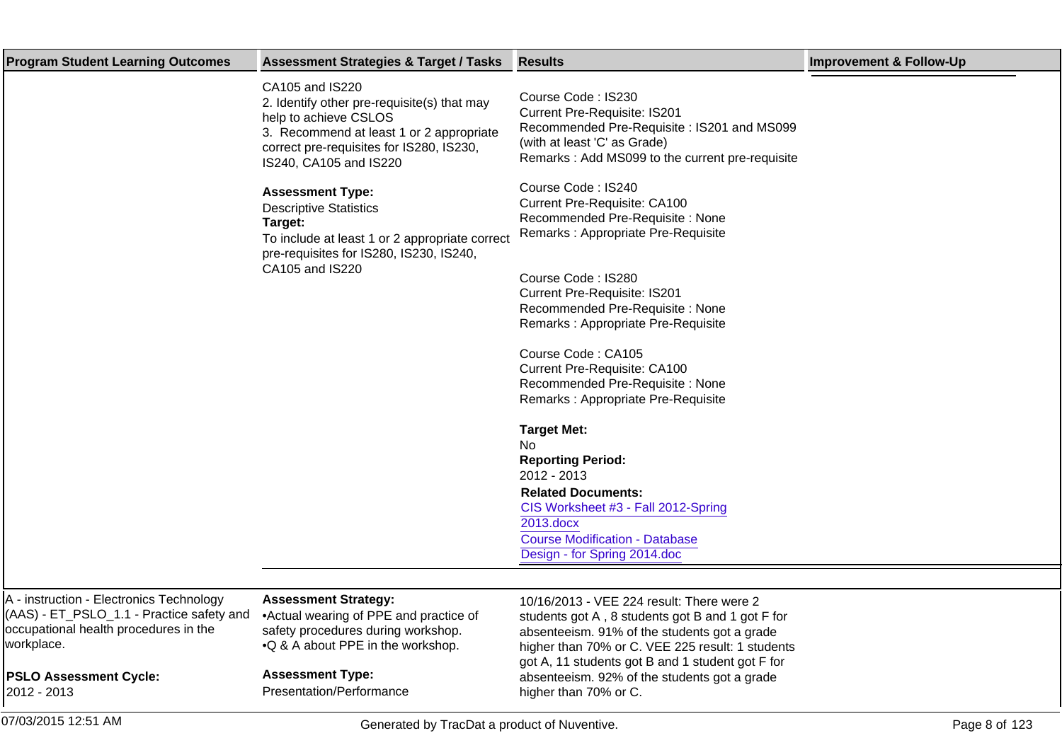| Program Student Learning Outcomes | Assessment Strategies & Target / Tasks | Results | Improvement & Follow-Up |
|---|---|---|---|
| | CA105 and IS220<br>2. Identify other pre-requisite(s) that may help to achieve CSLOS<br>3. Recommend at least 1 or 2 appropriate correct pre-requisites for IS280, IS230, IS240, CA105 and IS220<br><br>**Assessment Type:**<br>Descriptive Statistics<br>**Target:**<br>To include at least 1 or 2 appropriate correct pre-requisites for IS280, IS230, IS240, CA105 and IS220 | Course Code : IS230<br>Current Pre-Requisite: IS201<br>Recommended Pre-Requisite : IS201 and MS099 (with at least 'C' as Grade)<br>Remarks : Add MS099 to the current pre-requisite<br><br>Course Code : IS240<br>Current Pre-Requisite: CA100<br>Recommended Pre-Requisite : None<br>Remarks : Appropriate Pre-Requisite<br><br>Course Code : IS280<br>Current Pre-Requisite: IS201<br>Recommended Pre-Requisite : None<br>Remarks : Appropriate Pre-Requisite<br><br>Course Code : CA105<br>Current Pre-Requisite: CA100<br>Recommended Pre-Requisite : None<br>Remarks : Appropriate Pre-Requisite<br><br>**Target Met:**<br>No<br>**Reporting Period:**<br>2012 - 2013<br>**Related Documents:**<br>CIS Worksheet #3 - Fall 2012-Spring 2013.docx<br>Course Modification - Database Design - for Spring 2014.doc | |
| A - instruction - Electronics Technology (AAS) - ET_PSLO_1.1 - Practice safety and occupational health procedures in the workplace.<br><br>**PSLO Assessment Cycle:**<br>2012 - 2013 | **Assessment Strategy:**<br>•Actual wearing of PPE and practice of safety procedures during workshop.<br>•Q & A about PPE in the workshop.<br><br>**Assessment Type:**<br>Presentation/Performance | 10/16/2013 - VEE 224 result: There were 2 students got A , 8 students got B and 1 got F for absenteeism. 91% of the students got a grade higher than 70% or C. VEE 225 result: 1 students got A, 11 students got B and 1 student got F for absenteeism. 92% of the students got a grade higher than 70% or C. | |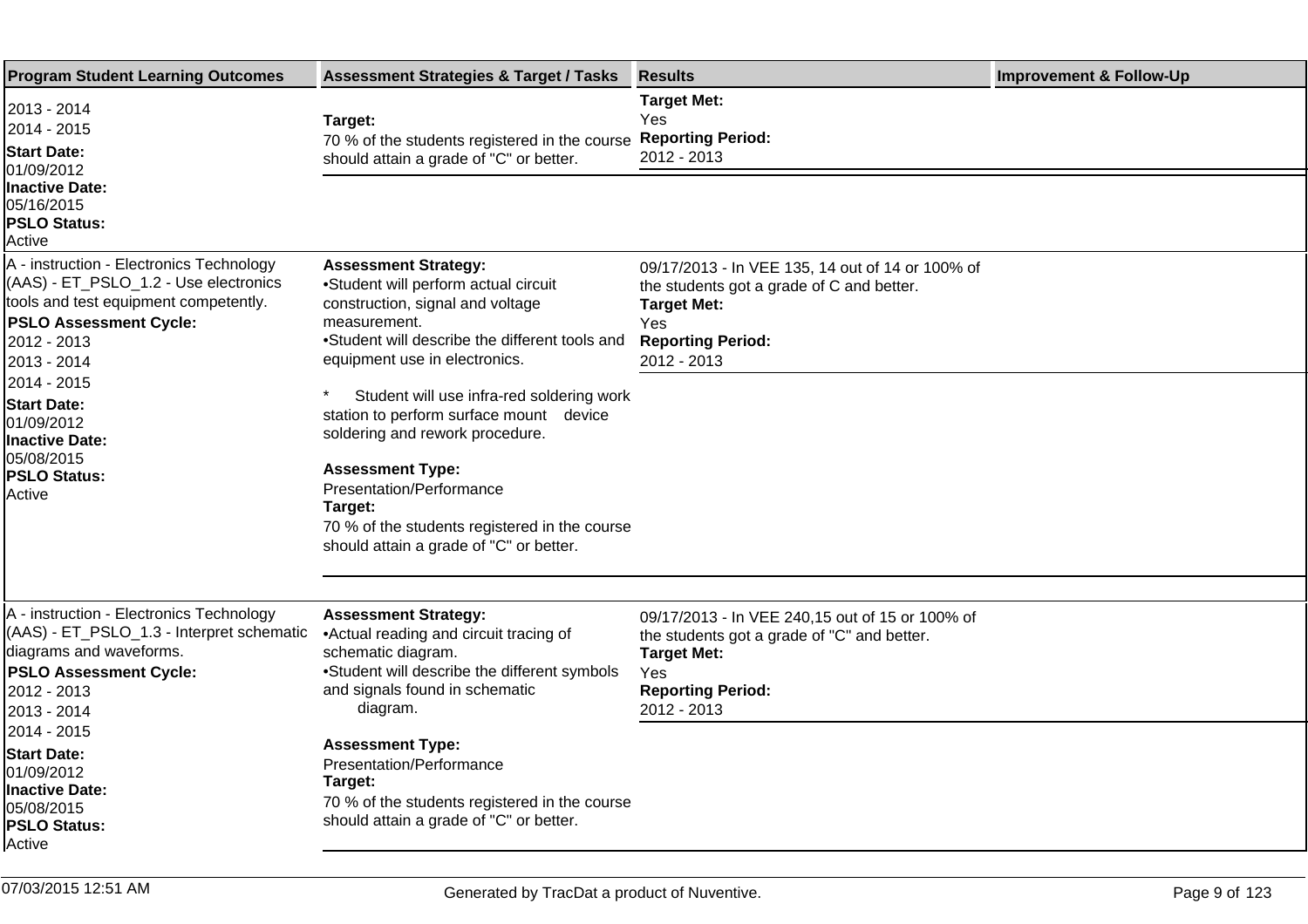| Program Student Learning Outcomes | Assessment Strategies & Target / Tasks | Results | Improvement & Follow-Up |
|---|---|---|---|
| 2013 - 2014<br>2014 - 2015<br>**Start Date:**<br>01/09/2012<br>**Inactive Date:**<br>05/16/2015<br>**PSLO Status:**<br>Active | **Target:**<br>70 % of the students registered in the course should attain a grade of "C" or better. | **Target Met:**<br>Yes<br>**Reporting Period:**<br>2012 - 2013 | |
| A - instruction - Electronics Technology (AAS) - ET_PSLO_1.2 - Use electronics tools and test equipment competently.<br>**PSLO Assessment Cycle:**<br>2012 - 2013<br>2013 - 2014<br>2014 - 2015<br>**Start Date:**<br>01/09/2012<br>**Inactive Date:**<br>05/08/2015<br>**PSLO Status:**<br>Active | **Assessment Strategy:**<br>•Student will perform actual circuit construction, signal and voltage measurement.<br>•Student will describe the different tools and equipment use in electronics.<br>* Student will use infra-red soldering work station to perform surface mount device soldering and rework procedure.<br>**Assessment Type:**<br>Presentation/Performance<br>**Target:**<br>70 % of the students registered in the course should attain a grade of "C" or better. | 09/17/2013 - In VEE 135, 14 out of 14 or 100% of the students got a grade of C and better.<br>**Target Met:**<br>Yes<br>**Reporting Period:**<br>2012 - 2013 | |
| A - instruction - Electronics Technology (AAS) - ET_PSLO_1.3 - Interpret schematic diagrams and waveforms.<br>**PSLO Assessment Cycle:**<br>2012 - 2013<br>2013 - 2014<br>2014 - 2015<br>**Start Date:**<br>01/09/2012<br>**Inactive Date:**<br>05/08/2015<br>**PSLO Status:**<br>Active | **Assessment Strategy:**<br>•Actual reading and circuit tracing of schematic diagram.<br>•Student will describe the different symbols and signals found in schematic diagram.<br>**Assessment Type:**<br>Presentation/Performance<br>**Target:**<br>70 % of the students registered in the course should attain a grade of "C" or better. | 09/17/2013 - In VEE 240,15 out of 15 or 100% of the students got a grade of "C" and better.<br>**Target Met:**<br>Yes<br>**Reporting Period:**<br>2012 - 2013 | |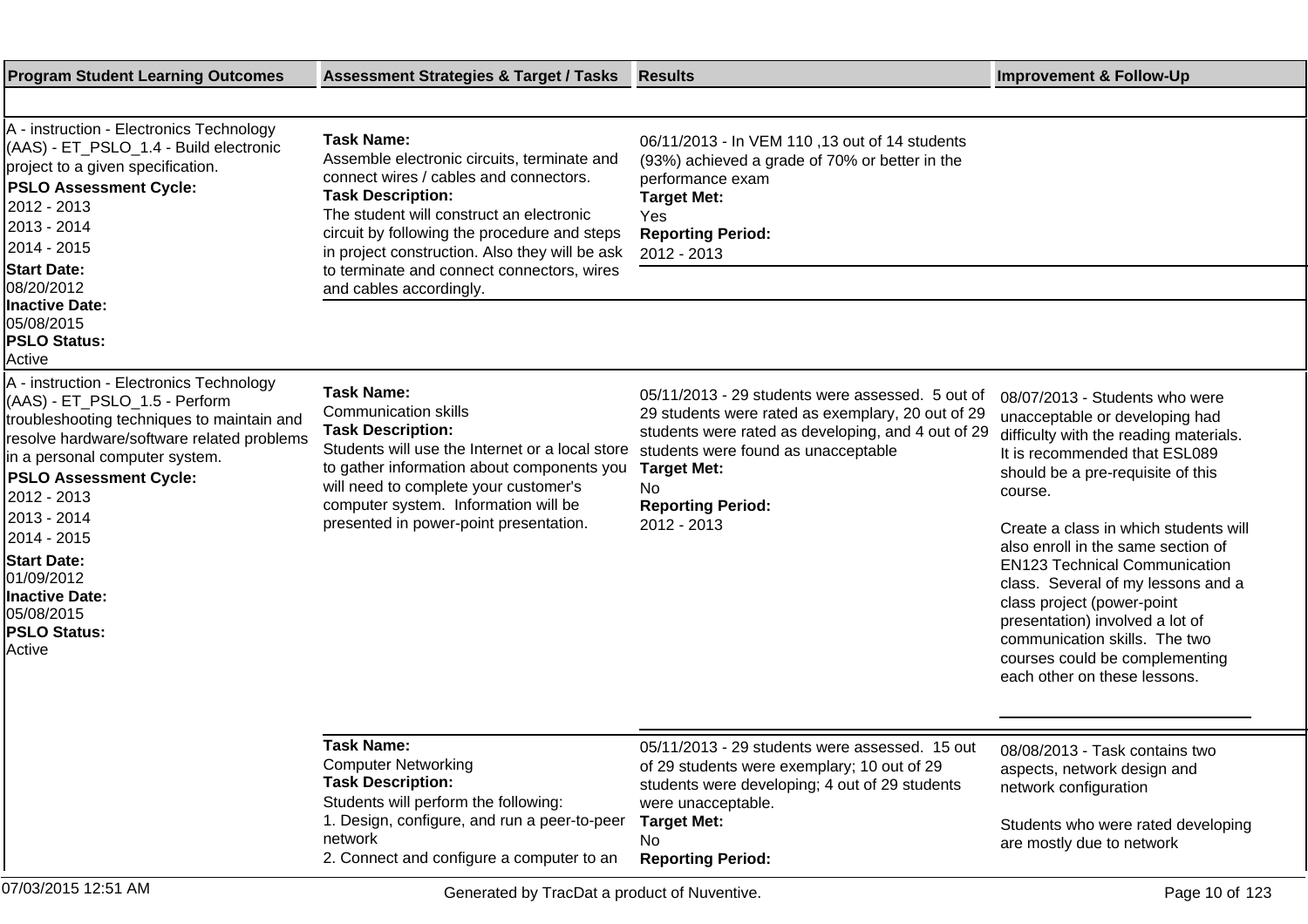| Program Student Learning Outcomes | Assessment Strategies & Target / Tasks | Results | Improvement & Follow-Up |
|---|---|---|---|
| A - instruction - Electronics Technology (AAS) - ET_PSLO_1.4 - Build electronic project to a given specification.<br>**PSLO Assessment Cycle:**<br>2012 - 2013<br>2013 - 2014<br>2014 - 2015<br>**Start Date:**<br>08/20/2012<br>**Inactive Date:**<br>05/08/2015<br>**PSLO Status:**<br>Active | **Task Name:**<br>Assemble electronic circuits, terminate and connect wires / cables and connectors.<br>**Task Description:**<br>The student will construct an electronic circuit by following the procedure and steps in project construction. Also they will be ask to terminate and connect connectors, wires and cables accordingly. | 06/11/2013 - In VEM 110 ,13 out of 14 students (93%) achieved a grade of 70% or better in the performance exam<br>**Target Met:**<br>Yes<br>**Reporting Period:**<br>2012 - 2013 | |
| A - instruction - Electronics Technology (AAS) - ET_PSLO_1.5 - Perform troubleshooting techniques to maintain and resolve hardware/software related problems in a personal computer system.<br>**PSLO Assessment Cycle:**<br>2012 - 2013<br>2013 - 2014<br>2014 - 2015<br>**Start Date:**<br>01/09/2012<br>**Inactive Date:**<br>05/08/2015<br>**PSLO Status:**<br>Active | **Task Name:**<br>Communication skills<br>**Task Description:**<br>Students will use the Internet or a local store to gather information about components you will need to complete your customer's computer system. Information will be presented in power-point presentation. | 05/11/2013 - 29 students were assessed. 5 out of 29 students were rated as exemplary, 20 out of 29 students were rated as developing, and 4 out of 29 students were found as unacceptable<br>**Target Met:**<br>No<br>**Reporting Period:**<br>2012 - 2013 | 08/07/2013 - Students who were unacceptable or developing had difficulty with the reading materials. It is recommended that ESL089 should be a pre-requisite of this course.<br><br>Create a class in which students will also enroll in the same section of EN123 Technical Communication class. Several of my lessons and a class project (power-point presentation) involved a lot of communication skills. The two courses could be complementing each other on these lessons. |
| | **Task Name:**<br>Computer Networking<br>**Task Description:**<br>Students will perform the following:<br>1. Design, configure, and run a peer-to-peer network<br>2. Connect and configure a computer to an | 05/11/2013 - 29 students were assessed. 15 out of 29 students were exemplary; 10 out of 29 students were developing; 4 out of 29 students were unacceptable.<br>**Target Met:**<br>No<br>**Reporting Period:** | 08/08/2013 - Task contains two aspects, network design and network configuration<br><br>Students who were rated developing are mostly due to network |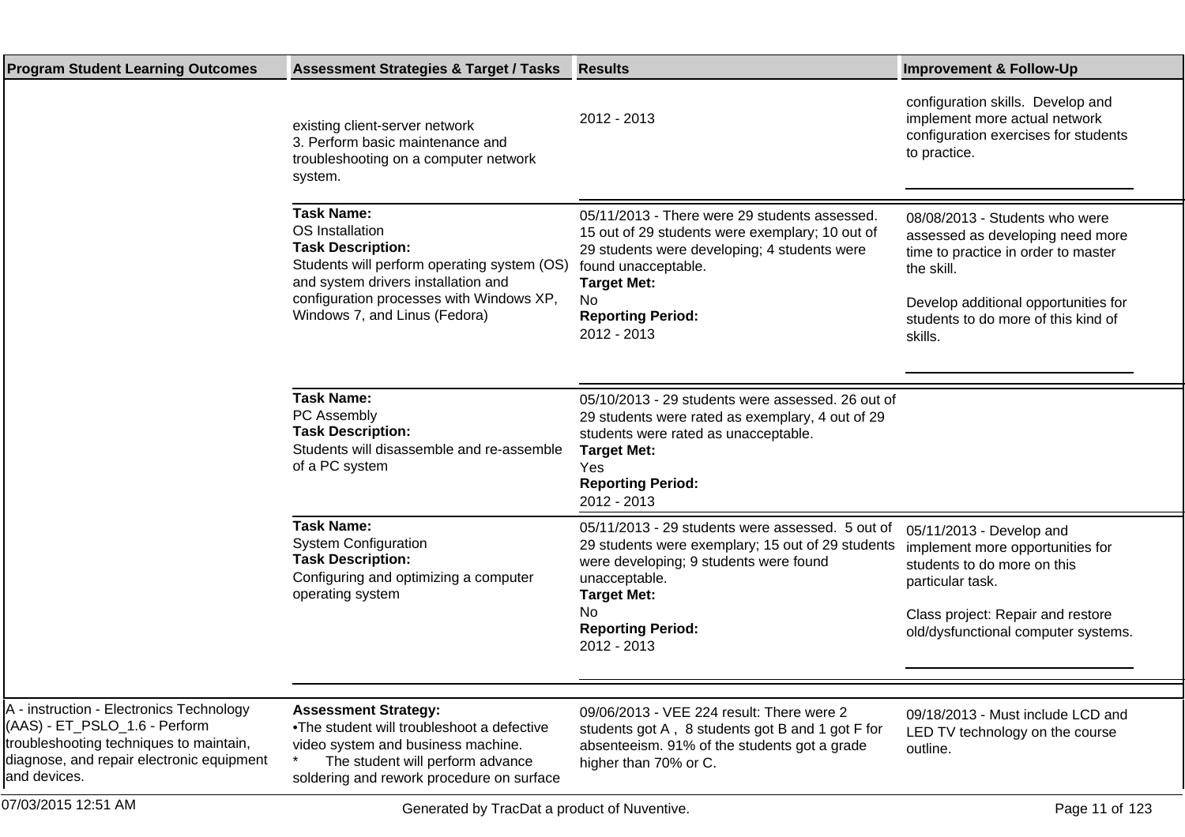| Program Student Learning Outcomes | Assessment Strategies & Target / Tasks | Results | Improvement & Follow-Up |
|---|---|---|---|
| | existing client-server network<br>3. Perform basic maintenance and troubleshooting on a computer network system. | 2012 - 2013 | configuration skills. Develop and implement more actual network configuration exercises for students to practice. |
| | **Task Name:**<br>OS Installation<br>**Task Description:**<br>Students will perform operating system (OS) and system drivers installation and configuration processes with Windows XP, Windows 7, and Linus (Fedora) | 05/11/2013 - There were 29 students assessed. 15 out of 29 students were exemplary; 10 out of 29 students were developing; 4 students were found unacceptable.<br>**Target Met:**<br>No<br>**Reporting Period:**<br>2012 - 2013 | 08/08/2013 - Students who were assessed as developing need more time to practice in order to master the skill.<br><br>Develop additional opportunities for students to do more of this kind of skills. |
| | **Task Name:**<br>PC Assembly<br>**Task Description:**<br>Students will disassemble and re-assemble of a PC system | 05/10/2013 - 29 students were assessed. 26 out of 29 students were rated as exemplary, 4 out of 29 students were rated as unacceptable.<br>**Target Met:**<br>Yes<br>**Reporting Period:**<br>2012 - 2013 | |
| | **Task Name:**<br>System Configuration<br>**Task Description:**<br>Configuring and optimizing a computer operating system | 05/11/2013 - 29 students were assessed. 5 out of 29 students were exemplary; 15 out of 29 students were developing; 9 students were found unacceptable.<br>**Target Met:**<br>No<br>**Reporting Period:**<br>2012 - 2013 | 05/11/2013 - Develop and implement more opportunities for students to do more on this particular task.<br><br>Class project: Repair and restore old/dysfunctional computer systems. |
| A - instruction - Electronics Technology (AAS) - ET_PSLO_1.6 - Perform troubleshooting techniques to maintain, diagnose, and repair electronic equipment and devices. | **Assessment Strategy:**<br>•The student will troubleshoot a defective video system and business machine.<br>* The student will perform advance soldering and rework procedure on surface | 09/06/2013 - VEE 224 result: There were 2 students got A , 8 students got B and 1 got F for absenteeism. 91% of the students got a grade higher than 70% or C. | 09/18/2013 - Must include LCD and LED TV technology on the course outline. |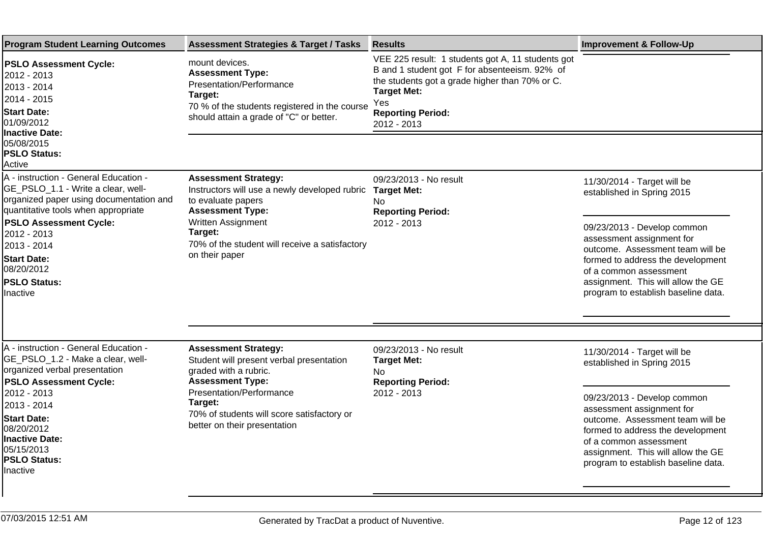| Program Student Learning Outcomes | Assessment Strategies & Target / Tasks | Results | Improvement & Follow-Up |
|---|---|---|---|
| **PSLO Assessment Cycle:**<br>2012 - 2013<br>2013 - 2014<br>2014 - 2015<br>**Start Date:**<br>01/09/2012<br>**Inactive Date:**<br>05/08/2015<br>**PSLO Status:**<br>Active | mount devices.<br>**Assessment Type:**<br>Presentation/Performance<br>**Target:**<br>70 % of the students registered in the course should attain a grade of "C" or better. | VEE 225 result: 1 students got A, 11 students got B and 1 student got F for absenteeism. 92% of the students got a grade higher than 70% or C.<br>**Target Met:**<br>Yes<br>**Reporting Period:**<br>2012 - 2013 | |
| A - instruction - General Education - GE_PSLO_1.1 - Write a clear, well-organized paper using documentation and quantitative tools when appropriate<br>**PSLO Assessment Cycle:**<br>2012 - 2013<br>2013 - 2014<br>**Start Date:**<br>08/20/2012<br>**PSLO Status:**<br>Inactive | **Assessment Strategy:**<br>Instructors will use a newly developed rubric to evaluate papers<br>**Assessment Type:**<br>Written Assignment<br>**Target:**<br>70% of the student will receive a satisfactory on their paper | 09/23/2013 - No result<br>**Target Met:**<br>No<br>**Reporting Period:**<br>2012 - 2013 | 11/30/2014 - Target will be established in Spring 2015<br><br>09/23/2013 - Develop common assessment assignment for outcome. Assessment team will be formed to address the development of a common assessment assignment. This will allow the GE program to establish baseline data. |
| A - instruction - General Education - GE_PSLO_1.2 - Make a clear, well-organized verbal presentation<br>**PSLO Assessment Cycle:**<br>2012 - 2013<br>2013 - 2014<br>**Start Date:**<br>08/20/2012<br>**Inactive Date:**<br>05/15/2013<br>**PSLO Status:**<br>Inactive | **Assessment Strategy:**<br>Student will present verbal presentation graded with a rubric.<br>**Assessment Type:**<br>Presentation/Performance<br>**Target:**<br>70% of students will score satisfactory or better on their presentation | 09/23/2013 - No result<br>**Target Met:**<br>No<br>**Reporting Period:**<br>2012 - 2013 | 11/30/2014 - Target will be established in Spring 2015<br><br>09/23/2013 - Develop common assessment assignment for outcome. Assessment team will be formed to address the development of a common assessment assignment. This will allow the GE program to establish baseline data. |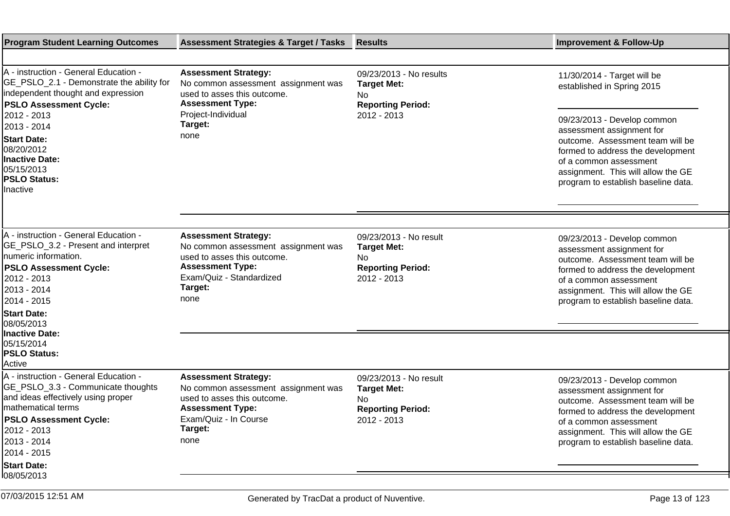| Program Student Learning Outcomes | Assessment Strategies & Target / Tasks | Results | Improvement & Follow-Up |
| --- | --- | --- | --- |
| A - instruction - General Education - GE_PSLO_2.1 - Demonstrate the ability for independent thought and expression<br>**PSLO Assessment Cycle:**<br>2012 - 2013<br>2013 - 2014<br>**Start Date:**<br>08/20/2012<br>**Inactive Date:**<br>05/15/2013<br>**PSLO Status:**<br>Inactive | **Assessment Strategy:**<br>No common assessment assignment was used to asses this outcome.<br>**Assessment Type:**<br>Project-Individual<br>**Target:**<br>none | 09/23/2013 - No results<br>**Target Met:**<br>No<br>**Reporting Period:**<br>2012 - 2013 | 11/30/2014 - Target will be established in Spring 2015<br><br>09/23/2013 - Develop common assessment assignment for outcome. Assessment team will be formed to address the development of a common assessment assignment. This will allow the GE program to establish baseline data. |
| A - instruction - General Education - GE_PSLO_3.2 - Present and interpret numeric information.<br>**PSLO Assessment Cycle:**<br>2012 - 2013<br>2013 - 2014<br>2014 - 2015<br>**Start Date:**<br>08/05/2013<br>**Inactive Date:**<br>05/15/2014<br>**PSLO Status:**<br>Active | **Assessment Strategy:**<br>No common assessment assignment was used to asses this outcome.<br>**Assessment Type:**<br>Exam/Quiz - Standardized<br>**Target:**<br>none | 09/23/2013 - No result<br>**Target Met:**<br>No<br>**Reporting Period:**<br>2012 - 2013 | 09/23/2013 - Develop common assessment assignment for outcome. Assessment team will be formed to address the development of a common assessment assignment. This will allow the GE program to establish baseline data. |
| A - instruction - General Education - GE_PSLO_3.3 - Communicate thoughts and ideas effectively using proper mathematical terms<br>**PSLO Assessment Cycle:**<br>2012 - 2013<br>2013 - 2014<br>2014 - 2015<br>**Start Date:**<br>08/05/2013 | **Assessment Strategy:**<br>No common assessment assignment was used to asses this outcome.<br>**Assessment Type:**<br>Exam/Quiz - In Course<br>**Target:**<br>none | 09/23/2013 - No result<br>**Target Met:**<br>No<br>**Reporting Period:**<br>2012 - 2013 | 09/23/2013 - Develop common assessment assignment for outcome. Assessment team will be formed to address the development of a common assessment assignment. This will allow the GE program to establish baseline data. |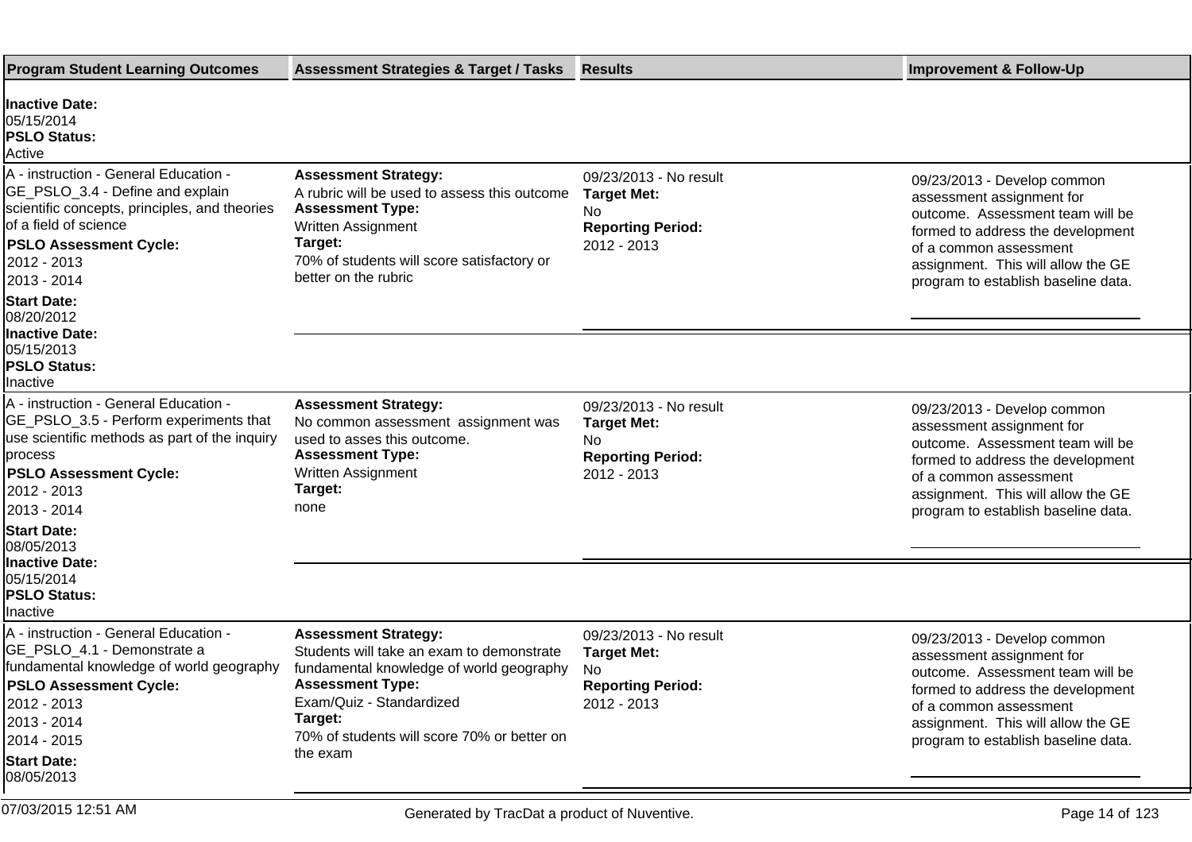| Program Student Learning Outcomes | Assessment Strategies & Target / Tasks | Results | Improvement & Follow-Up |
|---|---|---|---|
| **Inactive Date:** 05/15/2014 **PSLO Status:** Active | | | |
| A - instruction - General Education - GE_PSLO_3.4 - Define and explain scientific concepts, principles, and theories of a field of science **PSLO Assessment Cycle:** 2012 - 2013 2013 - 2014 **Start Date:** 08/20/2012 **Inactive Date:** 05/15/2013 **PSLO Status:** Inactive | **Assessment Strategy:** A rubric will be used to assess this outcome **Assessment Type:** Written Assignment **Target:** 70% of students will score satisfactory or better on the rubric | 09/23/2013 - No result **Target Met:** No **Reporting Period:** 2012 - 2013 | 09/23/2013 - Develop common assessment assignment for outcome. Assessment team will be formed to address the development of a common assessment assignment. This will allow the GE program to establish baseline data. |
| A - instruction - General Education - GE_PSLO_3.5 - Perform experiments that use scientific methods as part of the inquiry process **PSLO Assessment Cycle:** 2012 - 2013 2013 - 2014 **Start Date:** 08/05/2013 **Inactive Date:** 05/15/2014 **PSLO Status:** Inactive | **Assessment Strategy:** No common assessment assignment was used to asses this outcome. **Assessment Type:** Written Assignment **Target:** none | 09/23/2013 - No result **Target Met:** No **Reporting Period:** 2012 - 2013 | 09/23/2013 - Develop common assessment assignment for outcome. Assessment team will be formed to address the development of a common assessment assignment. This will allow the GE program to establish baseline data. |
| A - instruction - General Education - GE_PSLO_4.1 - Demonstrate a fundamental knowledge of world geography **PSLO Assessment Cycle:** 2012 - 2013 2013 - 2014 2014 - 2015 **Start Date:** 08/05/2013 | **Assessment Strategy:** Students will take an exam to demonstrate fundamental knowledge of world geography **Assessment Type:** Exam/Quiz - Standardized **Target:** 70% of students will score 70% or better on the exam | 09/23/2013 - No result **Target Met:** No **Reporting Period:** 2012 - 2013 | 09/23/2013 - Develop common assessment assignment for outcome. Assessment team will be formed to address the development of a common assessment assignment. This will allow the GE program to establish baseline data. |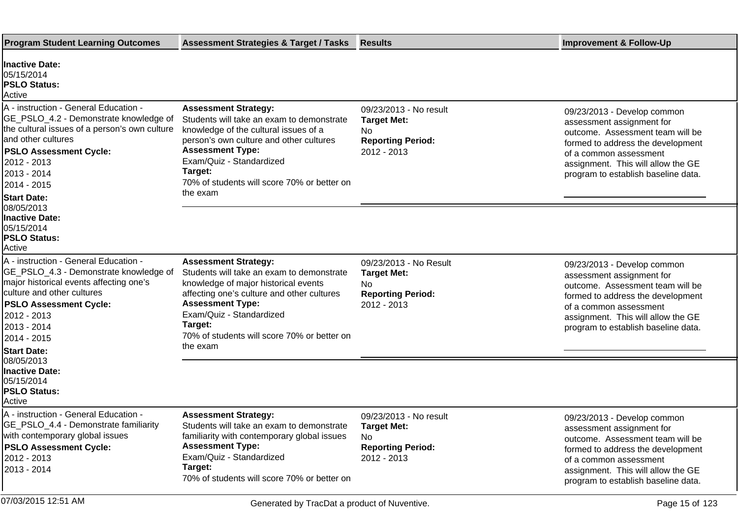| Program Student Learning Outcomes | Assessment Strategies & Target / Tasks | Results | Improvement & Follow-Up |
|---|---|---|---|
| **Inactive Date:** 05/15/2014 **PSLO Status:** Active | | | |
| A - instruction - General Education - GE_PSLO_4.2 - Demonstrate knowledge of the cultural issues of a person's own culture and other cultures **PSLO Assessment Cycle:** 2012 - 2013 2013 - 2014 2014 - 2015 **Start Date:** 08/05/2013 **Inactive Date:** 05/15/2014 **PSLO Status:** Active | **Assessment Strategy:** Students will take an exam to demonstrate knowledge of the cultural issues of a person's own culture and other cultures **Assessment Type:** Exam/Quiz - Standardized **Target:** 70% of students will score 70% or better on the exam | 09/23/2013 - No result **Target Met:** No **Reporting Period:** 2012 - 2013 | 09/23/2013 - Develop common assessment assignment for outcome. Assessment team will be formed to address the development of a common assessment assignment. This will allow the GE program to establish baseline data. |
| A - instruction - General Education - GE_PSLO_4.3 - Demonstrate knowledge of major historical events affecting one's culture and other cultures **PSLO Assessment Cycle:** 2012 - 2013 2013 - 2014 2014 - 2015 **Start Date:** 08/05/2013 **Inactive Date:** 05/15/2014 **PSLO Status:** Active | **Assessment Strategy:** Students will take an exam to demonstrate knowledge of major historical events affecting one's culture and other cultures **Assessment Type:** Exam/Quiz - Standardized **Target:** 70% of students will score 70% or better on the exam | 09/23/2013 - No Result **Target Met:** No **Reporting Period:** 2012 - 2013 | 09/23/2013 - Develop common assessment assignment for outcome. Assessment team will be formed to address the development of a common assessment assignment. This will allow the GE program to establish baseline data. |
| A - instruction - General Education - GE_PSLO_4.4 - Demonstrate familiarity with contemporary global issues **PSLO Assessment Cycle:** 2012 - 2013 2013 - 2014 | **Assessment Strategy:** Students will take an exam to demonstrate familiarity with contemporary global issues **Assessment Type:** Exam/Quiz - Standardized **Target:** 70% of students will score 70% or better on | 09/23/2013 - No result **Target Met:** No **Reporting Period:** 2012 - 2013 | 09/23/2013 - Develop common assessment assignment for outcome. Assessment team will be formed to address the development of a common assessment assignment. This will allow the GE program to establish baseline data. |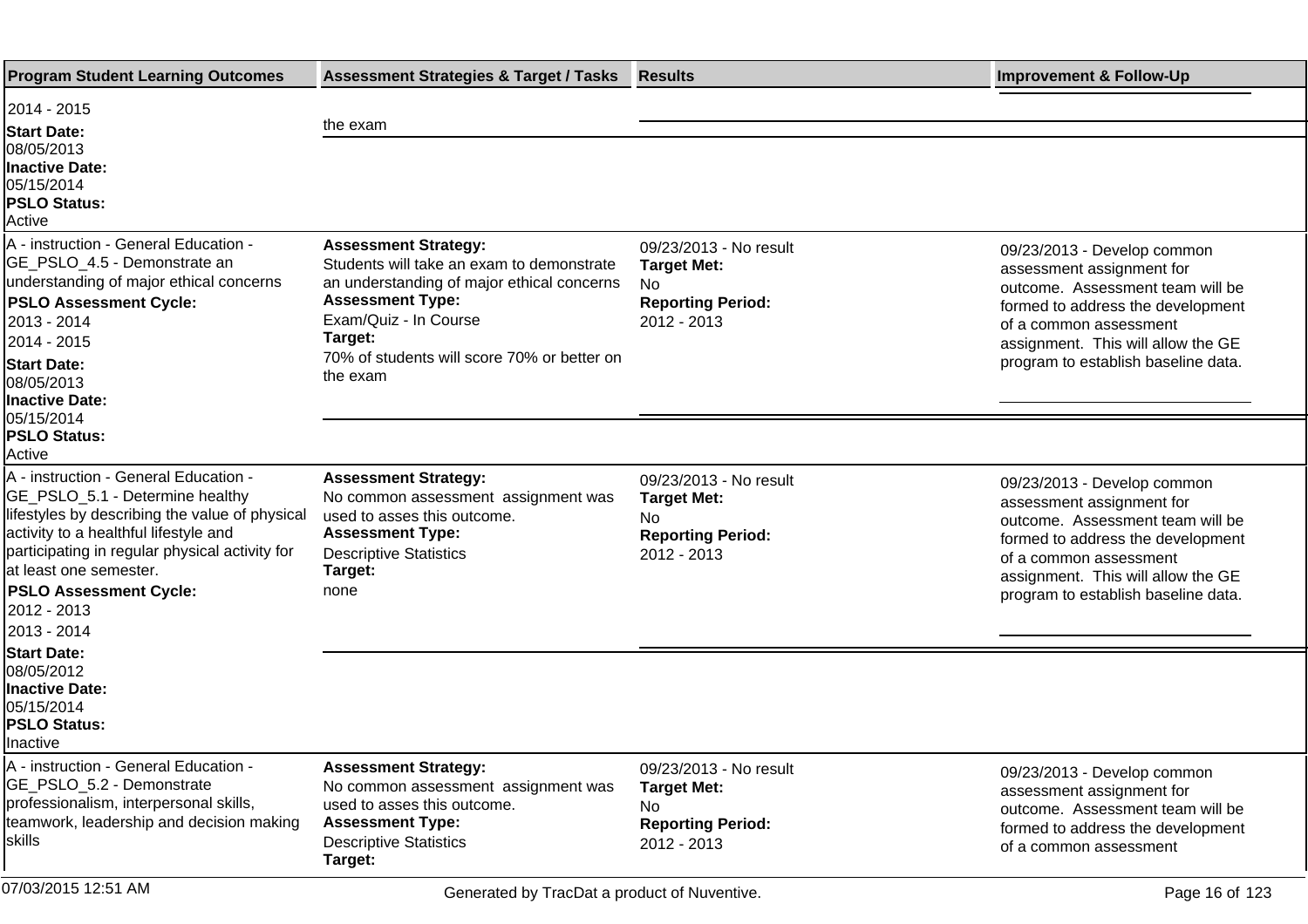| Program Student Learning Outcomes | Assessment Strategies & Target / Tasks | Results | Improvement & Follow-Up |
|---|---|---|---|
| 2014 - 2015<br>**Start Date:**<br>08/05/2013<br>**Inactive Date:**<br>05/15/2014<br>**PSLO Status:**<br>Active | the exam | | |
| A - instruction - General Education - GE_PSLO_4.5 - Demonstrate an understanding of major ethical concerns<br>**PSLO Assessment Cycle:**<br>2013 - 2014<br>2014 - 2015<br>**Start Date:**<br>08/05/2013<br>**Inactive Date:**<br>05/15/2014<br>**PSLO Status:**<br>Active | **Assessment Strategy:**<br>Students will take an exam to demonstrate an understanding of major ethical concerns<br>**Assessment Type:**<br>Exam/Quiz - In Course<br>**Target:**<br>70% of students will score 70% or better on the exam | 09/23/2013 - No result<br>**Target Met:**<br>No<br>**Reporting Period:**<br>2012 - 2013 | 09/23/2013 - Develop common assessment assignment for outcome. Assessment team will be formed to address the development of a common assessment assignment. This will allow the GE program to establish baseline data. |
| A - instruction - General Education - GE_PSLO_5.1 - Determine healthy lifestyles by describing the value of physical activity to a healthful lifestyle and participating in regular physical activity for at least one semester.<br>**PSLO Assessment Cycle:**<br>2012 - 2013<br>2013 - 2014<br>**Start Date:**<br>08/05/2012<br>**Inactive Date:**<br>05/15/2014<br>**PSLO Status:**<br>Inactive | **Assessment Strategy:**<br>No common assessment assignment was used to asses this outcome.<br>**Assessment Type:**<br>Descriptive Statistics<br>**Target:**<br>none | 09/23/2013 - No result<br>**Target Met:**<br>No<br>**Reporting Period:**<br>2012 - 2013 | 09/23/2013 - Develop common assessment assignment for outcome. Assessment team will be formed to address the development of a common assessment assignment. This will allow the GE program to establish baseline data. |
| A - instruction - General Education - GE_PSLO_5.2 - Demonstrate professionalism, interpersonal skills, teamwork, leadership and decision making skills | **Assessment Strategy:**<br>No common assessment assignment was used to asses this outcome.<br>**Assessment Type:**<br>Descriptive Statistics<br>**Target:** | 09/23/2013 - No result<br>**Target Met:**<br>No<br>**Reporting Period:**<br>2012 - 2013 | 09/23/2013 - Develop common assessment assignment for outcome. Assessment team will be formed to address the development of a common assessment |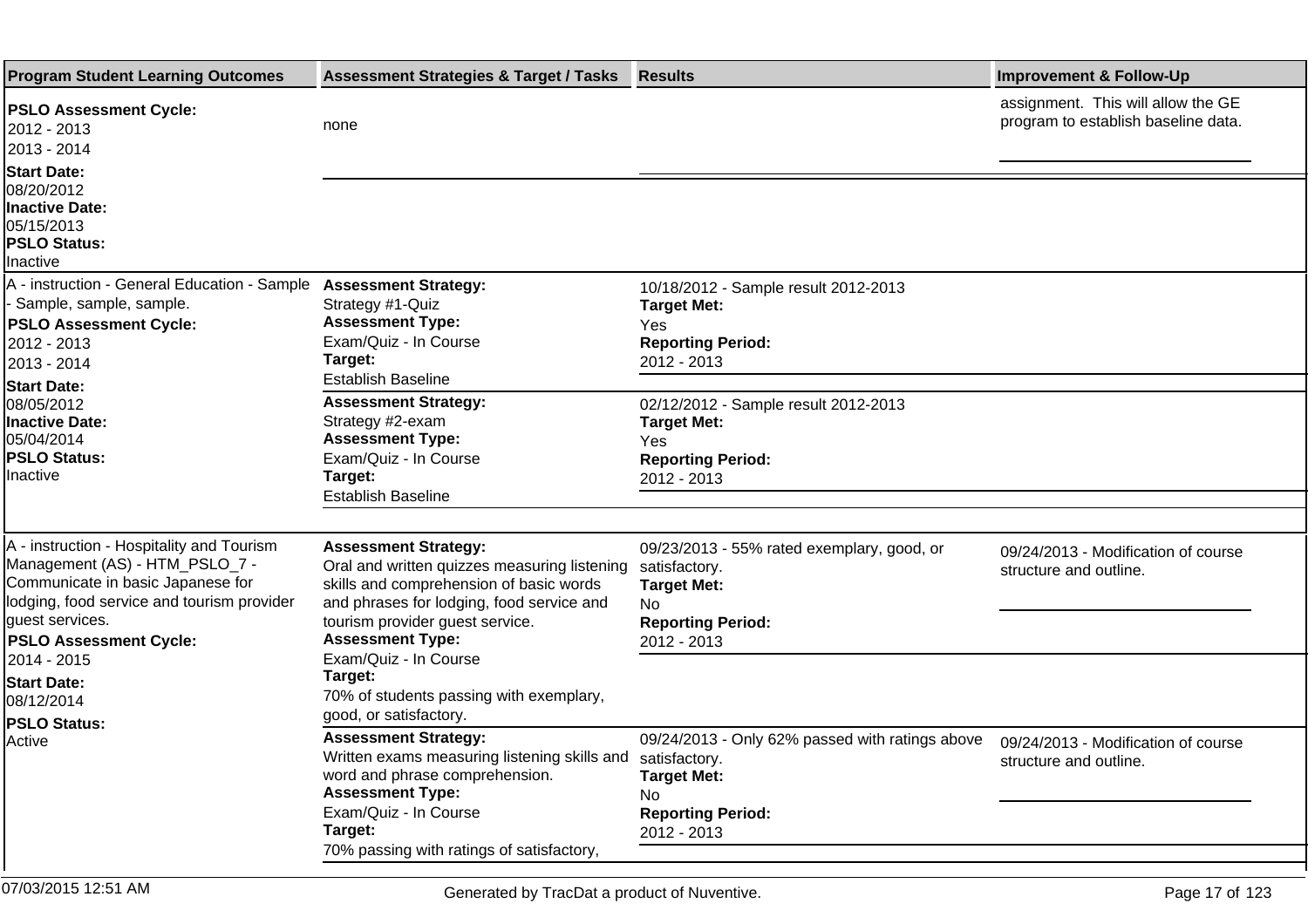| Program Student Learning Outcomes | Assessment Strategies & Target / Tasks | Results | Improvement & Follow-Up |
|---|---|---|---|
| **PSLO Assessment Cycle:** 2012 - 2013 2013 - 2014 **Start Date:** 08/20/2012 **Inactive Date:** 05/15/2013 **PSLO Status:** Inactive | none | | assignment. This will allow the GE program to establish baseline data. |
| A - instruction - General Education - Sample - Sample, sample, sample. **PSLO Assessment Cycle:** 2012 - 2013 2013 - 2014 **Start Date:** 08/05/2012 **Inactive Date:** 05/04/2014 **PSLO Status:** Inactive | **Assessment Strategy:** Strategy #1-Quiz **Assessment Type:** Exam/Quiz - In Course **Target:** Establish Baseline | 10/18/2012 - Sample result 2012-2013 **Target Met:** Yes **Reporting Period:** 2012 - 2013 | |
| | **Assessment Strategy:** Strategy #2-exam **Assessment Type:** Exam/Quiz - In Course **Target:** Establish Baseline | 02/12/2012 - Sample result 2012-2013 **Target Met:** Yes **Reporting Period:** 2012 - 2013 | |
| A - instruction - Hospitality and Tourism Management (AS) - HTM_PSLO_7 - Communicate in basic Japanese for lodging, food service and tourism provider guest services. **PSLO Assessment Cycle:** 2014 - 2015 **Start Date:** 08/12/2014 **PSLO Status:** Active | **Assessment Strategy:** Oral and written quizzes measuring listening skills and comprehension of basic words and phrases for lodging, food service and tourism provider guest service. **Assessment Type:** Exam/Quiz - In Course **Target:** 70% of students passing with exemplary, good, or satisfactory. | 09/23/2013 - 55% rated exemplary, good, or satisfactory. **Target Met:** No **Reporting Period:** 2012 - 2013 | 09/24/2013 - Modification of course structure and outline. |
| | **Assessment Strategy:** Written exams measuring listening skills and word and phrase comprehension. **Assessment Type:** Exam/Quiz - In Course **Target:** 70% passing with ratings of satisfactory, | 09/24/2013 - Only 62% passed with ratings above satisfactory. **Target Met:** No **Reporting Period:** 2012 - 2013 | 09/24/2013 - Modification of course structure and outline. |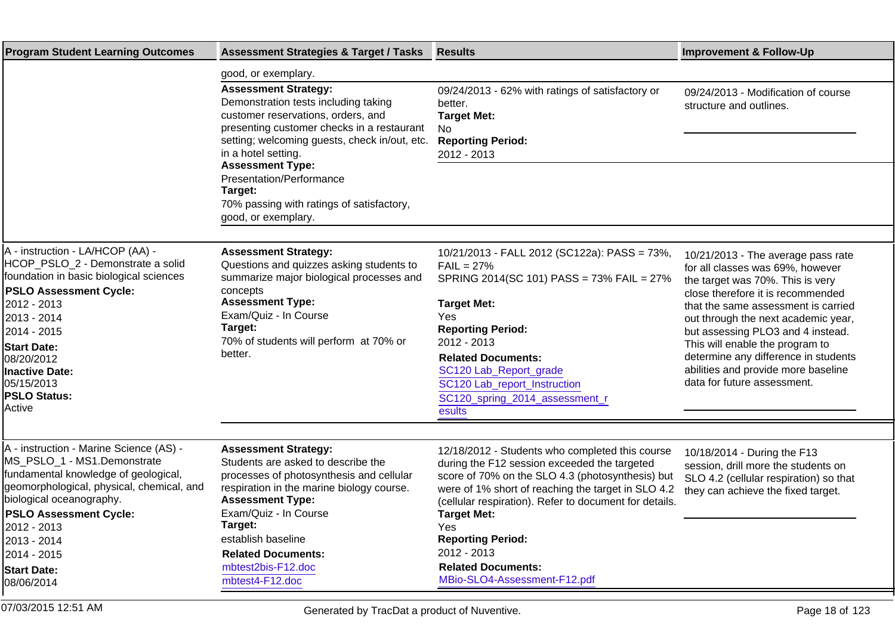| Program Student Learning Outcomes | Assessment Strategies & Target / Tasks | Results | Improvement & Follow-Up |
|---|---|---|---|
| | good, or exemplary. | | |
| | **Assessment Strategy:**<br>Demonstration tests including taking customer reservations, orders, and presenting customer checks in a restaurant setting; welcoming guests, check in/out, etc. in a hotel setting.<br>**Assessment Type:**<br>Presentation/Performance<br>**Target:**<br>70% passing with ratings of satisfactory, good, or exemplary. | 09/24/2013 - 62% with ratings of satisfactory or better.<br>**Target Met:**<br>No<br>**Reporting Period:**<br>2012 - 2013 | 09/24/2013 - Modification of course structure and outlines. |
| A - instruction - LA/HCOP (AA) - HCOP_PSLO_2 - Demonstrate a solid foundation in basic biological sciences<br>**PSLO Assessment Cycle:**<br>2012 - 2013<br>2013 - 2014<br>2014 - 2015<br>**Start Date:**<br>08/20/2012<br>**Inactive Date:**<br>05/15/2013<br>**PSLO Status:**<br>Active | **Assessment Strategy:**<br>Questions and quizzes asking students to summarize major biological processes and concepts<br>**Assessment Type:**<br>Exam/Quiz - In Course<br>**Target:**<br>70% of students will perform at 70% or better. | 10/21/2013 - FALL 2012 (SC122a): PASS = 73%, FAIL = 27%<br>SPRING 2014(SC 101) PASS = 73% FAIL = 27%<br><br>**Target Met:**<br>Yes<br>**Reporting Period:**<br>2012 - 2013<br>**Related Documents:**<br>SC120 Lab_Report_grade<br>SC120 Lab_report_Instruction<br>SC120_spring_2014_assessment_results | 10/21/2013 - The average pass rate for all classes was 69%, however the target was 70%. This is very close therefore it is recommended that the same assessment is carried out through the next academic year, but assessing PLO3 and 4 instead. This will enable the program to determine any difference in students abilities and provide more baseline data for future assessment. |
| A - instruction - Marine Science (AS) - MS_PSLO_1 - MS1.Demonstrate fundamental knowledge of geological, geomorphological, physical, chemical, and biological oceanography.<br>**PSLO Assessment Cycle:**<br>2012 - 2013<br>2013 - 2014<br>2014 - 2015<br>**Start Date:**<br>08/06/2014 | **Assessment Strategy:**<br>Students are asked to describe the processes of photosynthesis and cellular respiration in the marine biology course.<br>**Assessment Type:**<br>Exam/Quiz - In Course<br>**Target:**<br>establish baseline<br>**Related Documents:**<br>mbtest2bis-F12.doc<br>mbtest4-F12.doc | 12/18/2012 - Students who completed this course during the F12 session exceeded the targeted score of 70% on the SLO 4.3 (photosynthesis) but were of 1% short of reaching the target in SLO 4.2 (cellular respiration). Refer to document for details.<br>**Target Met:**<br>Yes<br>**Reporting Period:**<br>2012 - 2013<br>**Related Documents:**<br>MBio-SLO4-Assessment-F12.pdf | 10/18/2014 - During the F13 session, drill more the students on SLO 4.2 (cellular respiration) so that they can achieve the fixed target. |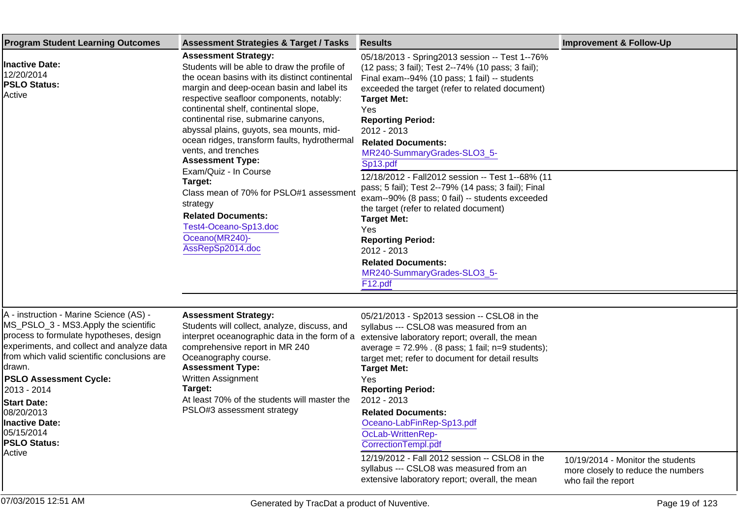| Program Student Learning Outcomes | Assessment Strategies & Target / Tasks | Results | Improvement & Follow-Up |
|---|---|---|---|
| **Inactive Date:** 12/20/2014 **PSLO Status:** Active | **Assessment Strategy:** Students will be able to draw the profile of the ocean basins with its distinct continental margin and deep-ocean basin and label its respective seafloor components, notably: continental shelf, continental slope, continental rise, submarine canyons, abyssal plains, guyots, sea mounts, mid-ocean ridges, transform faults, hydrothermal vents, and trenches **Assessment Type:** Exam/Quiz - In Course **Target:** Class mean of 70% for PSLO#1 assessment strategy **Related Documents:** Test4-Oceano-Sp13.doc Oceano(MR240)-AssRepSp2014.doc | 05/18/2013 - Spring2013 session -- Test 1--76% (12 pass; 3 fail); Test 2--74% (10 pass; 3 fail); Final exam--94% (10 pass; 1 fail) -- students exceeded the target (refer to related document) **Target Met:** Yes **Reporting Period:** 2012 - 2013 **Related Documents:** MR240-SummaryGrades-SLO3_5-Sp13.pdf | |
| | | 12/18/2012 - Fall2012 session -- Test 1--68% (11 pass; 5 fail); Test 2--79% (14 pass; 3 fail); Final exam--90% (8 pass; 0 fail) -- students exceeded the target (refer to related document) **Target Met:** Yes **Reporting Period:** 2012 - 2013 **Related Documents:** MR240-SummaryGrades-SLO3_5-F12.pdf | |
| A - instruction - Marine Science (AS) - MS_PSLO_3 - MS3.Apply the scientific process to formulate hypotheses, design experiments, and collect and analyze data from which valid scientific conclusions are drawn. **PSLO Assessment Cycle:** 2013 - 2014 **Start Date:** 08/20/2013 **Inactive Date:** 05/15/2014 **PSLO Status:** Active | **Assessment Strategy:** Students will collect, analyze, discuss, and interpret oceanographic data in the form of a comprehensive report in MR 240 Oceanography course. **Assessment Type:** Written Assignment **Target:** At least 70% of the students will master the PSLO#3 assessment strategy | 05/21/2013 - Sp2013 session -- CSLO8 in the syllabus --- CSLO8 was measured from an extensive laboratory report; overall, the mean average = 72.9% . (8 pass; 1 fail; n=9 students); target met; refer to document for detail results **Target Met:** Yes **Reporting Period:** 2012 - 2013 **Related Documents:** Oceano-LabFinRep-Sp13.pdf OcLab-WrittenRep-CorrectionTempl.pdf | |
| | | 12/19/2012 - Fall 2012 session -- CSLO8 in the syllabus --- CSLO8 was measured from an extensive laboratory report; overall, the mean | 10/19/2014 - Monitor the students more closely to reduce the numbers who fail the report |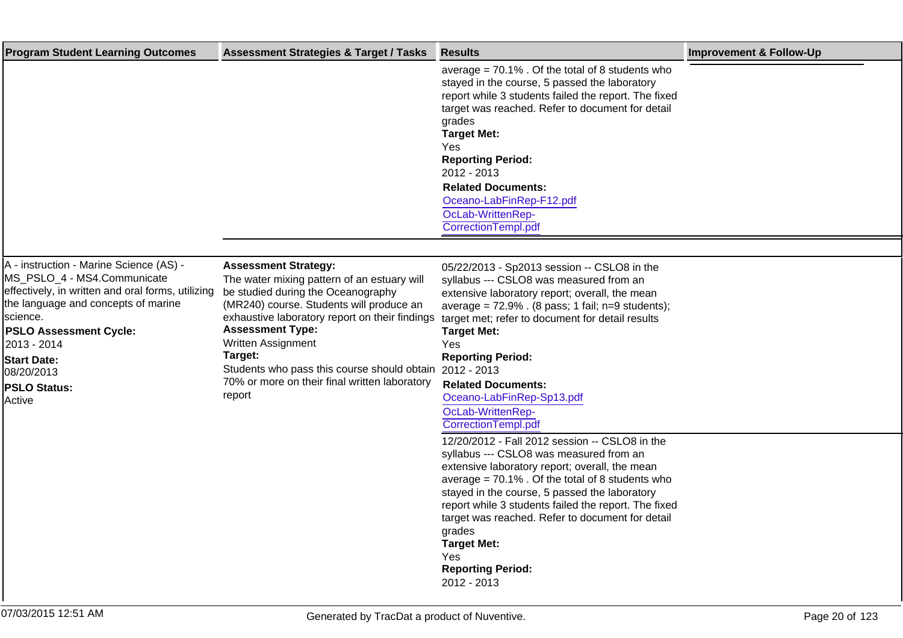| Program Student Learning Outcomes | Assessment Strategies & Target / Tasks | Results | Improvement & Follow-Up |
|---|---|---|---|
| | | average = 70.1% . Of the total of 8 students who stayed in the course, 5 passed the laboratory report while 3 students failed the report. The fixed target was reached. Refer to document for detail grades<br>**Target Met:**<br>Yes<br>**Reporting Period:**<br>2012 - 2013<br>**Related Documents:**<br>Oceano-LabFinRep-F12.pdf<br>OcLab-WrittenRep-CorrectionTempl.pdf | |
| A - instruction - Marine Science (AS) - MS_PSLO_4 - MS4.Communicate effectively, in written and oral forms, utilizing the language and concepts of marine science.<br>**PSLO Assessment Cycle:**<br>2013 - 2014<br>**Start Date:**<br>08/20/2013<br>**PSLO Status:**<br>Active | **Assessment Strategy:**<br>The water mixing pattern of an estuary will be studied during the Oceanography (MR240) course. Students will produce an exhaustive laboratory report on their findings<br>**Assessment Type:**<br>Written Assignment<br>**Target:**<br>Students who pass this course should obtain 70% or more on their final written laboratory report | 05/22/2013 - Sp2013 session -- CSLO8 in the syllabus --- CSLO8 was measured from an extensive laboratory report; overall, the mean average = 72.9% . (8 pass; 1 fail; n=9 students); target met; refer to document for detail results<br>**Target Met:**<br>Yes<br>**Reporting Period:**<br>2012 - 2013<br>**Related Documents:**<br>Oceano-LabFinRep-Sp13.pdf<br>OcLab-WrittenRep-CorrectionTempl.pdf | |
| | | 12/20/2012 - Fall 2012 session -- CSLO8 in the syllabus --- CSLO8 was measured from an extensive laboratory report; overall, the mean average = 70.1% . Of the total of 8 students who stayed in the course, 5 passed the laboratory report while 3 students failed the report. The fixed target was reached. Refer to document for detail grades<br>**Target Met:**<br>Yes<br>**Reporting Period:**<br>2012 - 2013 | |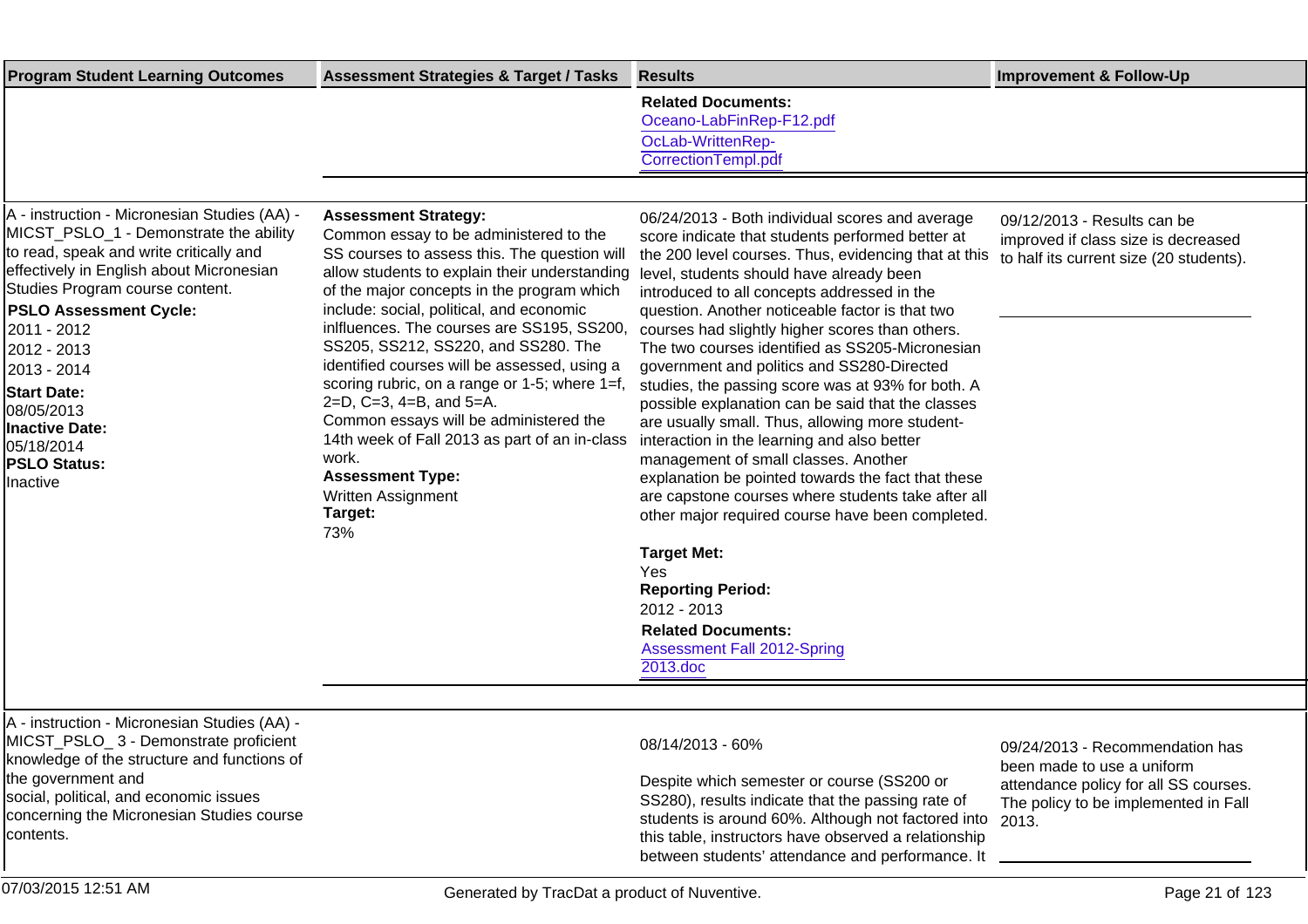| Program Student Learning Outcomes | Assessment Strategies & Target / Tasks | Results | Improvement & Follow-Up |
|---|---|---|---|
| | | **Related Documents:**<br>Oceano-LabFinRep-F12.pdf<br>OcLab-WrittenRep-CorrectionTempl.pdf | |
| A - instruction - Micronesian Studies (AA) - MICST_PSLO_1 - Demonstrate the ability to read, speak and write critically and effectively in English about Micronesian Studies Program course content.<br>**PSLO Assessment Cycle:**<br>2011 - 2012<br>2012 - 2013<br>2013 - 2014<br>**Start Date:**<br>08/05/2013<br>**Inactive Date:**<br>05/18/2014<br>**PSLO Status:**<br>Inactive | **Assessment Strategy:**<br>Common essay to be administered to the SS courses to assess this. The question will allow students to explain their understanding of the major concepts in the program which include: social, political, and economic inlfluences. The courses are SS195, SS200, SS205, SS212, SS220, and SS280. The identified courses will be assessed, using a scoring rubric, on a range or 1-5; where 1=f, 2=D, C=3, 4=B, and 5=A.<br>Common essays will be administered the 14th week of Fall 2013 as part of an in-class work.<br>**Assessment Type:**<br>Written Assignment<br>**Target:**<br>73% | 06/24/2013 - Both individual scores and average score indicate that students performed better at the 200 level courses. Thus, evidencing that at this level, students should have already been introduced to all concepts addressed in the question. Another noticeable factor is that two courses had slightly higher scores than others. The two courses identified as SS205-Micronesian government and politics and SS280-Directed studies, the passing score was at 93% for both. A possible explanation can be said that the classes are usually small. Thus, allowing more student-interaction in the learning and also better management of small classes. Another explanation be pointed towards the fact that these are capstone courses where students take after all other major required course have been completed.<br>**Target Met:**<br>Yes<br>**Reporting Period:**<br>2012 - 2013<br>**Related Documents:**<br>Assessment Fall 2012-Spring 2013.doc | 09/12/2013 - Results can be improved if class size is decreased to half its current size (20 students). |
| A - instruction - Micronesian Studies (AA) - MICST_PSLO_ 3 - Demonstrate proficient knowledge of the structure and functions of the government and social, political, and economic issues concerning the Micronesian Studies course contents. | | 08/14/2013 - 60%<br>Despite which semester or course (SS200 or SS280), results indicate that the passing rate of students is around 60%. Although not factored into this table, instructors have observed a relationship between students' attendance and performance. It | 09/24/2013 - Recommendation has been made to use a uniform attendance policy for all SS courses. The policy to be implemented in Fall 2013. |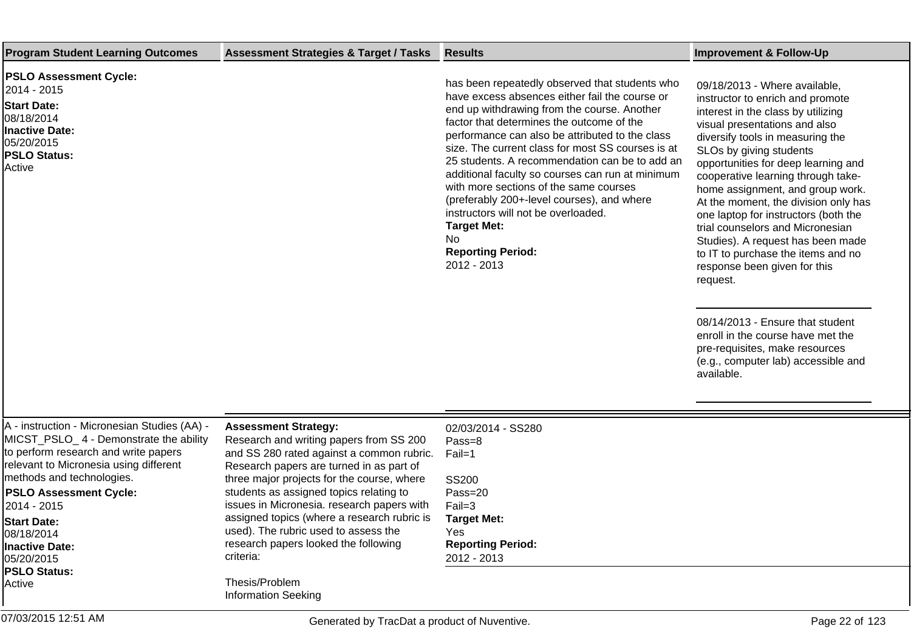| Program Student Learning Outcomes | Assessment Strategies & Target / Tasks | Results | Improvement & Follow-Up |
|---|---|---|---|
| **PSLO Assessment Cycle:** 2014 - 2015<br>**Start Date:** 08/18/2014<br>**Inactive Date:** 05/20/2015<br>**PSLO Status:** Active | | has been repeatedly observed that students who have excess absences either fail the course or end up withdrawing from the course. Another factor that determines the outcome of the performance can also be attributed to the class size. The current class for most SS courses is at 25 students. A recommendation can be to add an additional faculty so courses can run at minimum with more sections of the same courses (preferably 200+-level courses), and where instructors will not be overloaded.<br>**Target Met:** No<br>**Reporting Period:** 2012 - 2013 | 09/18/2013 - Where available, instructor to enrich and promote interest in the class by utilizing visual presentations and also diversify tools in measuring the SLOs by giving students opportunities for deep learning and cooperative learning through take-home assignment, and group work. At the moment, the division only has one laptop for instructors (both the trial counselors and Micronesian Studies). A request has been made to IT to purchase the items and no response been given for this request.<br><br>08/14/2013 - Ensure that student enroll in the course have met the pre-requisites, make resources (e.g., computer lab) accessible and available. |
| A - instruction - Micronesian Studies (AA) - MICST_PSLO_ 4 - Demonstrate the ability to perform research and write papers relevant to Micronesia using different methods and technologies.<br>**PSLO Assessment Cycle:** 2014 - 2015<br>**Start Date:** 08/18/2014<br>**Inactive Date:** 05/20/2015<br>**PSLO Status:** Active | **Assessment Strategy:**<br>Research and writing papers from SS 200 and SS 280 rated against a common rubric. Research papers are turned in as part of three major projects for the course, where students as assigned topics relating to issues in Micronesia. research papers with assigned topics (where a research rubric is used). The rubric used to assess the research papers looked the following criteria:<br><br>Thesis/Problem<br>Information Seeking | 02/03/2014 - SS280<br>Pass=8<br>Fail=1<br><br>SS200<br>Pass=20<br>Fail=3<br>**Target Met:** Yes<br>**Reporting Period:** 2012 - 2013 | |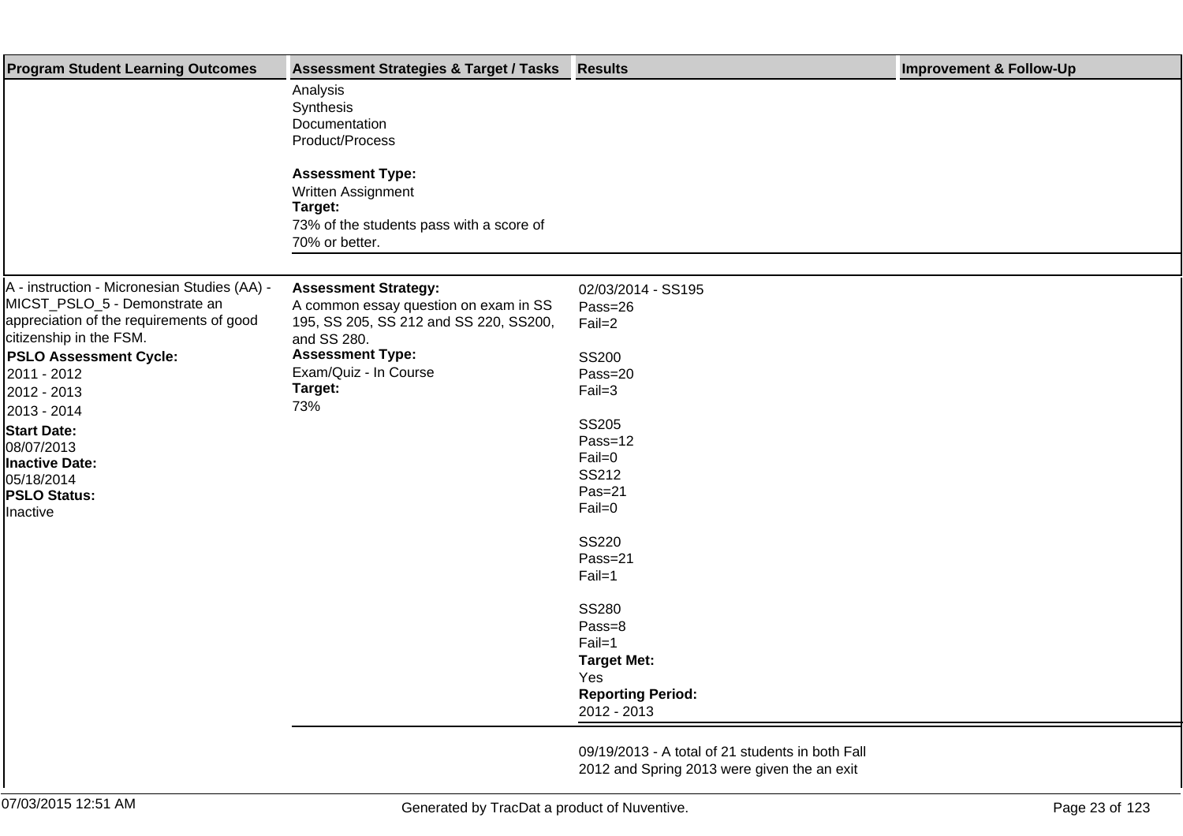| Program Student Learning Outcomes | Assessment Strategies & Target / Tasks | Results | Improvement & Follow-Up |
|---|---|---|---|
| | Analysis<br>Synthesis<br>Documentation<br>Product/Process<br><br>**Assessment Type:**<br>Written Assignment<br>**Target:**<br>73% of the students pass with a score of 70% or better. | | |
| A - instruction - Micronesian Studies (AA) - MICST_PSLO_5 - Demonstrate an appreciation of the requirements of good citizenship in the FSM.<br>**PSLO Assessment Cycle:**<br>2011 - 2012<br>2012 - 2013<br>2013 - 2014<br>**Start Date:**<br>08/07/2013<br>**Inactive Date:**<br>05/18/2014<br>**PSLO Status:**<br>Inactive | **Assessment Strategy:**<br>A common essay question on exam in SS 195, SS 205, SS 212 and SS 220, SS200, and SS 280.<br>**Assessment Type:**<br>Exam/Quiz - In Course<br>**Target:**<br>73% | 02/03/2014 - SS195<br>Pass=26<br>Fail=2<br><br>SS200<br>Pass=20<br>Fail=3<br><br>SS205<br>Pass=12<br>Fail=0<br>SS212<br>Pas=21<br>Fail=0<br><br>SS220<br>Pass=21<br>Fail=1<br><br>SS280<br>Pass=8<br>Fail=1<br>**Target Met:**<br>Yes<br>**Reporting Period:**<br>2012 - 2013 | |
| | | 09/19/2013 - A total of 21 students in both Fall 2012 and Spring 2013 were given the an exit | |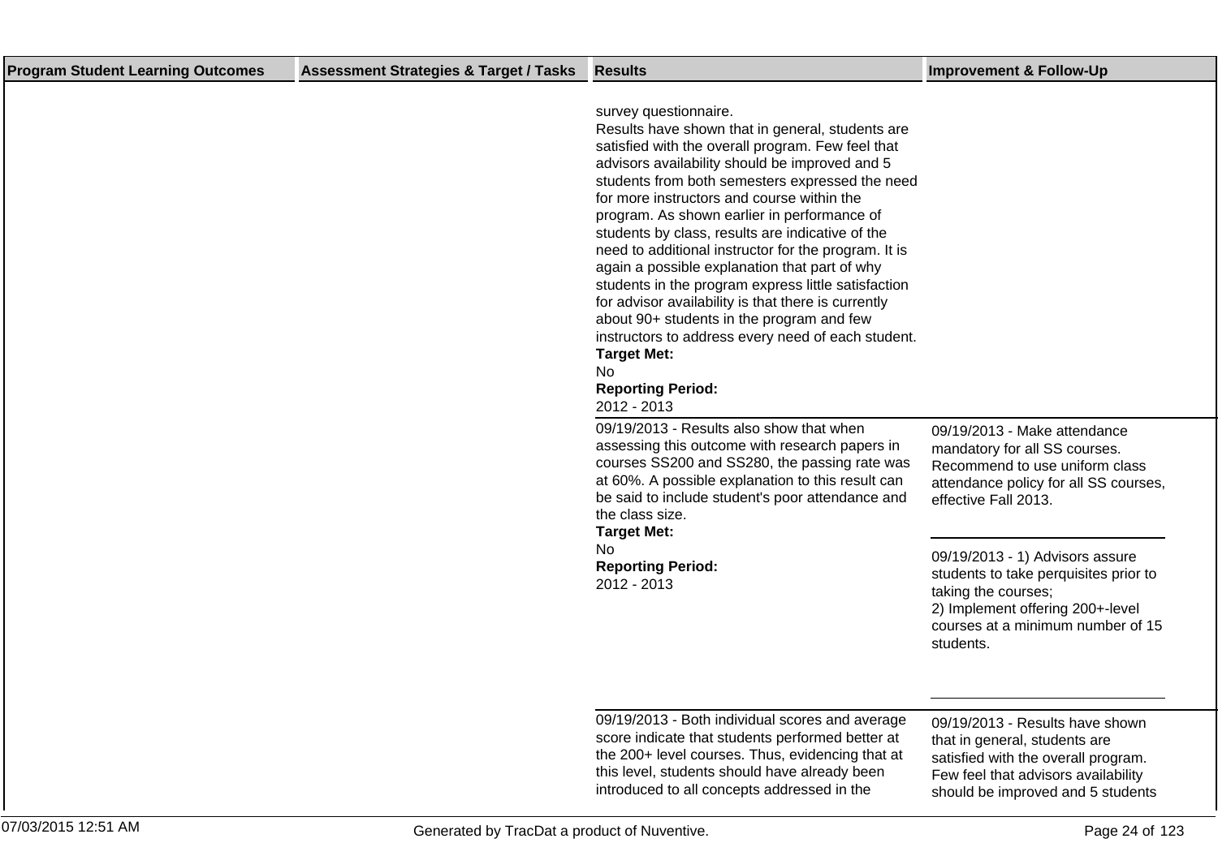| Program Student Learning Outcomes | Assessment Strategies & Target / Tasks | Results | Improvement & Follow-Up |
|---|---|---|---|
| | | survey questionnaire.<br>Results have shown that in general, students are satisfied with the overall program. Few feel that advisors availability should be improved and 5 students from both semesters expressed the need for more instructors and course within the program. As shown earlier in performance of students by class, results are indicative of the need to additional instructor for the program. It is again a possible explanation that part of why students in the program express little satisfaction for advisor availability is that there is currently about 90+ students in the program and few instructors to address every need of each student.<br>**Target Met:**<br>No<br>**Reporting Period:**<br>2012 - 2013 | |
| | | 09/19/2013 - Results also show that when assessing this outcome with research papers in courses SS200 and SS280, the passing rate was at 60%. A possible explanation to this result can be said to include student's poor attendance and the class size.<br>**Target Met:**<br>No<br>**Reporting Period:**<br>2012 - 2013 | 09/19/2013 - Make attendance mandatory for all SS courses. Recommend to use uniform class attendance policy for all SS courses, effective Fall 2013.<br><br>09/19/2013 - 1) Advisors assure students to take perquisites prior to taking the courses;<br>2) Implement offering 200+-level courses at a minimum number of 15 students. |
| | | 09/19/2013 - Both individual scores and average score indicate that students performed better at the 200+ level courses. Thus, evidencing that at this level, students should have already been introduced to all concepts addressed in the | 09/19/2013 - Results have shown that in general, students are satisfied with the overall program. Few feel that advisors availability should be improved and 5 students |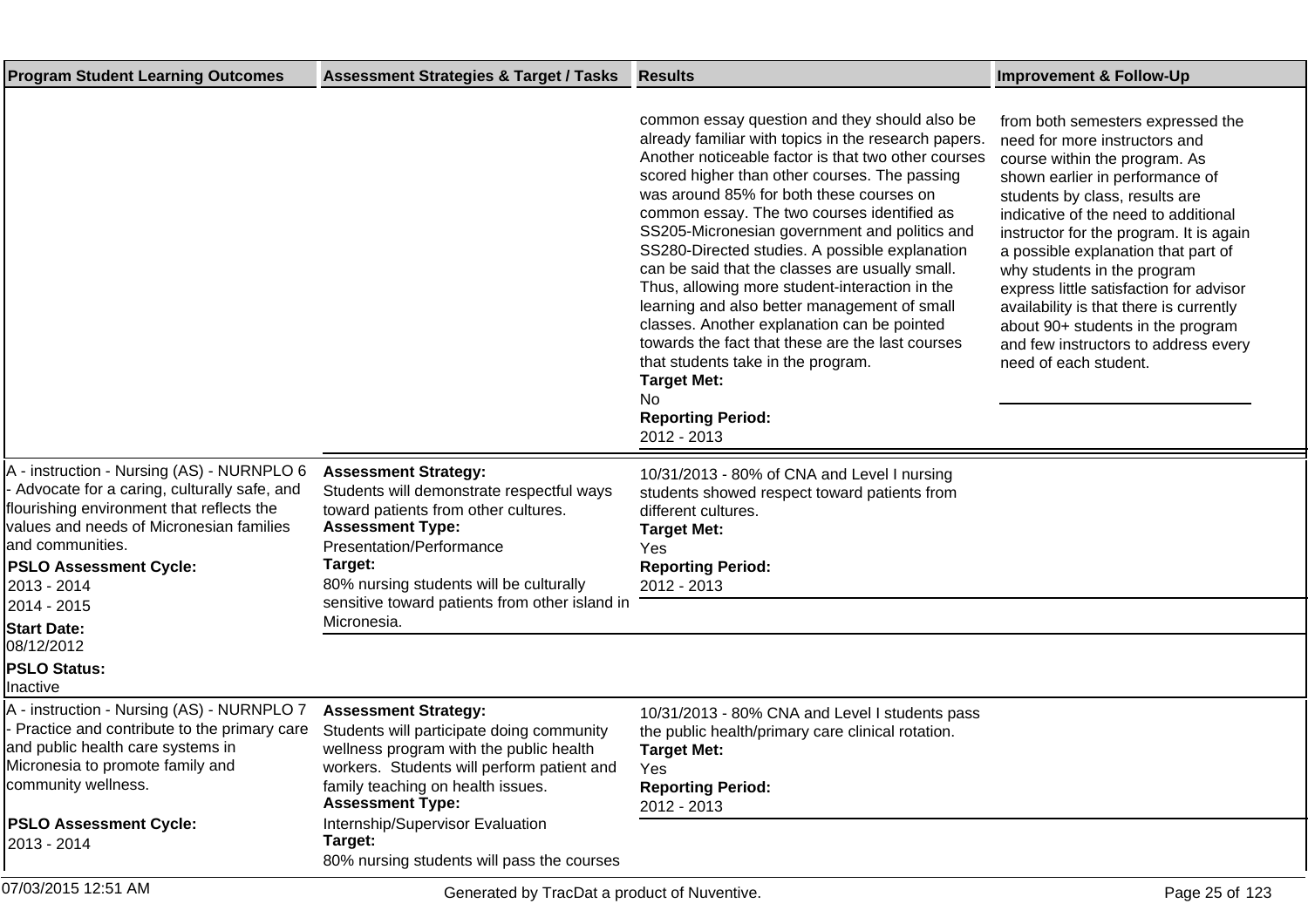| Program Student Learning Outcomes | Assessment Strategies & Target / Tasks | Results | Improvement & Follow-Up |
|---|---|---|---|
| | | common essay question and they should also be already familiar with topics in the research papers. Another noticeable factor is that two other courses scored higher than other courses. The passing was around 85% for both these courses on common essay. The two courses identified as SS205-Micronesian government and politics and SS280-Directed studies. A possible explanation can be said that the classes are usually small. Thus, allowing more student-interaction in the learning and also better management of small classes. Another explanation can be pointed towards the fact that these are the last courses that students take in the program.<br>**Target Met:**<br>No<br>**Reporting Period:**<br>2012 - 2013 | from both semesters expressed the need for more instructors and course within the program. As shown earlier in performance of students by class, results are indicative of the need to additional instructor for the program. It is again a possible explanation that part of why students in the program express little satisfaction for advisor availability is that there is currently about 90+ students in the program and few instructors to address every need of each student. |
| A - instruction - Nursing (AS) - NURNPLO 6 - Advocate for a caring, culturally safe, and flourishing environment that reflects the values and needs of Micronesian families and communities.<br>**PSLO Assessment Cycle:**<br>2013 - 2014<br>2014 - 2015<br>**Start Date:**<br>08/12/2012<br>**PSLO Status:**<br>Inactive | **Assessment Strategy:**<br>Students will demonstrate respectful ways toward patients from other cultures.<br>**Assessment Type:**<br>Presentation/Performance<br>**Target:**<br>80% nursing students will be culturally sensitive toward patients from other island in Micronesia. | 10/31/2013 - 80% of CNA and Level I nursing students showed respect toward patients from different cultures.<br>**Target Met:**<br>Yes<br>**Reporting Period:**<br>2012 - 2013 | |
| A - instruction - Nursing (AS) - NURNPLO 7 - Practice and contribute to the primary care and public health care systems in Micronesia to promote family and community wellness.<br>**PSLO Assessment Cycle:**<br>2013 - 2014 | **Assessment Strategy:**<br>Students will participate doing community wellness program with the public health workers. Students will perform patient and family teaching on health issues.<br>**Assessment Type:**<br>Internship/Supervisor Evaluation<br>**Target:**<br>80% nursing students will pass the courses | 10/31/2013 - 80% CNA and Level I students pass the public health/primary care clinical rotation.<br>**Target Met:**<br>Yes<br>**Reporting Period:**<br>2012 - 2013 | |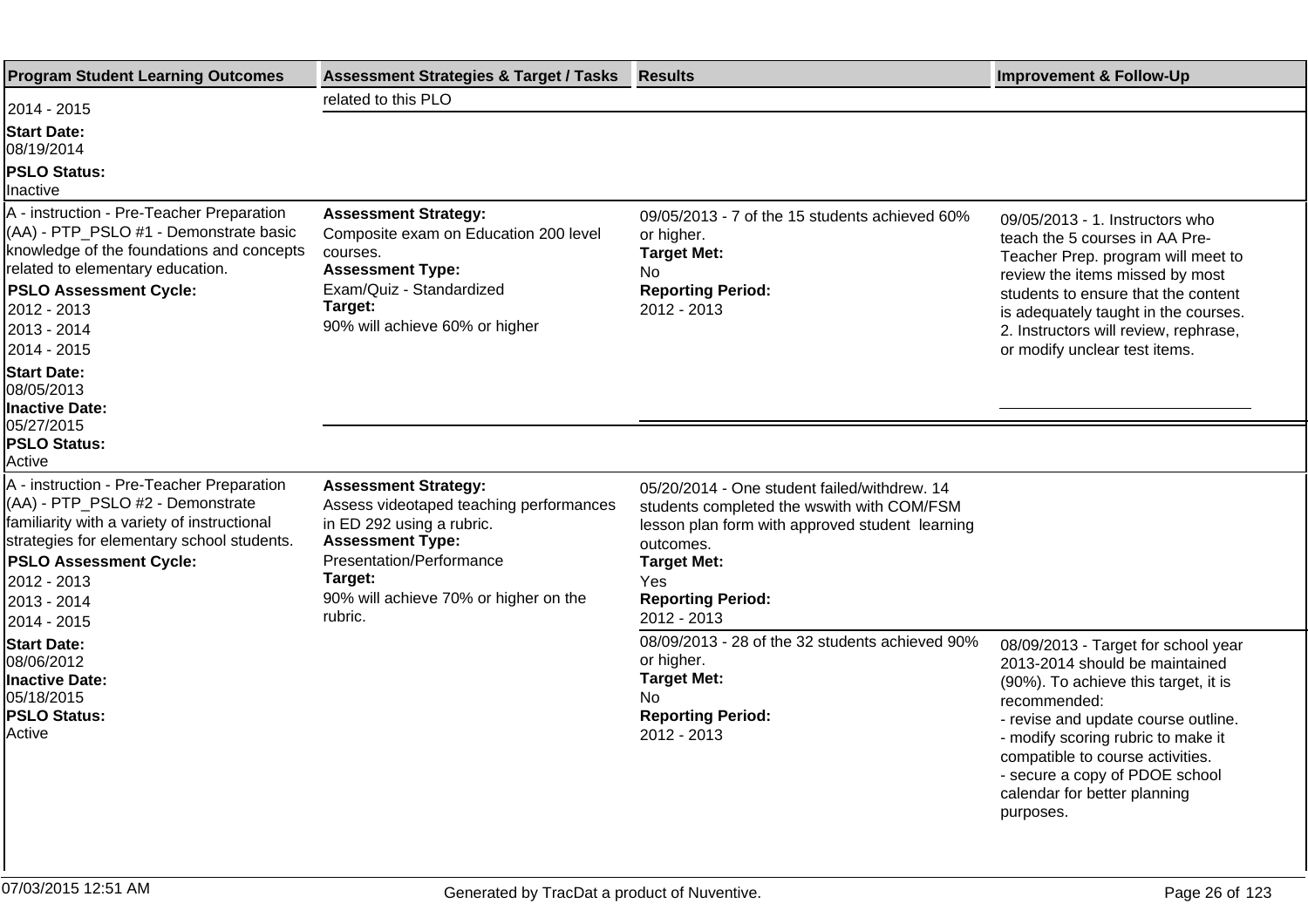| Program Student Learning Outcomes | Assessment Strategies & Target / Tasks | Results | Improvement & Follow-Up |
|---|---|---|---|
| 2014 - 2015<br>**Start Date:**<br>08/19/2014<br>**PSLO Status:**<br>Inactive | related to this PLO | | |
| A - instruction - Pre-Teacher Preparation (AA) - PTP_PSLO #1 - Demonstrate basic knowledge of the foundations and concepts related to elementary education.<br>**PSLO Assessment Cycle:**<br>2012 - 2013<br>2013 - 2014<br>2014 - 2015<br>**Start Date:**<br>08/05/2013<br>**Inactive Date:**<br>05/27/2015<br>**PSLO Status:**<br>Active | **Assessment Strategy:**<br>Composite exam on Education 200 level courses.<br>**Assessment Type:**<br>Exam/Quiz - Standardized<br>**Target:**<br>90% will achieve 60% or higher | 09/05/2013 - 7 of the 15 students achieved 60% or higher.<br>**Target Met:**<br>No<br>**Reporting Period:**<br>2012 - 2013 | 09/05/2013 - 1. Instructors who teach the 5 courses in AA Pre-Teacher Prep. program will meet to review the items missed by most students to ensure that the content is adequately taught in the courses.<br>2. Instructors will review, rephrase, or modify unclear test items. |
| A - instruction - Pre-Teacher Preparation (AA) - PTP_PSLO #2 - Demonstrate familiarity with a variety of instructional strategies for elementary school students.<br>**PSLO Assessment Cycle:**<br>2012 - 2013<br>2013 - 2014<br>2014 - 2015<br>**Start Date:**<br>08/06/2012<br>**Inactive Date:**<br>05/18/2015<br>**PSLO Status:**<br>Active | **Assessment Strategy:**<br>Assess videotaped teaching performances in ED 292 using a rubric.<br>**Assessment Type:**<br>Presentation/Performance<br>**Target:**<br>90% will achieve 70% or higher on the rubric. | 05/20/2014 - One student failed/withdrew. 14 students completed the wswith with COM/FSM lesson plan form with approved student learning outcomes.<br>**Target Met:**<br>Yes<br>**Reporting Period:**<br>2012 - 2013 | |
| | | 08/09/2013 - 28 of the 32 students achieved 90% or higher.<br>**Target Met:**<br>No<br>**Reporting Period:**<br>2012 - 2013 | 08/09/2013 - Target for school year 2013-2014 should be maintained (90%). To achieve this target, it is recommended:<br>- revise and update course outline.<br>- modify scoring rubric to make it compatible to course activities.<br>- secure a copy of PDOE school calendar for better planning purposes. |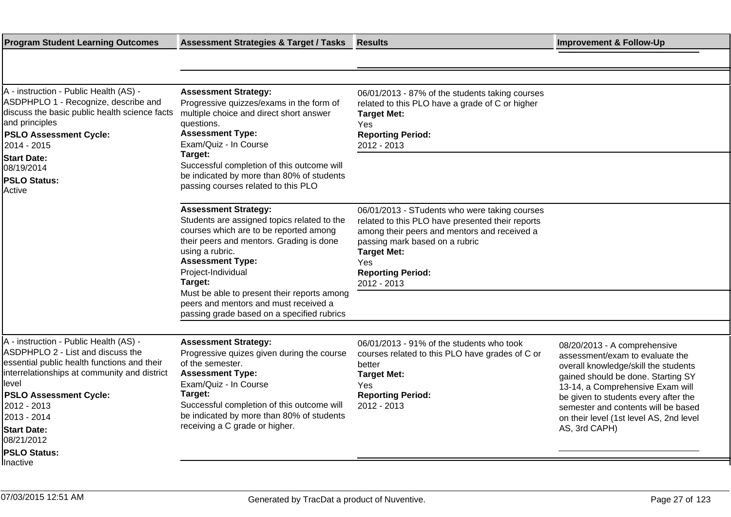| Program Student Learning Outcomes | Assessment Strategies & Target / Tasks | Results | Improvement & Follow-Up |
|---|---|---|---|
| A - instruction - Public Health (AS) - ASDPHPLO 1 - Recognize, describe and discuss the basic public health science facts and principles<br>**PSLO Assessment Cycle:**<br>2014 - 2015<br>**Start Date:**<br>08/19/2014<br>**PSLO Status:**<br>Active | **Assessment Strategy:**<br>Progressive quizzes/exams in the form of multiple choice and direct short answer questions.<br>**Assessment Type:**<br>Exam/Quiz - In Course<br>**Target:**<br>Successful completion of this outcome will be indicated by more than 80% of students passing courses related to this PLO | 06/01/2013 - 87% of the students taking courses related to this PLO have a grade of C or higher<br>**Target Met:**<br>Yes<br>**Reporting Period:**<br>2012 - 2013 | |
| | **Assessment Strategy:**<br>Students are assigned topics related to the courses which are to be reported among their peers and mentors. Grading is done using a rubric.<br>**Assessment Type:**<br>Project-Individual<br>**Target:**<br>Must be able to present their reports among peers and mentors and must received a passing grade based on a specified rubrics | 06/01/2013 - STudents who were taking courses related to this PLO have presented their reports among their peers and mentors and received a passing mark based on a rubric<br>**Target Met:**<br>Yes<br>**Reporting Period:**<br>2012 - 2013 | |
| A - instruction - Public Health (AS) - ASDPHPLO 2 - List and discuss the essential public health functions and their interrelationships at community and district level<br>**PSLO Assessment Cycle:**<br>2012 - 2013<br>2013 - 2014<br>**Start Date:**<br>08/21/2012<br>**PSLO Status:**<br>Inactive | **Assessment Strategy:**<br>Progressive quizes given during the course of the semester.<br>**Assessment Type:**<br>Exam/Quiz - In Course<br>**Target:**<br>Successful completion of this outcome will be indicated by more than 80% of students receiving a C grade or higher. | 06/01/2013 - 91% of the students who took courses related to this PLO have grades of C or better<br>**Target Met:**<br>Yes<br>**Reporting Period:**<br>2012 - 2013 | 08/20/2013 - A comprehensive assessment/exam to evaluate the overall knowledge/skill the students gained should be done. Starting SY 13-14, a Comprehensive Exam will be given to students every after the semester and contents will be based on their level (1st level AS, 2nd level AS, 3rd CAPH) |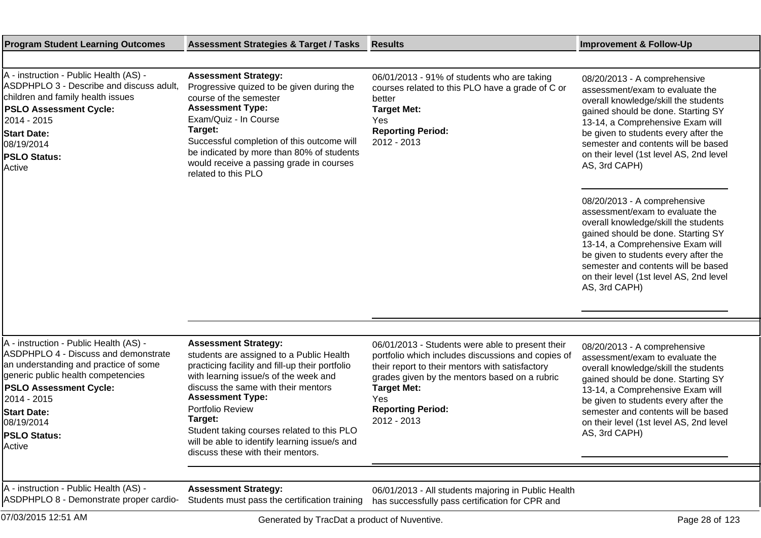| Program Student Learning Outcomes | Assessment Strategies & Target / Tasks | Results | Improvement & Follow-Up |
|---|---|---|---|
| A - instruction - Public Health (AS) - ASDPHPLO 3 - Describe and discuss adult, children and family health issues<br>**PSLO Assessment Cycle:**<br>2014 - 2015<br>**Start Date:**<br>08/19/2014<br>**PSLO Status:**<br>Active | **Assessment Strategy:**<br>Progressive quized to be given during the course of the semester<br>**Assessment Type:**<br>Exam/Quiz - In Course<br>**Target:**<br>Successful completion of this outcome will be indicated by more than 80% of students would receive a passing grade in courses related to this PLO | 06/01/2013 - 91% of students who are taking courses related to this PLO have a grade of C or better<br>**Target Met:**<br>Yes<br>**Reporting Period:**<br>2012 - 2013 | 08/20/2013 - A comprehensive assessment/exam to evaluate the overall knowledge/skill the students gained should be done. Starting SY 13-14, a Comprehensive Exam will be given to students every after the semester and contents will be based on their level (1st level AS, 2nd level AS, 3rd CAPH)<br><br>08/20/2013 - A comprehensive assessment/exam to evaluate the overall knowledge/skill the students gained should be done. Starting SY 13-14, a Comprehensive Exam will be given to students every after the semester and contents will be based on their level (1st level AS, 2nd level AS, 3rd CAPH) |
| A - instruction - Public Health (AS) - ASDPHPLO 4 - Discuss and demonstrate an understanding and practice of some generic public health competencies<br>**PSLO Assessment Cycle:**<br>2014 - 2015<br>**Start Date:**<br>08/19/2014<br>**PSLO Status:**<br>Active | **Assessment Strategy:**<br>students are assigned to a Public Health practicing facility and fill-up their portfolio with learning issue/s of the week and discuss the same with their mentors<br>**Assessment Type:**<br>Portfolio Review<br>**Target:**<br>Student taking courses related to this PLO will be able to identify learning issue/s and discuss these with their mentors. | 06/01/2013 - Students were able to present their portfolio which includes discussions and copies of their report to their mentors with satisfactory grades given by the mentors based on a rubric<br>**Target Met:**<br>Yes<br>**Reporting Period:**<br>2012 - 2013 | 08/20/2013 - A comprehensive assessment/exam to evaluate the overall knowledge/skill the students gained should be done. Starting SY 13-14, a Comprehensive Exam will be given to students every after the semester and contents will be based on their level (1st level AS, 2nd level AS, 3rd CAPH) |
| A - instruction - Public Health (AS) - ASDPHPLO 8 - Demonstrate proper cardio- | **Assessment Strategy:**<br>Students must pass the certification training | 06/01/2013 - All students majoring in Public Health has successfully pass certification for CPR and | |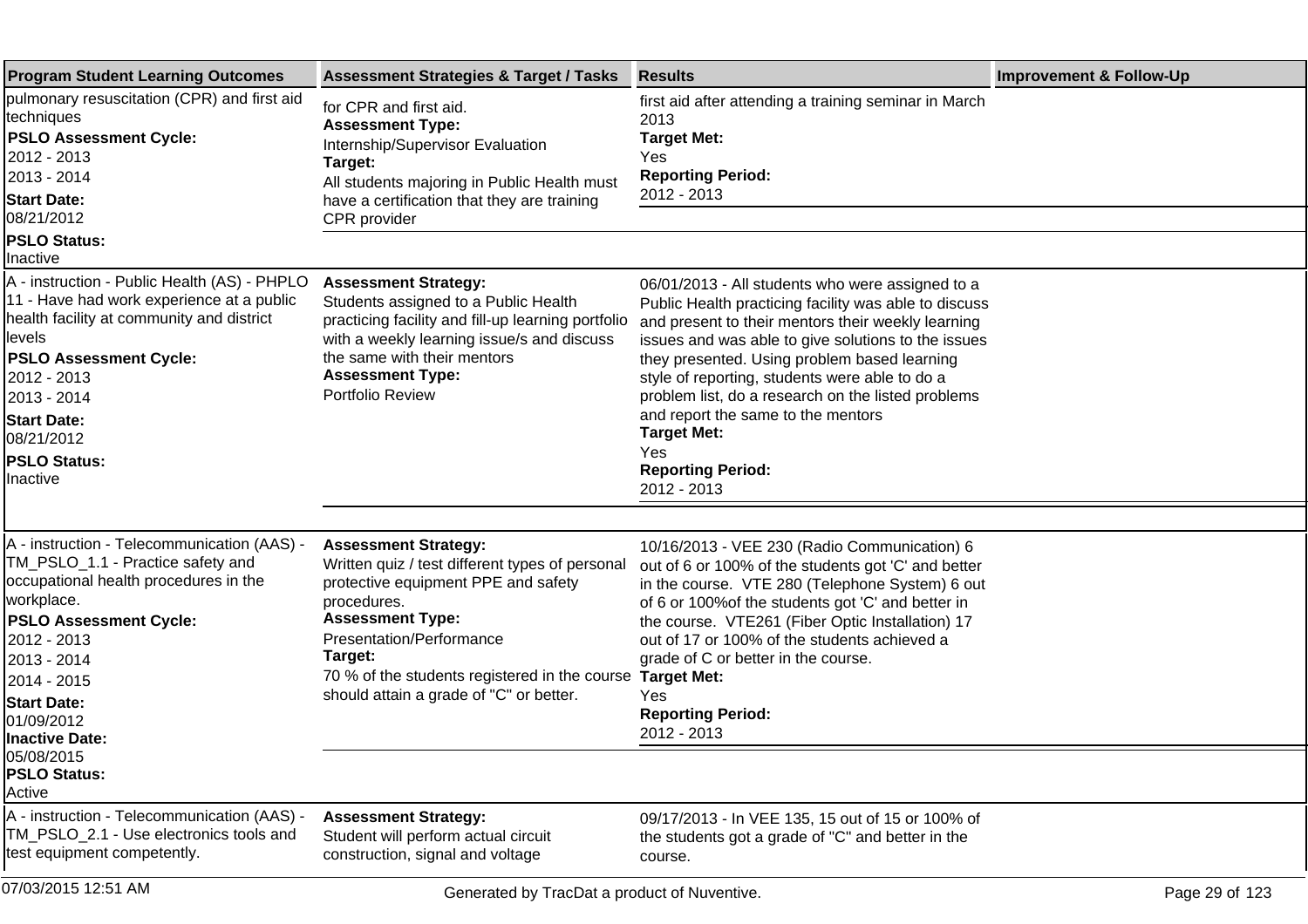| Program Student Learning Outcomes | Assessment Strategies & Target / Tasks | Results | Improvement & Follow-Up |
|---|---|---|---|
| pulmonary resuscitation (CPR) and first aid techniques<br>**PSLO Assessment Cycle:**<br>2012 - 2013<br>2013 - 2014<br>**Start Date:**<br>08/21/2012<br>**PSLO Status:**<br>Inactive | for CPR and first aid.<br>**Assessment Type:**<br>Internship/Supervisor Evaluation<br>**Target:**<br>All students majoring in Public Health must have a certification that they are training CPR provider | first aid after attending a training seminar in March 2013<br>**Target Met:**<br>Yes<br>**Reporting Period:**<br>2012 - 2013 | |
| A - instruction - Public Health (AS) - PHPLO 11 - Have had work experience at a public health facility at community and district levels<br>**PSLO Assessment Cycle:**<br>2012 - 2013<br>2013 - 2014<br>**Start Date:**<br>08/21/2012<br>**PSLO Status:**<br>Inactive | **Assessment Strategy:**<br>Students assigned to a Public Health practicing facility and fill-up learning portfolio with a weekly learning issue/s and discuss the same with their mentors<br>**Assessment Type:**<br>Portfolio Review | 06/01/2013 - All students who were assigned to a Public Health practicing facility was able to discuss and present to their mentors their weekly learning issues and was able to give solutions to the issues they presented. Using problem based learning style of reporting, students were able to do a problem list, do a research on the listed problems and report the same to the mentors<br>**Target Met:**<br>Yes<br>**Reporting Period:**<br>2012 - 2013 | |
| A - instruction - Telecommunication (AAS) - TM_PSLO_1.1 - Practice safety and occupational health procedures in the workplace.<br>**PSLO Assessment Cycle:**<br>2012 - 2013<br>2013 - 2014<br>2014 - 2015<br>**Start Date:**<br>01/09/2012<br>**Inactive Date:**<br>05/08/2015<br>**PSLO Status:**<br>Active | **Assessment Strategy:**<br>Written quiz / test different types of personal protective equipment PPE and safety procedures.<br>**Assessment Type:**<br>Presentation/Performance<br>**Target:**<br>70 % of the students registered in the course should attain a grade of "C" or better. | 10/16/2013 - VEE 230 (Radio Communication) 6 out of 6 or 100% of the students got 'C' and better in the course. VTE 280 (Telephone System) 6 out of 6 or 100%of the students got 'C' and better in the course. VTE261 (Fiber Optic Installation) 17 out of 17 or 100% of the students achieved a grade of C or better in the course.<br>**Target Met:**<br>Yes<br>**Reporting Period:**<br>2012 - 2013 | |
| A - instruction - Telecommunication (AAS) - TM_PSLO_2.1 - Use electronics tools and test equipment competently. | **Assessment Strategy:**<br>Student will perform actual circuit construction, signal and voltage | 09/17/2013 - In VEE 135, 15 out of 15 or 100% of the students got a grade of "C" and better in the course. | |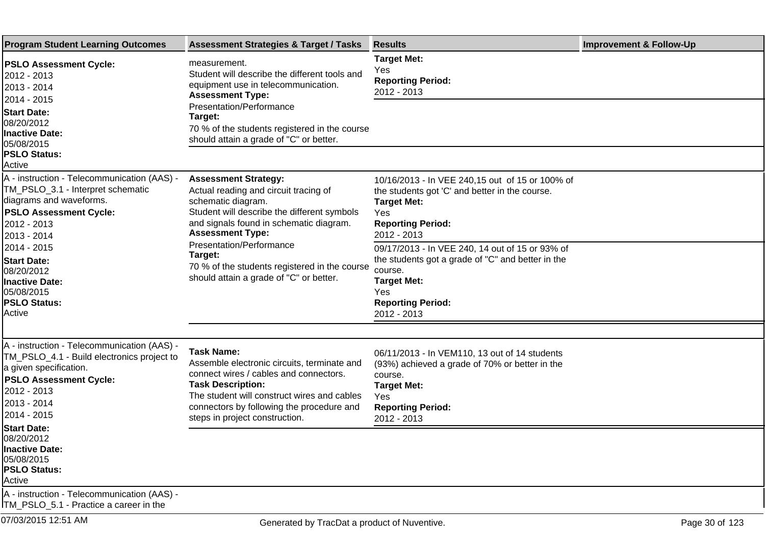| Program Student Learning Outcomes | Assessment Strategies & Target / Tasks | Results | Improvement & Follow-Up |
|---|---|---|---|
| **PSLO Assessment Cycle:**<br>2012 - 2013<br>2013 - 2014<br>2014 - 2015<br>**Start Date:**<br>08/20/2012<br>**Inactive Date:**<br>05/08/2015<br>**PSLO Status:**<br>Active | measurement.<br>Student will describe the different tools and equipment use in telecommunication.<br>**Assessment Type:**<br>Presentation/Performance<br>**Target:**<br>70 % of the students registered in the course should attain a grade of "C" or better. | **Target Met:**<br>Yes<br>**Reporting Period:**<br>2012 - 2013 | |
| A - instruction - Telecommunication (AAS) - TM_PSLO_3.1 - Interpret schematic diagrams and waveforms.<br>**PSLO Assessment Cycle:**<br>2012 - 2013<br>2013 - 2014<br>2014 - 2015<br>**Start Date:**<br>08/20/2012<br>**Inactive Date:**<br>05/08/2015<br>**PSLO Status:**<br>Active | **Assessment Strategy:**<br>Actual reading and circuit tracing of schematic diagram.<br>Student will describe the different symbols and signals found in schematic diagram.<br>**Assessment Type:**<br>Presentation/Performance<br>**Target:**<br>70 % of the students registered in the course should attain a grade of "C" or better. | 10/16/2013 - In VEE 240,15 out of 15 or 100% of the students got 'C' and better in the course.<br>**Target Met:**<br>Yes<br>**Reporting Period:**<br>2012 - 2013 | |
| | | 09/17/2013 - In VEE 240, 14 out of 15 or 93% of the students got a grade of "C" and better in the course.<br>**Target Met:**<br>Yes<br>**Reporting Period:**<br>2012 - 2013 | |
| A - instruction - Telecommunication (AAS) - TM_PSLO_4.1 - Build electronics project to a given specification.<br>**PSLO Assessment Cycle:**<br>2012 - 2013<br>2013 - 2014<br>2014 - 2015<br>**Start Date:**<br>08/20/2012<br>**Inactive Date:**<br>05/08/2015<br>**PSLO Status:**<br>Active | **Task Name:**<br>Assemble electronic circuits, terminate and connect wires / cables and connectors.<br>**Task Description:**<br>The student will construct wires and cables connectors by following the procedure and steps in project construction. | 06/11/2013 - In VEM110, 13 out of 14 students (93%) achieved a grade of 70% or better in the course.<br>**Target Met:**<br>Yes<br>**Reporting Period:**<br>2012 - 2013 | |
| A - instruction - Telecommunication (AAS) - TM_PSLO_5.1 - Practice a career in the | | | |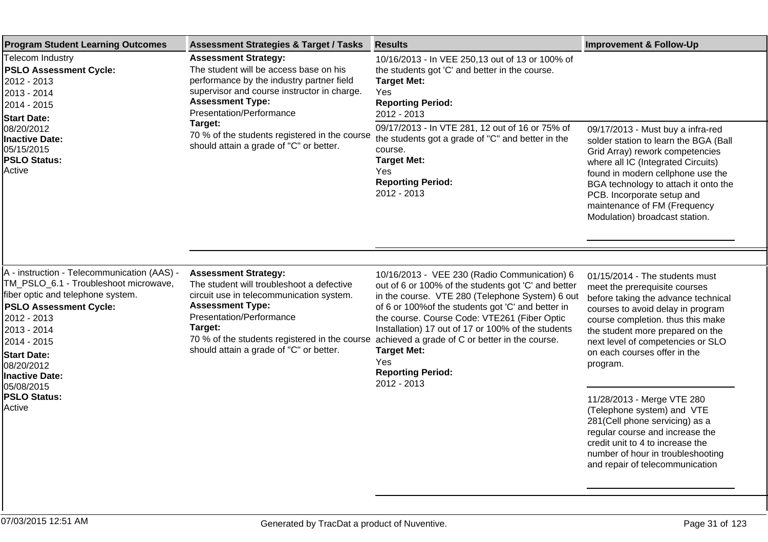| Program Student Learning Outcomes | Assessment Strategies & Target / Tasks | Results | Improvement & Follow-Up |
|---|---|---|---|
| Telecom Industry<br>**PSLO Assessment Cycle:**<br>2012 - 2013<br>2013 - 2014<br>2014 - 2015<br>**Start Date:**<br>08/20/2012<br>**Inactive Date:**<br>05/15/2015<br>**PSLO Status:**<br>Active | **Assessment Strategy:**<br>The student will be access base on his performance by the industry partner field supervisor and course instructor in charge.<br>**Assessment Type:**<br>Presentation/Performance<br>**Target:**<br>70 % of the students registered in the course should attain a grade of "C" or better. | 10/16/2013 - In VEE 250,13 out of 13 or 100% of the students got 'C' and better in the course.<br>**Target Met:**<br>Yes<br>**Reporting Period:**<br>2012 - 2013 | |
| | | 09/17/2013 - In VTE 281, 12 out of 16 or 75% of the students got a grade of "C" and better in the course.<br>**Target Met:**<br>Yes<br>**Reporting Period:**<br>2012 - 2013 | 09/17/2013 - Must buy a infra-red solder station to learn the BGA (Ball Grid Array) rework competencies where all IC (Integrated Circuits) found in modern cellphone use the BGA technology to attach it onto the PCB. Incorporate setup and maintenance of FM (Frequency Modulation) broadcast station. |
| A - instruction - Telecommunication (AAS) - TM_PSLO_6.1 - Troubleshoot microwave, fiber optic and telephone system.<br>**PSLO Assessment Cycle:**<br>2012 - 2013<br>2013 - 2014<br>2014 - 2015<br>**Start Date:**<br>08/20/2012<br>**Inactive Date:**<br>05/08/2015<br>**PSLO Status:**<br>Active | **Assessment Strategy:**<br>The student will troubleshoot a defective circuit use in telecommunication system.<br>**Assessment Type:**<br>Presentation/Performance<br>**Target:**<br>70 % of the students registered in the course should attain a grade of "C" or better. | 10/16/2013 - VEE 230 (Radio Communication) 6 out of 6 or 100% of the students got 'C' and better in the course. VTE 280 (Telephone System) 6 out of 6 or 100%of the students got 'C' and better in the course. Course Code: VTE261 (Fiber Optic Installation) 17 out of 17 or 100% of the students achieved a grade of C or better in the course.<br>**Target Met:**<br>Yes<br>**Reporting Period:**<br>2012 - 2013 | 01/15/2014 - The students must meet the prerequisite courses before taking the advance technical courses to avoid delay in program course completion. thus this make the student more prepared on the next level of competencies or SLO on each courses offer in the program.<br><br>11/28/2013 - Merge VTE 280 (Telephone system) and VTE 281(Cell phone servicing) as a regular course and increase the credit unit to 4 to increase the number of hour in troubleshooting and repair of telecommunication |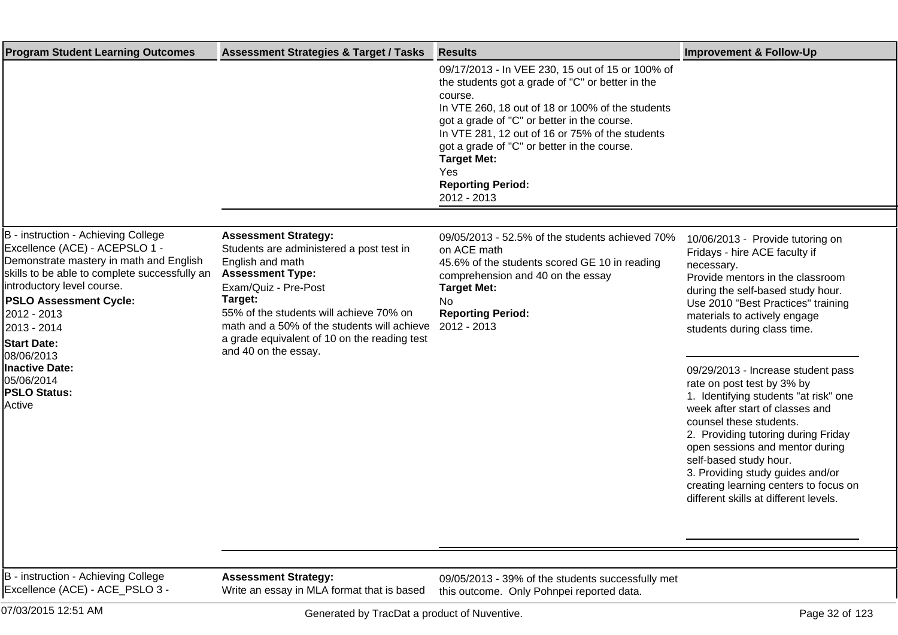| Program Student Learning Outcomes | Assessment Strategies & Target / Tasks | Results | Improvement & Follow-Up |
|---|---|---|---|
| | | 09/17/2013 - In VEE 230, 15 out of 15 or 100% of the students got a grade of "C" or better in the course.<br>In VTE 260, 18 out of 18 or 100% of the students got a grade of "C" or better in the course.<br>In VTE 281, 12 out of 16 or 75% of the students got a grade of "C" or better in the course.<br>**Target Met:**<br>Yes<br>**Reporting Period:**<br>2012 - 2013 | |
| B - instruction - Achieving College Excellence (ACE) - ACEPSLO 1 - Demonstrate mastery in math and English skills to be able to complete successfully an introductory level course.<br>**PSLO Assessment Cycle:**<br>2012 - 2013<br>2013 - 2014<br>**Start Date:**<br>08/06/2013<br>**Inactive Date:**<br>05/06/2014<br>**PSLO Status:**<br>Active | **Assessment Strategy:**<br>Students are administered a post test in English and math<br>**Assessment Type:**<br>Exam/Quiz - Pre-Post<br>**Target:**<br>55% of the students will achieve 70% on math and a 50% of the students will achieve a grade equivalent of 10 on the reading test and 40 on the essay. | 09/05/2013 - 52.5% of the students achieved 70% on ACE math<br>45.6% of the students scored GE 10 in reading comprehension and 40 on the essay<br>**Target Met:**<br>No<br>**Reporting Period:**<br>2012 - 2013 | 10/06/2013 - Provide tutoring on Fridays - hire ACE faculty if necessary.<br>Provide mentors in the classroom during the self-based study hour.<br>Use 2010 "Best Practices" training materials to actively engage students during class time.<br><br>09/29/2013 - Increase student pass rate on post test by 3% by<br>1. Identifying students "at risk" one week after start of classes and counsel these students.<br>2. Providing tutoring during Friday open sessions and mentor during self-based study hour.<br>3. Providing study guides and/or creating learning centers to focus on different skills at different levels. |
| B - instruction - Achieving College Excellence (ACE) - ACE_PSLO 3 - | **Assessment Strategy:**<br>Write an essay in MLA format that is based | 09/05/2013 - 39% of the students successfully met this outcome. Only Pohnpei reported data. | |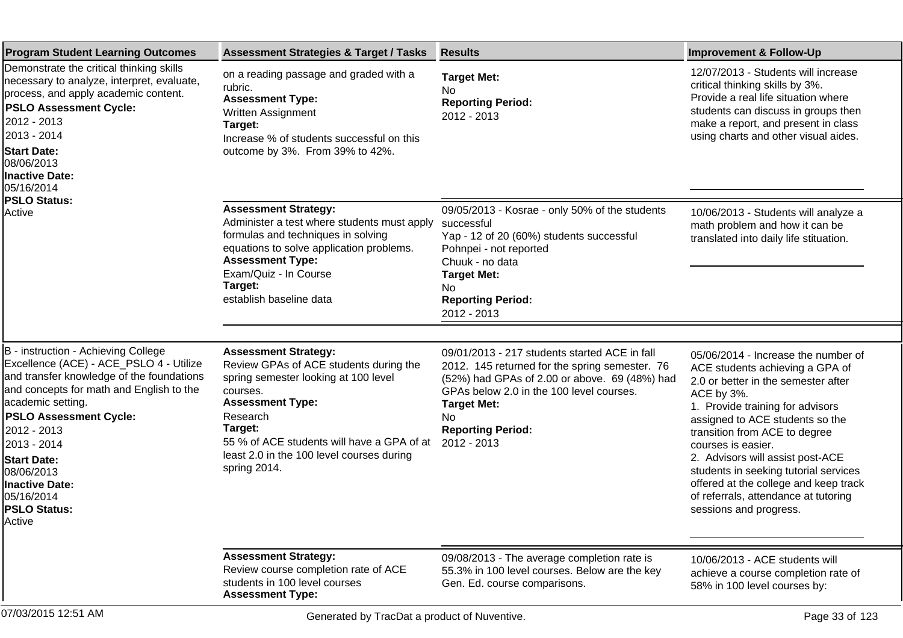| Program Student Learning Outcomes | Assessment Strategies & Target / Tasks | Results | Improvement & Follow-Up |
|---|---|---|---|
| Demonstrate the critical thinking skills necessary to analyze, interpret, evaluate, process, and apply academic content.<br>**PSLO Assessment Cycle:**<br>2012 - 2013<br>2013 - 2014<br>**Start Date:**<br>08/06/2013<br>**Inactive Date:**<br>05/16/2014<br>**PSLO Status:**<br>Active | on a reading passage and graded with a rubric.<br>**Assessment Type:**<br>Written Assignment<br>**Target:**<br>Increase % of students successful on this outcome by 3%. From 39% to 42%. | **Target Met:**<br>No<br>**Reporting Period:**<br>2012 - 2013 | 12/07/2013 - Students will increase critical thinking skills by 3%.<br>Provide a real life situation where students can discuss in groups then make a report, and present in class using charts and other visual aides. |
| | **Assessment Strategy:**<br>Administer a test where students must apply formulas and techniques in solving equations to solve application problems.<br>**Assessment Type:**<br>Exam/Quiz - In Course<br>**Target:**<br>establish baseline data | 09/05/2013 - Kosrae - only 50% of the students successful<br>Yap - 12 of 20 (60%) students successful<br>Pohnpei - not reported<br>Chuuk - no data<br>**Target Met:**<br>No<br>**Reporting Period:**<br>2012 - 2013 | 10/06/2013 - Students will analyze a math problem and how it can be translated into daily life stiuation. |
| B - instruction - Achieving College Excellence (ACE) - ACE_PSLO 4 - Utilize and transfer knowledge of the foundations and concepts for math and English to the academic setting.<br>**PSLO Assessment Cycle:**<br>2012 - 2013<br>2013 - 2014<br>**Start Date:**<br>08/06/2013<br>**Inactive Date:**<br>05/16/2014<br>**PSLO Status:**<br>Active | **Assessment Strategy:**<br>Review GPAs of ACE students during the spring semester looking at 100 level courses.<br>**Assessment Type:**<br>Research<br>**Target:**<br>55 % of ACE students will have a GPA of at least 2.0 in the 100 level courses during spring 2014. | 09/01/2013 - 217 students started ACE in fall 2012. 145 returned for the spring semester. 76 (52%) had GPAs of 2.00 or above. 69 (48%) had GPAs below 2.0 in the 100 level courses.<br>**Target Met:**<br>No<br>**Reporting Period:**<br>2012 - 2013 | 05/06/2014 - Increase the number of ACE students achieving a GPA of 2.0 or better in the semester after ACE by 3%.<br>1. Provide training for advisors assigned to ACE students so the transition from ACE to degree courses is easier.<br>2. Advisors will assist post-ACE students in seeking tutorial services offered at the college and keep track of referrals, attendance at tutoring sessions and progress. |
| | **Assessment Strategy:**<br>Review course completion rate of ACE students in 100 level courses<br>**Assessment Type:** | 09/08/2013 - The average completion rate is 55.3% in 100 level courses. Below are the key Gen. Ed. course comparisons. | 10/06/2013 - ACE students will achieve a course completion rate of 58% in 100 level courses by: |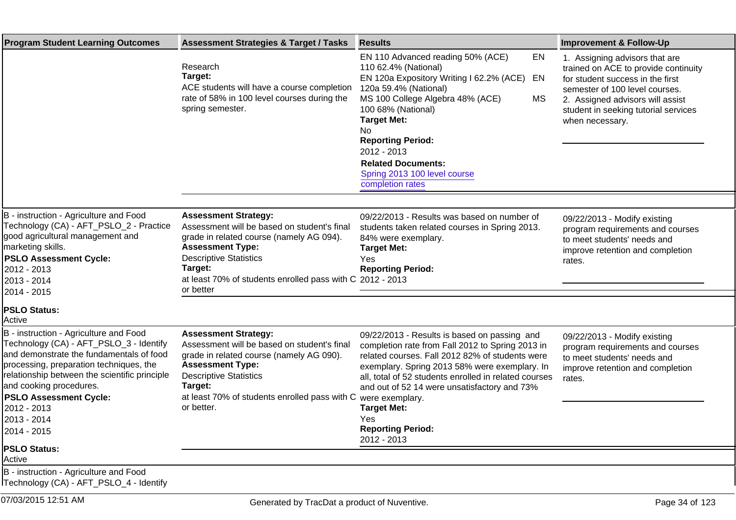| Program Student Learning Outcomes | Assessment Strategies & Target / Tasks | Results | Improvement & Follow-Up |
|---|---|---|---|
| | Research<br>**Target:**<br>ACE students will have a course completion rate of 58% in 100 level courses during the spring semester. | EN 110 Advanced reading 50% (ACE) EN 110 62.4% (National)<br>EN 120a Expository Writing I 62.2% (ACE) EN 120a 59.4% (National)<br>MS 100 College Algebra 48% (ACE) MS 100 68% (National)<br>**Target Met:**<br>No<br>**Reporting Period:**<br>2012 - 2013<br>**Related Documents:**<br>Spring 2013 100 level course completion rates | 1. Assigning advisors that are trained on ACE to provide continuity for student success in the first semester of 100 level courses.<br>2. Assigned advisors will assist student in seeking tutorial services when necessary. |
| B - instruction - Agriculture and Food Technology (CA) - AFT_PSLO_2 - Practice good agricultural management and marketing skills.<br>**PSLO Assessment Cycle:**<br>2012 - 2013<br>2013 - 2014<br>2014 - 2015<br>**PSLO Status:**<br>Active | **Assessment Strategy:**<br>Assessment will be based on student's final grade in related course (namely AG 094).<br>**Assessment Type:**<br>Descriptive Statistics<br>**Target:**<br>at least 70% of students enrolled pass with C or better | 09/22/2013 - Results was based on number of students taken related courses in Spring 2013. 84% were exemplary.<br>**Target Met:**<br>Yes<br>**Reporting Period:**<br>2012 - 2013 | 09/22/2013 - Modify existing program requirements and courses to meet students' needs and improve retention and completion rates. |
| B - instruction - Agriculture and Food Technology (CA) - AFT_PSLO_3 - Identify and demonstrate the fundamentals of food processing, preparation techniques, the relationship between the scientific principle and cooking procedures.<br>**PSLO Assessment Cycle:**<br>2012 - 2013<br>2013 - 2014<br>2014 - 2015<br>**PSLO Status:**<br>Active | **Assessment Strategy:**<br>Assessment will be based on student's final grade in related course (namely AG 090).<br>**Assessment Type:**<br>Descriptive Statistics<br>**Target:**<br>at least 70% of students enrolled pass with C or better. | 09/22/2013 - Results is based on passing and completion rate from Fall 2012 to Spring 2013 in related courses. Fall 2012 82% of students were exemplary. Spring 2013 58% were exemplary. In all, total of 52 students enrolled in related courses and out of 52 14 were unsatisfactory and 73% were exemplary.<br>**Target Met:**<br>Yes<br>**Reporting Period:**<br>2012 - 2013 | 09/22/2013 - Modify existing program requirements and courses to meet students' needs and improve retention and completion rates. |
| B - instruction - Agriculture and Food Technology (CA) - AFT_PSLO_4 - Identify | | | |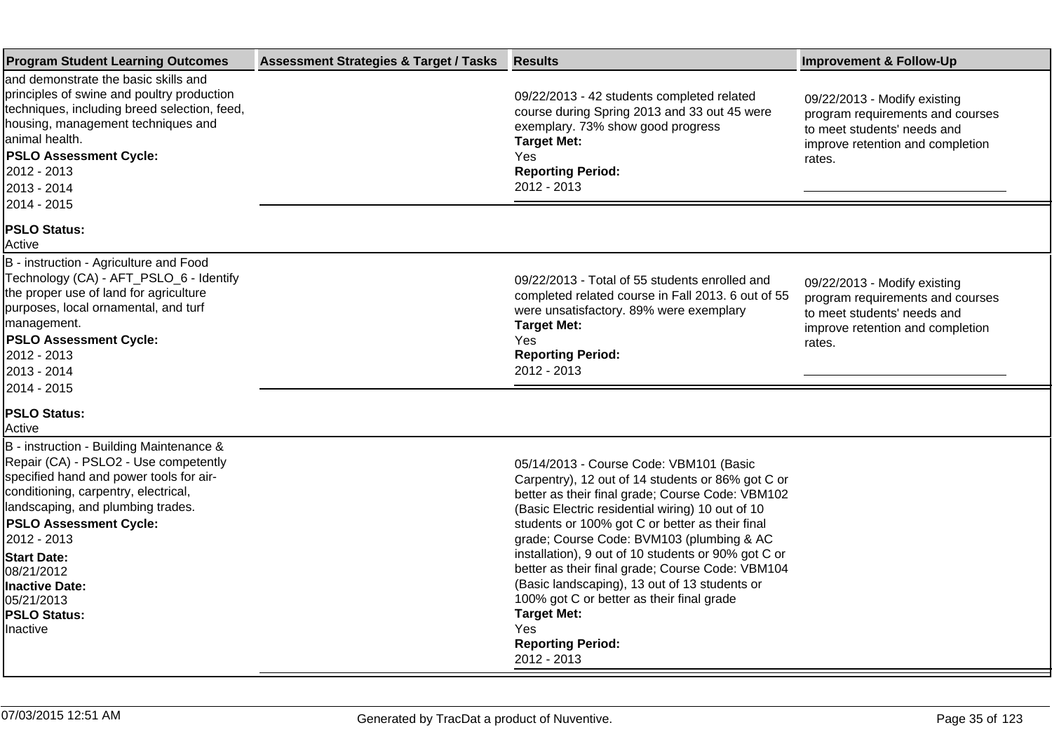| Program Student Learning Outcomes | Assessment Strategies & Target / Tasks | Results | Improvement & Follow-Up |
|---|---|---|---|
| and demonstrate the basic skills and principles of swine and poultry production techniques, including breed selection, feed, housing, management techniques and animal health.<br>**PSLO Assessment Cycle:**<br>2012 - 2013<br>2013 - 2014<br>2014 - 2015<br>**PSLO Status:**<br>Active | | 09/22/2013 - 42 students completed related course during Spring 2013 and 33 out 45 were exemplary. 73% show good progress<br>**Target Met:**<br>Yes<br>**Reporting Period:**<br>2012 - 2013 | 09/22/2013 - Modify existing program requirements and courses to meet students' needs and improve retention and completion rates. |
| B - instruction - Agriculture and Food Technology (CA) - AFT_PSLO_6 - Identify the proper use of land for agriculture purposes, local ornamental, and turf management.<br>**PSLO Assessment Cycle:**<br>2012 - 2013<br>2013 - 2014<br>2014 - 2015<br>**PSLO Status:**<br>Active | | 09/22/2013 - Total of 55 students enrolled and completed related course in Fall 2013. 6 out of 55 were unsatisfactory. 89% were exemplary<br>**Target Met:**<br>Yes<br>**Reporting Period:**<br>2012 - 2013 | 09/22/2013 - Modify existing program requirements and courses to meet students' needs and improve retention and completion rates. |
| B - instruction - Building Maintenance & Repair (CA) - PSLO2 - Use competently specified hand and power tools for air-conditioning, carpentry, electrical, landscaping, and plumbing trades.<br>**PSLO Assessment Cycle:**<br>2012 - 2013<br>**Start Date:**<br>08/21/2012<br>**Inactive Date:**<br>05/21/2013<br>**PSLO Status:**<br>Inactive | | 05/14/2013 - Course Code: VBM101 (Basic Carpentry), 12 out of 14 students or 86% got C or better as their final grade; Course Code: VBM102 (Basic Electric residential wiring) 10 out of 10 students or 100% got C or better as their final grade; Course Code: BVM103 (plumbing & AC installation), 9 out of 10 students or 90% got C or better as their final grade; Course Code: VBM104 (Basic landscaping), 13 out of 13 students or 100% got C or better as their final grade<br>**Target Met:**<br>Yes<br>**Reporting Period:**<br>2012 - 2013 | |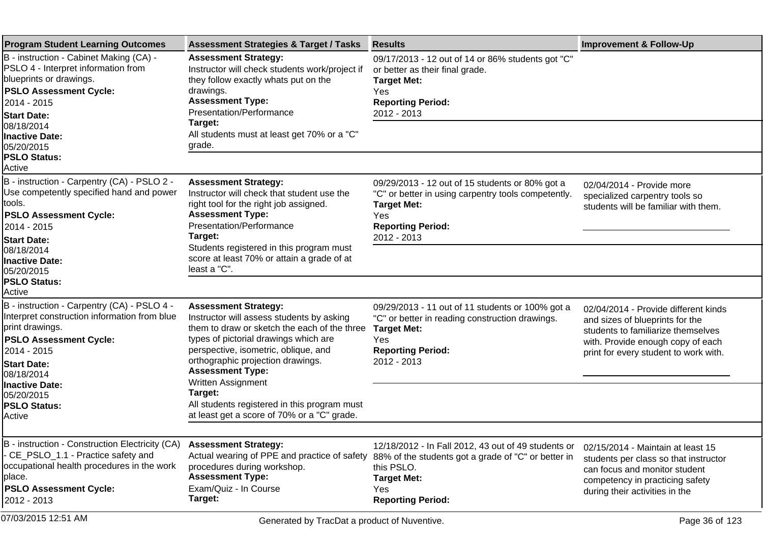| Program Student Learning Outcomes | Assessment Strategies & Target / Tasks | Results | Improvement & Follow-Up |
|---|---|---|---|
| B - instruction - Cabinet Making (CA) - PSLO 4 - Interpret information from blueprints or drawings.<br>**PSLO Assessment Cycle:**<br>2014 - 2015<br>**Start Date:**<br>08/18/2014<br>**Inactive Date:**<br>05/20/2015<br>**PSLO Status:**<br>Active | **Assessment Strategy:**<br>Instructor will check students work/project if they follow exactly whats put on the drawings.<br>**Assessment Type:**<br>Presentation/Performance<br>**Target:**<br>All students must at least get 70% or a "C" grade. | 09/17/2013 - 12 out of 14 or 86% students got "C" or better as their final grade.<br>**Target Met:**<br>Yes<br>**Reporting Period:**<br>2012 - 2013 | |
| B - instruction - Carpentry (CA) - PSLO 2 - Use competently specified hand and power tools.<br>**PSLO Assessment Cycle:**<br>2014 - 2015<br>**Start Date:**<br>08/18/2014<br>**Inactive Date:**<br>05/20/2015<br>**PSLO Status:**<br>Active | **Assessment Strategy:**<br>Instructor will check that student use the right tool for the right job assigned.<br>**Assessment Type:**<br>Presentation/Performance<br>**Target:**<br>Students registered in this program must score at least 70% or attain a grade of at least a "C". | 09/29/2013 - 12 out of 15 students or 80% got a "C" or better in using carpentry tools competently.<br>**Target Met:**<br>Yes<br>**Reporting Period:**<br>2012 - 2013 | 02/04/2014 - Provide more specialized carpentry tools so students will be familiar with them. |
| B - instruction - Carpentry (CA) - PSLO 4 - Interpret construction information from blue print drawings.<br>**PSLO Assessment Cycle:**<br>2014 - 2015<br>**Start Date:**<br>08/18/2014<br>**Inactive Date:**<br>05/20/2015<br>**PSLO Status:**<br>Active | **Assessment Strategy:**<br>Instructor will assess students by asking them to draw or sketch the each of the three types of pictorial drawings which are perspective, isometric, oblique, and orthographic projection drawings.<br>**Assessment Type:**<br>Written Assignment<br>**Target:**<br>All students registered in this program must at least get a score of 70% or a "C" grade. | 09/29/2013 - 11 out of 11 students or 100% got a "C" or better in reading construction drawings.<br>**Target Met:**<br>Yes<br>**Reporting Period:**<br>2012 - 2013 | 02/04/2014 - Provide different kinds and sizes of blueprints for the students to familiarize themselves with. Provide enough copy of each print for every student to work with. |
| B - instruction - Construction Electricity (CA) - CE_PSLO_1.1 - Practice safety and occupational health procedures in the work place.<br>**PSLO Assessment Cycle:**<br>2012 - 2013 | **Assessment Strategy:**<br>Actual wearing of PPE and practice of safety procedures during workshop.<br>**Assessment Type:**<br>Exam/Quiz - In Course<br>**Target:** | 12/18/2012 - In Fall 2012, 43 out of 49 students or 88% of the students got a grade of "C" or better in this PSLO.<br>**Target Met:**<br>Yes<br>**Reporting Period:** | 02/15/2014 - Maintain at least 15 students per class so that instructor can focus and monitor student competency in practicing safety during their activities in the |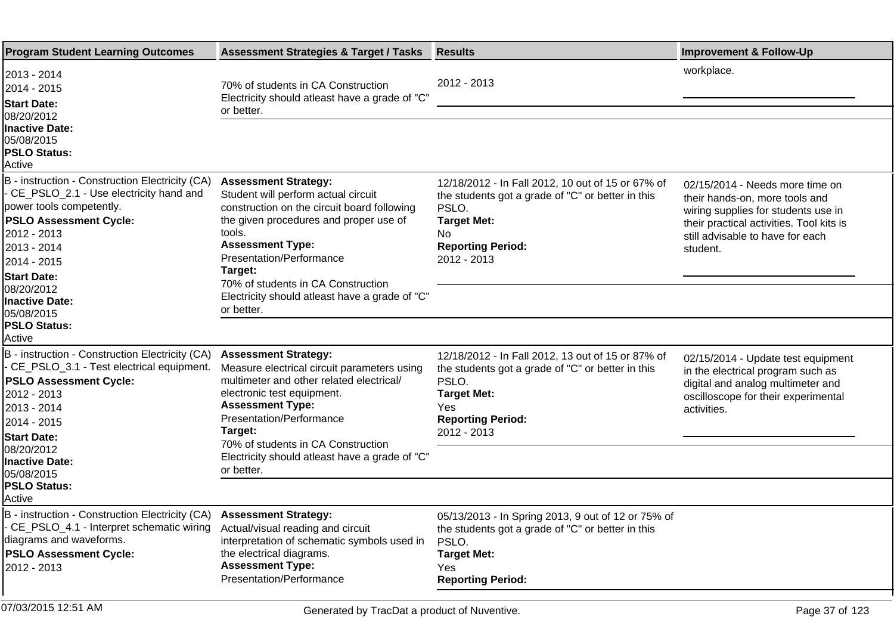| Program Student Learning Outcomes | Assessment Strategies & Target / Tasks | Results | Improvement & Follow-Up |
|---|---|---|---|
| 2013 - 2014<br>2014 - 2015<br>**Start Date:**<br>08/20/2012<br>**Inactive Date:**<br>05/08/2015<br>**PSLO Status:**<br>Active | 70% of students in CA Construction Electricity should atleast have a grade of "C" or better. | 2012 - 2013 | workplace. |
| B - instruction - Construction Electricity (CA) - CE_PSLO_2.1 - Use electricity hand and power tools competently.<br>**PSLO Assessment Cycle:**<br>2012 - 2013<br>2013 - 2014<br>2014 - 2015<br>**Start Date:**<br>08/20/2012<br>**Inactive Date:**<br>05/08/2015<br>**PSLO Status:**<br>Active | **Assessment Strategy:**<br>Student will perform actual circuit construction on the circuit board following the given procedures and proper use of tools.<br>**Assessment Type:**<br>Presentation/Performance<br>**Target:**<br>70% of students in CA Construction Electricity should atleast have a grade of "C" or better. | 12/18/2012 - In Fall 2012, 10 out of 15 or 67% of the students got a grade of "C" or better in this PSLO.<br>**Target Met:**<br>No<br>**Reporting Period:**<br>2012 - 2013 | 02/15/2014 - Needs more time on their hands-on, more tools and wiring supplies for students use in their practical activities. Tool kits is still advisable to have for each student. |
| B - instruction - Construction Electricity (CA) - CE_PSLO_3.1 - Test electrical equipment.<br>**PSLO Assessment Cycle:**<br>2012 - 2013<br>2013 - 2014<br>2014 - 2015<br>**Start Date:**<br>08/20/2012<br>**Inactive Date:**<br>05/08/2015<br>**PSLO Status:**<br>Active | **Assessment Strategy:**<br>Measure electrical circuit parameters using multimeter and other related electrical/ electronic test equipment.<br>**Assessment Type:**<br>Presentation/Performance<br>**Target:**<br>70% of students in CA Construction Electricity should atleast have a grade of "C" or better. | 12/18/2012 - In Fall 2012, 13 out of 15 or 87% of the students got a grade of "C" or better in this PSLO.<br>**Target Met:**<br>Yes<br>**Reporting Period:**<br>2012 - 2013 | 02/15/2014 - Update test equipment in the electrical program such as digital and analog multimeter and oscilloscope for their experimental activities. |
| B - instruction - Construction Electricity (CA) - CE_PSLO_4.1 - Interpret schematic wiring diagrams and waveforms.<br>**PSLO Assessment Cycle:**<br>2012 - 2013 | **Assessment Strategy:**<br>Actual/visual reading and circuit interpretation of schematic symbols used in the electrical diagrams.<br>**Assessment Type:**<br>Presentation/Performance | 05/13/2013 - In Spring 2013, 9 out of 12 or 75% of the students got a grade of "C" or better in this PSLO.<br>**Target Met:**<br>Yes<br>**Reporting Period:** | |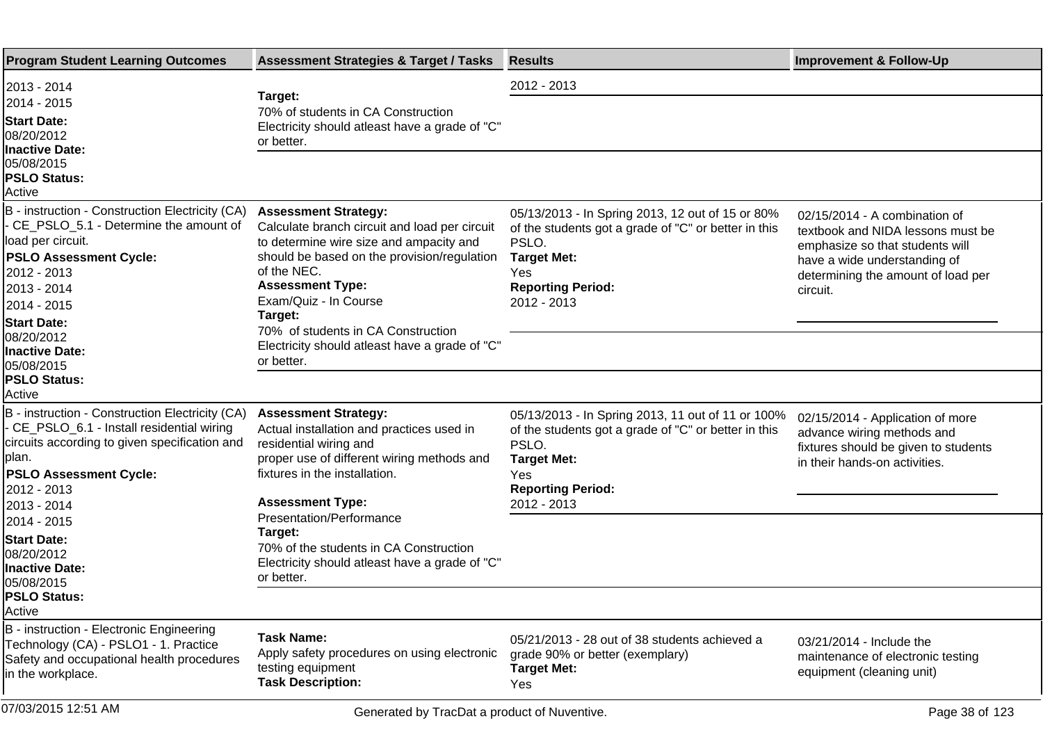| Program Student Learning Outcomes | Assessment Strategies & Target / Tasks | Results | Improvement & Follow-Up |
|---|---|---|---|
| 2013 - 2014<br>2014 - 2015<br>**Start Date:**<br>08/20/2012<br>**Inactive Date:**<br>05/08/2015<br>**PSLO Status:**<br>Active | **Target:**<br>70% of students in CA Construction Electricity should atleast have a grade of "C" or better. | 2012 - 2013 | |
| B - instruction - Construction Electricity (CA) - CE_PSLO_5.1 - Determine the amount of load per circuit.<br>**PSLO Assessment Cycle:**<br>2012 - 2013<br>2013 - 2014<br>2014 - 2015<br>**Start Date:**<br>08/20/2012<br>**Inactive Date:**<br>05/08/2015<br>**PSLO Status:**<br>Active | **Assessment Strategy:**<br>Calculate branch circuit and load per circuit to determine wire size and ampacity and should be based on the provision/regulation of the NEC.<br>**Assessment Type:**<br>Exam/Quiz - In Course<br>**Target:**<br>70% of students in CA Construction Electricity should atleast have a grade of "C" or better. | 05/13/2013 - In Spring 2013, 12 out of 15 or 80% of the students got a grade of "C" or better in this PSLO.<br>**Target Met:**<br>Yes<br>**Reporting Period:**<br>2012 - 2013 | 02/15/2014 - A combination of textbook and NIDA lessons must be emphasize so that students will have a wide understanding of determining the amount of load per circuit. |
| B - instruction - Construction Electricity (CA) - CE_PSLO_6.1 - Install residential wiring circuits according to given specification and plan.<br>**PSLO Assessment Cycle:**<br>2012 - 2013<br>2013 - 2014<br>2014 - 2015<br>**Start Date:**<br>08/20/2012<br>**Inactive Date:**<br>05/08/2015<br>**PSLO Status:**<br>Active | **Assessment Strategy:**<br>Actual installation and practices used in residential wiring and proper use of different wiring methods and fixtures in the installation.<br>**Assessment Type:**<br>Presentation/Performance<br>**Target:**<br>70% of the students in CA Construction Electricity should atleast have a grade of "C" or better. | 05/13/2013 - In Spring 2013, 11 out of 11 or 100% of the students got a grade of "C" or better in this PSLO.<br>**Target Met:**<br>Yes<br>**Reporting Period:**<br>2012 - 2013 | 02/15/2014 - Application of more advance wiring methods and fixtures should be given to students in their hands-on activities. |
| B - instruction - Electronic Engineering Technology (CA) - PSLO1 - 1. Practice Safety and occupational health procedures in the workplace. | **Task Name:**<br>Apply safety procedures on using electronic testing equipment<br>**Task Description:** | 05/21/2013 - 28 out of 38 students achieved a grade 90% or better (exemplary)<br>**Target Met:**<br>Yes | 03/21/2014 - Include the maintenance of electronic testing equipment (cleaning unit) |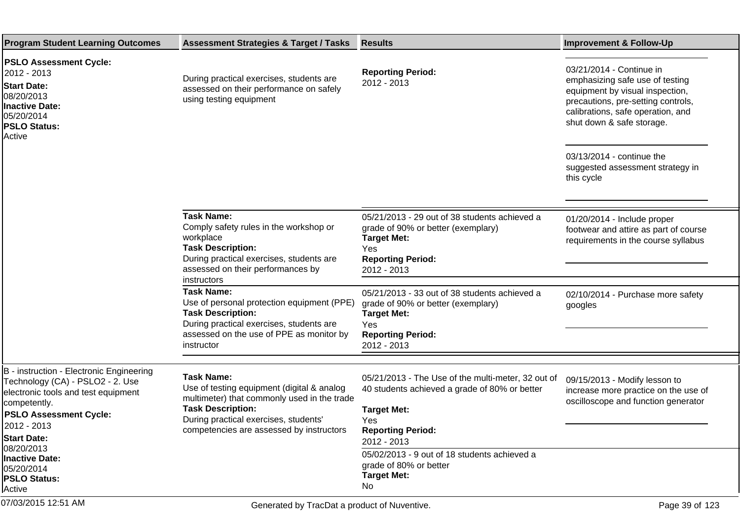| Program Student Learning Outcomes | Assessment Strategies & Target / Tasks | Results | Improvement & Follow-Up |
| --- | --- | --- | --- |
| **PSLO Assessment Cycle:** 2012 - 2013 **Start Date:** 08/20/2013 **Inactive Date:** 05/20/2014 **PSLO Status:** Active | During practical exercises, students are assessed on their performance on safely using testing equipment | **Reporting Period:** 2012 - 2013 | 03/21/2014 - Continue in emphasizing safe use of testing equipment by visual inspection, precautions, pre-setting controls, calibrations, safe operation, and shut down & safe storage.<br><br>03/13/2014 - continue the suggested assessment strategy in this cycle |
| | **Task Name:** Comply safety rules in the workshop or workplace **Task Description:** During practical exercises, students are assessed on their performances by instructors | 05/21/2013 - 29 out of 38 students achieved a grade of 90% or better (exemplary) **Target Met:** Yes **Reporting Period:** 2012 - 2013 | 01/20/2014 - Include proper footwear and attire as part of course requirements in the course syllabus |
| | **Task Name:** Use of personal protection equipment (PPE) **Task Description:** During practical exercises, students are assessed on the use of PPE as monitor by instructor | 05/21/2013 - 33 out of 38 students achieved a grade of 90% or better (exemplary) **Target Met:** Yes **Reporting Period:** 2012 - 2013 | 02/10/2014 - Purchase more safety googles |
| B - instruction - Electronic Engineering Technology (CA) - PSLO2 - 2. Use electronic tools and test equipment competently. **PSLO Assessment Cycle:** 2012 - 2013 **Start Date:** 08/20/2013 **Inactive Date:** 05/20/2014 **PSLO Status:** Active | **Task Name:** Use of testing equipment (digital & analog multimeter) that commonly used in the trade **Task Description:** During practical exercises, students' competencies are assessed by instructors | 05/21/2013 - The Use of the multi-meter, 32 out of 40 students achieved a grade of 80% or better **Target Met:** Yes **Reporting Period:** 2012 - 2013<br><br>05/02/2013 - 9 out of 18 students achieved a grade of 80% or better **Target Met:** No | 09/15/2013 - Modify lesson to increase more practice on the use of oscilloscope and function generator |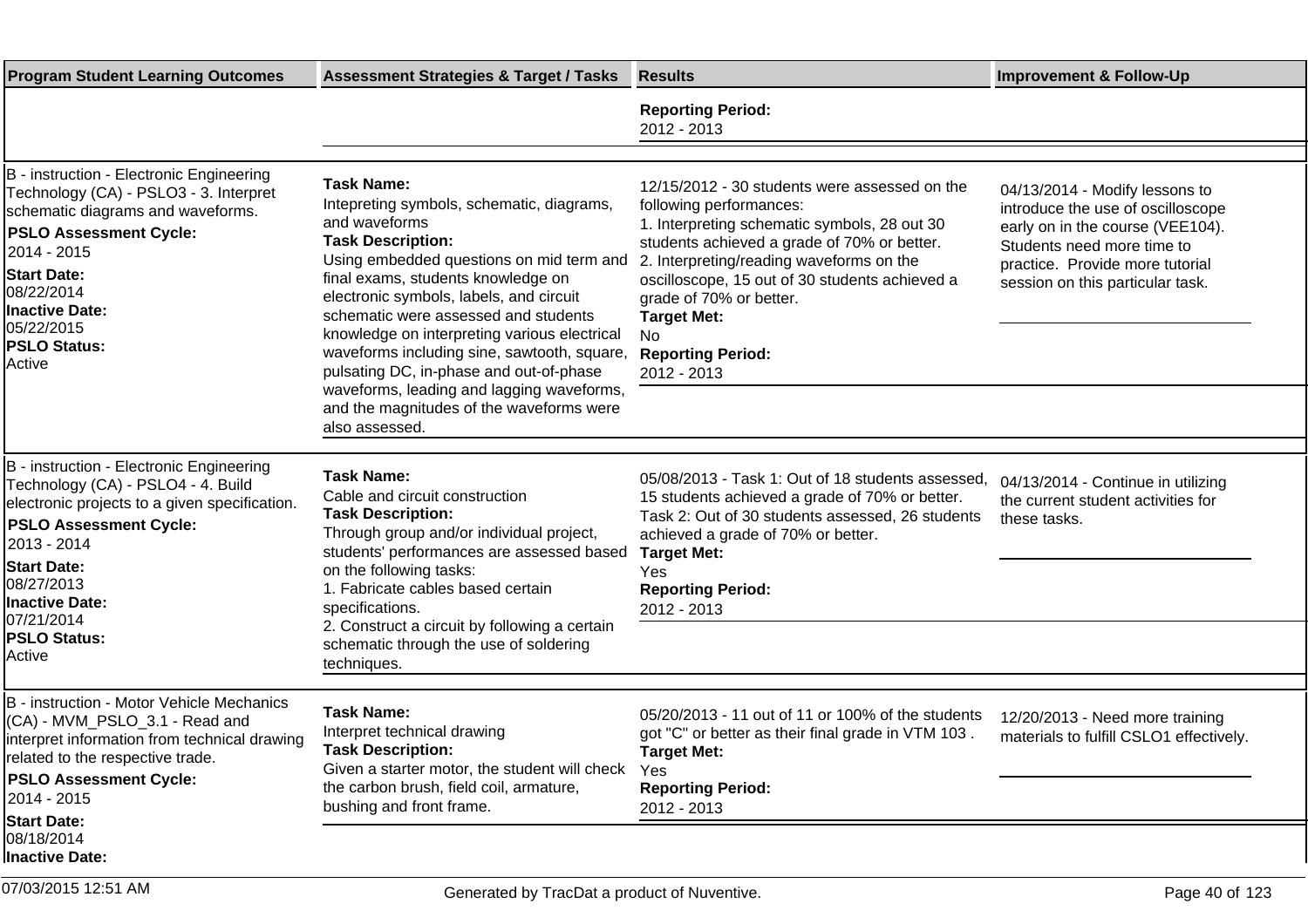| Program Student Learning Outcomes | Assessment Strategies & Target / Tasks | Results | Improvement & Follow-Up |
|---|---|---|---|
| | | **Reporting Period:**<br>2012 - 2013 | |
| B - instruction - Electronic Engineering Technology (CA) - PSLO3 - 3. Interpret schematic diagrams and waveforms.<br>**PSLO Assessment Cycle:**<br>2014 - 2015<br>**Start Date:**<br>08/22/2014<br>**Inactive Date:**<br>05/22/2015<br>**PSLO Status:**<br>Active | **Task Name:**<br>Intepreting symbols, schematic, diagrams, and waveforms<br>**Task Description:**<br>Using embedded questions on mid term and final exams, students knowledge on electronic symbols, labels, and circuit schematic were assessed and students knowledge on interpreting various electrical waveforms including sine, sawtooth, square, pulsating DC, in-phase and out-of-phase waveforms, leading and lagging waveforms, and the magnitudes of the waveforms were also assessed. | 12/15/2012 - 30 students were assessed on the following performances:<br>1. Interpreting schematic symbols, 28 out 30 students achieved a grade of 70% or better.<br>2. Interpreting/reading waveforms on the oscilloscope, 15 out of 30 students achieved a grade of 70% or better.<br>**Target Met:**<br>No<br>**Reporting Period:**<br>2012 - 2013 | 04/13/2014 - Modify lessons to introduce the use of oscilloscope early on in the course (VEE104). Students need more time to practice. Provide more tutorial session on this particular task. |
| B - instruction - Electronic Engineering Technology (CA) - PSLO4 - 4. Build electronic projects to a given specification.<br>**PSLO Assessment Cycle:**<br>2013 - 2014<br>**Start Date:**<br>08/27/2013<br>**Inactive Date:**<br>07/21/2014<br>**PSLO Status:**<br>Active | **Task Name:**<br>Cable and circuit construction<br>**Task Description:**<br>Through group and/or individual project, students' performances are assessed based on the following tasks:<br>1. Fabricate cables based certain specifications.<br>2. Construct a circuit by following a certain schematic through the use of soldering techniques. | 05/08/2013 - Task 1: Out of 18 students assessed, 15 students achieved a grade of 70% or better. Task 2: Out of 30 students assessed, 26 students achieved a grade of 70% or better.<br>**Target Met:**<br>Yes<br>**Reporting Period:**<br>2012 - 2013 | 04/13/2014 - Continue in utilizing the current student activities for these tasks. |
| B - instruction - Motor Vehicle Mechanics (CA) - MVM_PSLO_3.1 - Read and interpret information from technical drawing related to the respective trade.<br>**PSLO Assessment Cycle:**<br>2014 - 2015<br>**Start Date:**<br>08/18/2014<br>**Inactive Date:** | **Task Name:**<br>Interpret technical drawing<br>**Task Description:**<br>Given a starter motor, the student will check the carbon brush, field coil, armature, bushing and front frame. | 05/20/2013 - 11 out of 11 or 100% of the students got "C" or better as their final grade in VTM 103 .<br>**Target Met:**<br>Yes<br>**Reporting Period:**<br>2012 - 2013 | 12/20/2013 - Need more training materials to fulfill CSLO1 effectively. |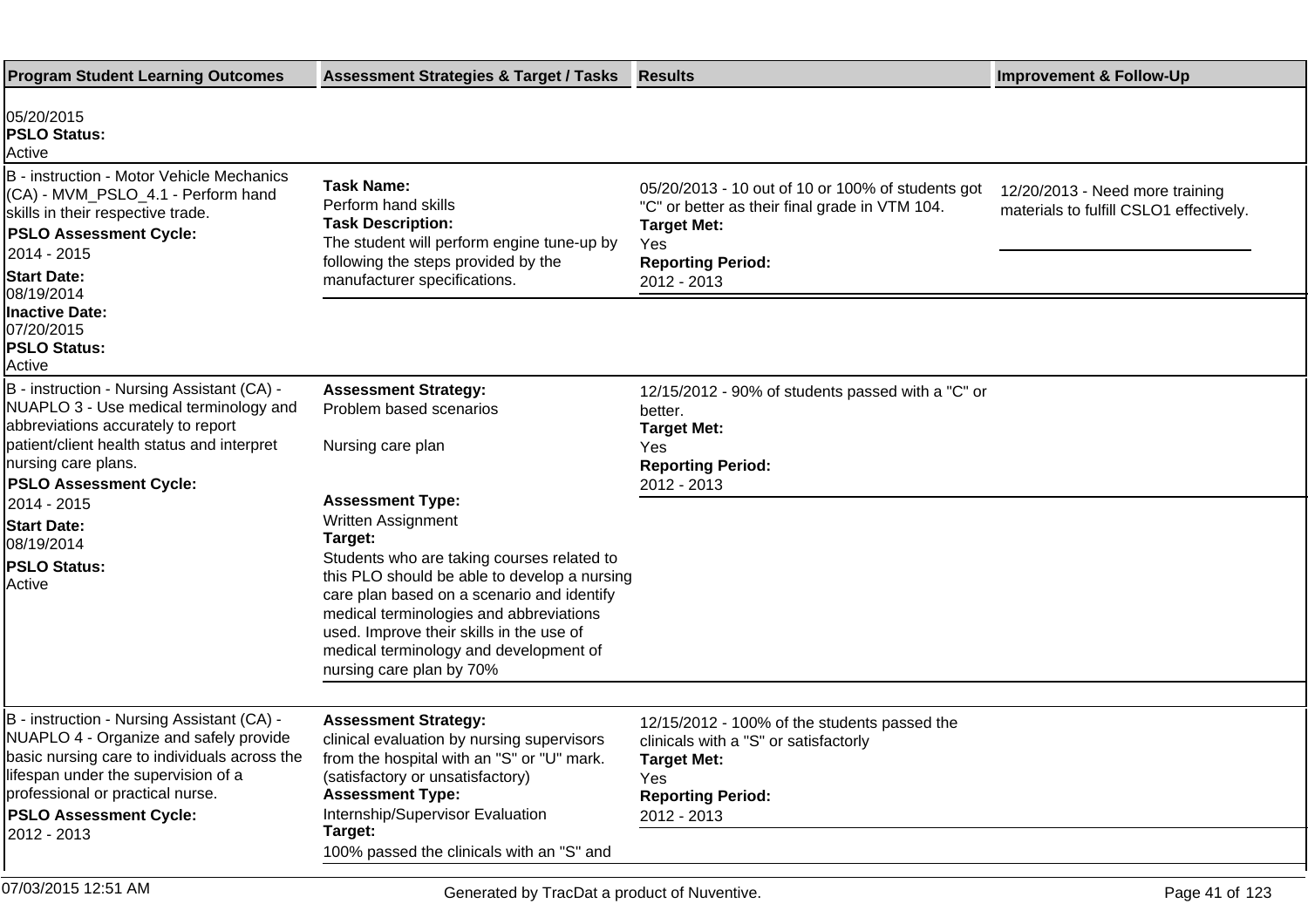| Program Student Learning Outcomes | Assessment Strategies & Target / Tasks | Results | Improvement & Follow-Up |
|---|---|---|---|
| 05/20/2015<br>**PSLO Status:**<br>Active | | | |
| B - instruction - Motor Vehicle Mechanics (CA) - MVM_PSLO_4.1 - Perform hand skills in their respective trade.<br>**PSLO Assessment Cycle:**<br>2014 - 2015<br>**Start Date:**<br>08/19/2014<br>**Inactive Date:**<br>07/20/2015<br>**PSLO Status:**<br>Active | **Task Name:**<br>Perform hand skills<br>**Task Description:**<br>The student will perform engine tune-up by following the steps provided by the manufacturer specifications. | 05/20/2013 - 10 out of 10 or 100% of students got "C" or better as their final grade in VTM 104.<br>**Target Met:**<br>Yes<br>**Reporting Period:**<br>2012 - 2013 | 12/20/2013 - Need more training materials to fulfill CSLO1 effectively. |
| B - instruction - Nursing Assistant (CA) - NUAPLO 3 - Use medical terminology and abbreviations accurately to report patient/client health status and interpret nursing care plans.<br>**PSLO Assessment Cycle:**<br>2014 - 2015<br>**Start Date:**<br>08/19/2014<br>**PSLO Status:**<br>Active | **Assessment Strategy:**<br>Problem based scenarios<br><br>Nursing care plan<br><br>**Assessment Type:**<br>Written Assignment<br>**Target:**<br>Students who are taking courses related to this PLO should be able to develop a nursing care plan based on a scenario and identify medical terminologies and abbreviations used. Improve their skills in the use of medical terminology and development of nursing care plan by 70% | 12/15/2012 - 90% of students passed with a "C" or better.<br>**Target Met:**<br>Yes<br>**Reporting Period:**<br>2012 - 2013 | |
| B - instruction - Nursing Assistant (CA) - NUAPLO 4 - Organize and safely provide basic nursing care to individuals across the lifespan under the supervision of a professional or practical nurse.<br>**PSLO Assessment Cycle:**<br>2012 - 2013 | **Assessment Strategy:**<br>clinical evaluation by nursing supervisors from the hospital with an "S" or "U" mark. (satisfactory or unsatisfactory)<br>**Assessment Type:**<br>Internship/Supervisor Evaluation<br>**Target:**<br>100% passed the clinicals with an "S" and | 12/15/2012 - 100% of the students passed the clinicals with a "S" or satisfactorly<br>**Target Met:**<br>Yes<br>**Reporting Period:**<br>2012 - 2013 | |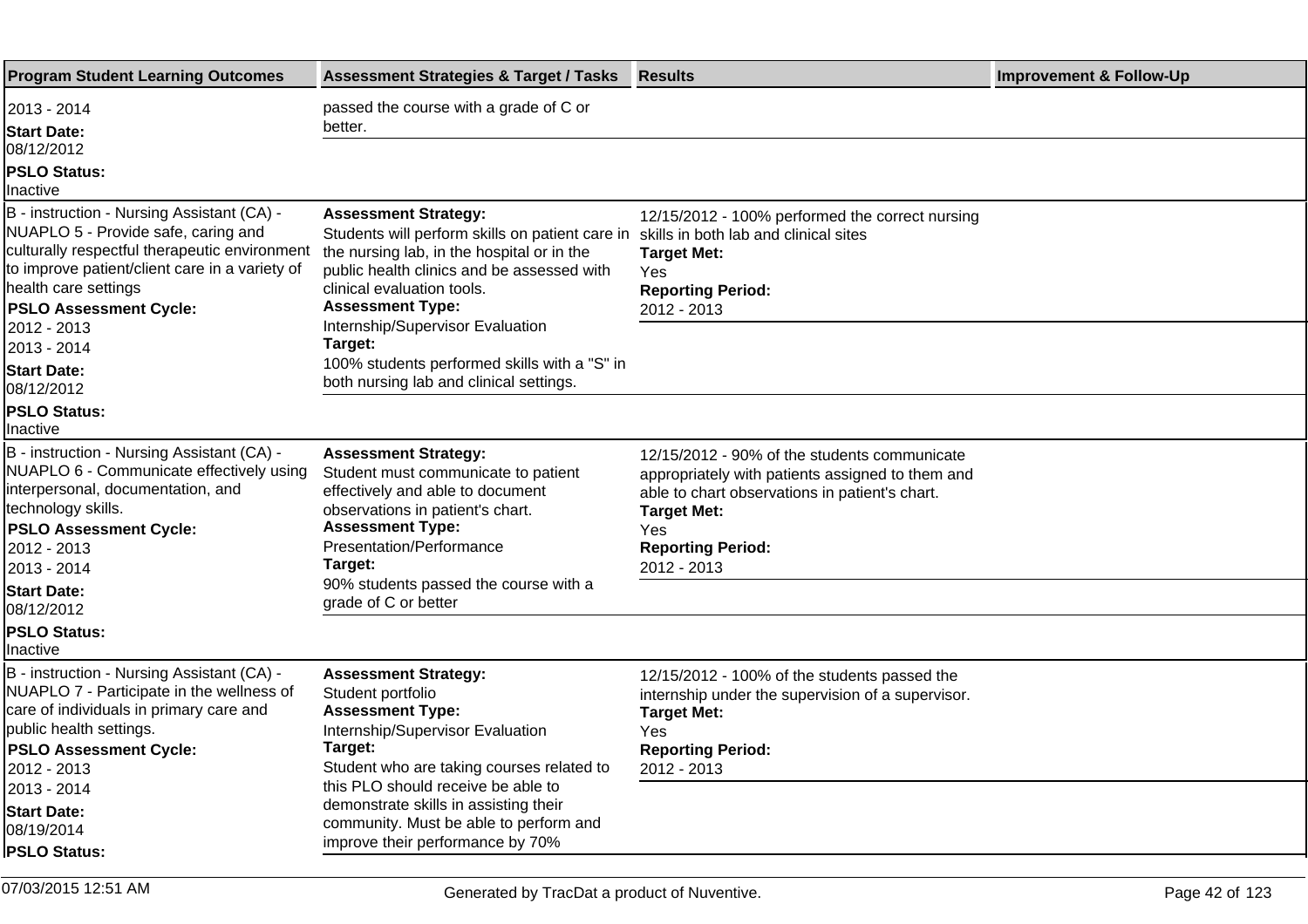| Program Student Learning Outcomes | Assessment Strategies & Target / Tasks | Results | Improvement & Follow-Up |
|---|---|---|---|
| 2013 - 2014<br>**Start Date:**<br>08/12/2012<br>**PSLO Status:**<br>Inactive | passed the course with a grade of C or better. | | |
| B - instruction - Nursing Assistant (CA) - NUAPLO 5 - Provide safe, caring and culturally respectful therapeutic environment to improve patient/client care in a variety of health care settings<br>**PSLO Assessment Cycle:**<br>2012 - 2013<br>2013 - 2014<br>**Start Date:**<br>08/12/2012<br>**PSLO Status:**<br>Inactive | **Assessment Strategy:**<br>Students will perform skills on patient care in the nursing lab, in the hospital or in the public health clinics and be assessed with clinical evaluation tools.<br>**Assessment Type:**<br>Internship/Supervisor Evaluation<br>**Target:**<br>100% students performed skills with a "S" in both nursing lab and clinical settings. | 12/15/2012 - 100% performed the correct nursing skills in both lab and clinical sites<br>**Target Met:**<br>Yes<br>**Reporting Period:**<br>2012 - 2013 | |
| B - instruction - Nursing Assistant (CA) - NUAPLO 6 - Communicate effectively using interpersonal, documentation, and technology skills.<br>**PSLO Assessment Cycle:**<br>2012 - 2013<br>2013 - 2014<br>**Start Date:**<br>08/12/2012<br>**PSLO Status:**<br>Inactive | **Assessment Strategy:**<br>Student must communicate to patient effectively and able to document observations in patient's chart.<br>**Assessment Type:**<br>Presentation/Performance<br>**Target:**<br>90% students passed the course with a grade of C or better | 12/15/2012 - 90% of the students communicate appropriately with patients assigned to them and able to chart observations in patient's chart.<br>**Target Met:**<br>Yes<br>**Reporting Period:**<br>2012 - 2013 | |
| B - instruction - Nursing Assistant (CA) - NUAPLO 7 - Participate in the wellness of care of individuals in primary care and public health settings.<br>**PSLO Assessment Cycle:**<br>2012 - 2013<br>2013 - 2014<br>**Start Date:**<br>08/19/2014<br>**PSLO Status:** | **Assessment Strategy:**<br>Student portfolio<br>**Assessment Type:**<br>Internship/Supervisor Evaluation<br>**Target:**<br>Student who are taking courses related to this PLO should receive be able to demonstrate skills in assisting their community. Must be able to perform and improve their performance by 70% | 12/15/2012 - 100% of the students passed the internship under the supervision of a supervisor.<br>**Target Met:**<br>Yes<br>**Reporting Period:**<br>2012 - 2013 | |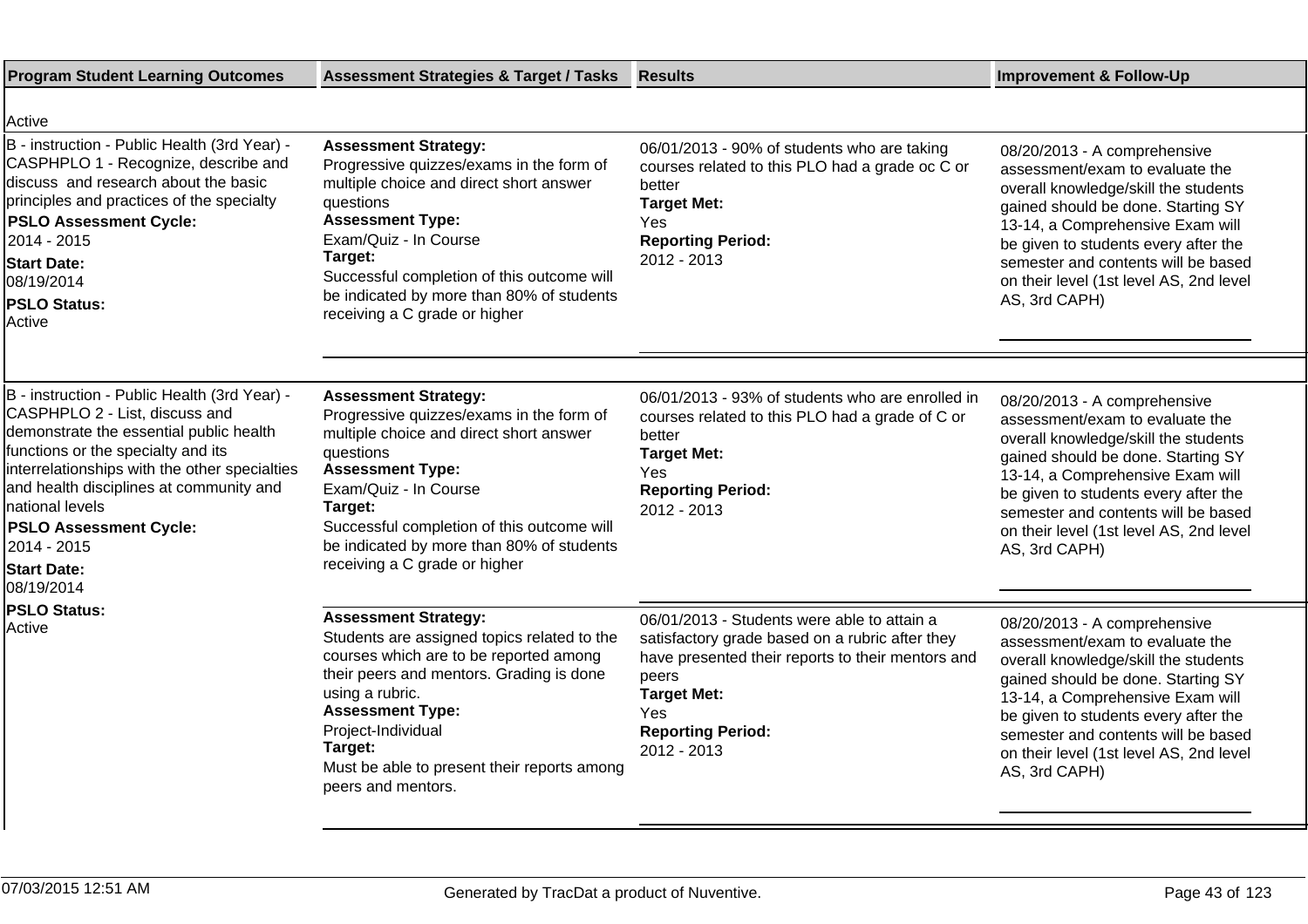| Program Student Learning Outcomes | Assessment Strategies & Target / Tasks | Results | Improvement & Follow-Up |
|---|---|---|---|
| Active | | | |
| B - instruction - Public Health (3rd Year) - CASPHPLO 1 - Recognize, describe and discuss and research about the basic principles and practices of the specialty<br>**PSLO Assessment Cycle:**<br>2014 - 2015<br>**Start Date:**<br>08/19/2014<br>**PSLO Status:**<br>Active | **Assessment Strategy:**<br>Progressive quizzes/exams in the form of multiple choice and direct short answer questions<br>**Assessment Type:**<br>Exam/Quiz - In Course<br>**Target:**<br>Successful completion of this outcome will be indicated by more than 80% of students receiving a C grade or higher | 06/01/2013 - 90% of students who are taking courses related to this PLO had a grade oc C or better<br>**Target Met:**<br>Yes<br>**Reporting Period:**<br>2012 - 2013 | 08/20/2013 - A comprehensive assessment/exam to evaluate the overall knowledge/skill the students gained should be done. Starting SY 13-14, a Comprehensive Exam will be given to students every after the semester and contents will be based on their level (1st level AS, 2nd level AS, 3rd CAPH) |
| B - instruction - Public Health (3rd Year) - CASPHPLO 2 - List, discuss and demonstrate the essential public health functions or the specialty and its interrelationships with the other specialties and health disciplines at community and national levels<br>**PSLO Assessment Cycle:**<br>2014 - 2015<br>**Start Date:**<br>08/19/2014<br>**PSLO Status:**<br>Active | **Assessment Strategy:**<br>Progressive quizzes/exams in the form of multiple choice and direct short answer questions<br>**Assessment Type:**<br>Exam/Quiz - In Course<br>**Target:**<br>Successful completion of this outcome will be indicated by more than 80% of students receiving a C grade or higher | 06/01/2013 - 93% of students who are enrolled in courses related to this PLO had a grade of C or better<br>**Target Met:**<br>Yes<br>**Reporting Period:**<br>2012 - 2013 | 08/20/2013 - A comprehensive assessment/exam to evaluate the overall knowledge/skill the students gained should be done. Starting SY 13-14, a Comprehensive Exam will be given to students every after the semester and contents will be based on their level (1st level AS, 2nd level AS, 3rd CAPH) |
| | **Assessment Strategy:**<br>Students are assigned topics related to the courses which are to be reported among their peers and mentors. Grading is done using a rubric.<br>**Assessment Type:**<br>Project-Individual<br>**Target:**<br>Must be able to present their reports among peers and mentors. | 06/01/2013 - Students were able to attain a satisfactory grade based on a rubric after they have presented their reports to their mentors and peers<br>**Target Met:**<br>Yes<br>**Reporting Period:**<br>2012 - 2013 | 08/20/2013 - A comprehensive assessment/exam to evaluate the overall knowledge/skill the students gained should be done. Starting SY 13-14, a Comprehensive Exam will be given to students every after the semester and contents will be based on their level (1st level AS, 2nd level AS, 3rd CAPH) |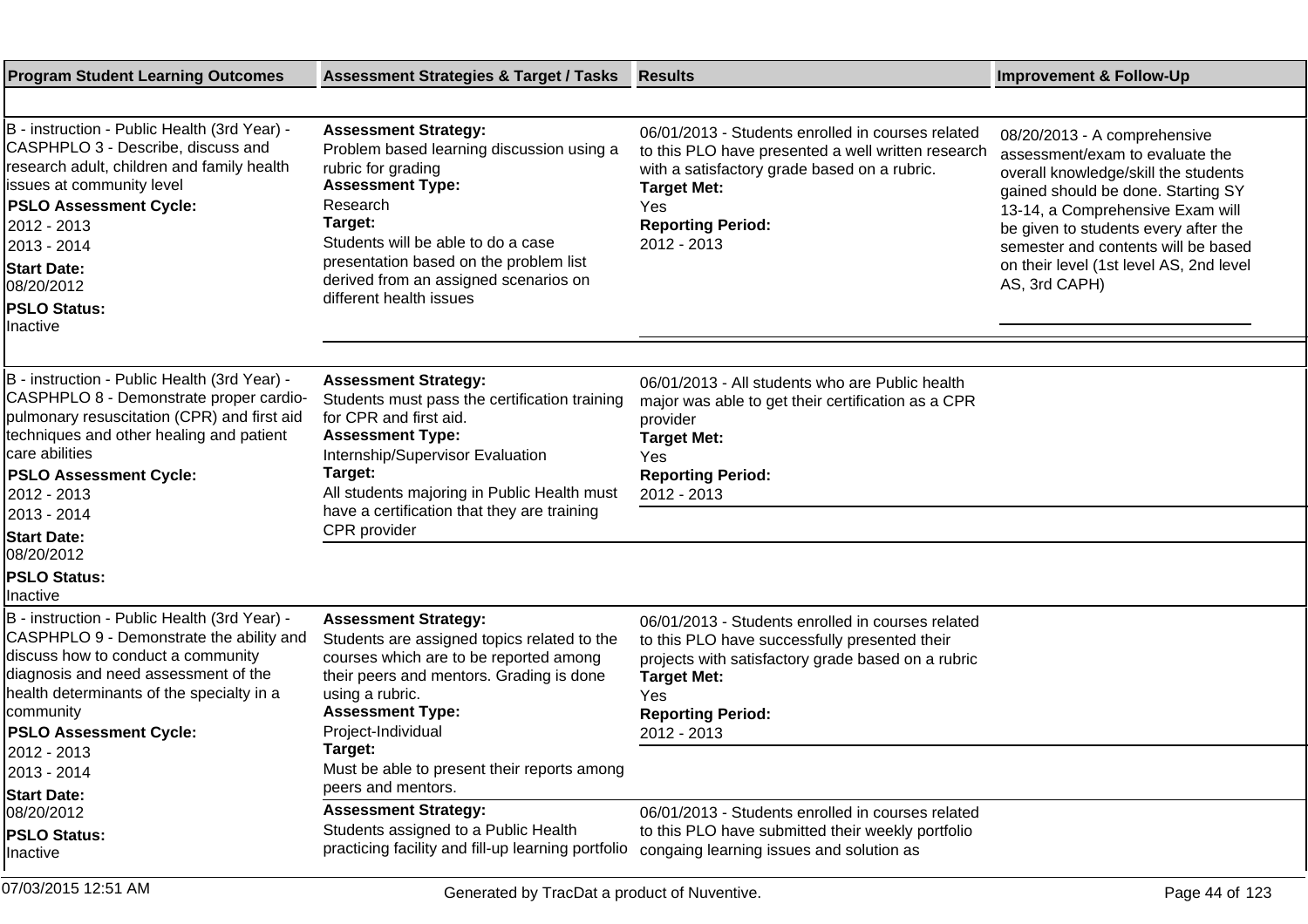| Program Student Learning Outcomes | Assessment Strategies & Target / Tasks | Results | Improvement & Follow-Up |
|---|---|---|---|
| B - instruction - Public Health (3rd Year) - CASPHPLO 3 - Describe, discuss and research adult, children and family health issues at community level<br>**PSLO Assessment Cycle:**<br>2012 - 2013<br>2013 - 2014<br>**Start Date:**<br>08/20/2012<br>**PSLO Status:**<br>Inactive | **Assessment Strategy:**<br>Problem based learning discussion using a rubric for grading<br>**Assessment Type:**<br>Research<br>**Target:**<br>Students will be able to do a case presentation based on the problem list derived from an assigned scenarios on different health issues | 06/01/2013 - Students enrolled in courses related to this PLO have presented a well written research with a satisfactory grade based on a rubric.<br>**Target Met:**<br>Yes<br>**Reporting Period:**<br>2012 - 2013 | 08/20/2013 - A comprehensive assessment/exam to evaluate the overall knowledge/skill the students gained should be done. Starting SY 13-14, a Comprehensive Exam will be given to students every after the semester and contents will be based on their level (1st level AS, 2nd level AS, 3rd CAPH) |
| B - instruction - Public Health (3rd Year) - CASPHPLO 8 - Demonstrate proper cardio-pulmonary resuscitation (CPR) and first aid techniques and other healing and patient care abilities<br>**PSLO Assessment Cycle:**<br>2012 - 2013<br>2013 - 2014<br>**Start Date:**<br>08/20/2012<br>**PSLO Status:**<br>Inactive | **Assessment Strategy:**<br>Students must pass the certification training for CPR and first aid.<br>**Assessment Type:**<br>Internship/Supervisor Evaluation<br>**Target:**<br>All students majoring in Public Health must have a certification that they are training CPR provider | 06/01/2013 - All students who are Public health major was able to get their certification as a CPR provider<br>**Target Met:**<br>Yes<br>**Reporting Period:**<br>2012 - 2013 | |
| B - instruction - Public Health (3rd Year) - CASPHPLO 9 - Demonstrate the ability and discuss how to conduct a community diagnosis and need assessment of the health determinants of the specialty in a community<br>**PSLO Assessment Cycle:**<br>2012 - 2013<br>2013 - 2014<br>**Start Date:**<br>08/20/2012<br>**PSLO Status:**<br>Inactive | **Assessment Strategy:**<br>Students are assigned topics related to the courses which are to be reported among their peers and mentors. Grading is done using a rubric.<br>**Assessment Type:**<br>Project-Individual<br>**Target:**<br>Must be able to present their reports among peers and mentors. | 06/01/2013 - Students enrolled in courses related to this PLO have successfully presented their projects with satisfactory grade based on a rubric<br>**Target Met:**<br>Yes<br>**Reporting Period:**<br>2012 - 2013 | |
| | **Assessment Strategy:**<br>Students assigned to a Public Health practicing facility and fill-up learning portfolio | 06/01/2013 - Students enrolled in courses related to this PLO have submitted their weekly portfolio congaing learning issues and solution as | |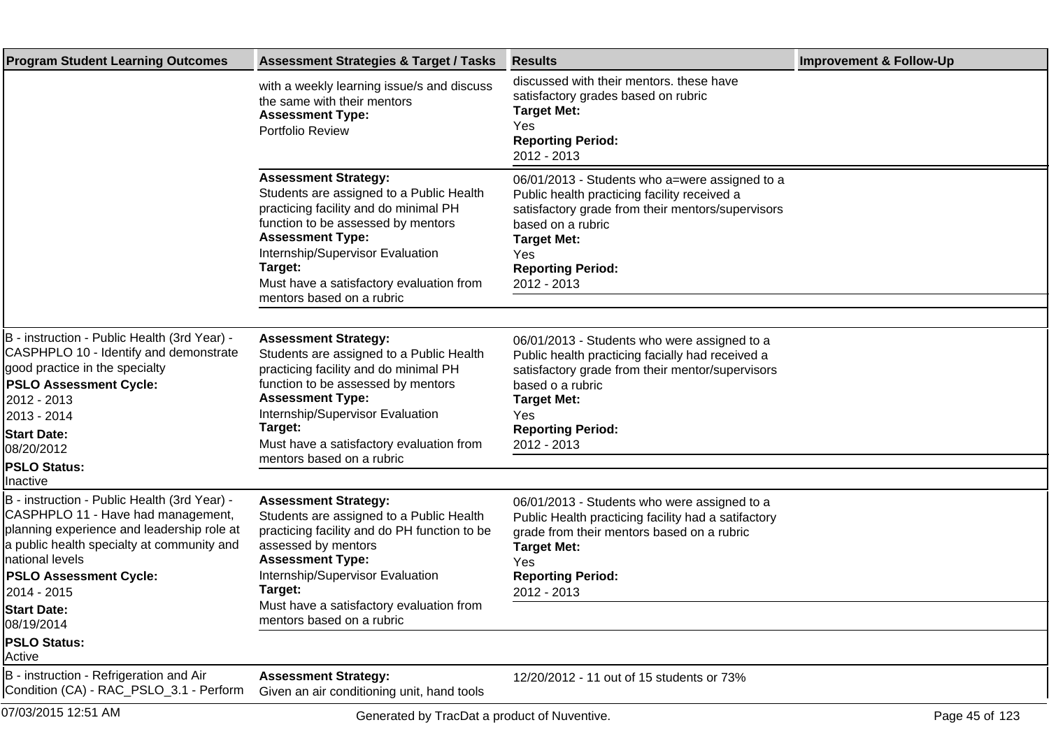| Program Student Learning Outcomes | Assessment Strategies & Target / Tasks | Results | Improvement & Follow-Up |
|---|---|---|---|
| | with a weekly learning issue/s and discuss the same with their mentors<br>**Assessment Type:**<br>Portfolio Review | discussed with their mentors. these have satisfactory grades based on rubric<br>**Target Met:**<br>Yes<br>**Reporting Period:**<br>2012 - 2013 | |
| | **Assessment Strategy:**<br>Students are assigned to a Public Health practicing facility and do minimal PH function to be assessed by mentors<br>**Assessment Type:**<br>Internship/Supervisor Evaluation<br>**Target:**<br>Must have a satisfactory evaluation from mentors based on a rubric | 06/01/2013 - Students who a=were assigned to a Public health practicing facility received a satisfactory grade from their mentors/supervisors based on a rubric<br>**Target Met:**<br>Yes<br>**Reporting Period:**<br>2012 - 2013 | |
| B - instruction - Public Health (3rd Year) - CASPHPLO 10 - Identify and demonstrate good practice in the specialty<br>**PSLO Assessment Cycle:**<br>2012 - 2013<br>2013 - 2014<br>**Start Date:**<br>08/20/2012<br>**PSLO Status:**<br>Inactive | **Assessment Strategy:**<br>Students are assigned to a Public Health practicing facility and do minimal PH function to be assessed by mentors<br>**Assessment Type:**<br>Internship/Supervisor Evaluation<br>**Target:**<br>Must have a satisfactory evaluation from mentors based on a rubric | 06/01/2013 - Students who were assigned to a Public health practicing facially had received a satisfactory grade from their mentor/supervisors based o a rubric<br>**Target Met:**<br>Yes<br>**Reporting Period:**<br>2012 - 2013 | |
| B - instruction - Public Health (3rd Year) - CASPHPLO 11 - Have had management, planning experience and leadership role at a public health specialty at community and national levels<br>**PSLO Assessment Cycle:**<br>2014 - 2015<br>**Start Date:**<br>08/19/2014<br>**PSLO Status:**<br>Active | **Assessment Strategy:**<br>Students are assigned to a Public Health practicing facility and do PH function to be assessed by mentors<br>**Assessment Type:**<br>Internship/Supervisor Evaluation<br>**Target:**<br>Must have a satisfactory evaluation from mentors based on a rubric | 06/01/2013 - Students who were assigned to a Public Health practicing facility had a satifactory grade from their mentors based on a rubric<br>**Target Met:**<br>Yes<br>**Reporting Period:**<br>2012 - 2013 | |
| B - instruction - Refrigeration and Air Condition (CA) - RAC_PSLO_3.1 - Perform | **Assessment Strategy:**<br>Given an air conditioning unit, hand tools | 12/20/2012 - 11 out of 15 students or 73% | |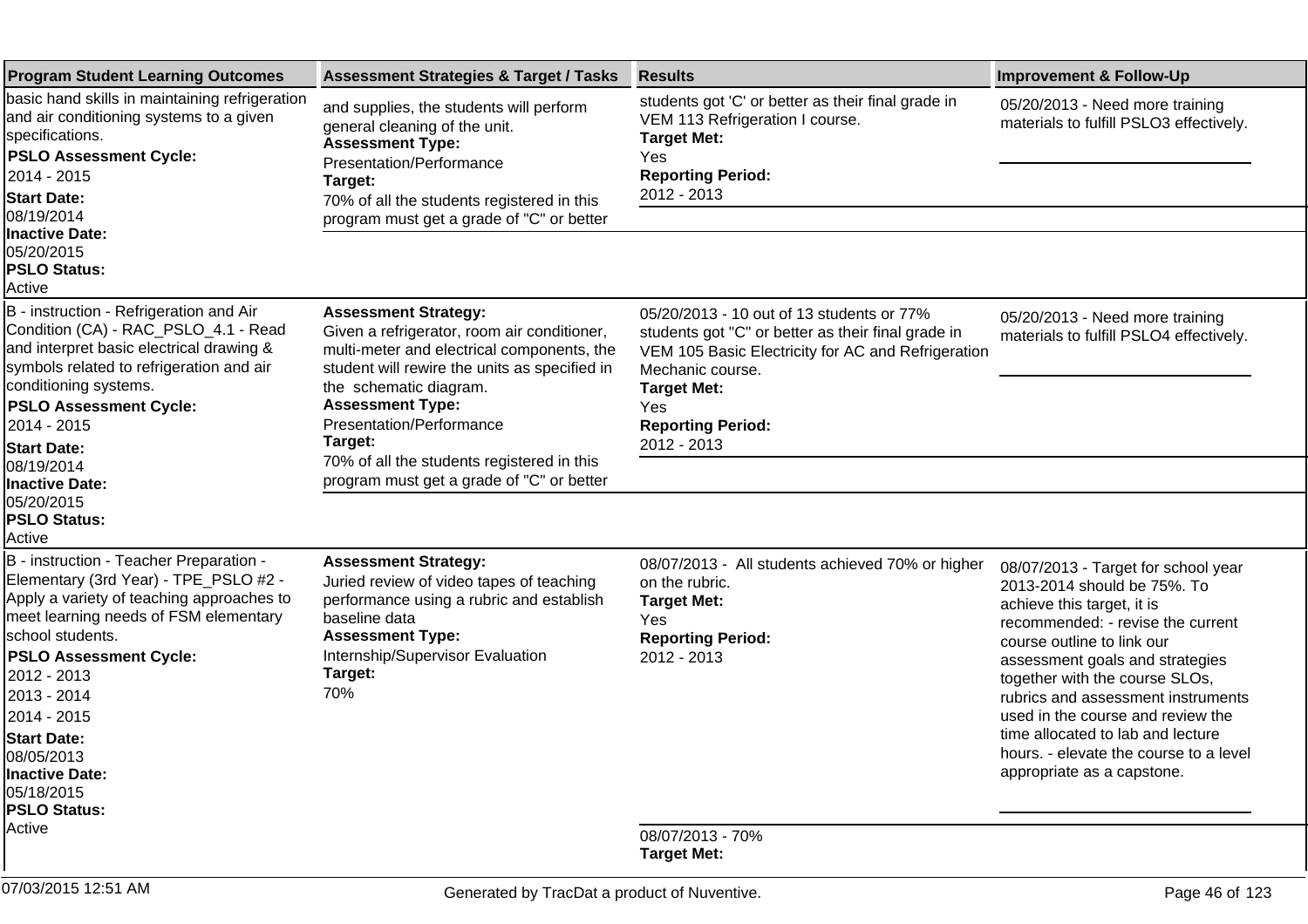| Program Student Learning Outcomes | Assessment Strategies & Target / Tasks | Results | Improvement & Follow-Up |
|---|---|---|---|
| basic hand skills in maintaining refrigeration and air conditioning systems to a given specifications.<br>**PSLO Assessment Cycle:**<br>2014 - 2015<br>**Start Date:**<br>08/19/2014<br>**Inactive Date:**<br>05/20/2015<br>**PSLO Status:**<br>Active | and supplies, the students will perform general cleaning of the unit.<br>**Assessment Type:**<br>Presentation/Performance<br>**Target:**<br>70% of all the students registered in this program must get a grade of "C" or better | students got 'C' or better as their final grade in VEM 113 Refrigeration I course.<br>**Target Met:**<br>Yes<br>**Reporting Period:**<br>2012 - 2013 | 05/20/2013 - Need more training materials to fulfill PSLO3 effectively. |
| B - instruction - Refrigeration and Air Condition (CA) - RAC_PSLO_4.1 - Read and interpret basic electrical drawing & symbols related to refrigeration and air conditioning systems.<br>**PSLO Assessment Cycle:**<br>2014 - 2015<br>**Start Date:**<br>08/19/2014<br>**Inactive Date:**<br>05/20/2015<br>**PSLO Status:**<br>Active | **Assessment Strategy:**<br>Given a refrigerator, room air conditioner, multi-meter and electrical components, the student will rewire the units as specified in the schematic diagram.<br>**Assessment Type:**<br>Presentation/Performance<br>**Target:**<br>70% of all the students registered in this program must get a grade of "C" or better | 05/20/2013 - 10 out of 13 students or 77% students got "C" or better as their final grade in VEM 105 Basic Electricity for AC and Refrigeration Mechanic course.<br>**Target Met:**<br>Yes<br>**Reporting Period:**<br>2012 - 2013 | 05/20/2013 - Need more training materials to fulfill PSLO4 effectively. |
| B - instruction - Teacher Preparation - Elementary (3rd Year) - TPE_PSLO #2 - Apply a variety of teaching approaches to meet learning needs of FSM elementary school students.<br>**PSLO Assessment Cycle:**<br>2012 - 2013<br>2013 - 2014<br>2014 - 2015<br>**Start Date:**<br>08/05/2013<br>**Inactive Date:**<br>05/18/2015<br>**PSLO Status:**<br>Active | **Assessment Strategy:**<br>Juried review of video tapes of teaching performance using a rubric and establish baseline data<br>**Assessment Type:**<br>Internship/Supervisor Evaluation<br>**Target:**<br>70% | 08/07/2013 - All students achieved 70% or higher on the rubric.<br>**Target Met:**<br>Yes<br>**Reporting Period:**<br>2012 - 2013 | 08/07/2013 - Target for school year 2013-2014 should be 75%. To achieve this target, it is recommended: - revise the current course outline to link our assessment goals and strategies together with the course SLOs, rubrics and assessment instruments used in the course and review the time allocated to lab and lecture hours. - elevate the course to a level appropriate as a capstone. |
| | | 08/07/2013 - 70%<br>**Target Met:** | |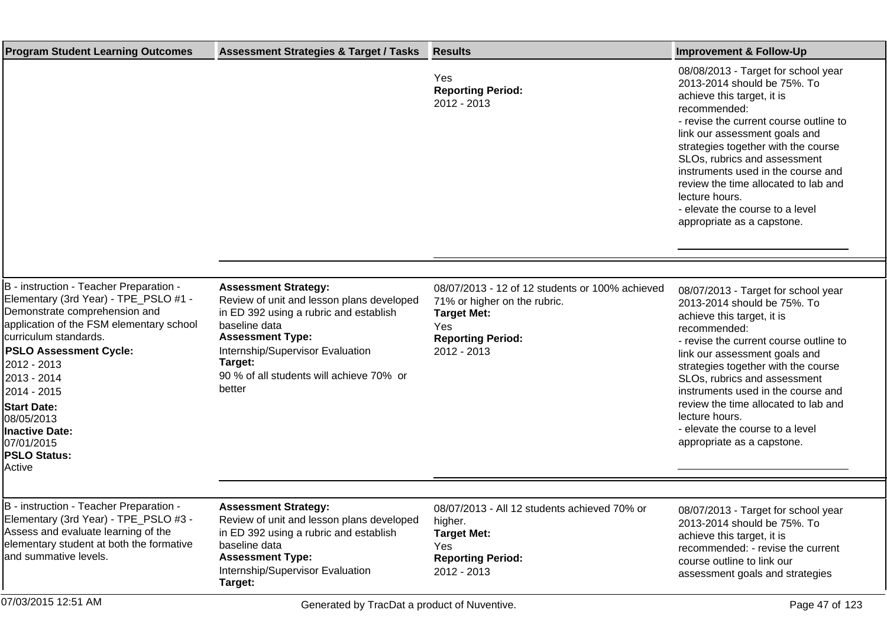| Program Student Learning Outcomes | Assessment Strategies & Target / Tasks | Results | Improvement & Follow-Up |
|---|---|---|---|
| | | Yes<br>**Reporting Period:**<br>2012 - 2013 | 08/08/2013 - Target for school year 2013-2014 should be 75%. To achieve this target, it is recommended:<br>- revise the current course outline to link our assessment goals and strategies together with the course SLOs, rubrics and assessment instruments used in the course and review the time allocated to lab and lecture hours.<br>- elevate the course to a level appropriate as a capstone. |
| B - instruction - Teacher Preparation - Elementary (3rd Year) - TPE_PSLO #1 - Demonstrate comprehension and application of the FSM elementary school curriculum standards.<br>**PSLO Assessment Cycle:**<br>2012 - 2013<br>2013 - 2014<br>2014 - 2015<br>**Start Date:**<br>08/05/2013<br>**Inactive Date:**<br>07/01/2015<br>**PSLO Status:**<br>Active | **Assessment Strategy:**<br>Review of unit and lesson plans developed in ED 392 using a rubric and establish baseline data<br>**Assessment Type:**<br>Internship/Supervisor Evaluation<br>**Target:**<br>90 % of all students will achieve 70% or better | 08/07/2013 - 12 of 12 students or 100% achieved 71% or higher on the rubric.<br>**Target Met:**<br>Yes<br>**Reporting Period:**<br>2012 - 2013 | 08/07/2013 - Target for school year 2013-2014 should be 75%. To achieve this target, it is recommended:<br>- revise the current course outline to link our assessment goals and strategies together with the course SLOs, rubrics and assessment instruments used in the course and review the time allocated to lab and lecture hours.<br>- elevate the course to a level appropriate as a capstone. |
| B - instruction - Teacher Preparation - Elementary (3rd Year) - TPE_PSLO #3 - Assess and evaluate learning of the elementary student at both the formative and summative levels. | **Assessment Strategy:**<br>Review of unit and lesson plans developed in ED 392 using a rubric and establish baseline data<br>**Assessment Type:**<br>Internship/Supervisor Evaluation<br>**Target:** | 08/07/2013 - All 12 students achieved 70% or higher.<br>**Target Met:**<br>Yes<br>**Reporting Period:**<br>2012 - 2013 | 08/07/2013 - Target for school year 2013-2014 should be 75%. To achieve this target, it is recommended: - revise the current course outline to link our assessment goals and strategies |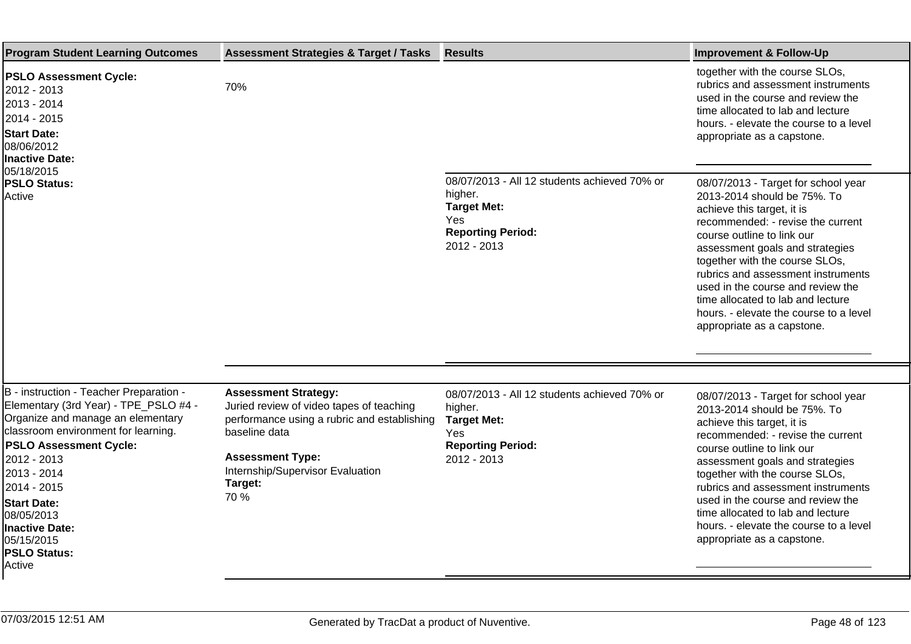| Program Student Learning Outcomes | Assessment Strategies & Target / Tasks | Results | Improvement & Follow-Up |
|---|---|---|---|
| **PSLO Assessment Cycle:**<br>2012 - 2013<br>2013 - 2014<br>2014 - 2015<br>**Start Date:**<br>08/06/2012<br>**Inactive Date:**<br>05/18/2015<br>**PSLO Status:**<br>Active | 70% | | together with the course SLOs, rubrics and assessment instruments used in the course and review the time allocated to lab and lecture hours. - elevate the course to a level appropriate as a capstone. |
| | | 08/07/2013 - All 12 students achieved 70% or higher.<br>**Target Met:**<br>Yes<br>**Reporting Period:**<br>2012 - 2013 | 08/07/2013 - Target for school year 2013-2014 should be 75%. To achieve this target, it is recommended: - revise the current course outline to link our assessment goals and strategies together with the course SLOs, rubrics and assessment instruments used in the course and review the time allocated to lab and lecture hours. - elevate the course to a level appropriate as a capstone. |
| B - instruction - Teacher Preparation - Elementary (3rd Year) - TPE_PSLO #4 - Organize and manage an elementary classroom environment for learning.<br>**PSLO Assessment Cycle:**<br>2012 - 2013<br>2013 - 2014<br>2014 - 2015<br>**Start Date:**<br>08/05/2013<br>**Inactive Date:**<br>05/15/2015<br>**PSLO Status:**<br>Active | **Assessment Strategy:**<br>Juried review of video tapes of teaching performance using a rubric and establishing baseline data<br>**Assessment Type:**<br>Internship/Supervisor Evaluation<br>**Target:**<br>70 % | 08/07/2013 - All 12 students achieved 70% or higher.<br>**Target Met:**<br>Yes<br>**Reporting Period:**<br>2012 - 2013 | 08/07/2013 - Target for school year 2013-2014 should be 75%. To achieve this target, it is recommended: - revise the current course outline to link our assessment goals and strategies together with the course SLOs, rubrics and assessment instruments used in the course and review the time allocated to lab and lecture hours. - elevate the course to a level appropriate as a capstone. |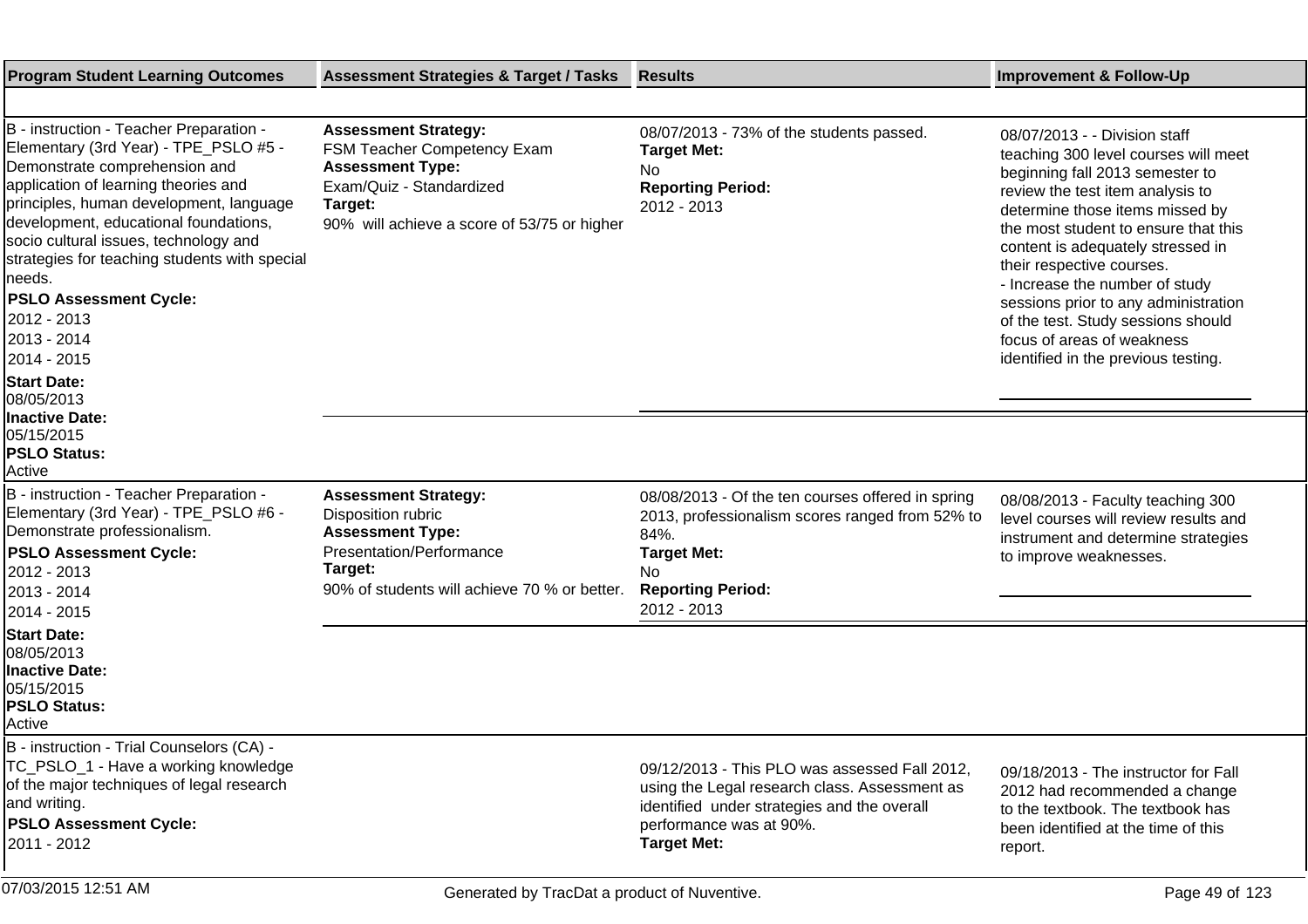| Program Student Learning Outcomes | Assessment Strategies & Target / Tasks | Results | Improvement & Follow-Up |
|---|---|---|---|
| B - instruction - Teacher Preparation - Elementary (3rd Year) - TPE_PSLO #5 - Demonstrate comprehension and application of learning theories and principles, human development, language development, educational foundations, socio cultural issues, technology and strategies for teaching students with special needs.<br>**PSLO Assessment Cycle:**<br>2012 - 2013<br>2013 - 2014<br>2014 - 2015<br>**Start Date:**<br>08/05/2013<br>**Inactive Date:**<br>05/15/2015<br>**PSLO Status:**<br>Active | **Assessment Strategy:**<br>FSM Teacher Competency Exam<br>**Assessment Type:**<br>Exam/Quiz - Standardized<br>**Target:**<br>90% will achieve a score of 53/75 or higher | 08/07/2013 - 73% of the students passed.<br>**Target Met:**<br>No<br>**Reporting Period:**<br>2012 - 2013 | 08/07/2013 - - Division staff teaching 300 level courses will meet beginning fall 2013 semester to review the test item analysis to determine those items missed by the most student to ensure that this content is adequately stressed in their respective courses.<br>- Increase the number of study sessions prior to any administration of the test. Study sessions should focus of areas of weakness identified in the previous testing. |
| B - instruction - Teacher Preparation - Elementary (3rd Year) - TPE_PSLO #6 - Demonstrate professionalism.<br>**PSLO Assessment Cycle:**<br>2012 - 2013<br>2013 - 2014<br>2014 - 2015<br>**Start Date:**<br>08/05/2013<br>**Inactive Date:**<br>05/15/2015<br>**PSLO Status:**<br>Active | **Assessment Strategy:**<br>Disposition rubric<br>**Assessment Type:**<br>Presentation/Performance<br>**Target:**<br>90% of students will achieve 70 % or better. | 08/08/2013 - Of the ten courses offered in spring 2013, professionalism scores ranged from 52% to 84%.<br>**Target Met:**<br>No<br>**Reporting Period:**<br>2012 - 2013 | 08/08/2013 - Faculty teaching 300 level courses will review results and instrument and determine strategies to improve weaknesses. |
| B - instruction - Trial Counselors (CA) - TC_PSLO_1 - Have a working knowledge of the major techniques of legal research and writing.<br>**PSLO Assessment Cycle:**<br>2011 - 2012 | | 09/12/2013 - This PLO was assessed Fall 2012, using the Legal research class. Assessment as identified under strategies and the overall performance was at 90%.<br>**Target Met:** | 09/18/2013 - The instructor for Fall 2012 had recommended a change to the textbook. The textbook has been identified at the time of this report. |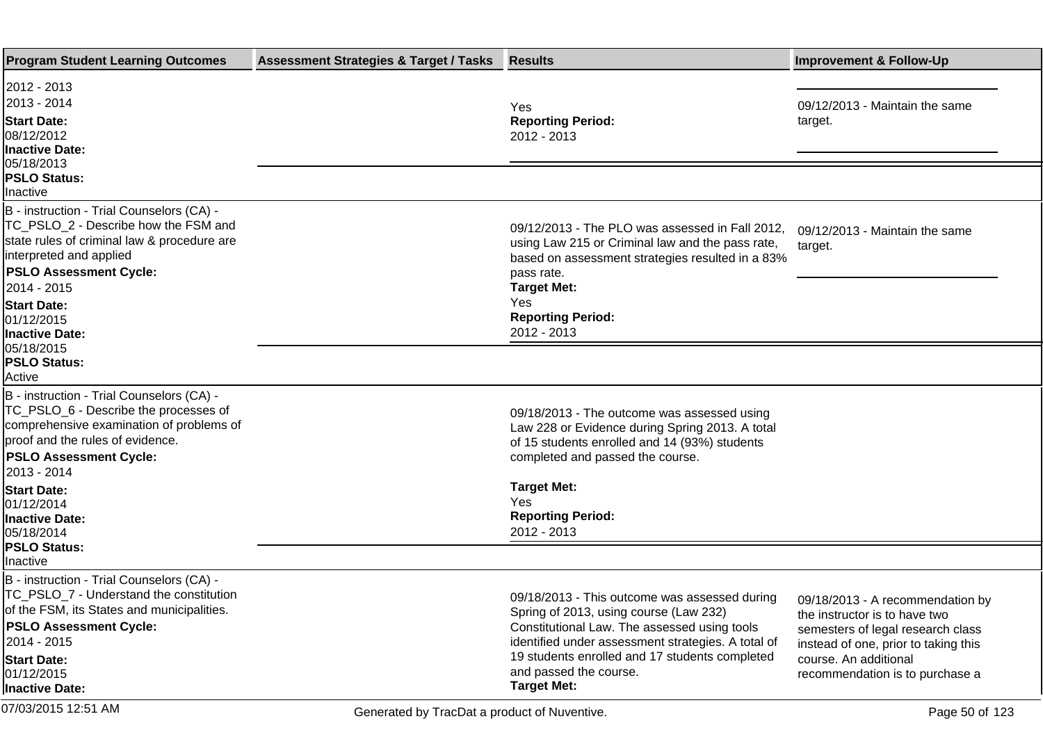| Program Student Learning Outcomes | Assessment Strategies & Target / Tasks | Results | Improvement & Follow-Up |
|---|---|---|---|
| 2012 - 2013<br>2013 - 2014<br>**Start Date:**<br>08/12/2012<br>**Inactive Date:**<br>05/18/2013<br>**PSLO Status:**<br>Inactive | | Yes<br>**Reporting Period:**<br>2012 - 2013 | 09/12/2013 - Maintain the same target. |
| B - instruction - Trial Counselors (CA) - TC_PSLO_2 - Describe how the FSM and state rules of criminal law & procedure are interpreted and applied<br>**PSLO Assessment Cycle:**<br>2014 - 2015<br>**Start Date:**<br>01/12/2015<br>**Inactive Date:**<br>05/18/2015<br>**PSLO Status:**<br>Active | | 09/12/2013 - The PLO was assessed in Fall 2012, using Law 215 or Criminal law and the pass rate, based on assessment strategies resulted in a 83% pass rate.<br>**Target Met:**<br>Yes<br>**Reporting Period:**<br>2012 - 2013 | 09/12/2013 - Maintain the same target. |
| B - instruction - Trial Counselors (CA) - TC_PSLO_6 - Describe the processes of comprehensive examination of problems of proof and the rules of evidence.<br>**PSLO Assessment Cycle:**<br>2013 - 2014<br>**Start Date:**<br>01/12/2014<br>**Inactive Date:**<br>05/18/2014<br>**PSLO Status:**<br>Inactive | | 09/18/2013 - The outcome was assessed using Law 228 or Evidence during Spring 2013. A total of 15 students enrolled and 14 (93%) students completed and passed the course.<br>**Target Met:**<br>Yes<br>**Reporting Period:**<br>2012 - 2013 | |
| B - instruction - Trial Counselors (CA) - TC_PSLO_7 - Understand the constitution of the FSM, its States and municipalities.<br>**PSLO Assessment Cycle:**<br>2014 - 2015<br>**Start Date:**<br>01/12/2015<br>**Inactive Date:** | | 09/18/2013 - This outcome was assessed during Spring of 2013, using course (Law 232) Constitutional Law. The assessed using tools identified under assessment strategies. A total of 19 students enrolled and 17 students completed and passed the course.<br>**Target Met:** | 09/18/2013 - A recommendation by the instructor is to have two semesters of legal research class instead of one, prior to taking this course. An additional recommendation is to purchase a |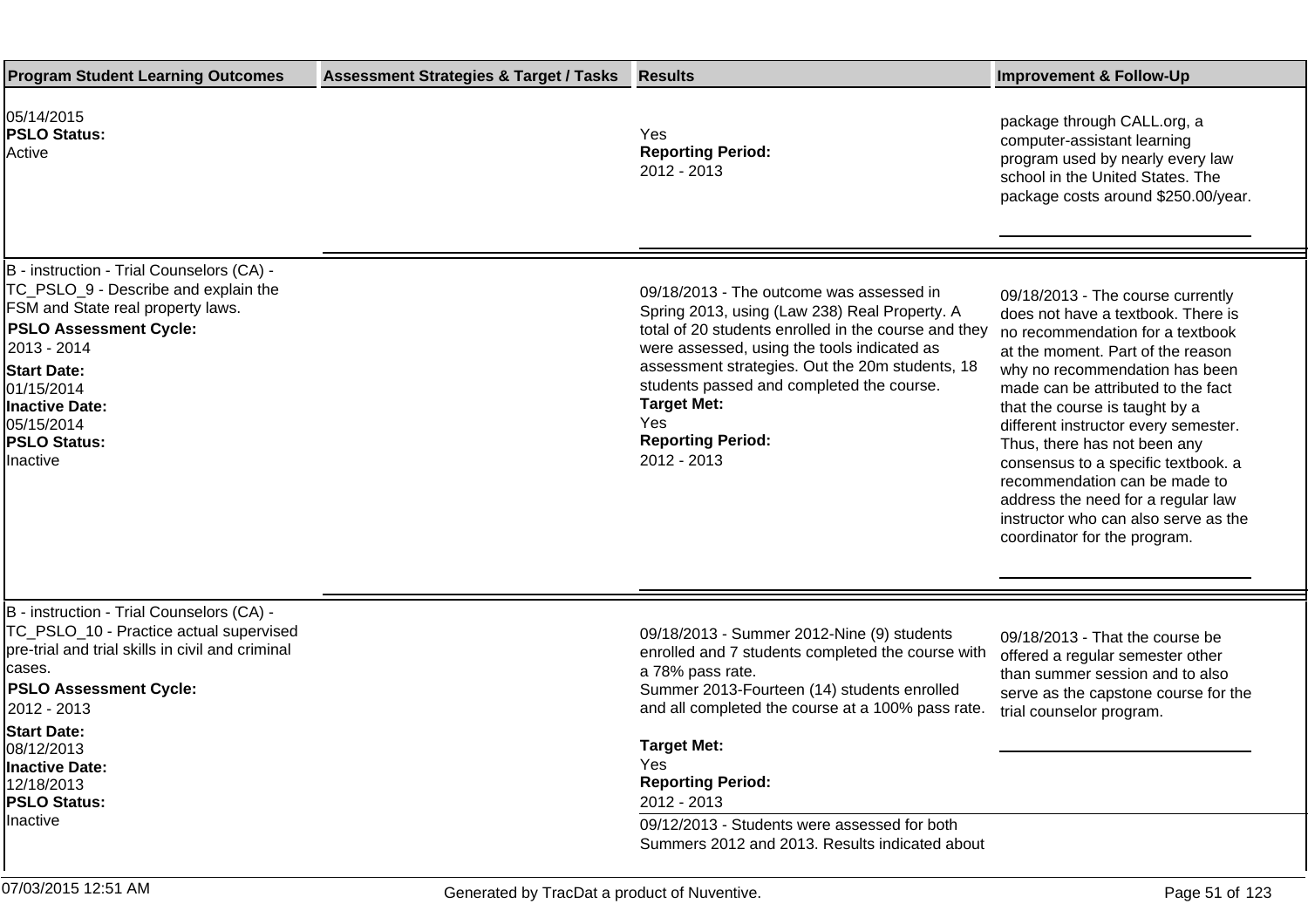| Program Student Learning Outcomes | Assessment Strategies & Target / Tasks | Results | Improvement & Follow-Up |
|---|---|---|---|
| 05/14/2015<br>**PSLO Status:**<br>Active | | Yes<br>**Reporting Period:**<br>2012 - 2013 | package through CALL.org, a computer-assistant learning program used by nearly every law school in the United States. The package costs around $250.00/year. |
| B - instruction - Trial Counselors (CA) - TC_PSLO_9 - Describe and explain the FSM and State real property laws.<br>**PSLO Assessment Cycle:**<br>2013 - 2014<br>**Start Date:**<br>01/15/2014<br>**Inactive Date:**<br>05/15/2014<br>**PSLO Status:**<br>Inactive | | 09/18/2013 - The outcome was assessed in Spring 2013, using (Law 238) Real Property. A total of 20 students enrolled in the course and they were assessed, using the tools indicated as assessment strategies. Out the 20m students, 18 students passed and completed the course.<br>**Target Met:**<br>Yes<br>**Reporting Period:**<br>2012 - 2013 | 09/18/2013 - The course currently does not have a textbook. There is no recommendation for a textbook at the moment. Part of the reason why no recommendation has been made can be attributed to the fact that the course is taught by a different instructor every semester. Thus, there has not been any consensus to a specific textbook. a recommendation can be made to address the need for a regular law instructor who can also serve as the coordinator for the program. |
| B - instruction - Trial Counselors (CA) - TC_PSLO_10 - Practice actual supervised pre-trial and trial skills in civil and criminal cases.<br>**PSLO Assessment Cycle:**<br>2012 - 2013<br>**Start Date:**<br>08/12/2013<br>**Inactive Date:**<br>12/18/2013<br>**PSLO Status:**<br>Inactive | | 09/18/2013 - Summer 2012-Nine (9) students enrolled and 7 students completed the course with a 78% pass rate.<br>Summer 2013-Fourteen (14) students enrolled and all completed the course at a 100% pass rate.<br>**Target Met:**<br>Yes<br>**Reporting Period:**<br>2012 - 2013 | 09/18/2013 - That the course be offered a regular semester other than summer session and to also serve as the capstone course for the trial counselor program. |
| | | 09/12/2013 - Students were assessed for both Summers 2012 and 2013. Results indicated about | |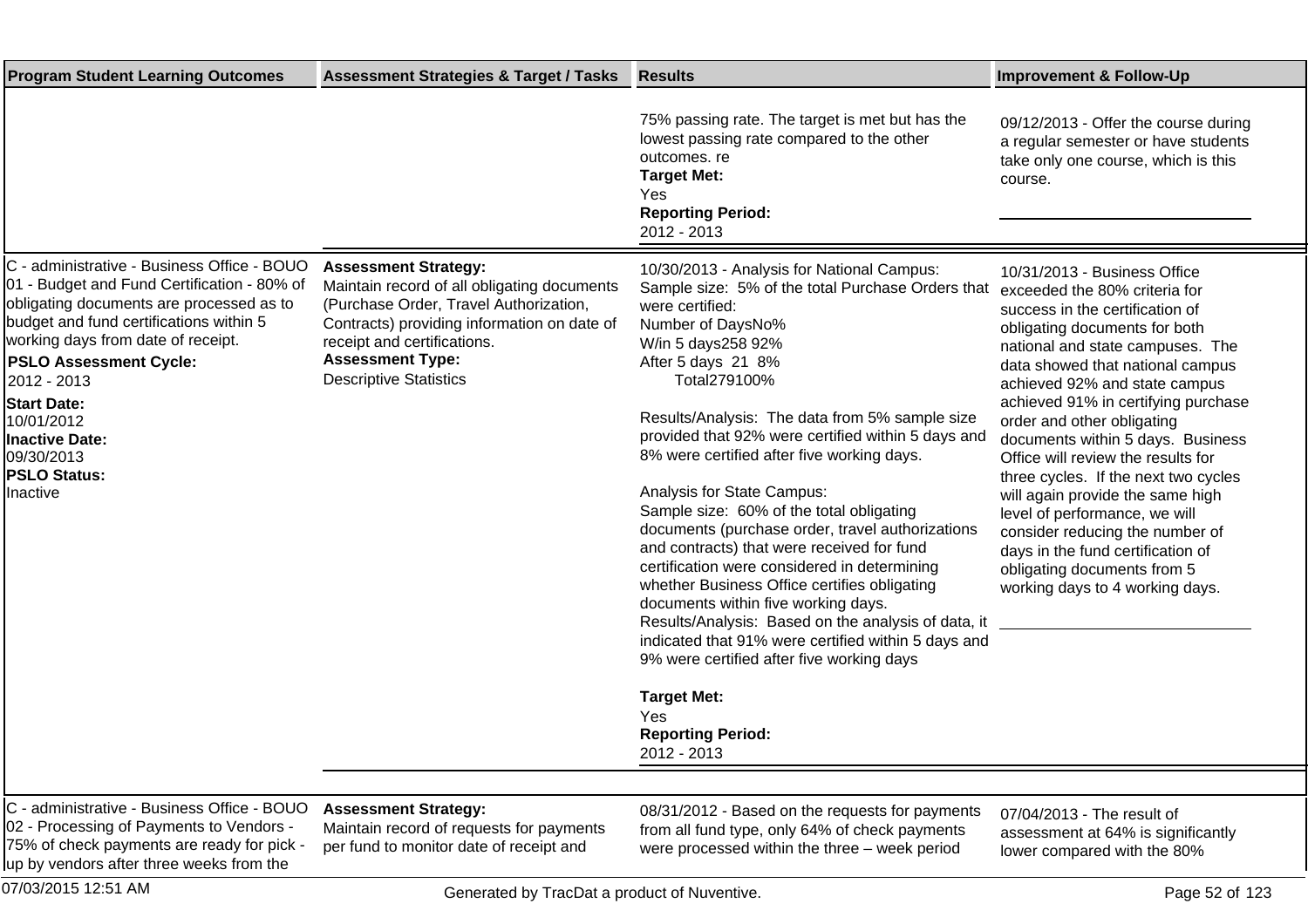| Program Student Learning Outcomes | Assessment Strategies & Target / Tasks | Results | Improvement & Follow-Up |
|---|---|---|---|
| | | 75% passing rate. The target is met but has the lowest passing rate compared to the other outcomes. re<br>**Target Met:**<br>Yes<br>**Reporting Period:**<br>2012 - 2013 | 09/12/2013 - Offer the course during a regular semester or have students take only one course, which is this course. |
| C - administrative - Business Office - BOUO 01 - Budget and Fund Certification - 80% of obligating documents are processed as to budget and fund certifications within 5 working days from date of receipt.<br>**PSLO Assessment Cycle:**<br>2012 - 2013<br>**Start Date:**<br>10/01/2012<br>**Inactive Date:**<br>09/30/2013<br>**PSLO Status:**<br>Inactive | **Assessment Strategy:**<br>Maintain record of all obligating documents (Purchase Order, Travel Authorization, Contracts) providing information on date of receipt and certifications.<br>**Assessment Type:**<br>Descriptive Statistics | 10/30/2013 - Analysis for National Campus:<br>Sample size: 5% of the total Purchase Orders that were certified:<br>Number of DaysNo%<br>W/in 5 days258 92%<br>After 5 days 21 8%<br>Total279100%<br><br>Results/Analysis: The data from 5% sample size provided that 92% were certified within 5 days and 8% were certified after five working days.<br><br>Analysis for State Campus:<br>Sample size: 60% of the total obligating documents (purchase order, travel authorizations and contracts) that were received for fund certification were considered in determining whether Business Office certifies obligating documents within five working days.<br>Results/Analysis: Based on the analysis of data, it indicated that 91% were certified within 5 days and 9% were certified after five working days<br><br>**Target Met:**<br>Yes<br>**Reporting Period:**<br>2012 - 2013 | 10/31/2013 - Business Office exceeded the 80% criteria for success in the certification of obligating documents for both national and state campuses. The data showed that national campus achieved 92% and state campus achieved 91% in certifying purchase order and other obligating documents within 5 days. Business Office will review the results for three cycles. If the next two cycles will again provide the same high level of performance, we will consider reducing the number of days in the fund certification of obligating documents from 5 working days to 4 working days. |
| C - administrative - Business Office - BOUO 02 - Processing of Payments to Vendors - 75% of check payments are ready for pick - up by vendors after three weeks from the | **Assessment Strategy:**<br>Maintain record of requests for payments per fund to monitor date of receipt and | 08/31/2012 - Based on the requests for payments from all fund type, only 64% of check payments were processed within the three – week period | 07/04/2013 - The result of assessment at 64% is significantly lower compared with the 80% |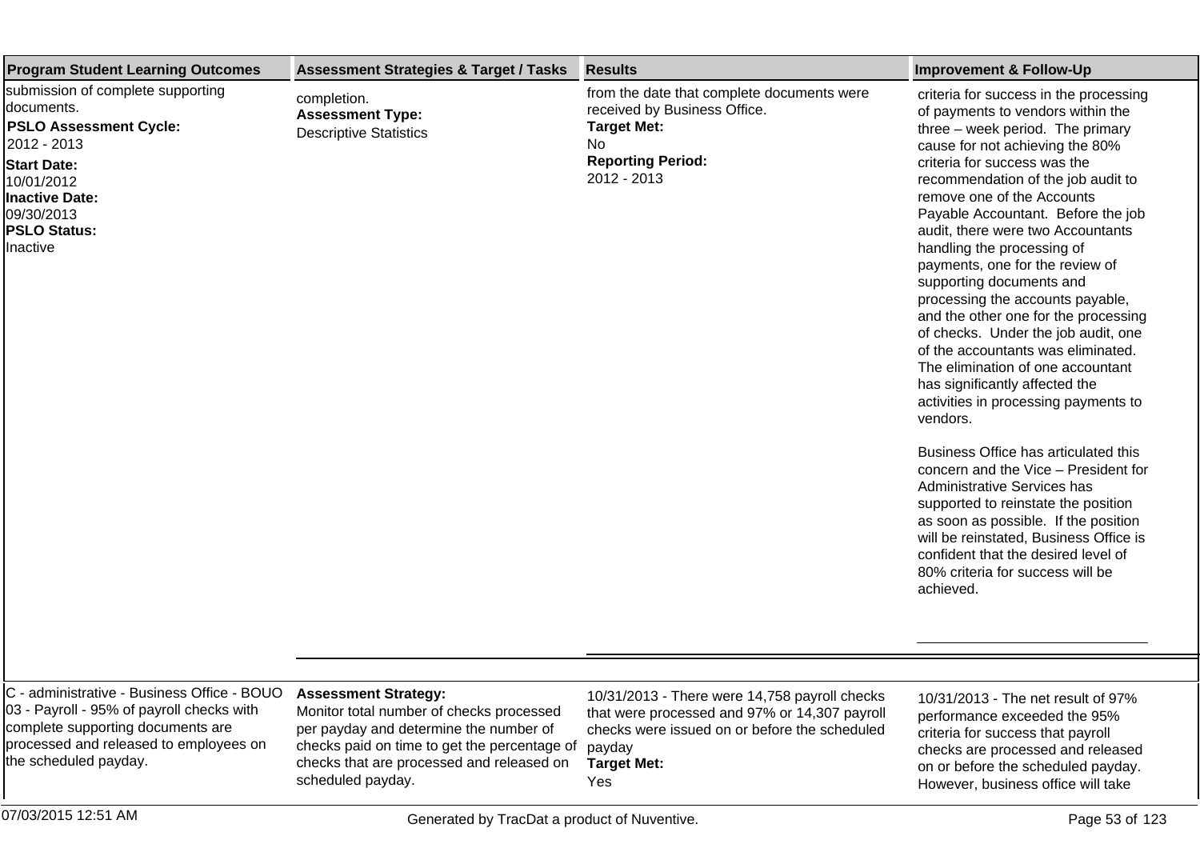| Program Student Learning Outcomes | Assessment Strategies & Target / Tasks | Results | Improvement & Follow-Up |
|---|---|---|---|
| submission of complete supporting documents.<br>**PSLO Assessment Cycle:**<br>2012 - 2013<br>**Start Date:**<br>10/01/2012<br>**Inactive Date:**<br>09/30/2013<br>**PSLO Status:**<br>Inactive | completion.<br>**Assessment Type:**<br>Descriptive Statistics | from the date that complete documents were received by Business Office.<br>**Target Met:**<br>No<br>**Reporting Period:**<br>2012 - 2013 | criteria for success in the processing of payments to vendors within the three – week period. The primary cause for not achieving the 80% criteria for success was the recommendation of the job audit to remove one of the Accounts Payable Accountant. Before the job audit, there were two Accountants handling the processing of payments, one for the review of supporting documents and processing the accounts payable, and the other one for the processing of checks. Under the job audit, one of the accountants was eliminated. The elimination of one accountant has significantly affected the activities in processing payments to vendors.<br><br>Business Office has articulated this concern and the Vice – President for Administrative Services has supported to reinstate the position as soon as possible. If the position will be reinstated, Business Office is confident that the desired level of 80% criteria for success will be achieved. |
| C - administrative - Business Office - BOUO 03 - Payroll - 95% of payroll checks with complete supporting documents are processed and released to employees on the scheduled payday. | **Assessment Strategy:**<br>Monitor total number of checks processed per payday and determine the number of checks paid on time to get the percentage of checks that are processed and released on scheduled payday. | 10/31/2013 - There were 14,758 payroll checks that were processed and 97% or 14,307 payroll checks were issued on or before the scheduled payday<br>**Target Met:**<br>Yes | 10/31/2013 - The net result of 97% performance exceeded the 95% criteria for success that payroll checks are processed and released on or before the scheduled payday. However, business office will take |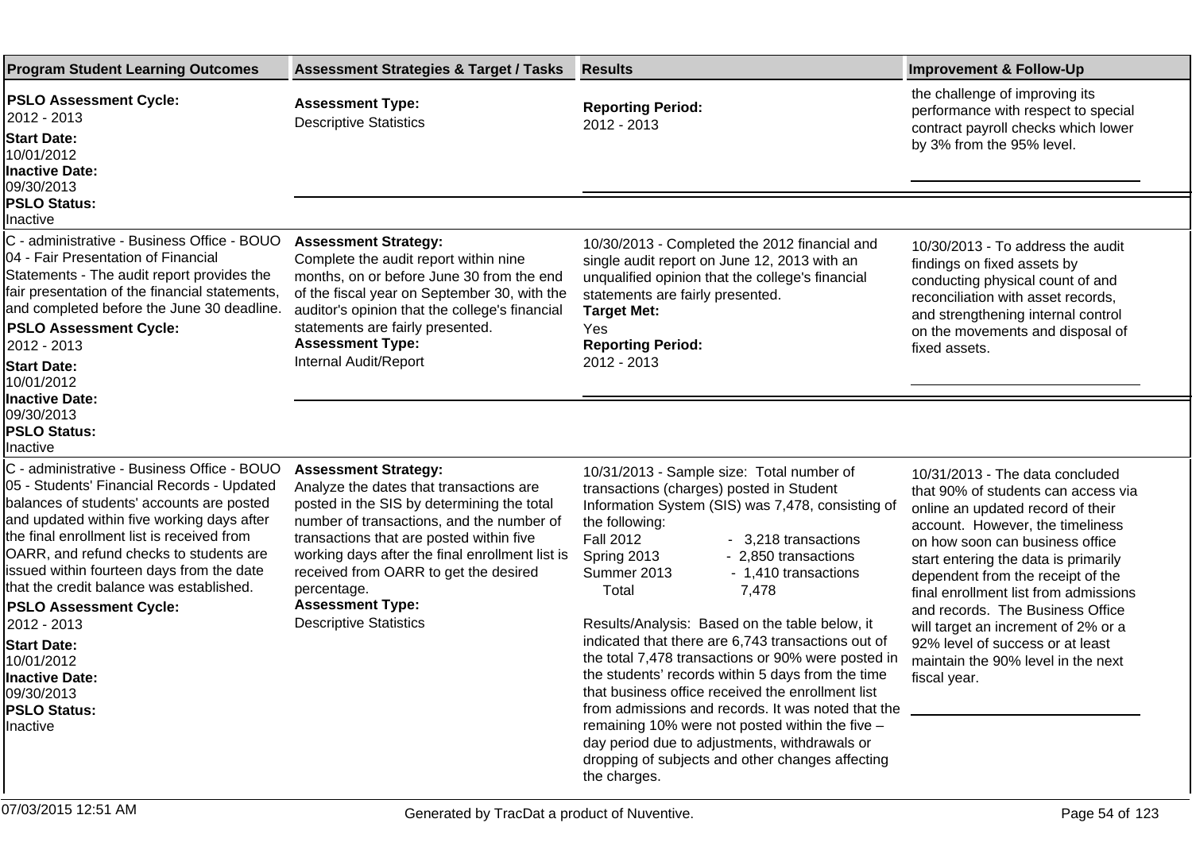| Program Student Learning Outcomes | Assessment Strategies & Target / Tasks | Results | Improvement & Follow-Up |
|---|---|---|---|
| **PSLO Assessment Cycle:** 2012 - 2013 **Start Date:** 10/01/2012 **Inactive Date:** 09/30/2013 **PSLO Status:** Inactive | **Assessment Type:** Descriptive Statistics | **Reporting Period:** 2012 - 2013 | the challenge of improving its performance with respect to special contract payroll checks which lower by 3% from the 95% level. |
| C - administrative - Business Office - BOUO 04 - Fair Presentation of Financial Statements - The audit report provides the fair presentation of the financial statements, and completed before the June 30 deadline. **PSLO Assessment Cycle:** 2012 - 2013 **Start Date:** 10/01/2012 **Inactive Date:** 09/30/2013 **PSLO Status:** Inactive | **Assessment Strategy:** Complete the audit report within nine months, on or before June 30 from the end of the fiscal year on September 30, with the auditor's opinion that the college's financial statements are fairly presented. **Assessment Type:** Internal Audit/Report | 10/30/2013 - Completed the 2012 financial and single audit report on June 12, 2013 with an unqualified opinion that the college's financial statements are fairly presented. **Target Met:** Yes **Reporting Period:** 2012 - 2013 | 10/30/2013 - To address the audit findings on fixed assets by conducting physical count of and reconciliation with asset records, and strengthening internal control on the movements and disposal of fixed assets. |
| C - administrative - Business Office - BOUO 05 - Students' Financial Records - Updated balances of students' accounts are posted and updated within five working days after the final enrollment list is received from OARR, and refund checks to students are issued within fourteen days from the date that the credit balance was established. **PSLO Assessment Cycle:** 2012 - 2013 **Start Date:** 10/01/2012 **Inactive Date:** 09/30/2013 **PSLO Status:** Inactive | **Assessment Strategy:** Analyze the dates that transactions are posted in the SIS by determining the total number of transactions, and the number of transactions that are posted within five working days after the final enrollment list is received from OARR to get the desired percentage. **Assessment Type:** Descriptive Statistics | 10/31/2013 - Sample size: Total number of transactions (charges) posted in Student Information System (SIS) was 7,478, consisting of the following:<br>Fall 2012 - 3,218 transactions<br>Spring 2013 - 2,850 transactions<br>Summer 2013 - 1,410 transactions<br>Total 7,478<br><br>Results/Analysis: Based on the table below, it indicated that there are 6,743 transactions out of the total 7,478 transactions or 90% were posted in the students' records within 5 days from the time that business office received the enrollment list from admissions and records. It was noted that the remaining 10% were not posted within the five – day period due to adjustments, withdrawals or dropping of subjects and other changes affecting the charges. | 10/31/2013 - The data concluded that 90% of students can access via online an updated record of their account. However, the timeliness on how soon can business office start entering the data is primarily dependent from the receipt of the final enrollment list from admissions and records. The Business Office will target an increment of 2% or a 92% level of success or at least maintain the 90% level in the next fiscal year. |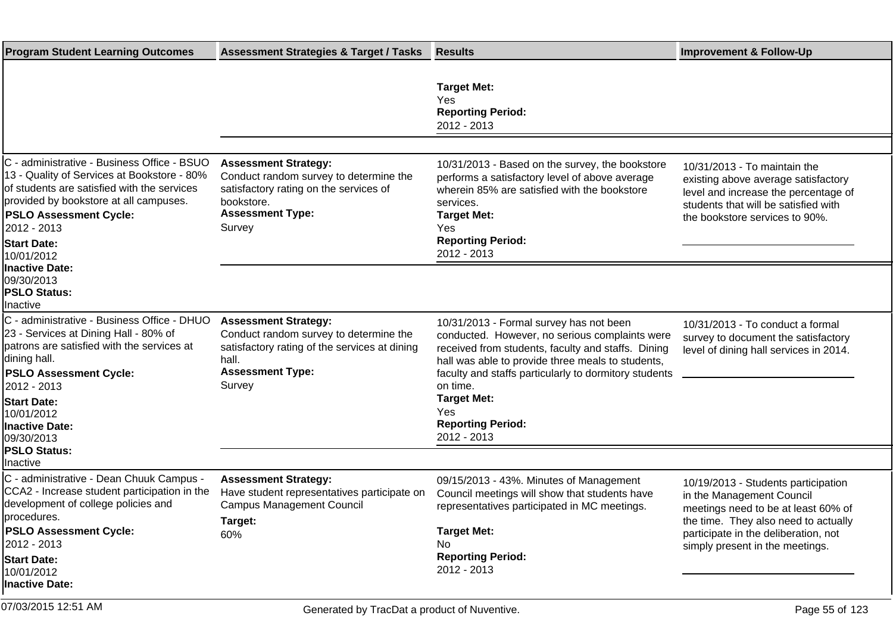| Program Student Learning Outcomes | Assessment Strategies & Target / Tasks | Results | Improvement & Follow-Up |
|---|---|---|---|
| | | **Target Met:** Yes<br>**Reporting Period:** 2012 - 2013 | |
| C - administrative - Business Office - BSUO 13 - Quality of Services at Bookstore - 80% of students are satisfied with the services provided by bookstore at all campuses.<br>**PSLO Assessment Cycle:** 2012 - 2013<br>**Start Date:** 10/01/2012<br>**Inactive Date:** 09/30/2013<br>**PSLO Status:** Inactive | **Assessment Strategy:** Conduct random survey to determine the satisfactory rating on the services of bookstore.<br>**Assessment Type:** Survey | 10/31/2013 - Based on the survey, the bookstore performs a satisfactory level of above average wherein 85% are satisfied with the bookstore services.<br>**Target Met:** Yes<br>**Reporting Period:** 2012 - 2013 | 10/31/2013 - To maintain the existing above average satisfactory level and increase the percentage of students that will be satisfied with the bookstore services to 90%. |
| C - administrative - Business Office - DHUO 23 - Services at Dining Hall - 80% of patrons are satisfied with the services at dining hall.<br>**PSLO Assessment Cycle:** 2012 - 2013<br>**Start Date:** 10/01/2012<br>**Inactive Date:** 09/30/2013<br>**PSLO Status:** Inactive | **Assessment Strategy:** Conduct random survey to determine the satisfactory rating of the services at dining hall.<br>**Assessment Type:** Survey | 10/31/2013 - Formal survey has not been conducted. However, no serious complaints were received from students, faculty and staffs. Dining hall was able to provide three meals to students, faculty and staffs particularly to dormitory students on time.<br>**Target Met:** Yes<br>**Reporting Period:** 2012 - 2013 | 10/31/2013 - To conduct a formal survey to document the satisfactory level of dining hall services in 2014. |
| C - administrative - Dean Chuuk Campus - CCA2 - Increase student participation in the development of college policies and procedures.<br>**PSLO Assessment Cycle:** 2012 - 2013<br>**Start Date:** 10/01/2012<br>**Inactive Date:** | **Assessment Strategy:** Have student representatives participate on Campus Management Council<br>**Target:** 60% | 09/15/2013 - 43%. Minutes of Management Council meetings will show that students have representatives participated in MC meetings.<br>**Target Met:** No<br>**Reporting Period:** 2012 - 2013 | 10/19/2013 - Students participation in the Management Council meetings need to be at least 60% of the time. They also need to actually participate in the deliberation, not simply present in the meetings. |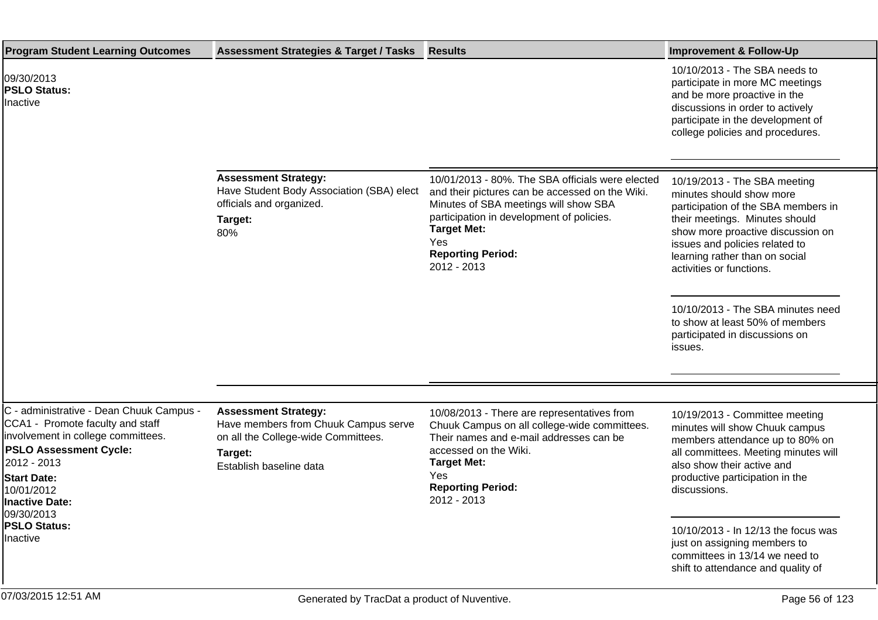| Program Student Learning Outcomes | Assessment Strategies & Target / Tasks | Results | Improvement & Follow-Up |
|---|---|---|---|
| 09/30/2013<br>**PSLO Status:**<br>Inactive | | | 10/10/2013 - The SBA needs to participate in more MC meetings and be more proactive in the discussions in order to actively participate in the development of college policies and procedures. |
| | **Assessment Strategy:**<br>Have Student Body Association (SBA) elect officials and organized.<br>**Target:**<br>80% | 10/01/2013 - 80%. The SBA officials were elected and their pictures can be accessed on the Wiki. Minutes of SBA meetings will show SBA participation in development of policies.<br>**Target Met:**<br>Yes<br>**Reporting Period:**<br>2012 - 2013 | 10/19/2013 - The SBA meeting minutes should show more participation of the SBA members in their meetings. Minutes should show more proactive discussion on issues and policies related to learning rather than on social activities or functions.<br><br>10/10/2013 - The SBA minutes need to show at least 50% of members participated in discussions on issues. |
| C - administrative - Dean Chuuk Campus - CCA1 - Promote faculty and staff involvement in college committees.<br>**PSLO Assessment Cycle:**<br>2012 - 2013<br>**Start Date:**<br>10/01/2012<br>**Inactive Date:**<br>09/30/2013<br>**PSLO Status:**<br>Inactive | **Assessment Strategy:**<br>Have members from Chuuk Campus serve on all the College-wide Committees.<br>**Target:**<br>Establish baseline data | 10/08/2013 - There are representatives from Chuuk Campus on all college-wide committees. Their names and e-mail addresses can be accessed on the Wiki.<br>**Target Met:**<br>Yes<br>**Reporting Period:**<br>2012 - 2013 | 10/19/2013 - Committee meeting minutes will show Chuuk campus members attendance up to 80% on all committees. Meeting minutes will also show their active and productive participation in the discussions.<br><br>10/10/2013 - In 12/13 the focus was just on assigning members to committees in 13/14 we need to shift to attendance and quality of |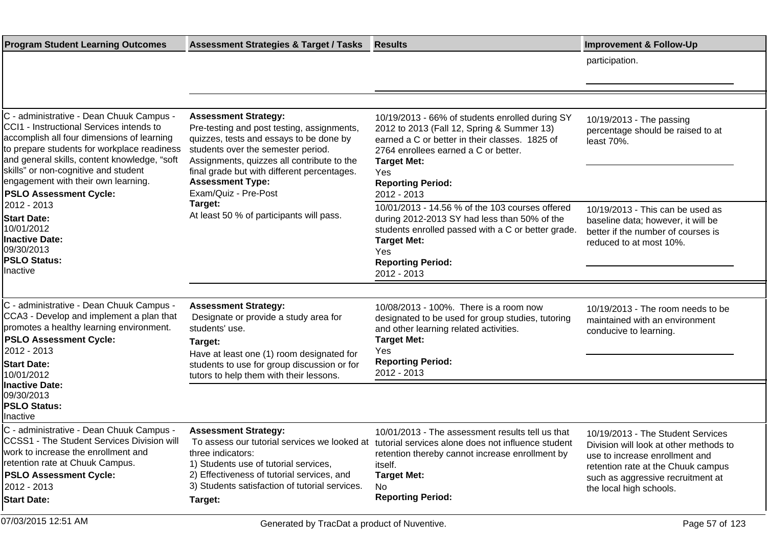| Program Student Learning Outcomes | Assessment Strategies & Target / Tasks | Results | Improvement & Follow-Up |
|---|---|---|---|
| | | | participation. |
| C - administrative - Dean Chuuk Campus - CCI1 - Instructional Services intends to accomplish all four dimensions of learning to prepare students for workplace readiness and general skills, content knowledge, "soft skills" or non-cognitive and student engagement with their own learning.<br>**PSLO Assessment Cycle:**<br>2012 - 2013<br>**Start Date:**<br>10/01/2012<br>**Inactive Date:**<br>09/30/2013<br>**PSLO Status:**<br>Inactive | **Assessment Strategy:**<br>Pre-testing and post testing, assignments, quizzes, tests and essays to be done by students over the semester period. Assignments, quizzes all contribute to the final grade but with different percentages.<br>**Assessment Type:**<br>Exam/Quiz - Pre-Post<br>**Target:**<br>At least 50 % of participants will pass. | 10/19/2013 - 66% of students enrolled during SY 2012 to 2013 (Fall 12, Spring & Summer 13) earned a C or better in their classes. 1825 of 2764 enrollees earned a C or better.<br>**Target Met:**<br>Yes<br>**Reporting Period:**<br>2012 - 2013 | 10/19/2013 - The passing percentage should be raised to at least 70%. |
| | | 10/01/2013 - 14.56 % of the 103 courses offered during 2012-2013 SY had less than 50% of the students enrolled passed with a C or better grade.<br>**Target Met:**<br>Yes<br>**Reporting Period:**<br>2012 - 2013 | 10/19/2013 - This can be used as baseline data; however, it will be better if the number of courses is reduced to at most 10%. |
| C - administrative - Dean Chuuk Campus - CCA3 - Develop and implement a plan that promotes a healthy learning environment.<br>**PSLO Assessment Cycle:**<br>2012 - 2013<br>**Start Date:**<br>10/01/2012<br>**Inactive Date:**<br>09/30/2013<br>**PSLO Status:**<br>Inactive | **Assessment Strategy:**<br>Designate or provide a study area for students' use.<br>**Target:**<br>Have at least one (1) room designated for students to use for group discussion or for tutors to help them with their lessons. | 10/08/2013 - 100%. There is a room now designated to be used for group studies, tutoring and other learning related activities.<br>**Target Met:**<br>Yes<br>**Reporting Period:**<br>2012 - 2013 | 10/19/2013 - The room needs to be maintained with an environment conducive to learning. |
| C - administrative - Dean Chuuk Campus - CCSS1 - The Student Services Division will work to increase the enrollment and retention rate at Chuuk Campus.<br>**PSLO Assessment Cycle:**<br>2012 - 2013<br>**Start Date:** | **Assessment Strategy:**<br>To assess our tutorial services we looked at three indicators:<br>1) Students use of tutorial services,<br>2) Effectiveness of tutorial services, and<br>3) Students satisfaction of tutorial services.<br>**Target:** | 10/01/2013 - The assessment results tell us that tutorial services alone does not influence student retention thereby cannot increase enrollment by itself.<br>**Target Met:**<br>No<br>**Reporting Period:** | 10/19/2013 - The Student Services Division will look at other methods to use to increase enrollment and retention rate at the Chuuk campus such as aggressive recruitment at the local high schools. |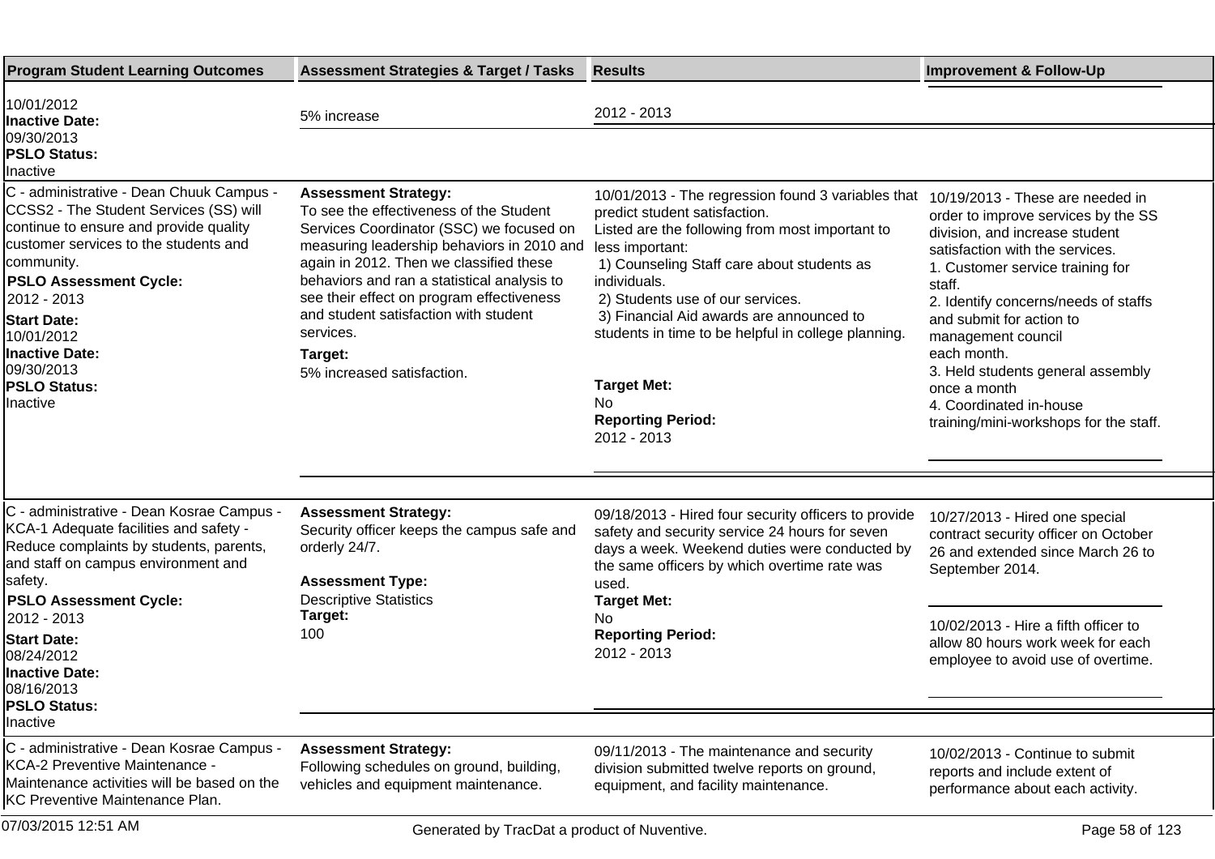| Program Student Learning Outcomes | Assessment Strategies & Target / Tasks | Results | Improvement & Follow-Up |
|---|---|---|---|
| 10/01/2012<br>**Inactive Date:**<br>09/30/2013<br>**PSLO Status:**<br>Inactive | 5% increase | 2012 - 2013 | |
| C - administrative - Dean Chuuk Campus - CCSS2 - The Student Services (SS) will continue to ensure and provide quality customer services to the students and community.<br>**PSLO Assessment Cycle:**<br>2012 - 2013<br>**Start Date:**<br>10/01/2012<br>**Inactive Date:**<br>09/30/2013<br>**PSLO Status:**<br>Inactive | **Assessment Strategy:**<br>To see the effectiveness of the Student Services Coordinator (SSC) we focused on measuring leadership behaviors in 2010 and again in 2012. Then we classified these behaviors and ran a statistical analysis to see their effect on program effectiveness and student satisfaction with student services.<br>**Target:**<br>5% increased satisfaction. | 10/01/2013 - The regression found 3 variables that predict student satisfaction.<br>Listed are the following from most important to less important:<br>1) Counseling Staff care about students as individuals.<br>2) Students use of our services.<br>3) Financial Aid awards are announced to students in time to be helpful in college planning.<br>**Target Met:**<br>No<br>**Reporting Period:**<br>2012 - 2013 | 10/19/2013 - These are needed in order to improve services by the SS division, and increase student satisfaction with the services.<br>1. Customer service training for staff.<br>2. Identify concerns/needs of staffs and submit for action to management council each month.<br>3. Held students general assembly once a month<br>4. Coordinated in-house training/mini-workshops for the staff. |
| C - administrative - Dean Kosrae Campus - KCA-1 Adequate facilities and safety - Reduce complaints by students, parents, and staff on campus environment and safety.<br>**PSLO Assessment Cycle:**<br>2012 - 2013<br>**Start Date:**<br>08/24/2012<br>**Inactive Date:**<br>08/16/2013<br>**PSLO Status:**<br>Inactive | **Assessment Strategy:**<br>Security officer keeps the campus safe and orderly 24/7.<br>**Assessment Type:**<br>Descriptive Statistics<br>**Target:**<br>100 | 09/18/2013 - Hired four security officers to provide safety and security service 24 hours for seven days a week. Weekend duties were conducted by the same officers by which overtime rate was used.<br>**Target Met:**<br>No<br>**Reporting Period:**<br>2012 - 2013 | 10/27/2013 - Hired one special contract security officer on October 26 and extended since March 26 to September 2014.<br><br>10/02/2013 - Hire a fifth officer to allow 80 hours work week for each employee to avoid use of overtime. |
| C - administrative - Dean Kosrae Campus - KCA-2 Preventive Maintenance - Maintenance activities will be based on the KC Preventive Maintenance Plan. | **Assessment Strategy:**<br>Following schedules on ground, building, vehicles and equipment maintenance. | 09/11/2013 - The maintenance and security division submitted twelve reports on ground, equipment, and facility maintenance. | 10/02/2013 - Continue to submit reports and include extent of performance about each activity. |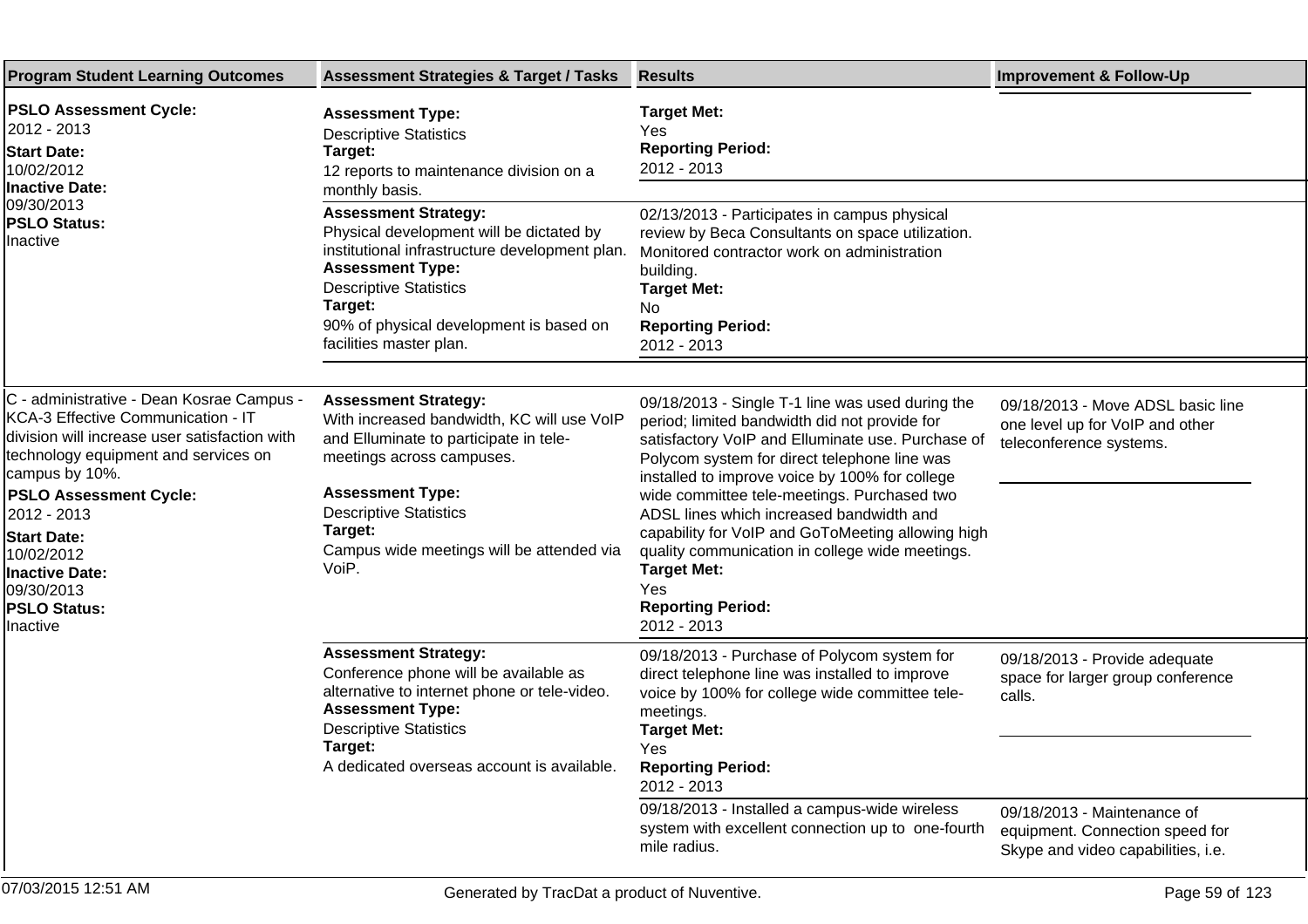| Program Student Learning Outcomes | Assessment Strategies & Target / Tasks | Results | Improvement & Follow-Up |
|---|---|---|---|
| **PSLO Assessment Cycle:** 2012 - 2013<br>**Start Date:** 10/02/2012<br>**Inactive Date:** 09/30/2013<br>**PSLO Status:** Inactive | **Assessment Type:** Descriptive Statistics<br>**Target:** 12 reports to maintenance division on a monthly basis. | **Target Met:** Yes<br>**Reporting Period:** 2012 - 2013 | |
| | **Assessment Strategy:** Physical development will be dictated by institutional infrastructure development plan.<br>**Assessment Type:** Descriptive Statistics<br>**Target:** 90% of physical development is based on facilities master plan. | 02/13/2013 - Participates in campus physical review by Beca Consultants on space utilization. Monitored contractor work on administration building.<br>**Target Met:** No<br>**Reporting Period:** 2012 - 2013 | |
| C - administrative - Dean Kosrae Campus - KCA-3 Effective Communication - IT division will increase user satisfaction with technology equipment and services on campus by 10%.<br>**PSLO Assessment Cycle:** 2012 - 2013<br>**Start Date:** 10/02/2012<br>**Inactive Date:** 09/30/2013<br>**PSLO Status:** Inactive | **Assessment Strategy:** With increased bandwidth, KC will use VoIP and Elluminate to participate in tele-meetings across campuses.<br>**Assessment Type:** Descriptive Statistics<br>**Target:** Campus wide meetings will be attended via VoiP. | 09/18/2013 - Single T-1 line was used during the period; limited bandwidth did not provide for satisfactory VoIP and Elluminate use. Purchase of Polycom system for direct telephone line was installed to improve voice by 100% for college wide committee tele-meetings. Purchased two ADSL lines which increased bandwidth and capability for VoIP and GoToMeeting allowing high quality communication in college wide meetings.<br>**Target Met:** Yes<br>**Reporting Period:** 2012 - 2013 | 09/18/2013 - Move ADSL basic line one level up for VoIP and other teleconference systems. |
| | **Assessment Strategy:** Conference phone will be available as alternative to internet phone or tele-video.<br>**Assessment Type:** Descriptive Statistics<br>**Target:** A dedicated overseas account is available. | 09/18/2013 - Purchase of Polycom system for direct telephone line was installed to improve voice by 100% for college wide committee tele-meetings.<br>**Target Met:** Yes<br>**Reporting Period:** 2012 - 2013 | 09/18/2013 - Provide adequate space for larger group conference calls. |
| | | 09/18/2013 - Installed a campus-wide wireless system with excellent connection up to one-fourth mile radius. | 09/18/2013 - Maintenance of equipment. Connection speed for Skype and video capabilities, i.e. |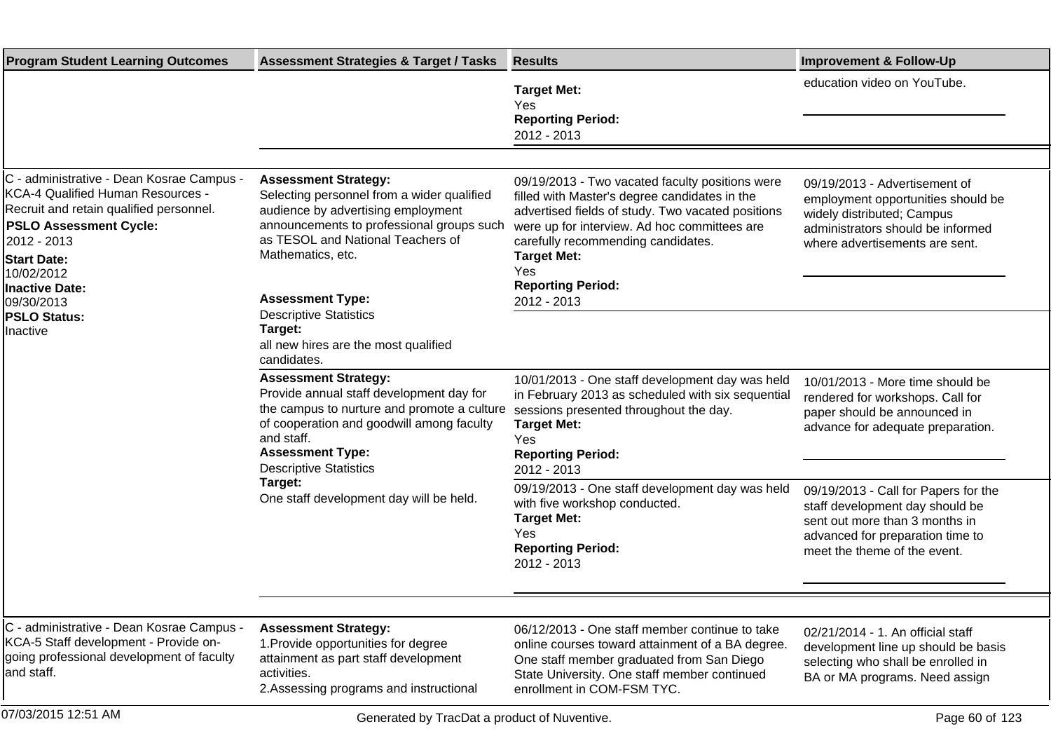| Program Student Learning Outcomes | Assessment Strategies & Target / Tasks | Results | Improvement & Follow-Up |
|---|---|---|---|
| | | **Target Met:** Yes **Reporting Period:** 2012 - 2013 | education video on YouTube. |
| C - administrative - Dean Kosrae Campus - KCA-4 Qualified Human Resources - Recruit and retain qualified personnel. **PSLO Assessment Cycle:** 2012 - 2013 **Start Date:** 10/02/2012 **Inactive Date:** 09/30/2013 **PSLO Status:** Inactive | **Assessment Strategy:** Selecting personnel from a wider qualified audience by advertising employment announcements to professional groups such as TESOL and National Teachers of Mathematics, etc. **Assessment Type:** Descriptive Statistics **Target:** all new hires are the most qualified candidates. | 09/19/2013 - Two vacated faculty positions were filled with Master's degree candidates in the advertised fields of study. Two vacated positions were up for interview. Ad hoc committees are carefully recommending candidates. **Target Met:** Yes **Reporting Period:** 2012 - 2013 | 09/19/2013 - Advertisement of employment opportunities should be widely distributed; Campus administrators should be informed where advertisements are sent. |
| | **Assessment Strategy:** Provide annual staff development day for the campus to nurture and promote a culture of cooperation and goodwill among faculty and staff. **Assessment Type:** Descriptive Statistics **Target:** One staff development day will be held. | 10/01/2013 - One staff development day was held in February 2013 as scheduled with six sequential sessions presented throughout the day. **Target Met:** Yes **Reporting Period:** 2012 - 2013 | 10/01/2013 - More time should be rendered for workshops. Call for paper should be announced in advance for adequate preparation. |
| | | 09/19/2013 - One staff development day was held with five workshop conducted. **Target Met:** Yes **Reporting Period:** 2012 - 2013 | 09/19/2013 - Call for Papers for the staff development day should be sent out more than 3 months in advanced for preparation time to meet the theme of the event. |
| C - administrative - Dean Kosrae Campus - KCA-5 Staff development - Provide on-going professional development of faculty and staff. | **Assessment Strategy:** 1.Provide opportunities for degree attainment as part staff development activities. 2.Assessing programs and instructional | 06/12/2013 - One staff member continue to take online courses toward attainment of a BA degree. One staff member graduated from San Diego State University. One staff member continued enrollment in COM-FSM TYC. | 02/21/2014 - 1. An official staff development line up should be basis selecting who shall be enrolled in BA or MA programs. Need assign |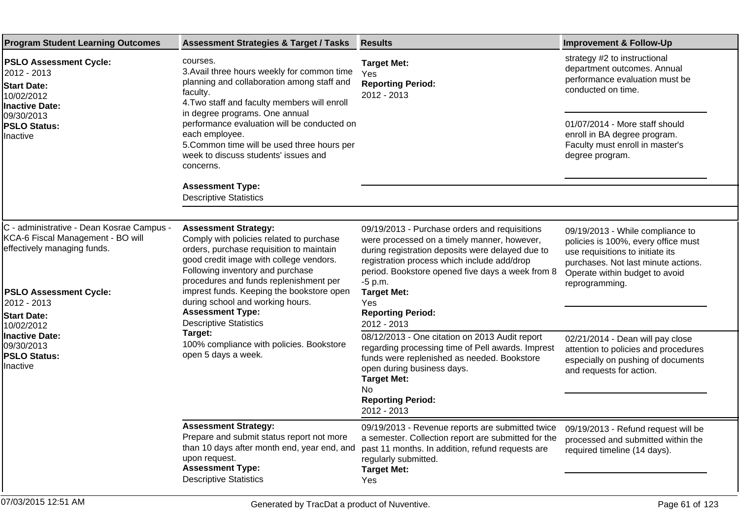| Program Student Learning Outcomes | Assessment Strategies & Target / Tasks | Results | Improvement & Follow-Up |
|---|---|---|---|
| **PSLO Assessment Cycle:** 2012 - 2013<br>**Start Date:** 10/02/2012<br>**Inactive Date:** 09/30/2013<br>**PSLO Status:** Inactive | courses.<br>3.Avail three hours weekly for common time planning and collaboration among staff and faculty.<br>4.Two staff and faculty members will enroll in degree programs. One annual performance evaluation will be conducted on each employee.<br>5.Common time will be used three hours per week to discuss students' issues and concerns.<br>**Assessment Type:** Descriptive Statistics | **Target Met:** Yes<br>**Reporting Period:** 2012 - 2013 | strategy #2 to instructional department outcomes. Annual performance evaluation must be conducted on time.<br><br>01/07/2014 - More staff should enroll in BA degree program. Faculty must enroll in master's degree program. |
| C - administrative - Dean Kosrae Campus - KCA-6 Fiscal Management - BO will effectively managing funds.<br><br>**PSLO Assessment Cycle:** 2012 - 2013<br>**Start Date:** 10/02/2012<br>**Inactive Date:** 09/30/2013<br>**PSLO Status:** Inactive | **Assessment Strategy:** Comply with policies related to purchase orders, purchase requisition to maintain good credit image with college vendors. Following inventory and purchase procedures and funds replenishment per imprest funds. Keeping the bookstore open during school and working hours.<br>**Assessment Type:** Descriptive Statistics<br>**Target:** 100% compliance with policies. Bookstore open 5 days a week. | 09/19/2013 - Purchase orders and requisitions were processed on a timely manner, however, during registration deposits were delayed due to registration process which include add/drop period. Bookstore opened five days a week from 8 -5 p.m.<br>**Target Met:** Yes<br>**Reporting Period:** 2012 - 2013 | 09/19/2013 - While compliance to policies is 100%, every office must use requisitions to initiate its purchases. Not last minute actions. Operate within budget to avoid reprogramming. |
| | | 08/12/2013 - One citation on 2013 Audit report regarding processing time of Pell awards. Imprest funds were replenished as needed. Bookstore open during business days.<br>**Target Met:** No<br>**Reporting Period:** 2012 - 2013 | 02/21/2014 - Dean will pay close attention to policies and procedures especially on pushing of documents and requests for action. |
| | **Assessment Strategy:** Prepare and submit status report not more than 10 days after month end, year end, and upon request.<br>**Assessment Type:** Descriptive Statistics | 09/19/2013 - Revenue reports are submitted twice a semester. Collection report are submitted for the past 11 months. In addition, refund requests are regularly submitted.<br>**Target Met:** Yes | 09/19/2013 - Refund request will be processed and submitted within the required timeline (14 days). |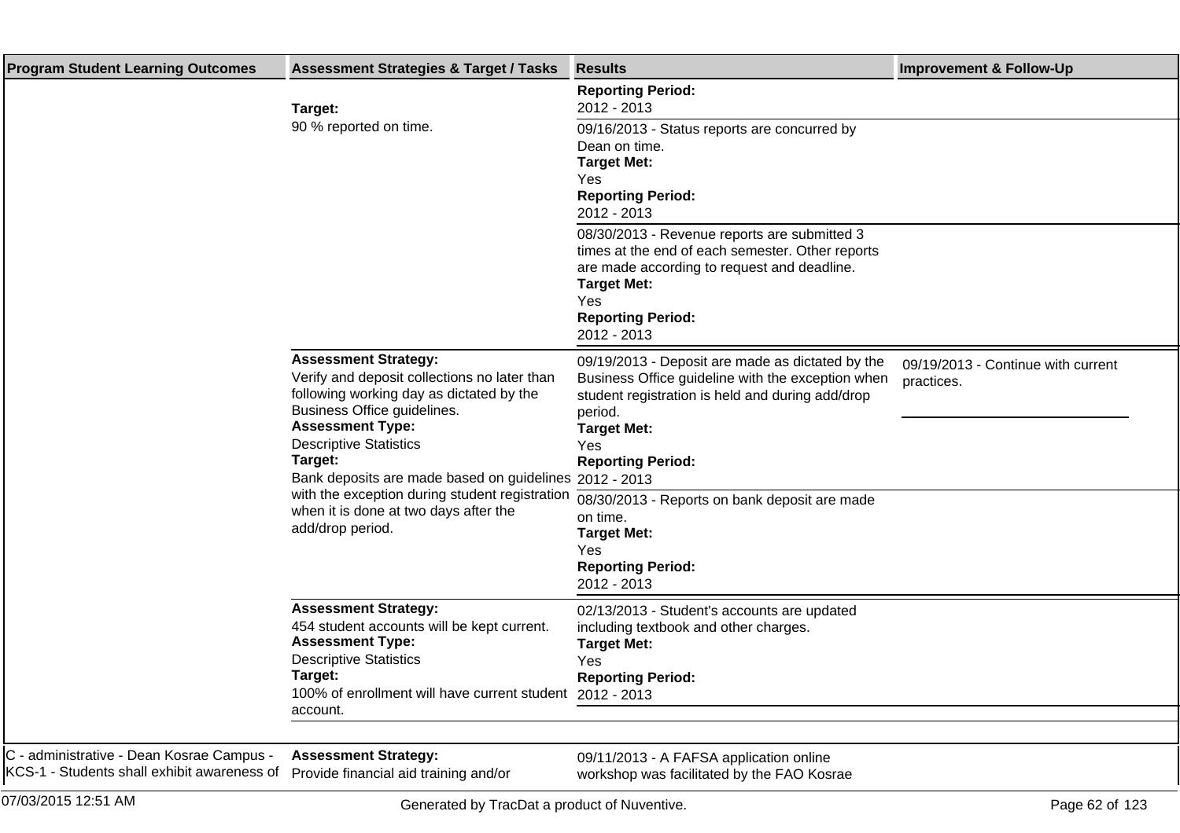| Program Student Learning Outcomes | Assessment Strategies & Target / Tasks | Results | Improvement & Follow-Up |
|---|---|---|---|
| | **Target:**<br>90 % reported on time. | **Reporting Period:**<br>2012 - 2013 | |
| | | 09/16/2013 - Status reports are concurred by Dean on time.<br>**Target Met:**<br>Yes<br>**Reporting Period:**<br>2012 - 2013 | |
| | | 08/30/2013 - Revenue reports are submitted 3 times at the end of each semester. Other reports are made according to request and deadline.<br>**Target Met:**<br>Yes<br>**Reporting Period:**<br>2012 - 2013 | |
| | **Assessment Strategy:**<br>Verify and deposit collections no later than following working day as dictated by the Business Office guidelines.<br>**Assessment Type:**<br>Descriptive Statistics<br>**Target:**<br>Bank deposits are made based on guidelines with the exception during student registration when it is done at two days after the add/drop period. | 09/19/2013 - Deposit are made as dictated by the Business Office guideline with the exception when student registration is held and during add/drop period.<br>**Target Met:**<br>Yes<br>**Reporting Period:**<br>2012 - 2013 | 09/19/2013 - Continue with current practices. |
| | | 08/30/2013 - Reports on bank deposit are made on time.<br>**Target Met:**<br>Yes<br>**Reporting Period:**<br>2012 - 2013 | |
| | **Assessment Strategy:**<br>454 student accounts will be kept current.<br>**Assessment Type:**<br>Descriptive Statistics<br>**Target:**<br>100% of enrollment will have current student account. | 02/13/2013 - Student's accounts are updated including textbook and other charges.<br>**Target Met:**<br>Yes<br>**Reporting Period:**<br>2012 - 2013 | |
| C - administrative - Dean Kosrae Campus - KCS-1 - Students shall exhibit awareness of | **Assessment Strategy:**<br>Provide financial aid training and/or | 09/11/2013 - A FAFSA application online workshop was facilitated by the FAO Kosrae | |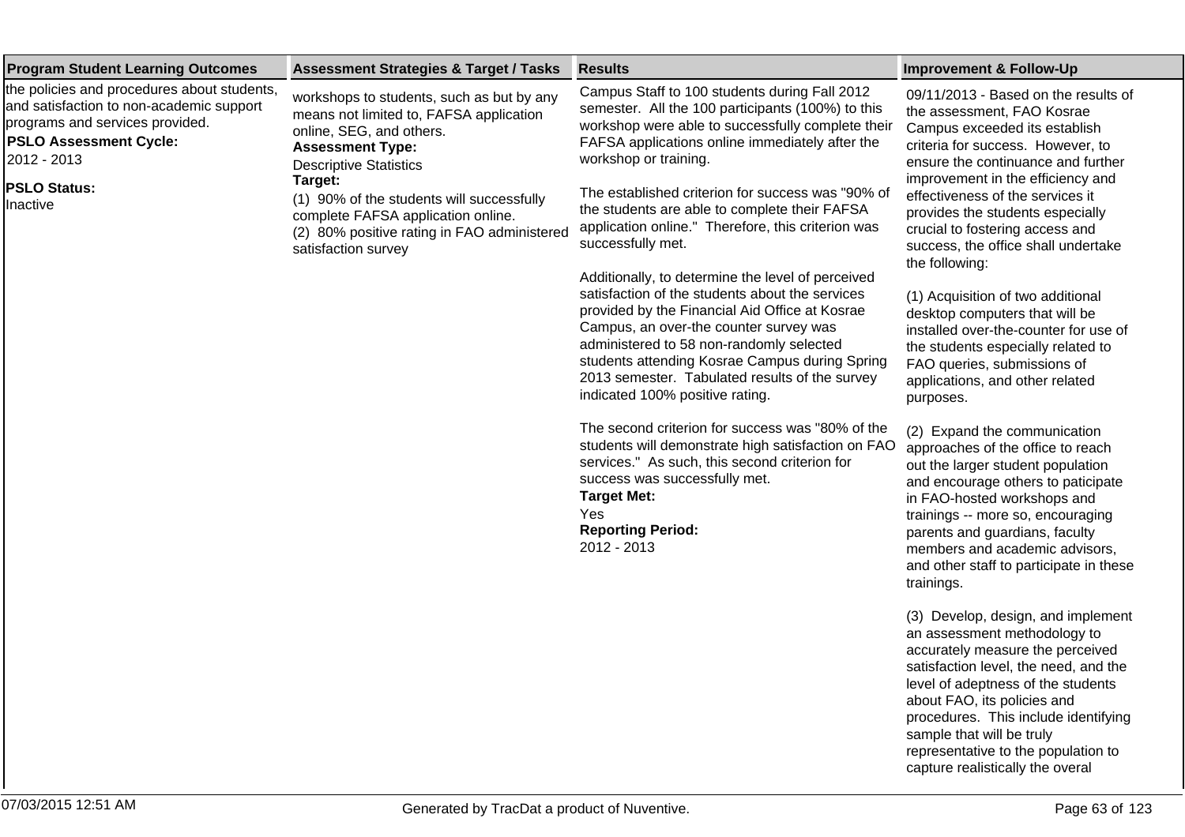| Program Student Learning Outcomes | Assessment Strategies & Target / Tasks | Results | Improvement & Follow-Up |
|---|---|---|---|
| the policies and procedures about students, and satisfaction to non-academic support programs and services provided.<br>**PSLO Assessment Cycle:**<br>2012 - 2013<br>**PSLO Status:**<br>Inactive | workshops to students, such as but by any means not limited to, FAFSA application online, SEG, and others.<br>**Assessment Type:**<br>Descriptive Statistics<br>**Target:**<br>(1) 90% of the students will successfully complete FAFSA application online.<br>(2) 80% positive rating in FAO administered satisfaction survey | Campus Staff to 100 students during Fall 2012 semester. All the 100 participants (100%) to this workshop were able to successfully complete their FAFSA applications online immediately after the workshop or training.<br><br>The established criterion for success was "90% of the students are able to complete their FAFSA application online." Therefore, this criterion was successfully met.<br><br>Additionally, to determine the level of perceived satisfaction of the students about the services provided by the Financial Aid Office at Kosrae Campus, an over-the counter survey was administered to 58 non-randomly selected students attending Kosrae Campus during Spring 2013 semester. Tabulated results of the survey indicated 100% positive rating.<br><br>The second criterion for success was "80% of the students will demonstrate high satisfaction on FAO services." As such, this second criterion for success was successfully met.<br>**Target Met:**<br>Yes<br>**Reporting Period:**<br>2012 - 2013 | 09/11/2013 - Based on the results of the assessment, FAO Kosrae Campus exceeded its establish criteria for success. However, to ensure the continuance and further improvement in the efficiency and effectiveness of the services it provides the students especially crucial to fostering access and success, the office shall undertake the following:<br><br>(1) Acquisition of two additional desktop computers that will be installed over-the-counter for use of the students especially related to FAO queries, submissions of applications, and other related purposes.<br><br>(2) Expand the communication approaches of the office to reach out the larger student population and encourage others to paticipate in FAO-hosted workshops and trainings -- more so, encouraging parents and guardians, faculty members and academic advisors, and other staff to participate in these trainings.<br><br>(3) Develop, design, and implement an assessment methodology to accurately measure the perceived satisfaction level, the need, and the level of adeptness of the students about FAO, its policies and procedures. This include identifying sample that will be truly representative to the population to capture realistically the overal |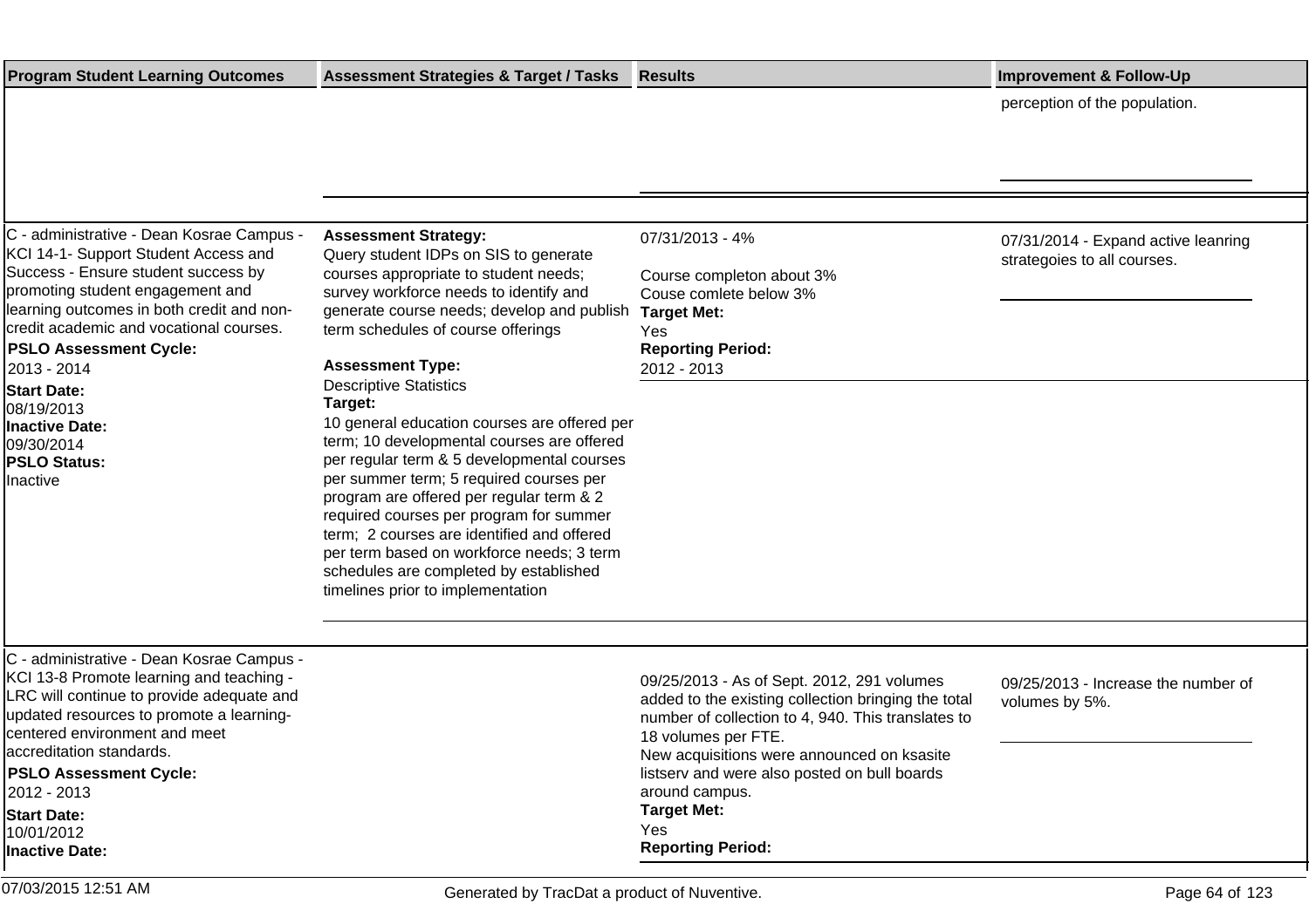| Program Student Learning Outcomes | Assessment Strategies & Target / Tasks | Results | Improvement & Follow-Up |
|---|---|---|---|
| | | | perception of the population. |
| C - administrative - Dean Kosrae Campus - KCI 14-1- Support Student Access and Success - Ensure student success by promoting student engagement and learning outcomes in both credit and non-credit academic and vocational courses.<br>**PSLO Assessment Cycle:**<br>2013 - 2014<br>**Start Date:**<br>08/19/2013<br>**Inactive Date:**<br>09/30/2014<br>**PSLO Status:**<br>Inactive | **Assessment Strategy:**<br>Query student IDPs on SIS to generate courses appropriate to student needs; survey workforce needs to identify and generate course needs; develop and publish term schedules of course offerings<br>**Assessment Type:**<br>Descriptive Statistics<br>**Target:**<br>10 general education courses are offered per term; 10 developmental courses are offered per regular term & 5 developmental courses per summer term; 5 required courses per program are offered per regular term & 2 required courses per program for summer term; 2 courses are identified and offered per term based on workforce needs; 3 term schedules are completed by established timelines prior to implementation | 07/31/2013 - 4%<br><br>Course completon about 3%<br>Couse comlete below 3%<br>**Target Met:**<br>Yes<br>**Reporting Period:**<br>2012 - 2013 | 07/31/2014 - Expand active leanring strategoies to all courses. |
| C - administrative - Dean Kosrae Campus - KCI 13-8 Promote learning and teaching - LRC will continue to provide adequate and updated resources to promote a learning-centered environment and meet accreditation standards.<br>**PSLO Assessment Cycle:**<br>2012 - 2013<br>**Start Date:**<br>10/01/2012<br>**Inactive Date:** | | 09/25/2013 - As of Sept. 2012, 291 volumes added to the existing collection bringing the total number of collection to 4, 940. This translates to 18 volumes per FTE.<br>New acquisitions were announced on ksasite listserv and were also posted on bull boards around campus.<br>**Target Met:**<br>Yes<br>**Reporting Period:** | 09/25/2013 - Increase the number of volumes by 5%. |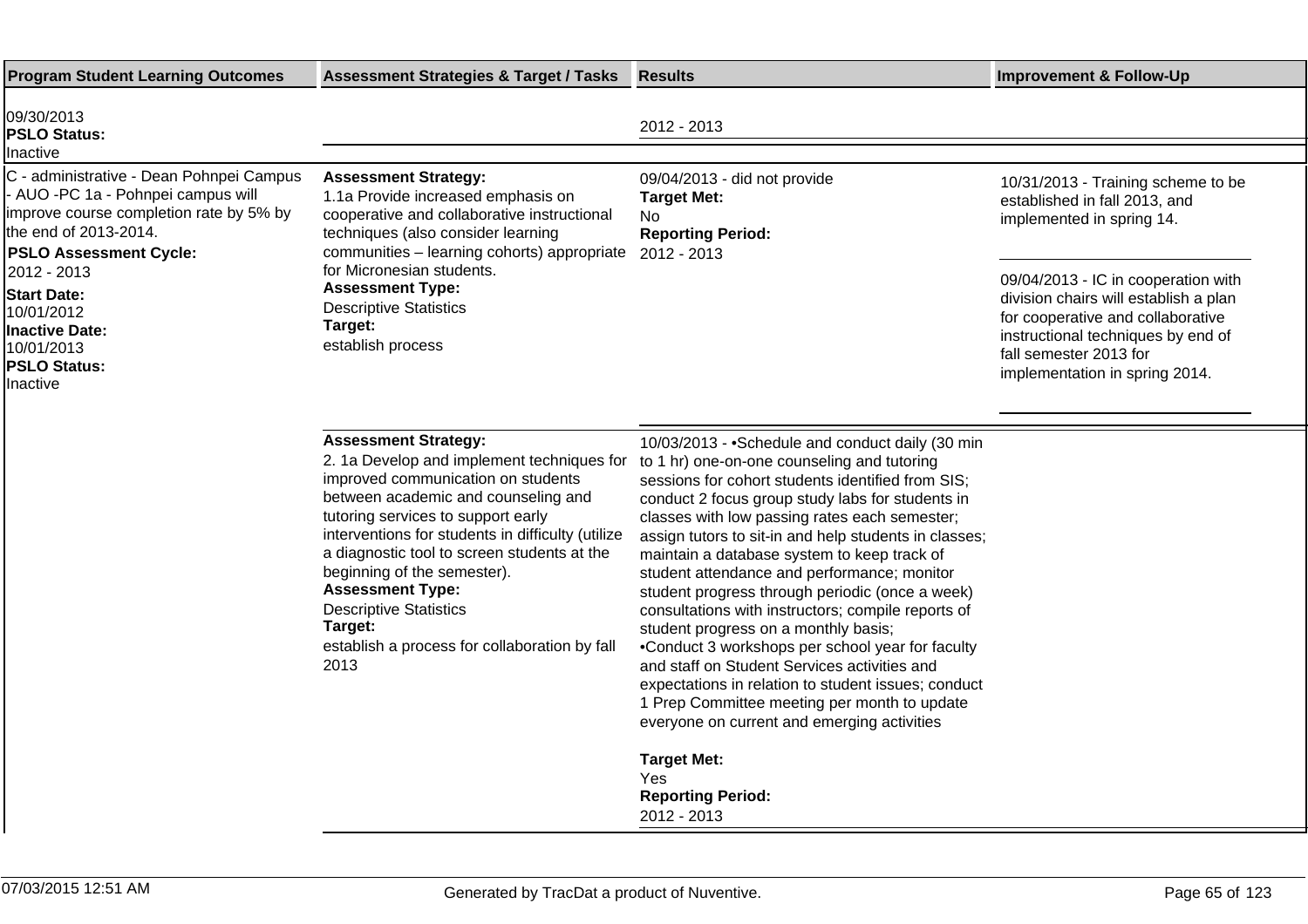| Program Student Learning Outcomes | Assessment Strategies & Target / Tasks | Results | Improvement & Follow-Up |
|---|---|---|---|
| 09/30/2013<br>**PSLO Status:**<br>Inactive | | 2012 - 2013 | |
| C - administrative - Dean Pohnpei Campus - AUO -PC 1a - Pohnpei campus will improve course completion rate by 5% by the end of 2013-2014.<br>**PSLO Assessment Cycle:**<br>2012 - 2013<br>**Start Date:**<br>10/01/2012<br>**Inactive Date:**<br>10/01/2013<br>**PSLO Status:**<br>Inactive | **Assessment Strategy:**<br>1.1a Provide increased emphasis on cooperative and collaborative instructional techniques (also consider learning communities – learning cohorts) appropriate for Micronesian students.<br>**Assessment Type:**<br>Descriptive Statistics<br>**Target:**<br>establish process | 09/04/2013 - did not provide<br>**Target Met:**<br>No<br>**Reporting Period:**<br>2012 - 2013 | 10/31/2013 - Training scheme to be established in fall 2013, and implemented in spring 14.<br><br>09/04/2013 - IC in cooperation with division chairs will establish a plan for cooperative and collaborative instructional techniques by end of fall semester 2013 for implementation in spring 2014. |
| | **Assessment Strategy:**<br>2. 1a Develop and implement techniques for improved communication on students between academic and counseling and tutoring services to support early interventions for students in difficulty (utilize a diagnostic tool to screen students at the beginning of the semester).<br>**Assessment Type:**<br>Descriptive Statistics<br>**Target:**<br>establish a process for collaboration by fall 2013 | 10/03/2013 - •Schedule and conduct daily (30 min to 1 hr) one-on-one counseling and tutoring sessions for cohort students identified from SIS; conduct 2 focus group study labs for students in classes with low passing rates each semester; assign tutors to sit-in and help students in classes; maintain a database system to keep track of student attendance and performance; monitor student progress through periodic (once a week) consultations with instructors; compile reports of student progress on a monthly basis;<br>•Conduct 3 workshops per school year for faculty and staff on Student Services activities and expectations in relation to student issues; conduct 1 Prep Committee meeting per month to update everyone on current and emerging activities<br><br>**Target Met:**<br>Yes<br>**Reporting Period:**<br>2012 - 2013 | |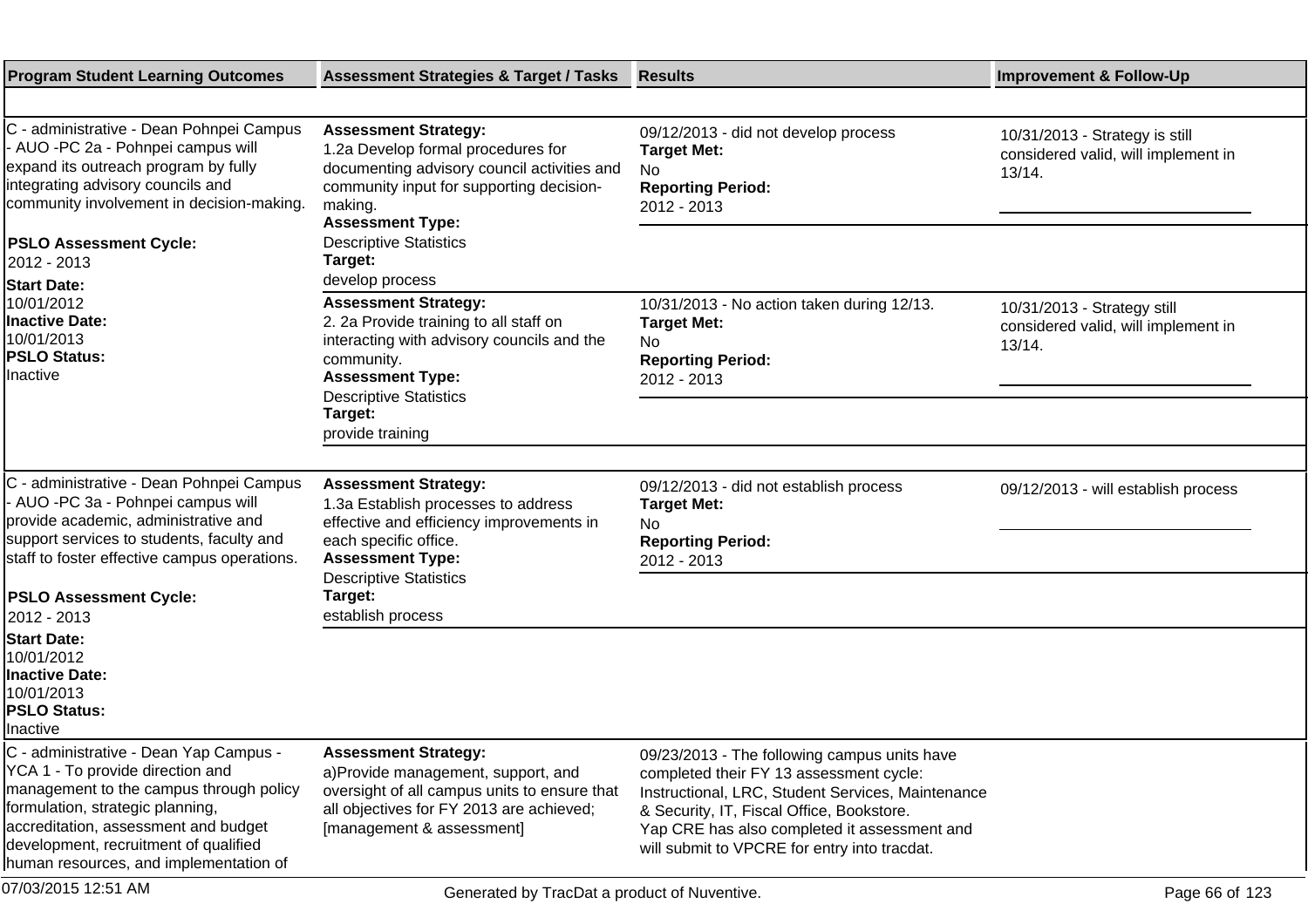| Program Student Learning Outcomes | Assessment Strategies & Target / Tasks | Results | Improvement & Follow-Up |
|---|---|---|---|
| C - administrative - Dean Pohnpei Campus - AUO -PC 2a - Pohnpei campus will expand its outreach program by fully integrating advisory councils and community involvement in decision-making.<br><br>**PSLO Assessment Cycle:**<br>2012 - 2013<br>**Start Date:**<br>10/01/2012<br>**Inactive Date:**<br>10/01/2013<br>**PSLO Status:**<br>Inactive | **Assessment Strategy:**<br>1.2a Develop formal procedures for documenting advisory council activities and community input for supporting decision-making.<br>**Assessment Type:**<br>Descriptive Statistics<br>**Target:**<br>develop process | 09/12/2013 - did not develop process<br>**Target Met:**<br>No<br>**Reporting Period:**<br>2012 - 2013 | 10/31/2013 - Strategy is still considered valid, will implement in 13/14. |
| | **Assessment Strategy:**<br>2. 2a Provide training to all staff on interacting with advisory councils and the community.<br>**Assessment Type:**<br>Descriptive Statistics<br>**Target:**<br>provide training | 10/31/2013 - No action taken during 12/13.<br>**Target Met:**<br>No<br>**Reporting Period:**<br>2012 - 2013 | 10/31/2013 - Strategy still considered valid, will implement in 13/14. |
| C - administrative - Dean Pohnpei Campus - AUO -PC 3a - Pohnpei campus will provide academic, administrative and support services to students, faculty and staff to foster effective campus operations.<br><br>**PSLO Assessment Cycle:**<br>2012 - 2013<br>**Start Date:**<br>10/01/2012<br>**Inactive Date:**<br>10/01/2013<br>**PSLO Status:**<br>Inactive | **Assessment Strategy:**<br>1.3a Establish processes to address effective and efficiency improvements in each specific office.<br>**Assessment Type:**<br>Descriptive Statistics<br>**Target:**<br>establish process | 09/12/2013 - did not establish process<br>**Target Met:**<br>No<br>**Reporting Period:**<br>2012 - 2013 | 09/12/2013 - will establish process |
| C - administrative - Dean Yap Campus - YCA 1 - To provide direction and management to the campus through policy formulation, strategic planning, accreditation, assessment and budget development, recruitment of qualified human resources, and implementation of | **Assessment Strategy:**<br>a)Provide management, support, and oversight of all campus units to ensure that all objectives for FY 2013 are achieved; [management & assessment] | 09/23/2013 - The following campus units have completed their FY 13 assessment cycle: Instructional, LRC, Student Services, Maintenance & Security, IT, Fiscal Office, Bookstore.<br>Yap CRE has also completed it assessment and will submit to VPCRE for entry into tracdat. | |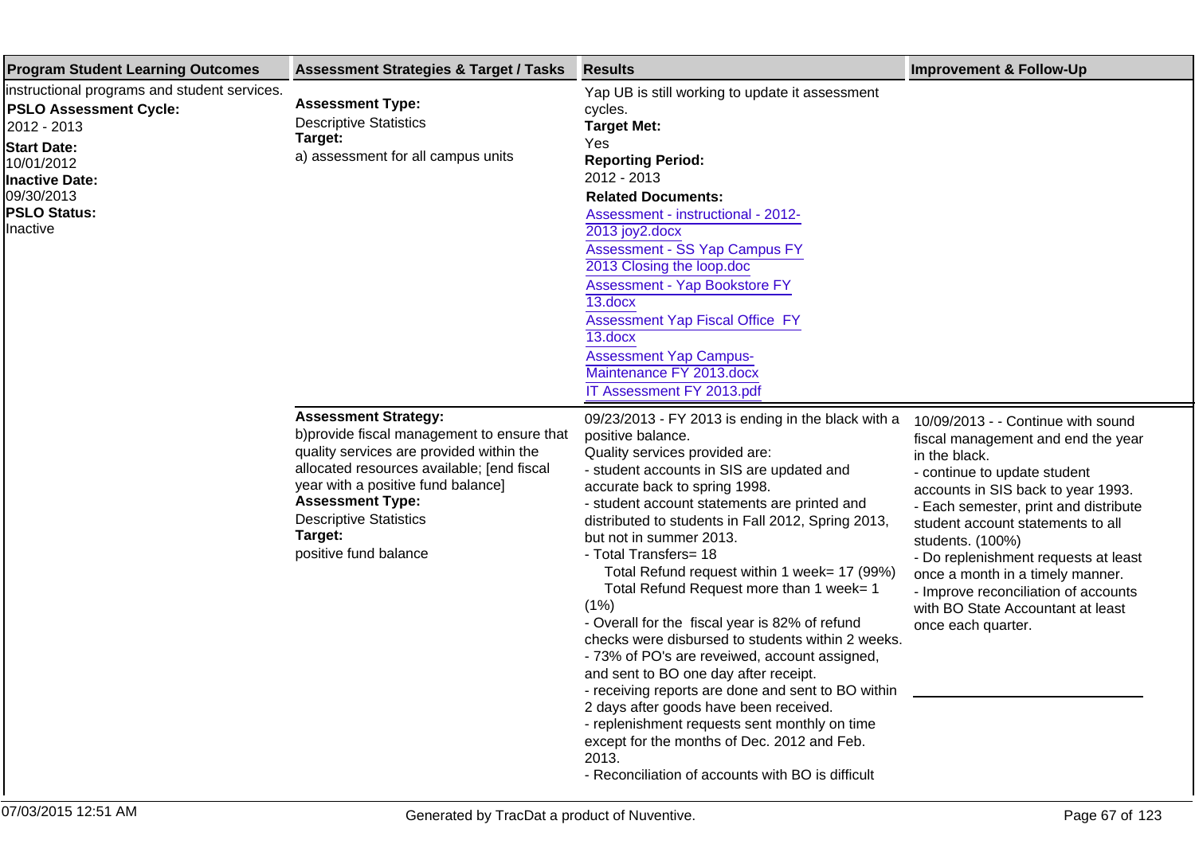| Program Student Learning Outcomes | Assessment Strategies & Target / Tasks | Results | Improvement & Follow-Up |
|---|---|---|---|
| instructional programs and student services.<br>**PSLO Assessment Cycle:**<br>2012 - 2013<br>**Start Date:**<br>10/01/2012<br>**Inactive Date:**<br>09/30/2013<br>**PSLO Status:**<br>Inactive | **Assessment Type:**<br>Descriptive Statistics<br>**Target:**<br>a) assessment for all campus units | Yap UB is still working to update it assessment cycles.<br>**Target Met:**<br>Yes<br>**Reporting Period:**<br>2012 - 2013<br>**Related Documents:**<br>Assessment - instructional - 2012-2013 joy2.docx<br>Assessment - SS Yap Campus FY 2013 Closing the loop.doc<br>Assessment - Yap Bookstore FY 13.docx<br>Assessment Yap Fiscal Office FY 13.docx<br>Assessment Yap Campus-Maintenance FY 2013.docx<br>IT Assessment FY 2013.pdf | |
| | **Assessment Strategy:**<br>b)provide fiscal management to ensure that quality services are provided within the allocated resources available; [end fiscal year with a positive fund balance]<br>**Assessment Type:**<br>Descriptive Statistics<br>**Target:**<br>positive fund balance | 09/23/2013 - FY 2013 is ending in the black with a positive balance.<br>Quality services provided are:<br>- student accounts in SIS are updated and accurate back to spring 1998.<br>- student account statements are printed and distributed to students in Fall 2012, Spring 2013, but not in summer 2013.<br>- Total Transfers= 18<br>Total Refund request within 1 week= 17 (99%)<br>Total Refund Request more than 1 week= 1 (1%)<br>- Overall for the fiscal year is 82% of refund checks were disbursed to students within 2 weeks.<br>- 73% of PO's are reveiwed, account assigned, and sent to BO one day after receipt.<br>- receiving reports are done and sent to BO within 2 days after goods have been received.<br>- replenishment requests sent monthly on time except for the months of Dec. 2012 and Feb. 2013.<br>- Reconciliation of accounts with BO is difficult | 10/09/2013 - - Continue with sound fiscal management and end the year in the black.<br>- continue to update student accounts in SIS back to year 1993.<br>- Each semester, print and distribute student account statements to all students. (100%)<br>- Do replenishment requests at least once a month in a timely manner.<br>- Improve reconciliation of accounts with BO State Accountant at least once each quarter. |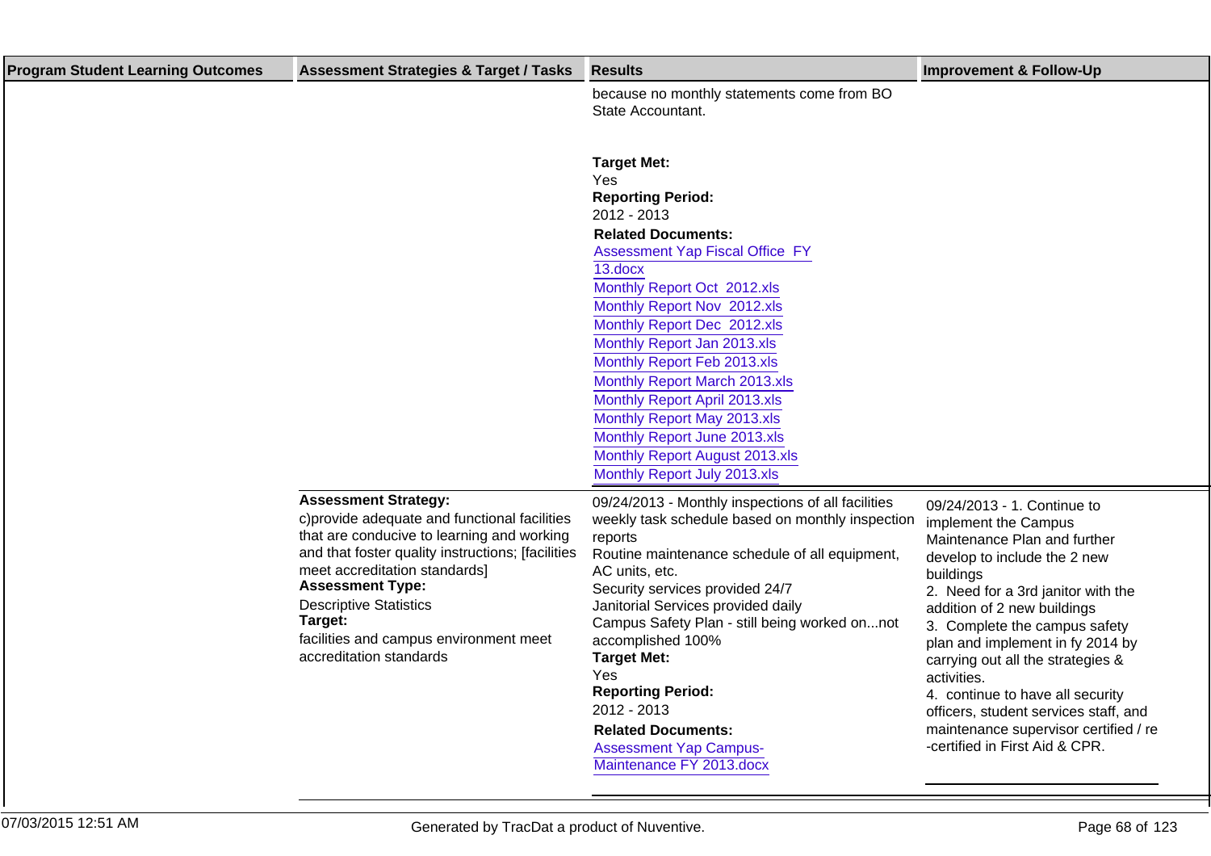| Program Student Learning Outcomes | Assessment Strategies & Target / Tasks | Results | Improvement & Follow-Up |
|---|---|---|---|
| | | because no monthly statements come from BO State Accountant.<br><br>**Target Met:**<br>Yes<br>**Reporting Period:**<br>2012 - 2013<br>**Related Documents:**<br>Assessment Yap Fiscal Office FY 13.docx<br>Monthly Report Oct 2012.xls<br>Monthly Report Nov 2012.xls<br>Monthly Report Dec 2012.xls<br>Monthly Report Jan 2013.xls<br>Monthly Report Feb 2013.xls<br>Monthly Report March 2013.xls<br>Monthly Report April 2013.xls<br>Monthly Report May 2013.xls<br>Monthly Report June 2013.xls<br>Monthly Report August 2013.xls<br>Monthly Report July 2013.xls | |
| | **Assessment Strategy:**<br>c)provide adequate and functional facilities that are conducive to learning and working and that foster quality instructions; [facilities meet accreditation standards]<br>**Assessment Type:**<br>Descriptive Statistics<br>**Target:**<br>facilities and campus environment meet accreditation standards | 09/24/2013 - Monthly inspections of all facilities weekly task schedule based on monthly inspection reports<br>Routine maintenance schedule of all equipment, AC units, etc.<br>Security services provided 24/7<br>Janitorial Services provided daily<br>Campus Safety Plan - still being worked on...not accomplished 100%<br>**Target Met:**<br>Yes<br>**Reporting Period:**<br>2012 - 2013<br>**Related Documents:**<br>Assessment Yap Campus-Maintenance FY 2013.docx | 09/24/2013 - 1. Continue to implement the Campus Maintenance Plan and further develop to include the 2 new buildings<br>2. Need for a 3rd janitor with the addition of 2 new buildings<br>3. Complete the campus safety plan and implement in fy 2014 by carrying out all the strategies & activities.<br>4. continue to have all security officers, student services staff, and maintenance supervisor certified / re -certified in First Aid & CPR. |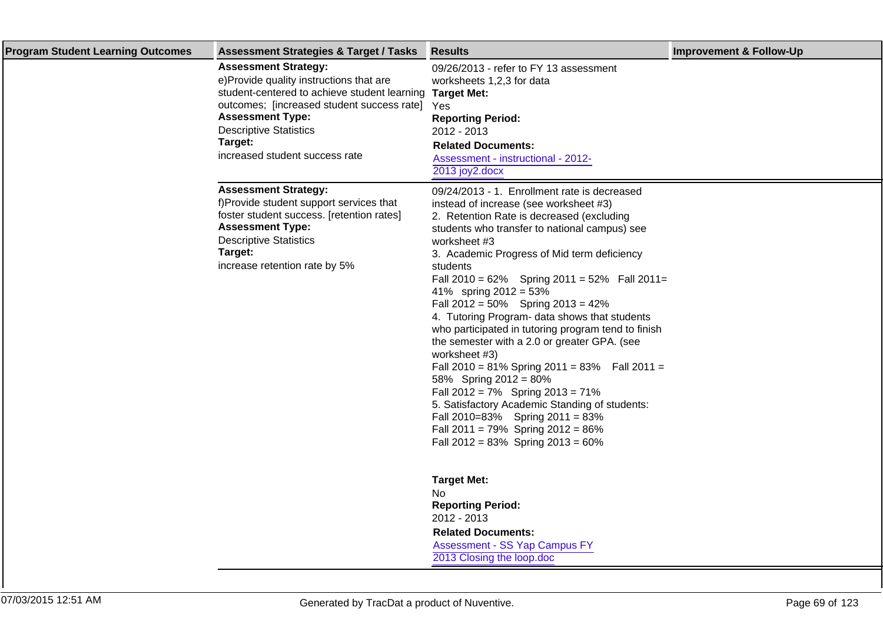| Program Student Learning Outcomes | Assessment Strategies & Target / Tasks | Results | Improvement & Follow-Up |
|---|---|---|---|
| | **Assessment Strategy:**<br>e)Provide quality instructions that are student-centered to achieve student learning outcomes; [increased student success rate]<br>**Assessment Type:**<br>Descriptive Statistics<br>**Target:**<br>increased student success rate | 09/26/2013 - refer to FY 13 assessment worksheets 1,2,3 for data<br>**Target Met:**<br>Yes<br>**Reporting Period:**<br>2012 - 2013<br>**Related Documents:**<br>Assessment - instructional - 2012-2013 joy2.docx | |
| | **Assessment Strategy:**<br>f)Provide student support services that foster student success. [retention rates]<br>**Assessment Type:**<br>Descriptive Statistics<br>**Target:**<br>increase retention rate by 5% | 09/24/2013 - 1. Enrollment rate is decreased instead of increase (see worksheet #3)<br>2. Retention Rate is decreased (excluding students who transfer to national campus) see worksheet #3<br>3. Academic Progress of Mid term deficiency students<br>Fall 2010 = 62% Spring 2011 = 52% Fall 2011= 41% spring 2012 = 53%<br>Fall 2012 = 50% Spring 2013 = 42%<br>4. Tutoring Program- data shows that students who participated in tutoring program tend to finish the semester with a 2.0 or greater GPA. (see worksheet #3)<br>Fall 2010 = 81% Spring 2011 = 83% Fall 2011 = 58% Spring 2012 = 80%<br>Fall 2012 = 7% Spring 2013 = 71%<br>5. Satisfactory Academic Standing of students:<br>Fall 2010=83% Spring 2011 = 83%<br>Fall 2011 = 79% Spring 2012 = 86%<br>Fall 2012 = 83% Spring 2013 = 60%<br>**Target Met:**<br>No<br>**Reporting Period:**<br>2012 - 2013<br>**Related Documents:**<br>Assessment - SS Yap Campus FY 2013 Closing the loop.doc | |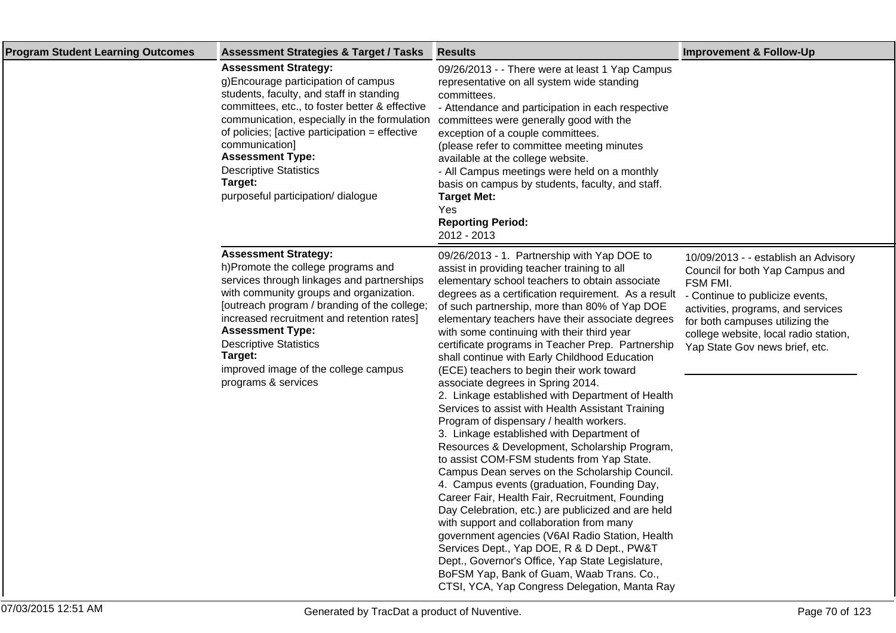| Program Student Learning Outcomes | Assessment Strategies & Target / Tasks | Results | Improvement & Follow-Up |
|---|---|---|---|
| | **Assessment Strategy:**<br>g)Encourage participation of campus students, faculty, and staff in standing committees, etc., to foster better & effective communication, especially in the formulation of policies; [active participation = effective communication]<br>**Assessment Type:**<br>Descriptive Statistics<br>**Target:**<br>purposeful participation/ dialogue | 09/26/2013 - - There were at least 1 Yap Campus representative on all system wide standing committees.<br>- Attendance and participation in each respective committees were generally good with the exception of a couple committees.<br>(please refer to committee meeting minutes available at the college website.<br>- All Campus meetings were held on a monthly basis on campus by students, faculty, and staff.<br>**Target Met:**<br>Yes<br>**Reporting Period:**<br>2012 - 2013 | |
| | **Assessment Strategy:**<br>h)Promote the college programs and services through linkages and partnerships with community groups and organization. [outreach program / branding of the college; increased recruitment and retention rates]<br>**Assessment Type:**<br>Descriptive Statistics<br>**Target:**<br>improved image of the college campus programs & services | 09/26/2013 - 1. Partnership with Yap DOE to assist in providing teacher training to all elementary school teachers to obtain associate degrees as a certification requirement. As a result of such partnership, more than 80% of Yap DOE elementary teachers have their associate degrees with some continuing with their third year certificate programs in Teacher Prep. Partnership shall continue with Early Childhood Education (ECE) teachers to begin their work toward associate degrees in Spring 2014.<br>2. Linkage established with Department of Health Services to assist with Health Assistant Training Program of dispensary / health workers.<br>3. Linkage established with Department of Resources & Development, Scholarship Program, to assist COM-FSM students from Yap State. Campus Dean serves on the Scholarship Council.<br>4. Campus events (graduation, Founding Day, Career Fair, Health Fair, Recruitment, Founding Day Celebration, etc.) are publicized and are held with support and collaboration from many government agencies (V6AI Radio Station, Health Services Dept., Yap DOE, R & D Dept., PW&T Dept., Governor's Office, Yap State Legislature, BoFSM Yap, Bank of Guam, Waab Trans. Co., CTSI, YCA, Yap Congress Delegation, Manta Ray | 10/09/2013 - - establish an Advisory Council for both Yap Campus and FSM FMI.<br>- Continue to publicize events, activities, programs, and services for both campuses utilizing the college website, local radio station, Yap State Gov news brief, etc. |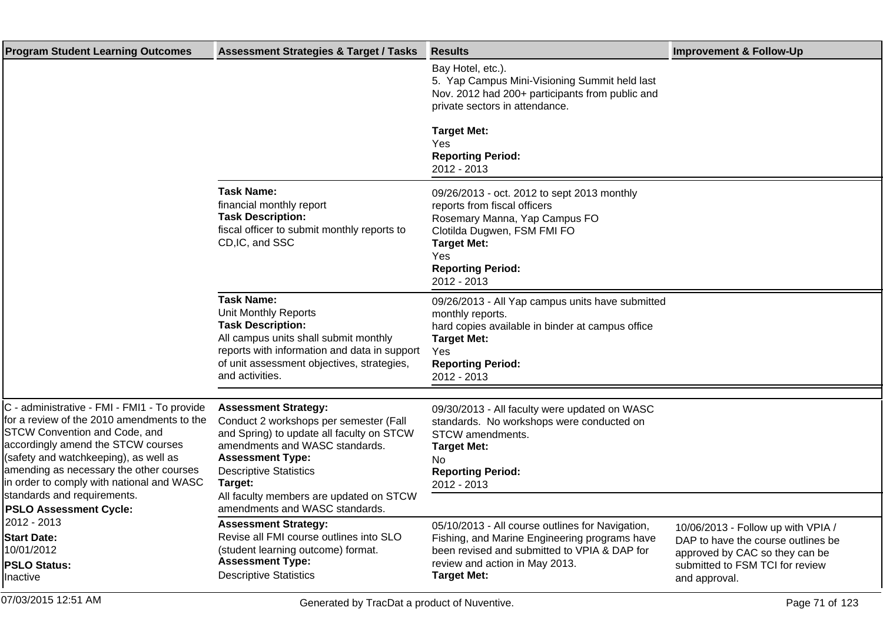| Program Student Learning Outcomes | Assessment Strategies & Target / Tasks | Results | Improvement & Follow-Up |
|---|---|---|---|
| | | Bay Hotel, etc.).<br>5. Yap Campus Mini-Visioning Summit held last Nov. 2012 had 200+ participants from public and private sectors in attendance.<br><br>**Target Met:**<br>Yes<br>**Reporting Period:**<br>2012 - 2013 | |
| | **Task Name:**<br>financial monthly report<br>**Task Description:**<br>fiscal officer to submit monthly reports to CD,IC, and SSC | 09/26/2013 - oct. 2012 to sept 2013 monthly reports from fiscal officers<br>Rosemary Manna, Yap Campus FO<br>Clotilda Dugwen, FSM FMI FO<br>**Target Met:**<br>Yes<br>**Reporting Period:**<br>2012 - 2013 | |
| | **Task Name:**<br>Unit Monthly Reports<br>**Task Description:**<br>All campus units shall submit monthly reports with information and data in support of unit assessment objectives, strategies, and activities. | 09/26/2013 - All Yap campus units have submitted monthly reports.<br>hard copies available in binder at campus office<br>**Target Met:**<br>Yes<br>**Reporting Period:**<br>2012 - 2013 | |
| C - administrative - FMI - FMI1 - To provide for a review of the 2010 amendments to the STCW Convention and Code, and accordingly amend the STCW courses (safety and watchkeeping), as well as amending as necessary the other courses in order to comply with national and WASC standards and requirements.<br>**PSLO Assessment Cycle:**<br>2012 - 2013<br>**Start Date:**<br>10/01/2012<br>**PSLO Status:**<br>Inactive | **Assessment Strategy:**<br>Conduct 2 workshops per semester (Fall and Spring) to update all faculty on STCW amendments and WASC standards.<br>**Assessment Type:**<br>Descriptive Statistics<br>**Target:**<br>All faculty members are updated on STCW amendments and WASC standards. | 09/30/2013 - All faculty were updated on WASC standards. No workshops were conducted on STCW amendments.<br>**Target Met:**<br>No<br>**Reporting Period:**<br>2012 - 2013 | |
| | **Assessment Strategy:**<br>Revise all FMI course outlines into SLO (student learning outcome) format.<br>**Assessment Type:**<br>Descriptive Statistics | 05/10/2013 - All course outlines for Navigation, Fishing, and Marine Engineering programs have been revised and submitted to VPIA & DAP for review and action in May 2013.<br>**Target Met:** | 10/06/2013 - Follow up with VPIA / DAP to have the course outlines be approved by CAC so they can be submitted to FSM TCI for review and approval. |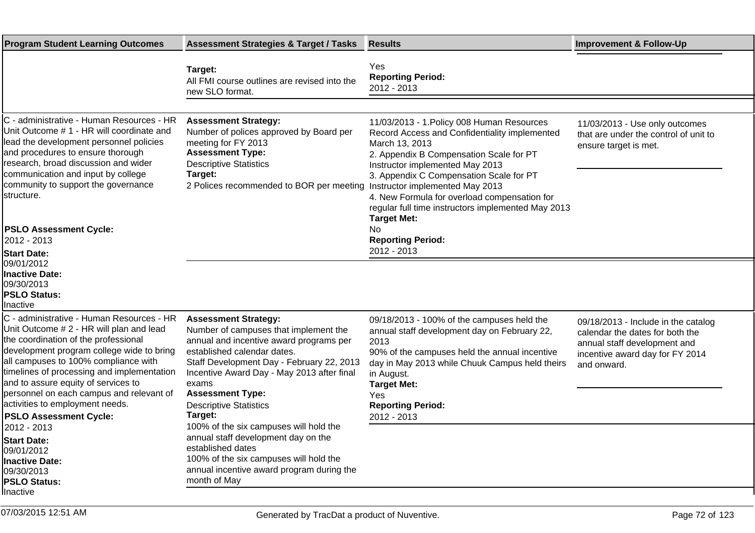| Program Student Learning Outcomes | Assessment Strategies & Target / Tasks | Results | Improvement & Follow-Up |
|---|---|---|---|
| | **Target:**<br>All FMI course outlines are revised into the new SLO format. | Yes<br>**Reporting Period:**<br>2012 - 2013 | |
| C - administrative - Human Resources - HR Unit Outcome # 1 - HR will coordinate and lead the development personnel policies and procedures to ensure thorough research, broad discussion and wider communication and input by college community to support the governance structure.<br><br>**PSLO Assessment Cycle:**<br>2012 - 2013<br>**Start Date:**<br>09/01/2012<br>**Inactive Date:**<br>09/30/2013<br>**PSLO Status:**<br>Inactive | **Assessment Strategy:**<br>Number of polices approved by Board per meeting for FY 2013<br>**Assessment Type:**<br>Descriptive Statistics<br>**Target:**<br>2 Polices recommended to BOR per meeting | 11/03/2013 - 1.Policy 008 Human Resources Record Access and Confidentiality implemented March 13, 2013<br>2. Appendix B Compensation Scale for PT Instructor implemented May 2013<br>3. Appendix C Compensation Scale for PT Instructor implemented May 2013<br>4. New Formula for overload compensation for regular full time instructors implemented May 2013<br>**Target Met:**<br>No<br>**Reporting Period:**<br>2012 - 2013 | 11/03/2013 - Use only outcomes that are under the control of unit to ensure target is met. |
| C - administrative - Human Resources - HR Unit Outcome # 2 - HR will plan and lead the coordination of the professional development program college wide to bring all campuses to 100% compliance with timelines of processing and implementation and to assure equity of services to personnel on each campus and relevant of activities to employment needs.<br>**PSLO Assessment Cycle:**<br>2012 - 2013<br>**Start Date:**<br>09/01/2012<br>**Inactive Date:**<br>09/30/2013<br>**PSLO Status:**<br>Inactive | **Assessment Strategy:**<br>Number of campuses that implement the annual and incentive award programs per established calendar dates.<br>Staff Development Day - February 22, 2013<br>Incentive Award Day - May 2013 after final exams<br>**Assessment Type:**<br>Descriptive Statistics<br>**Target:**<br>100% of the six campuses will hold the annual staff development day on the established dates<br>100% of the six campuses will hold the annual incentive award program during the month of May | 09/18/2013 - 100% of the campuses held the annual staff development day on February 22, 2013<br>90% of the campuses held the annual incentive day in May 2013 while Chuuk Campus held theirs in August.<br>**Target Met:**<br>Yes<br>**Reporting Period:**<br>2012 - 2013 | 09/18/2013 - Include in the catalog calendar the dates for both the annual staff development and incentive award day for FY 2014 and onward. |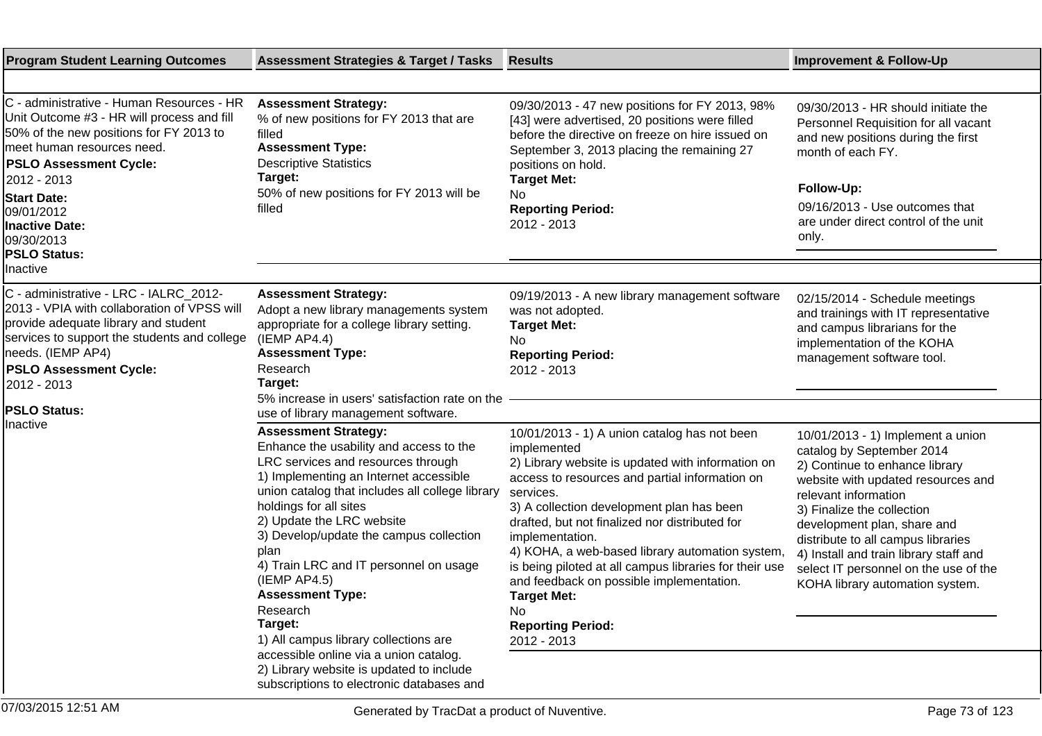| Program Student Learning Outcomes | Assessment Strategies & Target / Tasks | Results | Improvement & Follow-Up |
|---|---|---|---|
| C - administrative - Human Resources - HR Unit Outcome #3 - HR will process and fill 50% of the new positions for FY 2013 to meet human resources need.<br>**PSLO Assessment Cycle:**<br>2012 - 2013<br>**Start Date:**<br>09/01/2012<br>**Inactive Date:**<br>09/30/2013<br>**PSLO Status:**<br>Inactive | **Assessment Strategy:**<br>% of new positions for FY 2013 that are filled<br>**Assessment Type:**<br>Descriptive Statistics<br>**Target:**<br>50% of new positions for FY 2013 will be filled | 09/30/2013 - 47 new positions for FY 2013, 98% [43] were advertised, 20 positions were filled before the directive on freeze on hire issued on September 3, 2013 placing the remaining 27 positions on hold.<br>**Target Met:**<br>No<br>**Reporting Period:**<br>2012 - 2013 | 09/30/2013 - HR should initiate the Personnel Requisition for all vacant and new positions during the first month of each FY.<br>**Follow-Up:**<br>09/16/2013 - Use outcomes that are under direct control of the unit only. |
| C - administrative - LRC - IALRC_2012-2013 - VPIA with collaboration of VPSS will provide adequate library and student services to support the students and college needs. (IEMP AP4)<br>**PSLO Assessment Cycle:**<br>2012 - 2013<br>**PSLO Status:**<br>Inactive | **Assessment Strategy:**<br>Adopt a new library managements system appropriate for a college library setting. (IEMP AP4.4)<br>**Assessment Type:**<br>Research<br>**Target:**<br>5% increase in users' satisfaction rate on the use of library management software. | 09/19/2013 - A new library management software was not adopted.<br>**Target Met:**<br>No<br>**Reporting Period:**<br>2012 - 2013 | 02/15/2014 - Schedule meetings and trainings with IT representative and campus librarians for the implementation of the KOHA management software tool. |
| | **Assessment Strategy:**<br>Enhance the usability and access to the LRC services and resources through<br>1) Implementing an Internet accessible union catalog that includes all college library holdings for all sites<br>2) Update the LRC website<br>3) Develop/update the campus collection plan<br>4) Train LRC and IT personnel on usage (IEMP AP4.5)<br>**Assessment Type:**<br>Research<br>**Target:**<br>1) All campus library collections are accessible online via a union catalog.<br>2) Library website is updated to include subscriptions to electronic databases and | 10/01/2013 - 1) A union catalog has not been implemented<br>2) Library website is updated with information on access to resources and partial information on services.<br>3) A collection development plan has been drafted, but not finalized nor distributed for implementation.<br>4) KOHA, a web-based library automation system, is being piloted at all campus libraries for their use and feedback on possible implementation.<br>**Target Met:**<br>No<br>**Reporting Period:**<br>2012 - 2013 | 10/01/2013 - 1) Implement a union catalog by September 2014<br>2) Continue to enhance library website with updated resources and relevant information<br>3) Finalize the collection development plan, share and distribute to all campus libraries<br>4) Install and train library staff and select IT personnel on the use of the KOHA library automation system. |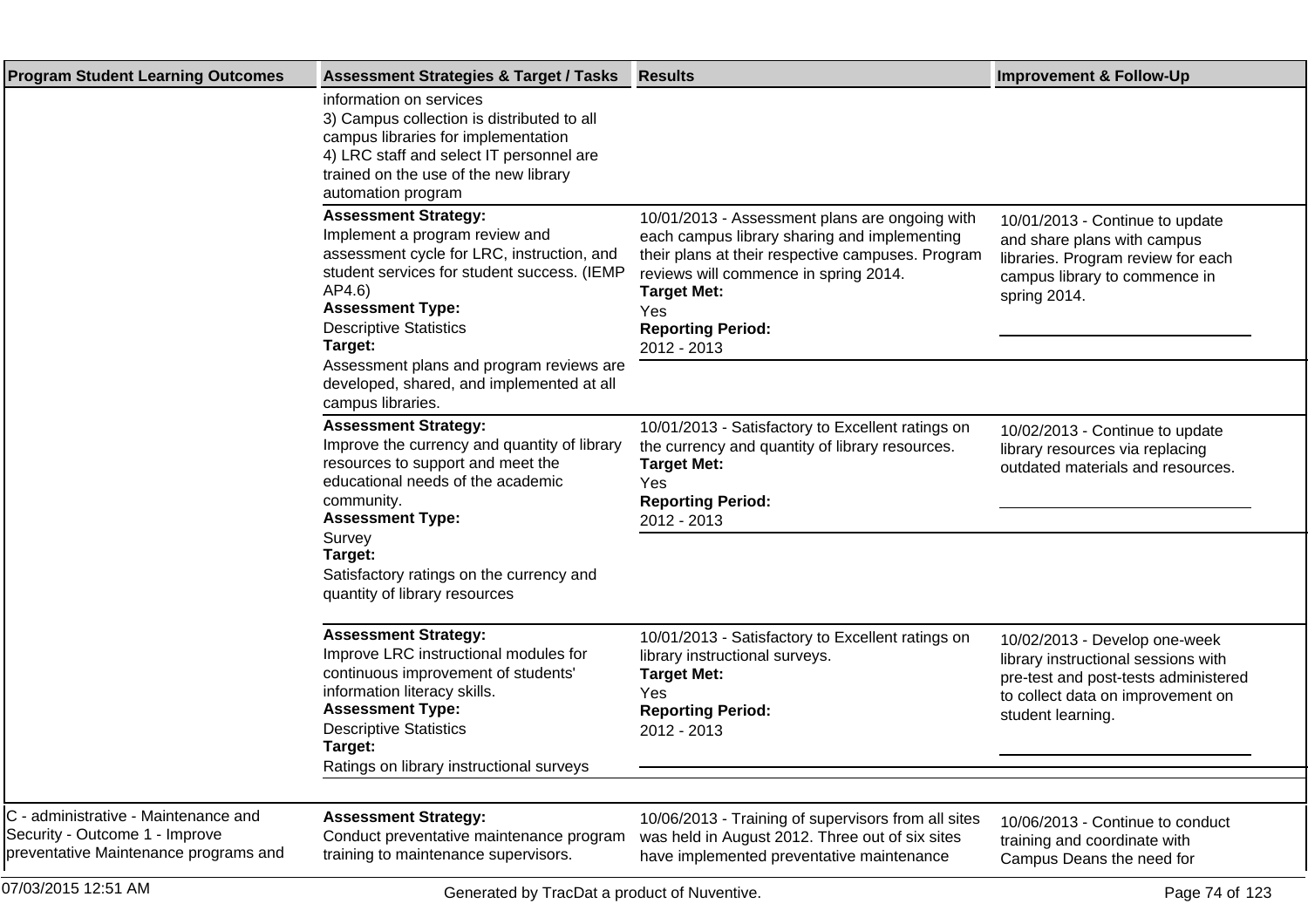| Program Student Learning Outcomes | Assessment Strategies & Target / Tasks | Results | Improvement & Follow-Up |
|---|---|---|---|
| | information on services<br>3) Campus collection is distributed to all campus libraries for implementation<br>4) LRC staff and select IT personnel are trained on the use of the new library automation program | | |
| | **Assessment Strategy:**<br>Implement a program review and assessment cycle for LRC, instruction, and student services for student success. (IEMP AP4.6)<br>**Assessment Type:**<br>Descriptive Statistics<br>**Target:**<br>Assessment plans and program reviews are developed, shared, and implemented at all campus libraries. | 10/01/2013 - Assessment plans are ongoing with each campus library sharing and implementing their plans at their respective campuses. Program reviews will commence in spring 2014.<br>**Target Met:**<br>Yes<br>**Reporting Period:**<br>2012 - 2013 | 10/01/2013 - Continue to update and share plans with campus libraries. Program review for each campus library to commence in spring 2014. |
| | **Assessment Strategy:**<br>Improve the currency and quantity of library resources to support and meet the educational needs of the academic community.<br>**Assessment Type:**<br>Survey<br>**Target:**<br>Satisfactory ratings on the currency and quantity of library resources | 10/01/2013 - Satisfactory to Excellent ratings on the currency and quantity of library resources.<br>**Target Met:**<br>Yes<br>**Reporting Period:**<br>2012 - 2013 | 10/02/2013 - Continue to update library resources via replacing outdated materials and resources. |
| | **Assessment Strategy:**<br>Improve LRC instructional modules for continuous improvement of students' information literacy skills.<br>**Assessment Type:**<br>Descriptive Statistics<br>**Target:**<br>Ratings on library instructional surveys | 10/01/2013 - Satisfactory to Excellent ratings on library instructional surveys.<br>**Target Met:**<br>Yes<br>**Reporting Period:**<br>2012 - 2013 | 10/02/2013 - Develop one-week library instructional sessions with pre-test and post-tests administered to collect data on improvement on student learning. |
| C - administrative - Maintenance and Security - Outcome 1 - Improve preventative Maintenance programs and | **Assessment Strategy:**<br>Conduct preventative maintenance program training to maintenance supervisors. | 10/06/2013 - Training of supervisors from all sites was held in August 2012. Three out of six sites have implemented preventative maintenance | 10/06/2013 - Continue to conduct training and coordinate with Campus Deans the need for |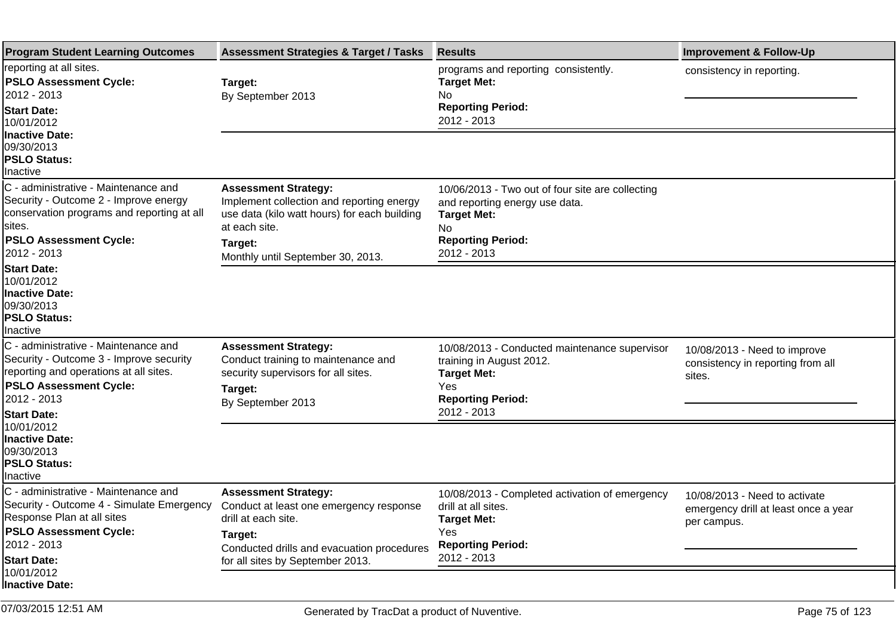| Program Student Learning Outcomes | Assessment Strategies & Target / Tasks | Results | Improvement & Follow-Up |
|---|---|---|---|
| reporting at all sites.<br>**PSLO Assessment Cycle:**<br>2012 - 2013<br>**Start Date:**<br>10/01/2012<br>**Inactive Date:**<br>09/30/2013<br>**PSLO Status:**<br>Inactive | **Target:**<br>By September 2013 | programs and reporting consistently.<br>**Target Met:**<br>No<br>**Reporting Period:**<br>2012 - 2013 | consistency in reporting. |
| C - administrative - Maintenance and Security - Outcome 2 - Improve energy conservation programs and reporting at all sites.<br>**PSLO Assessment Cycle:**<br>2012 - 2013<br>**Start Date:**<br>10/01/2012<br>**Inactive Date:**<br>09/30/2013<br>**PSLO Status:**<br>Inactive | **Assessment Strategy:**<br>Implement collection and reporting energy use data (kilo watt hours) for each building at each site.<br>**Target:**<br>Monthly until September 30, 2013. | 10/06/2013 - Two out of four site are collecting and reporting energy use data.<br>**Target Met:**<br>No<br>**Reporting Period:**<br>2012 - 2013 | |
| C - administrative - Maintenance and Security - Outcome 3 - Improve security reporting and operations at all sites.<br>**PSLO Assessment Cycle:**<br>2012 - 2013<br>**Start Date:**<br>10/01/2012<br>**Inactive Date:**<br>09/30/2013<br>**PSLO Status:**<br>Inactive | **Assessment Strategy:**<br>Conduct training to maintenance and security supervisors for all sites.<br>**Target:**<br>By September 2013 | 10/08/2013 - Conducted maintenance supervisor training in August 2012.<br>**Target Met:**<br>Yes<br>**Reporting Period:**<br>2012 - 2013 | 10/08/2013 - Need to improve consistency in reporting from all sites. |
| C - administrative - Maintenance and Security - Outcome 4 - Simulate Emergency Response Plan at all sites<br>**PSLO Assessment Cycle:**<br>2012 - 2013<br>**Start Date:**<br>10/01/2012<br>**Inactive Date:** | **Assessment Strategy:**<br>Conduct at least one emergency response drill at each site.<br>**Target:**<br>Conducted drills and evacuation procedures for all sites by September 2013. | 10/08/2013 - Completed activation of emergency drill at all sites.<br>**Target Met:**<br>Yes<br>**Reporting Period:**<br>2012 - 2013 | 10/08/2013 - Need to activate emergency drill at least once a year per campus. |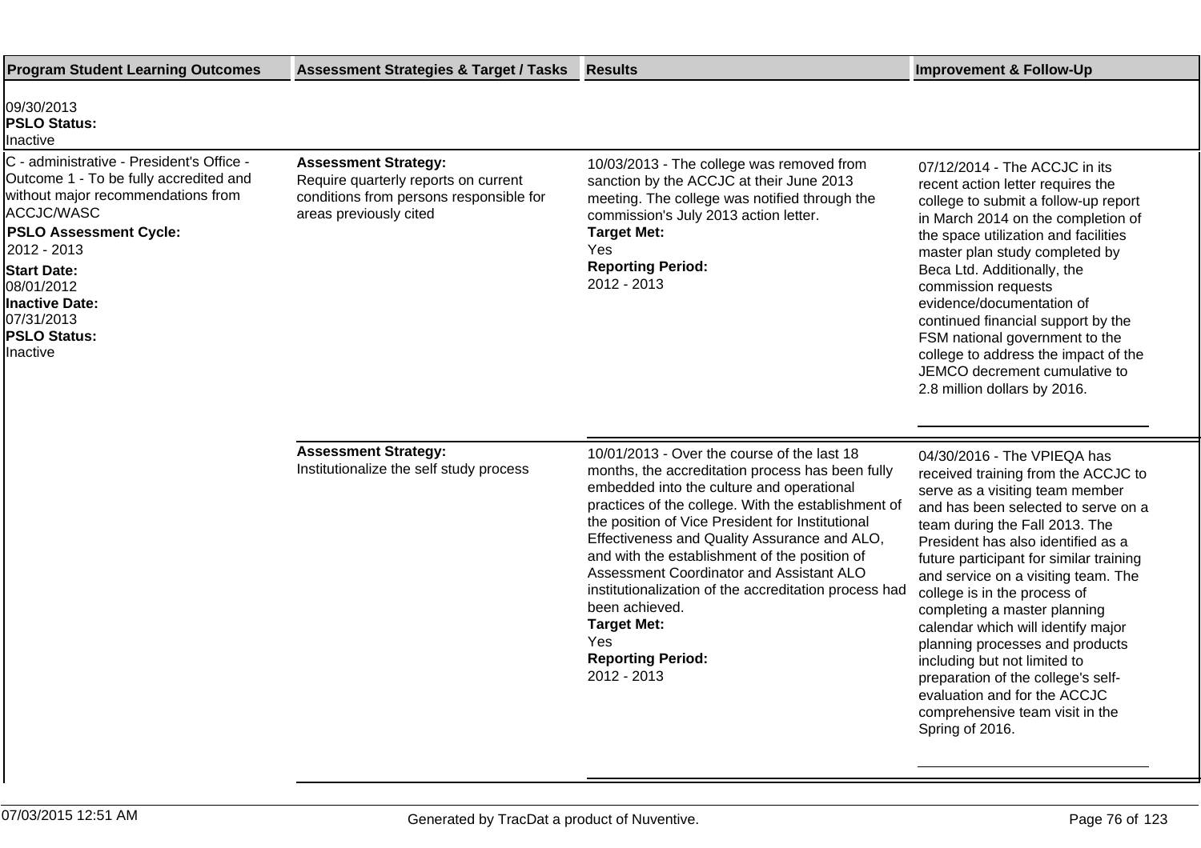| Program Student Learning Outcomes | Assessment Strategies & Target / Tasks | Results | Improvement & Follow-Up |
|---|---|---|---|
| 09/30/2013<br>**PSLO Status:**<br>Inactive | | | |
| C - administrative - President's Office - Outcome 1 - To be fully accredited and without major recommendations from ACCJC/WASC<br>**PSLO Assessment Cycle:**<br>2012 - 2013<br>**Start Date:**<br>08/01/2012<br>**Inactive Date:**<br>07/31/2013<br>**PSLO Status:**<br>Inactive | **Assessment Strategy:**<br>Require quarterly reports on current conditions from persons responsible for areas previously cited | 10/03/2013 - The college was removed from sanction by the ACCJC at their June 2013 meeting. The college was notified through the commission's July 2013 action letter.<br>**Target Met:**<br>Yes<br>**Reporting Period:**<br>2012 - 2013 | 07/12/2014 - The ACCJC in its recent action letter requires the college to submit a follow-up report in March 2014 on the completion of the space utilization and facilities master plan study completed by Beca Ltd. Additionally, the commission requests evidence/documentation of continued financial support by the FSM national government to the college to address the impact of the JEMCO decrement cumulative to 2.8 million dollars by 2016. |
| | **Assessment Strategy:**<br>Institutionalize the self study process | 10/01/2013 - Over the course of the last 18 months, the accreditation process has been fully embedded into the culture and operational practices of the college. With the establishment of the position of Vice President for Institutional Effectiveness and Quality Assurance and ALO, and with the establishment of the position of Assessment Coordinator and Assistant ALO institutionalization of the accreditation process had been achieved.<br>**Target Met:**<br>Yes<br>**Reporting Period:**<br>2012 - 2013 | 04/30/2016 - The VPIEQA has received training from the ACCJC to serve as a visiting team member and has been selected to serve on a team during the Fall 2013. The President has also identified as a future participant for similar training and service on a visiting team. The college is in the process of completing a master planning calendar which will identify major planning processes and products including but not limited to preparation of the college's self-evaluation and for the ACCJC comprehensive team visit in the Spring of 2016. |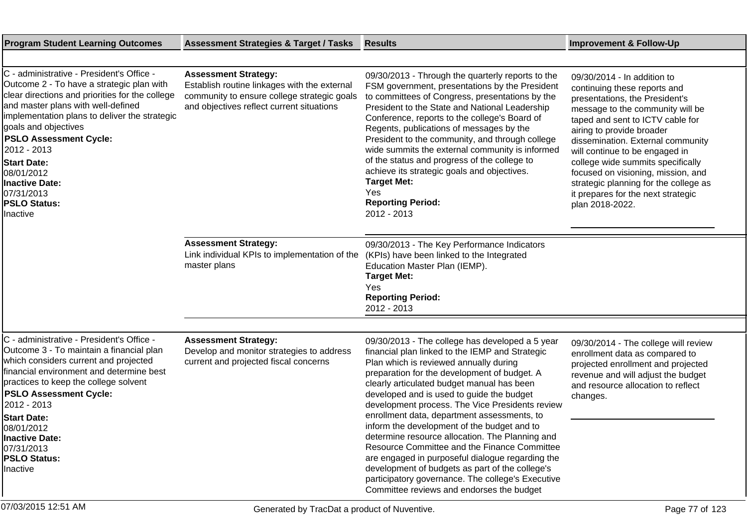| Program Student Learning Outcomes | Assessment Strategies & Target / Tasks | Results | Improvement & Follow-Up |
|---|---|---|---|
| C - administrative - President's Office - Outcome 2 - To have a strategic plan with clear directions and priorities for the college and master plans with well-defined implementation plans to deliver the strategic goals and objectives<br>**PSLO Assessment Cycle:**<br>2012 - 2013<br>**Start Date:**<br>08/01/2012<br>**Inactive Date:**<br>07/31/2013<br>**PSLO Status:**<br>Inactive | **Assessment Strategy:**<br>Establish routine linkages with the external community to ensure college strategic goals and objectives reflect current situations | 09/30/2013 - Through the quarterly reports to the FSM government, presentations by the President to committees of Congress, presentations by the President to the State and National Leadership Conference, reports to the college's Board of Regents, publications of messages by the President to the community, and through college wide summits the external community is informed of the status and progress of the college to achieve its strategic goals and objectives.<br>**Target Met:**<br>Yes<br>**Reporting Period:**<br>2012 - 2013 | 09/30/2014 - In addition to continuing these reports and presentations, the President's message to the community will be taped and sent to ICTV cable for airing to provide broader dissemination. External community will continue to be engaged in college wide summits specifically focused on visioning, mission, and strategic planning for the college as it prepares for the next strategic plan 2018-2022. |
| | **Assessment Strategy:**<br>Link individual KPIs to implementation of the master plans | 09/30/2013 - The Key Performance Indicators (KPIs) have been linked to the Integrated Education Master Plan (IEMP).<br>**Target Met:**<br>Yes<br>**Reporting Period:**<br>2012 - 2013 | |
| C - administrative - President's Office - Outcome 3 - To maintain a financial plan which considers current and projected financial environment and determine best practices to keep the college solvent<br>**PSLO Assessment Cycle:**<br>2012 - 2013<br>**Start Date:**<br>08/01/2012<br>**Inactive Date:**<br>07/31/2013<br>**PSLO Status:**<br>Inactive | **Assessment Strategy:**<br>Develop and monitor strategies to address current and projected fiscal concerns | 09/30/2013 - The college has developed a 5 year financial plan linked to the IEMP and Strategic Plan which is reviewed annually during preparation for the development of budget. A clearly articulated budget manual has been developed and is used to guide the budget development process. The Vice Presidents review enrollment data, department assessments, to inform the development of the budget and to determine resource allocation. The Planning and Resource Committee and the Finance Committee are engaged in purposeful dialogue regarding the development of budgets as part of the college's participatory governance. The college's Executive Committee reviews and endorses the budget | 09/30/2014 - The college will review enrollment data as compared to projected enrollment and projected revenue and will adjust the budget and resource allocation to reflect changes. |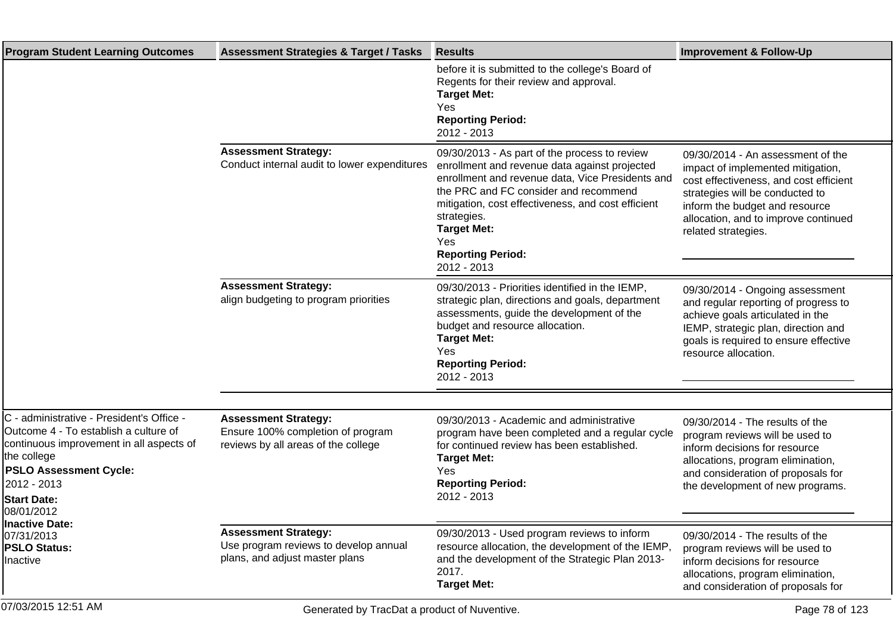| Program Student Learning Outcomes | Assessment Strategies & Target / Tasks | Results | Improvement & Follow-Up |
|---|---|---|---|
| | | before it is submitted to the college's Board of Regents for their review and approval.<br>**Target Met:**<br>Yes<br>**Reporting Period:**<br>2012 - 2013 | |
| | **Assessment Strategy:**<br>Conduct internal audit to lower expenditures | 09/30/2013 - As part of the process to review enrollment and revenue data against projected enrollment and revenue data, Vice Presidents and the PRC and FC consider and recommend mitigation, cost effectiveness, and cost efficient strategies.<br>**Target Met:**<br>Yes<br>**Reporting Period:**<br>2012 - 2013 | 09/30/2014 - An assessment of the impact of implemented mitigation, cost effectiveness, and cost efficient strategies will be conducted to inform the budget and resource allocation, and to improve continued related strategies. |
| | **Assessment Strategy:**<br>align budgeting to program priorities | 09/30/2013 - Priorities identified in the IEMP, strategic plan, directions and goals, department assessments, guide the development of the budget and resource allocation.<br>**Target Met:**<br>Yes<br>**Reporting Period:**<br>2012 - 2013 | 09/30/2014 - Ongoing assessment and regular reporting of progress to achieve goals articulated in the IEMP, strategic plan, direction and goals is required to ensure effective resource allocation. |
| C - administrative - President's Office - Outcome 4 - To establish a culture of continuous improvement in all aspects of the college<br>**PSLO Assessment Cycle:**<br>2012 - 2013<br>**Start Date:**<br>08/01/2012<br>**Inactive Date:**<br>07/31/2013<br>**PSLO Status:**<br>Inactive | **Assessment Strategy:**<br>Ensure 100% completion of program reviews by all areas of the college | 09/30/2013 - Academic and administrative program have been completed and a regular cycle for continued review has been established.<br>**Target Met:**<br>Yes<br>**Reporting Period:**<br>2012 - 2013 | 09/30/2014 - The results of the program reviews will be used to inform decisions for resource allocations, program elimination, and consideration of proposals for the development of new programs. |
| | **Assessment Strategy:**<br>Use program reviews to develop annual plans, and adjust master plans | 09/30/2013 - Used program reviews to inform resource allocation, the development of the IEMP, and the development of the Strategic Plan 2013-2017.<br>**Target Met:** | 09/30/2014 - The results of the program reviews will be used to inform decisions for resource allocations, program elimination, and consideration of proposals for |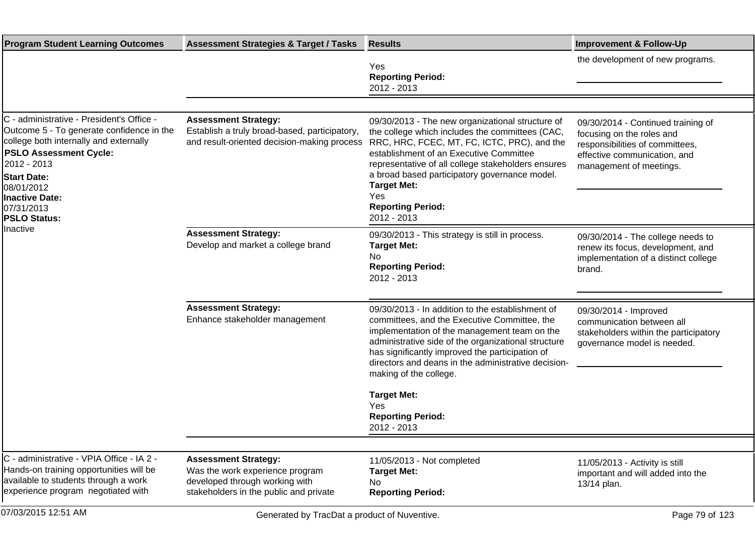| Program Student Learning Outcomes | Assessment Strategies & Target / Tasks | Results | Improvement & Follow-Up |
|---|---|---|---|
| | | Yes<br>**Reporting Period:**<br>2012 - 2013 | the development of new programs. |
| C - administrative - President's Office - Outcome 5 - To generate confidence in the college both internally and externally<br>**PSLO Assessment Cycle:**<br>2012 - 2013<br>**Start Date:**<br>08/01/2012<br>**Inactive Date:**<br>07/31/2013<br>**PSLO Status:**<br>Inactive | **Assessment Strategy:**<br>Establish a truly broad-based, participatory, and result-oriented decision-making process | 09/30/2013 - The new organizational structure of the college which includes the committees (CAC, RRC, HRC, FCEC, MT, FC, ICTC, PRC), and the establishment of an Executive Committee representative of all college stakeholders ensures a broad based participatory governance model.<br>**Target Met:**<br>Yes<br>**Reporting Period:**<br>2012 - 2013 | 09/30/2014 - Continued training of focusing on the roles and responsibilities of committees, effective communication, and management of meetings. |
| | **Assessment Strategy:**<br>Develop and market a college brand | 09/30/2013 - This strategy is still in process.<br>**Target Met:**<br>No<br>**Reporting Period:**<br>2012 - 2013 | 09/30/2014 - The college needs to renew its focus, development, and implementation of a distinct college brand. |
| | **Assessment Strategy:**<br>Enhance stakeholder management | 09/30/2013 - In addition to the establishment of committees, and the Executive Committee, the implementation of the management team on the administrative side of the organizational structure has significantly improved the participation of directors and deans in the administrative decision-making of the college.<br>**Target Met:**<br>Yes<br>**Reporting Period:**<br>2012 - 2013 | 09/30/2014 - Improved communication between all stakeholders within the participatory governance model is needed. |
| C - administrative - VPIA Office - IA 2 - Hands-on training opportunities will be available to students through a work experience program negotiated with | **Assessment Strategy:**<br>Was the work experience program developed through working with stakeholders in the public and private | 11/05/2013 - Not completed<br>**Target Met:**<br>No<br>**Reporting Period:** | 11/05/2013 - Activity is still important and will added into the 13/14 plan. |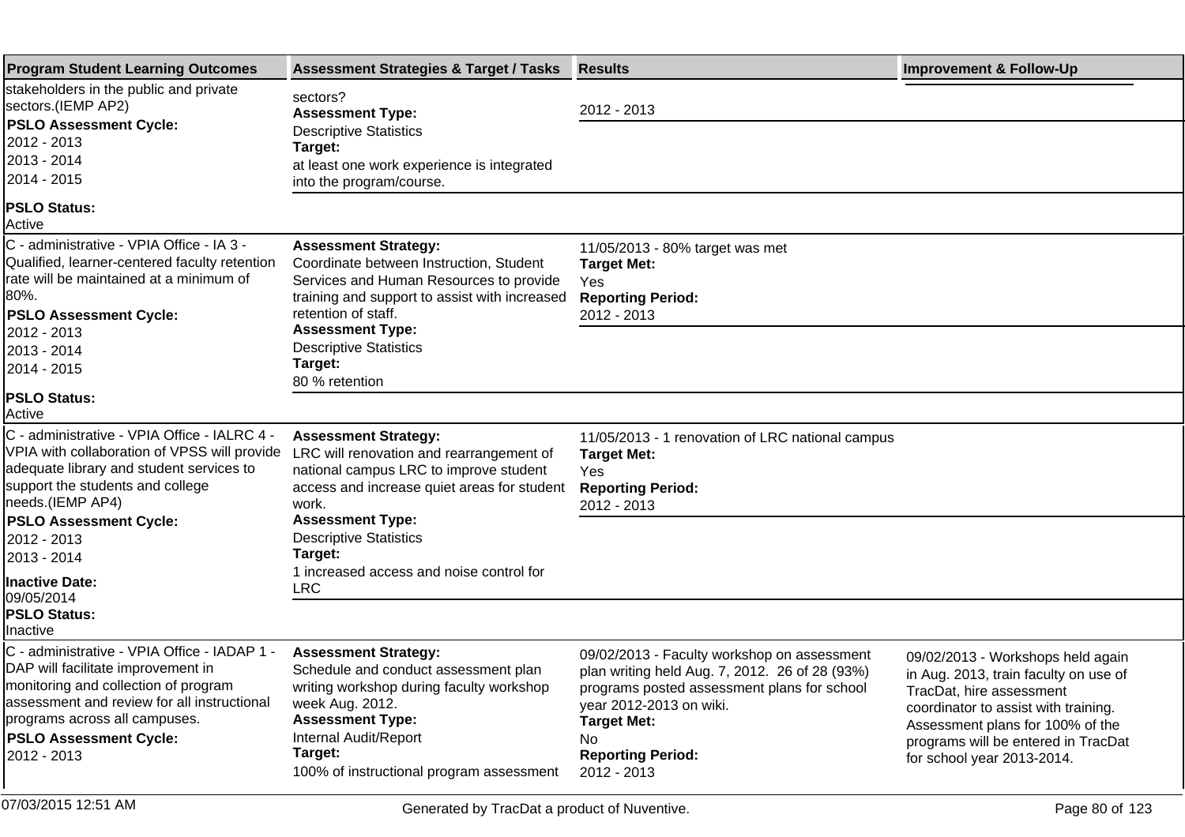| Program Student Learning Outcomes | Assessment Strategies & Target / Tasks | Results | Improvement & Follow-Up |
| --- | --- | --- | --- |
| stakeholders in the public and private sectors.(IEMP AP2)<br>**PSLO Assessment Cycle:**<br>2012 - 2013<br>2013 - 2014<br>2014 - 2015<br>**PSLO Status:**<br>Active | sectors?<br>**Assessment Type:**<br>Descriptive Statistics<br>**Target:**<br>at least one work experience is integrated into the program/course. | 2012 - 2013 | |
| C - administrative - VPIA Office - IA 3 - Qualified, learner-centered faculty retention rate will be maintained at a minimum of 80%.<br>**PSLO Assessment Cycle:**<br>2012 - 2013<br>2013 - 2014<br>2014 - 2015<br>**PSLO Status:**<br>Active | **Assessment Strategy:**<br>Coordinate between Instruction, Student Services and Human Resources to provide training and support to assist with increased retention of staff.<br>**Assessment Type:**<br>Descriptive Statistics<br>**Target:**<br>80 % retention | 11/05/2013 - 80% target was met<br>**Target Met:**<br>Yes<br>**Reporting Period:**<br>2012 - 2013 | |
| C - administrative - VPIA Office - IALRC 4 - VPIA with collaboration of VPSS will provide adequate library and student services to support the students and college needs.(IEMP AP4)<br>**PSLO Assessment Cycle:**<br>2012 - 2013<br>2013 - 2014<br>**Inactive Date:**<br>09/05/2014<br>**PSLO Status:**<br>Inactive | **Assessment Strategy:**<br>LRC will renovation and rearrangement of national campus LRC to improve student access and increase quiet areas for student work.<br>**Assessment Type:**<br>Descriptive Statistics<br>**Target:**<br>1 increased access and noise control for LRC | 11/05/2013 - 1 renovation of LRC national campus<br>**Target Met:**<br>Yes<br>**Reporting Period:**<br>2012 - 2013 | |
| C - administrative - VPIA Office - IADAP 1 - DAP will facilitate improvement in monitoring and collection of program assessment and review for all instructional programs across all campuses.<br>**PSLO Assessment Cycle:**<br>2012 - 2013 | **Assessment Strategy:**<br>Schedule and conduct assessment plan writing workshop during faculty workshop week Aug. 2012.<br>**Assessment Type:**<br>Internal Audit/Report<br>**Target:**<br>100% of instructional program assessment | 09/02/2013 - Faculty workshop on assessment plan writing held Aug. 7, 2012. 26 of 28 (93%) programs posted assessment plans for school year 2012-2013 on wiki.<br>**Target Met:**<br>No<br>**Reporting Period:**<br>2012 - 2013 | 09/02/2013 - Workshops held again in Aug. 2013, train faculty on use of TracDat, hire assessment coordinator to assist with training. Assessment plans for 100% of the programs will be entered in TracDat for school year 2013-2014. |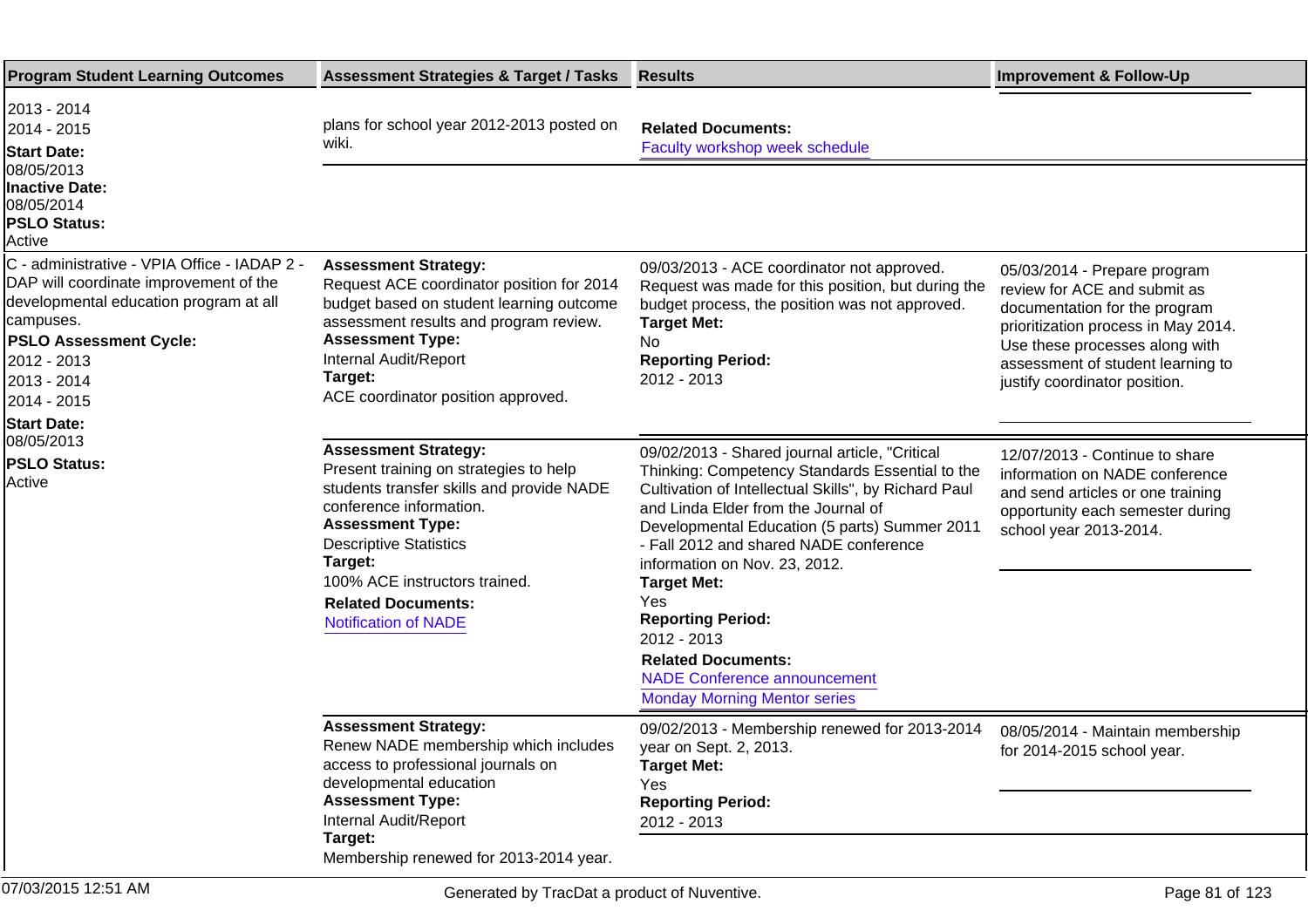| Program Student Learning Outcomes | Assessment Strategies & Target / Tasks | Results | Improvement & Follow-Up |
|---|---|---|---|
| 2013 - 2014<br>2014 - 2015<br>**Start Date:**<br>08/05/2013<br>**Inactive Date:**<br>08/05/2014<br>**PSLO Status:**<br>Active | plans for school year 2012-2013 posted on wiki. | **Related Documents:**<br>Faculty workshop week schedule | |
| C - administrative - VPIA Office - IADAP 2 - DAP will coordinate improvement of the developmental education program at all campuses.<br>**PSLO Assessment Cycle:**<br>2012 - 2013<br>2013 - 2014<br>2014 - 2015<br>**Start Date:**<br>08/05/2013<br>**PSLO Status:**<br>Active | **Assessment Strategy:**<br>Request ACE coordinator position for 2014 budget based on student learning outcome assessment results and program review.<br>**Assessment Type:**<br>Internal Audit/Report<br>**Target:**<br>ACE coordinator position approved. | 09/03/2013 - ACE coordinator not approved. Request was made for this position, but during the budget process, the position was not approved.<br>**Target Met:**<br>No<br>**Reporting Period:**<br>2012 - 2013 | 05/03/2014 - Prepare program review for ACE and submit as documentation for the program prioritization process in May 2014. Use these processes along with assessment of student learning to justify coordinator position. |
| | **Assessment Strategy:**<br>Present training on strategies to help students transfer skills and provide NADE conference information.<br>**Assessment Type:**<br>Descriptive Statistics<br>**Target:**<br>100% ACE instructors trained.<br>**Related Documents:**<br>Notification of NADE | 09/02/2013 - Shared journal article, "Critical Thinking: Competency Standards Essential to the Cultivation of Intellectual Skills", by Richard Paul and Linda Elder from the Journal of Developmental Education (5 parts) Summer 2011 - Fall 2012 and shared NADE conference information on Nov. 23, 2012.<br>**Target Met:**<br>Yes<br>**Reporting Period:**<br>2012 - 2013<br>**Related Documents:**<br>NADE Conference announcement<br>Monday Morning Mentor series | 12/07/2013 - Continue to share information on NADE conference and send articles or one training opportunity each semester during school year 2013-2014. |
| | **Assessment Strategy:**<br>Renew NADE membership which includes access to professional journals on developmental education<br>**Assessment Type:**<br>Internal Audit/Report<br>**Target:**<br>Membership renewed for 2013-2014 year. | 09/02/2013 - Membership renewed for 2013-2014 year on Sept. 2, 2013.<br>**Target Met:**<br>Yes<br>**Reporting Period:**<br>2012 - 2013 | 08/05/2014 - Maintain membership for 2014-2015 school year. |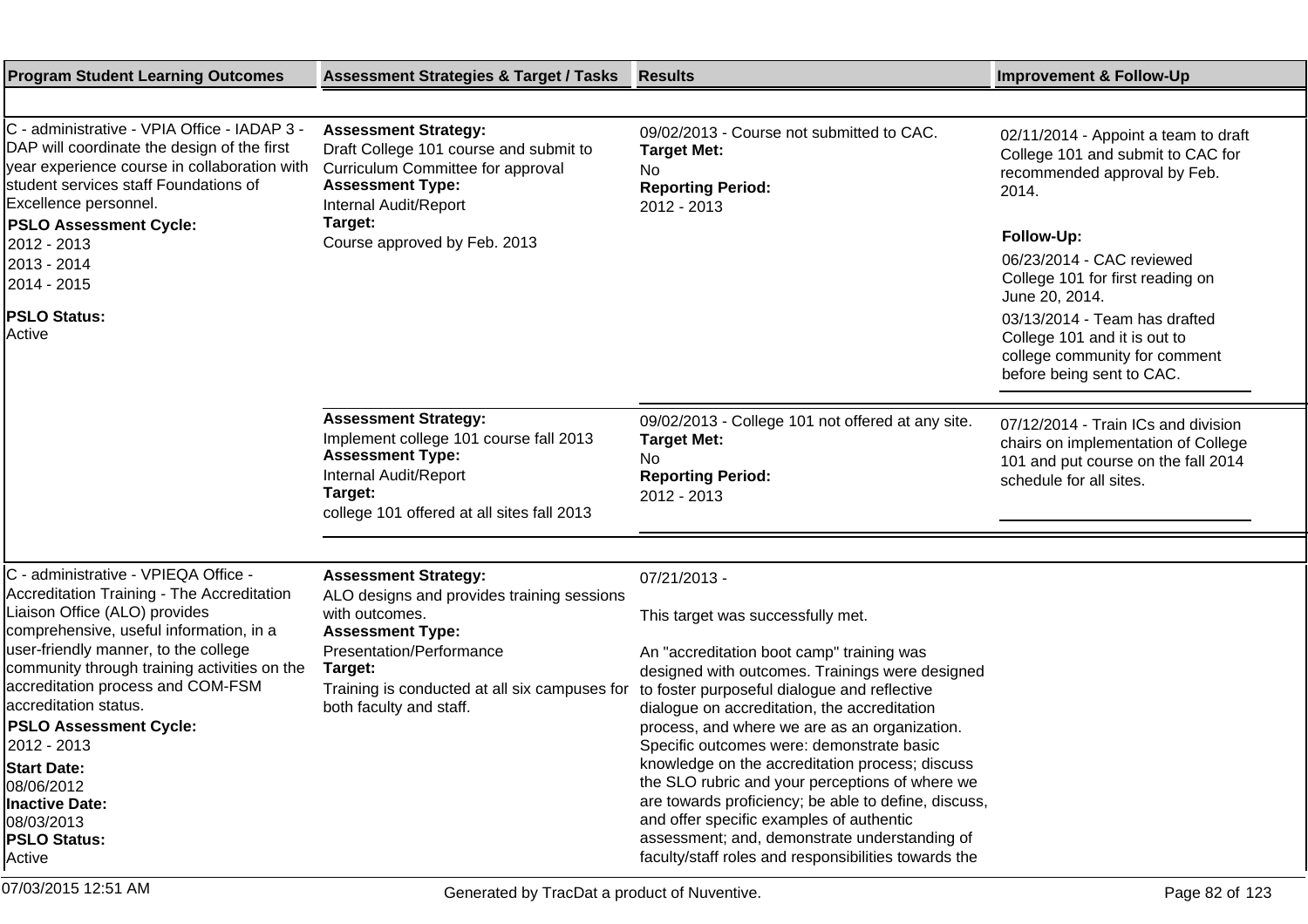| Program Student Learning Outcomes | Assessment Strategies & Target / Tasks | Results | Improvement & Follow-Up |
|---|---|---|---|
| C - administrative - VPIA Office - IADAP 3 - DAP will coordinate the design of the first year experience course in collaboration with student services staff Foundations of Excellence personnel.<br>**PSLO Assessment Cycle:**<br>2012 - 2013<br>2013 - 2014<br>2014 - 2015<br>**PSLO Status:**<br>Active | **Assessment Strategy:**<br>Draft College 101 course and submit to Curriculum Committee for approval<br>**Assessment Type:**<br>Internal Audit/Report<br>**Target:**<br>Course approved by Feb. 2013 | 09/02/2013 - Course not submitted to CAC.<br>**Target Met:**<br>No<br>**Reporting Period:**<br>2012 - 2013 | 02/11/2014 - Appoint a team to draft College 101 and submit to CAC for recommended approval by Feb. 2014.<br>**Follow-Up:**<br>06/23/2014 - CAC reviewed College 101 for first reading on June 20, 2014.<br>03/13/2014 - Team has drafted College 101 and it is out to college community for comment before being sent to CAC. |
| | **Assessment Strategy:**<br>Implement college 101 course fall 2013<br>**Assessment Type:**<br>Internal Audit/Report<br>**Target:**<br>college 101 offered at all sites fall 2013 | 09/02/2013 - College 101 not offered at any site.<br>**Target Met:**<br>No<br>**Reporting Period:**<br>2012 - 2013 | 07/12/2014 - Train ICs and division chairs on implementation of College 101 and put course on the fall 2014 schedule for all sites. |
| C - administrative - VPIEQA Office - Accreditation Training - The Accreditation Liaison Office (ALO) provides comprehensive, useful information, in a user-friendly manner, to the college community through training activities on the accreditation process and COM-FSM accreditation status.<br>**PSLO Assessment Cycle:**<br>2012 - 2013<br>**Start Date:**<br>08/06/2012<br>**Inactive Date:**<br>08/03/2013<br>**PSLO Status:**<br>Active | **Assessment Strategy:**<br>ALO designs and provides training sessions with outcomes.<br>**Assessment Type:**<br>Presentation/Performance<br>**Target:**<br>Training is conducted at all six campuses for both faculty and staff. | 07/21/2013 -<br><br>This target was successfully met.<br><br>An "accreditation boot camp" training was designed with outcomes. Trainings were designed to foster purposeful dialogue and reflective dialogue on accreditation, the accreditation process, and where we are as an organization. Specific outcomes were: demonstrate basic knowledge on the accreditation process; discuss the SLO rubric and your perceptions of where we are towards proficiency; be able to define, discuss, and offer specific examples of authentic assessment; and, demonstrate understanding of faculty/staff roles and responsibilities towards the | |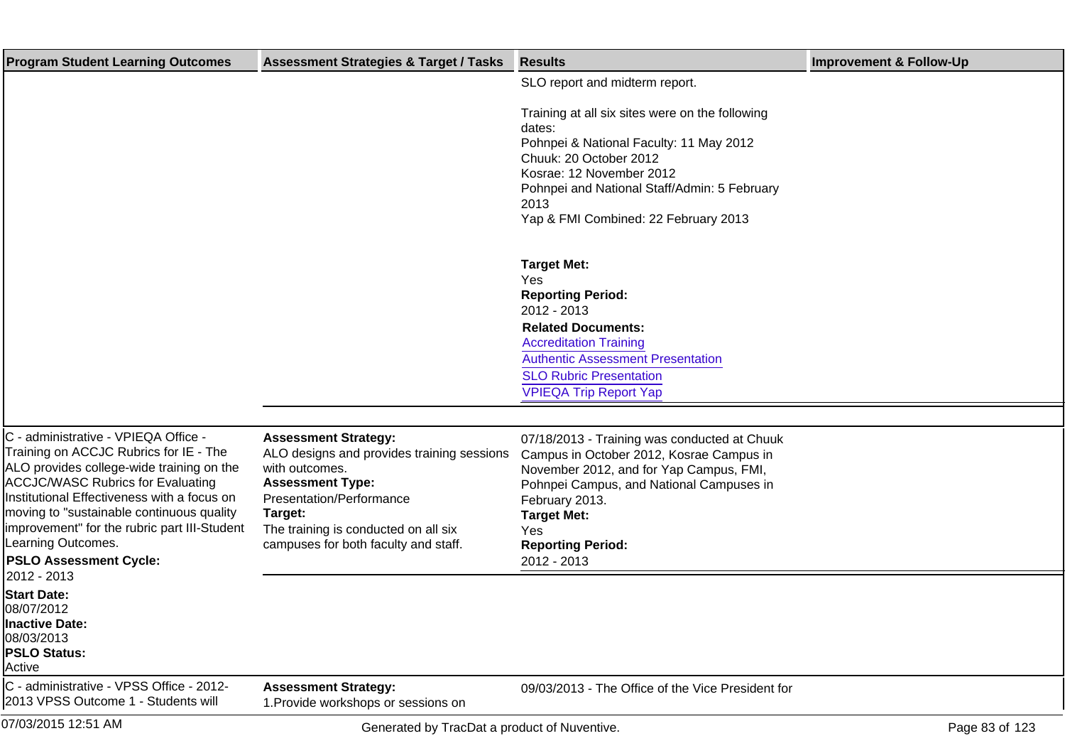| Program Student Learning Outcomes | Assessment Strategies & Target / Tasks | Results | Improvement & Follow-Up |
|---|---|---|---|
| | | SLO report and midterm report.<br><br>Training at all six sites were on the following dates:<br>Pohnpei & National Faculty: 11 May 2012<br>Chuuk: 20 October 2012<br>Kosrae: 12 November 2012<br>Pohnpei and National Staff/Admin: 5 February 2013<br>Yap & FMI Combined: 22 February 2013<br><br>**Target Met:**<br>Yes<br>**Reporting Period:**<br>2012 - 2013<br>**Related Documents:**<br>Accreditation Training<br>Authentic Assessment Presentation<br>SLO Rubric Presentation<br>VPIEQA Trip Report Yap | |
| C - administrative - VPIEQA Office - Training on ACCJC Rubrics for IE - The ALO provides college-wide training on the ACCJC/WASC Rubrics for Evaluating Institutional Effectiveness with a focus on moving to "sustainable continuous quality improvement" for the rubric part III-Student Learning Outcomes.<br>**PSLO Assessment Cycle:**<br>2012 - 2013<br>**Start Date:**<br>08/07/2012<br>**Inactive Date:**<br>08/03/2013<br>**PSLO Status:**<br>Active | **Assessment Strategy:**<br>ALO designs and provides training sessions with outcomes.<br>**Assessment Type:**<br>Presentation/Performance<br>**Target:**<br>The training is conducted on all six campuses for both faculty and staff. | 07/18/2013 - Training was conducted at Chuuk Campus in October 2012, Kosrae Campus in November 2012, and for Yap Campus, FMI, Pohnpei Campus, and National Campuses in February 2013.<br>**Target Met:**<br>Yes<br>**Reporting Period:**<br>2012 - 2013 | |
| C - administrative - VPSS Office - 2012-2013 VPSS Outcome 1 - Students will | **Assessment Strategy:**<br>1.Provide workshops or sessions on | 09/03/2013 - The Office of the Vice President for | |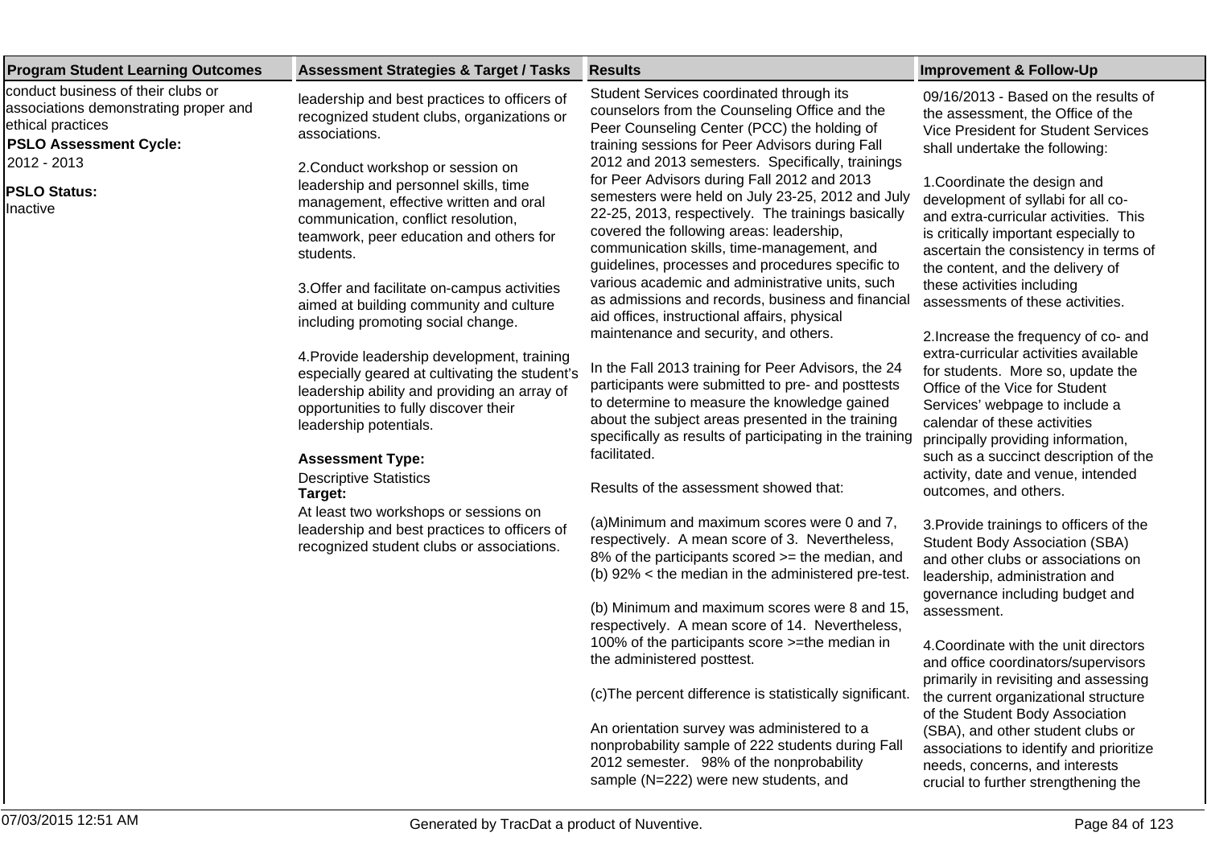| Program Student Learning Outcomes | Assessment Strategies & Target / Tasks | Results | Improvement & Follow-Up |
|---|---|---|---|
| conduct business of their clubs or associations demonstrating proper and ethical practices<br>**PSLO Assessment Cycle:**<br>2012 - 2013<br>**PSLO Status:**<br>Inactive | leadership and best practices to officers of recognized student clubs, organizations or associations.<br><br>2.Conduct workshop or session on leadership and personnel skills, time management, effective written and oral communication, conflict resolution, teamwork, peer education and others for students.<br><br>3.Offer and facilitate on-campus activities aimed at building community and culture including promoting social change.<br><br>4.Provide leadership development, training especially geared at cultivating the student's leadership ability and providing an array of opportunities to fully discover their leadership potentials.<br><br>**Assessment Type:**<br>Descriptive Statistics<br>**Target:**<br>At least two workshops or sessions on leadership and best practices to officers of recognized student clubs or associations. | Student Services coordinated through its counselors from the Counseling Office and the Peer Counseling Center (PCC) the holding of training sessions for Peer Advisors during Fall 2012 and 2013 semesters. Specifically, trainings for Peer Advisors during Fall 2012 and 2013 semesters were held on July 23-25, 2012 and July 22-25, 2013, respectively. The trainings basically covered the following areas: leadership, communication skills, time-management, and guidelines, processes and procedures specific to various academic and administrative units, such as admissions and records, business and financial aid offices, instructional affairs, physical maintenance and security, and others.<br><br>In the Fall 2013 training for Peer Advisors, the 24 participants were submitted to pre- and posttests to determine to measure the knowledge gained about the subject areas presented in the training specifically as results of participating in the training facilitated.<br><br>Results of the assessment showed that:<br><br>(a)Minimum and maximum scores were 0 and 7, respectively. A mean score of 3. Nevertheless, 8% of the participants scored >= the median, and (b) 92% < the median in the administered pre-test.<br><br>(b) Minimum and maximum scores were 8 and 15, respectively. A mean score of 14. Nevertheless, 100% of the participants score >=the median in the administered posttest.<br><br>(c)The percent difference is statistically significant.<br><br>An orientation survey was administered to a nonprobability sample of 222 students during Fall 2012 semester. 98% of the nonprobability sample (N=222) were new students, and | 09/16/2013 - Based on the results of the assessment, the Office of the Vice President for Student Services shall undertake the following:<br><br>1.Coordinate the design and development of syllabi for all co- and extra-curricular activities. This is critically important especially to ascertain the consistency in terms of the content, and the delivery of these activities including assessments of these activities.<br><br>2.Increase the frequency of co- and extra-curricular activities available for students. More so, update the Office of the Vice for Student Services' webpage to include a calendar of these activities principally providing information, such as a succinct description of the activity, date and venue, intended outcomes, and others.<br><br>3.Provide trainings to officers of the Student Body Association (SBA) and other clubs or associations on leadership, administration and governance including budget and assessment.<br><br>4.Coordinate with the unit directors and office coordinators/supervisors primarily in revisiting and assessing the current organizational structure of the Student Body Association (SBA), and other student clubs or associations to identify and prioritize needs, concerns, and interests crucial to further strengthening the |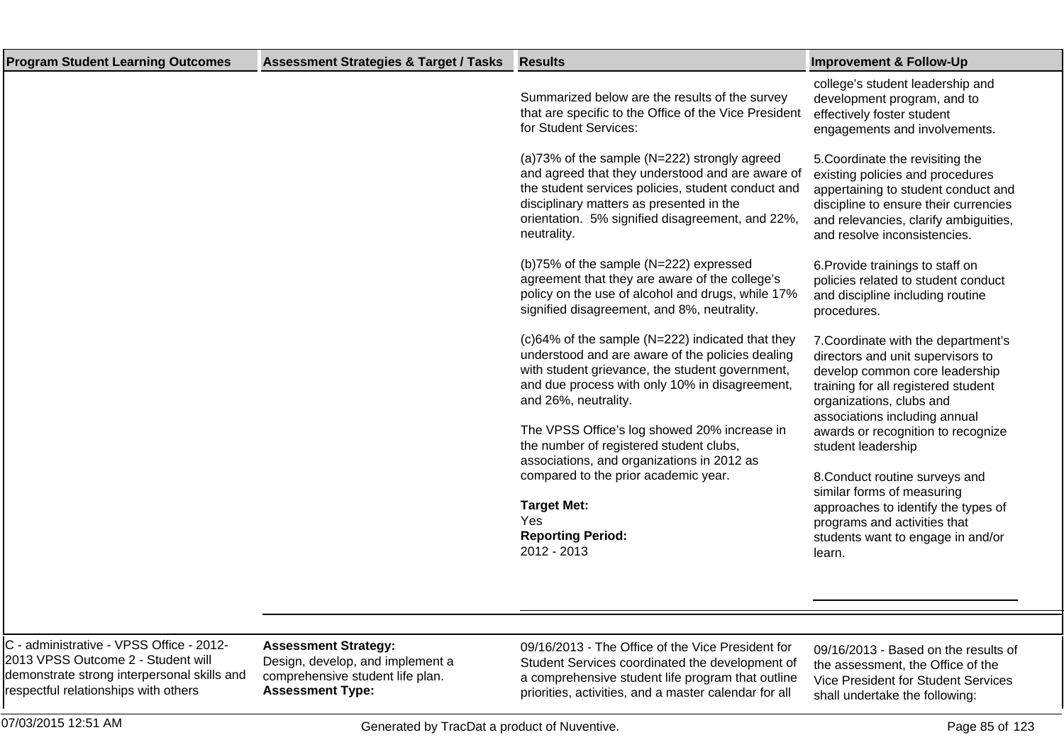| Program Student Learning Outcomes | Assessment Strategies & Target / Tasks | Results | Improvement & Follow-Up |
|---|---|---|---|
| | | Summarized below are the results of the survey that are specific to the Office of the Vice President for Student Services:<br><br>(a)73% of the sample (N=222) strongly agreed and agreed that they understood and are aware of the student services policies, student conduct and disciplinary matters as presented in the orientation. 5% signified disagreement, and 22%, neutrality.<br><br>(b)75% of the sample (N=222) expressed agreement that they are aware of the college's policy on the use of alcohol and drugs, while 17% signified disagreement, and 8%, neutrality.<br><br>(c)64% of the sample (N=222) indicated that they understood and are aware of the policies dealing with student grievance, the student government, and due process with only 10% in disagreement, and 26%, neutrality.<br><br>The VPSS Office's log showed 20% increase in the number of registered student clubs, associations, and organizations in 2012 as compared to the prior academic year.<br><br>**Target Met:**<br>Yes<br>**Reporting Period:**<br>2012 - 2013 | college's student leadership and development program, and to effectively foster student engagements and involvements.<br><br>5.Coordinate the revisiting the existing policies and procedures appertaining to student conduct and discipline to ensure their currencies and relevancies, clarify ambiguities, and resolve inconsistencies.<br><br>6.Provide trainings to staff on policies related to student conduct and discipline including routine procedures.<br><br>7.Coordinate with the department's directors and unit supervisors to develop common core leadership training for all registered student organizations, clubs and associations including annual awards or recognition to recognize student leadership<br><br>8.Conduct routine surveys and similar forms of measuring approaches to identify the types of programs and activities that students want to engage in and/or learn. |
| C - administrative - VPSS Office - 2012-2013 VPSS Outcome 2 - Student will demonstrate strong interpersonal skills and respectful relationships with others | **Assessment Strategy:**<br>Design, develop, and implement a comprehensive student life plan.<br>**Assessment Type:** | 09/16/2013 - The Office of the Vice President for Student Services coordinated the development of a comprehensive student life program that outline priorities, activities, and a master calendar for all | 09/16/2013 - Based on the results of the assessment, the Office of the Vice President for Student Services shall undertake the following: |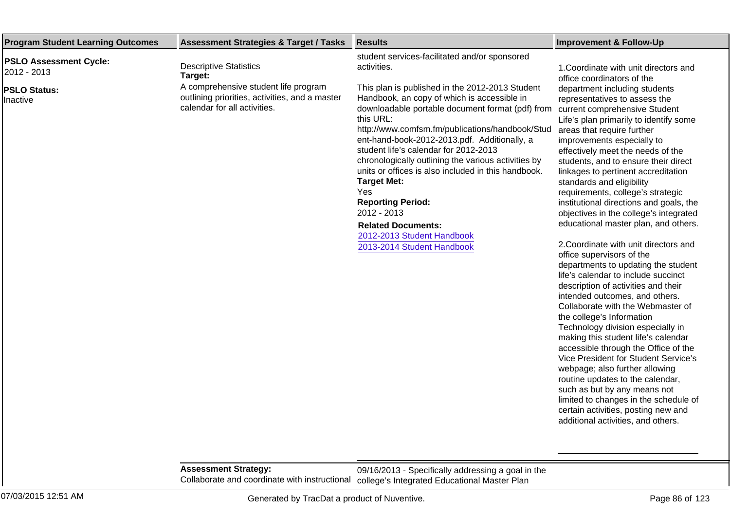| Program Student Learning Outcomes | Assessment Strategies & Target / Tasks | Results | Improvement & Follow-Up |
|---|---|---|---|
| **PSLO Assessment Cycle:** 2012 - 2013<br><br>**PSLO Status:** Inactive | Descriptive Statistics<br>**Target:**<br>A comprehensive student life program outlining priorities, activities, and a master calendar for all activities. | student services-facilitated and/or sponsored activities.<br><br>This plan is published in the 2012-2013 Student Handbook, an copy of which is accessible in downloadable portable document format (pdf) from this URL: http://www.comfsm.fm/publications/handbook/Student-hand-book-2012-2013.pdf. Additionally, a student life's calendar for 2012-2013 chronologically outlining the various activities by units or offices is also included in this handbook.<br>**Target Met:**<br>Yes<br>**Reporting Period:**<br>2012 - 2013<br>**Related Documents:**<br>2012-2013 Student Handbook<br>2013-2014 Student Handbook | 1.Coordinate with unit directors and office coordinators of the department including students representatives to assess the current comprehensive Student Life's plan primarily to identify some areas that require further improvements especially to effectively meet the needs of the students, and to ensure their direct linkages to pertinent accreditation standards and eligibility requirements, college's strategic institutional directions and goals, the objectives in the college's integrated educational master plan, and others.<br><br>2.Coordinate with unit directors and office supervisors of the departments to updating the student life's calendar to include succinct description of activities and their intended outcomes, and others. Collaborate with the Webmaster of the college's Information Technology division especially in making this student life's calendar accessible through the Office of the Vice President for Student Service's webpage; also further allowing routine updates to the calendar, such as but by any means not limited to changes in the schedule of certain activities, posting new and additional activities, and others. |
| | **Assessment Strategy:**<br>Collaborate and coordinate with instructional | 09/16/2013 - Specifically addressing a goal in the college's Integrated Educational Master Plan | |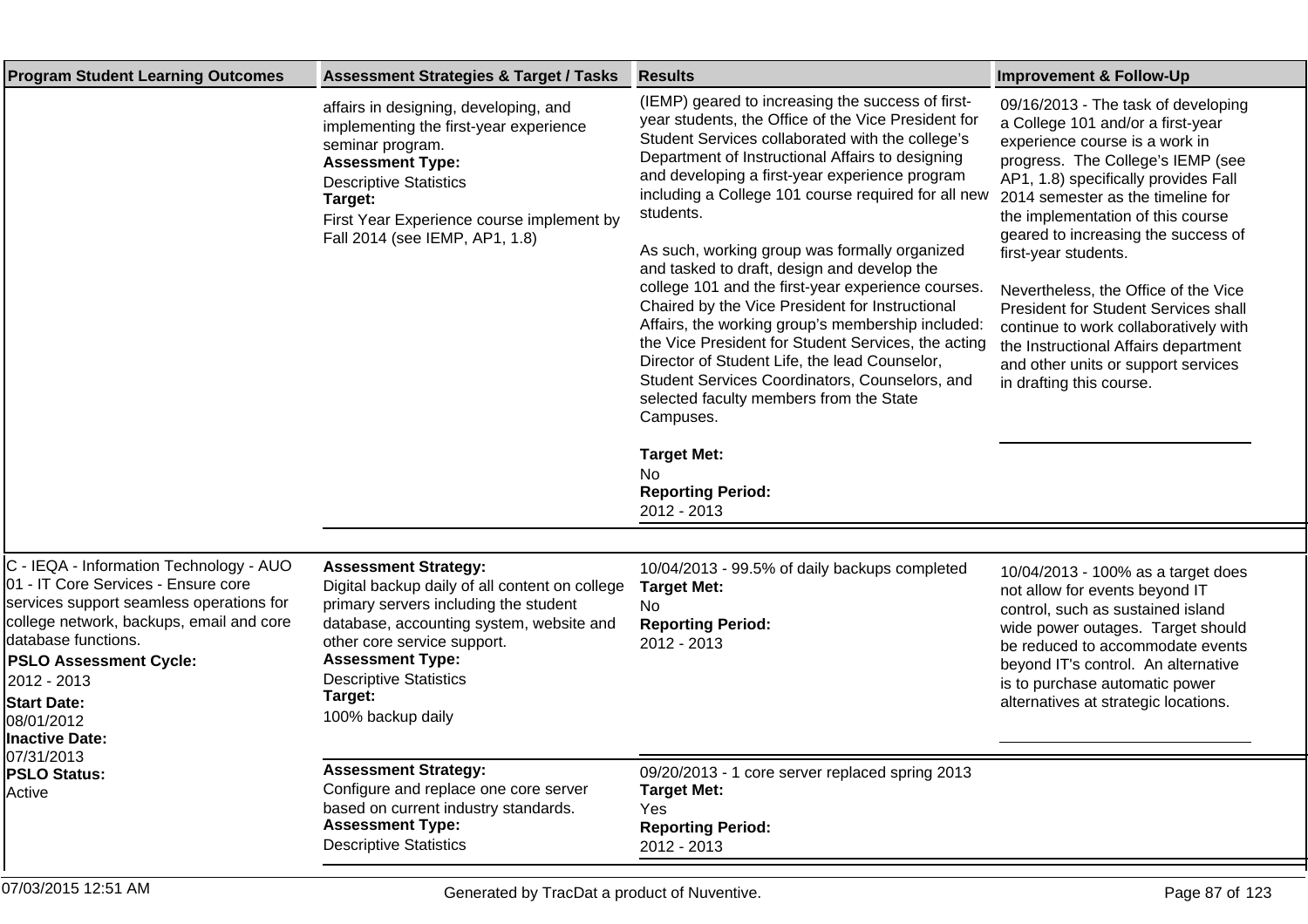| Program Student Learning Outcomes | Assessment Strategies & Target / Tasks | Results | Improvement & Follow-Up |
|---|---|---|---|
| | affairs in designing, developing, and implementing the first-year experience seminar program.<br>**Assessment Type:**<br>Descriptive Statistics<br>**Target:**<br>First Year Experience course implement by Fall 2014 (see IEMP, AP1, 1.8) | (IEMP) geared to increasing the success of first-year students, the Office of the Vice President for Student Services collaborated with the college's Department of Instructional Affairs to designing and developing a first-year experience program including a College 101 course required for all new students.<br><br>As such, working group was formally organized and tasked to draft, design and develop the college 101 and the first-year experience courses. Chaired by the Vice President for Instructional Affairs, the working group's membership included: the Vice President for Student Services, the acting Director of Student Life, the lead Counselor, Student Services Coordinators, Counselors, and selected faculty members from the State Campuses.<br><br>**Target Met:**<br>No<br>**Reporting Period:**<br>2012 - 2013 | 09/16/2013 - The task of developing a College 101 and/or a first-year experience course is a work in progress. The College's IEMP (see AP1, 1.8) specifically provides Fall 2014 semester as the timeline for the implementation of this course geared to increasing the success of first-year students.<br><br>Nevertheless, the Office of the Vice President for Student Services shall continue to work collaboratively with the Instructional Affairs department and other units or support services in drafting this course. |
| C - IEQA - Information Technology - AUO 01 - IT Core Services - Ensure core services support seamless operations for college network, backups, email and core database functions.<br>**PSLO Assessment Cycle:**<br>2012 - 2013<br>**Start Date:**<br>08/01/2012<br>**Inactive Date:**<br>07/31/2013<br>**PSLO Status:**<br>Active | **Assessment Strategy:**<br>Digital backup daily of all content on college primary servers including the student database, accounting system, website and other core service support.<br>**Assessment Type:**<br>Descriptive Statistics<br>**Target:**<br>100% backup daily | 10/04/2013 - 99.5% of daily backups completed<br>**Target Met:**<br>No<br>**Reporting Period:**<br>2012 - 2013 | 10/04/2013 - 100% as a target does not allow for events beyond IT control, such as sustained island wide power outages. Target should be reduced to accommodate events beyond IT's control. An alternative is to purchase automatic power alternatives at strategic locations. |
| | **Assessment Strategy:**<br>Configure and replace one core server based on current industry standards.<br>**Assessment Type:**<br>Descriptive Statistics | 09/20/2013 - 1 core server replaced spring 2013<br>**Target Met:**<br>Yes<br>**Reporting Period:**<br>2012 - 2013 | |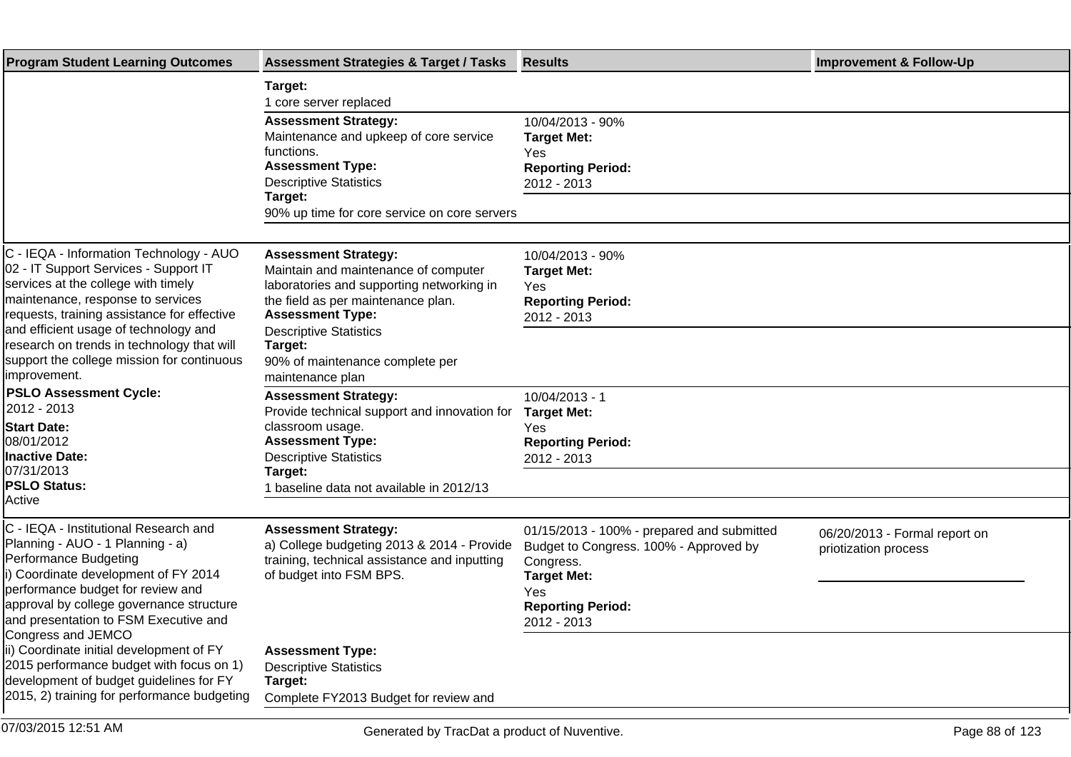| Program Student Learning Outcomes | Assessment Strategies & Target / Tasks | Results | Improvement & Follow-Up |
|---|---|---|---|
| | **Target:**<br>1 core server replaced | | |
| | **Assessment Strategy:**<br>Maintenance and upkeep of core service functions.<br>**Assessment Type:**<br>Descriptive Statistics<br>**Target:**<br>90% up time for core service on core servers | 10/04/2013 - 90%<br>**Target Met:**<br>Yes<br>**Reporting Period:**<br>2012 - 2013 | |
| C - IEQA - Information Technology - AUO 02 - IT Support Services - Support IT services at the college with timely maintenance, response to services requests, training assistance for effective and efficient usage of technology and research on trends in technology that will support the college mission for continuous improvement.<br>**PSLO Assessment Cycle:**<br>2012 - 2013<br>**Start Date:**<br>08/01/2012<br>**Inactive Date:**<br>07/31/2013<br>**PSLO Status:**<br>Active | **Assessment Strategy:**<br>Maintain and maintenance of computer laboratories and supporting networking in the field as per maintenance plan.<br>**Assessment Type:**<br>Descriptive Statistics<br>**Target:**<br>90% of maintenance complete per maintenance plan | 10/04/2013 - 90%<br>**Target Met:**<br>Yes<br>**Reporting Period:**<br>2012 - 2013 | |
| | **Assessment Strategy:**<br>Provide technical support and innovation for classroom usage.<br>**Assessment Type:**<br>Descriptive Statistics<br>**Target:**<br>1 baseline data not available in 2012/13 | 10/04/2013 - 1<br>**Target Met:**<br>Yes<br>**Reporting Period:**<br>2012 - 2013 | |
| C - IEQA - Institutional Research and Planning - AUO - 1 Planning - a) Performance Budgeting<br>i) Coordinate development of FY 2014 performance budget for review and approval by college governance structure and presentation to FSM Executive and Congress and JEMCO<br>ii) Coordinate initial development of FY 2015 performance budget with focus on 1) development of budget guidelines for FY 2015, 2) training for performance budgeting | **Assessment Strategy:**<br>a) College budgeting 2013 & 2014 - Provide training, technical assistance and inputting of budget into FSM BPS.<br>**Assessment Type:**<br>Descriptive Statistics<br>**Target:**<br>Complete FY2013 Budget for review and | 01/15/2013 - 100% - prepared and submitted Budget to Congress. 100% - Approved by Congress.<br>**Target Met:**<br>Yes<br>**Reporting Period:**<br>2012 - 2013 | 06/20/2013 - Formal report on priotization process |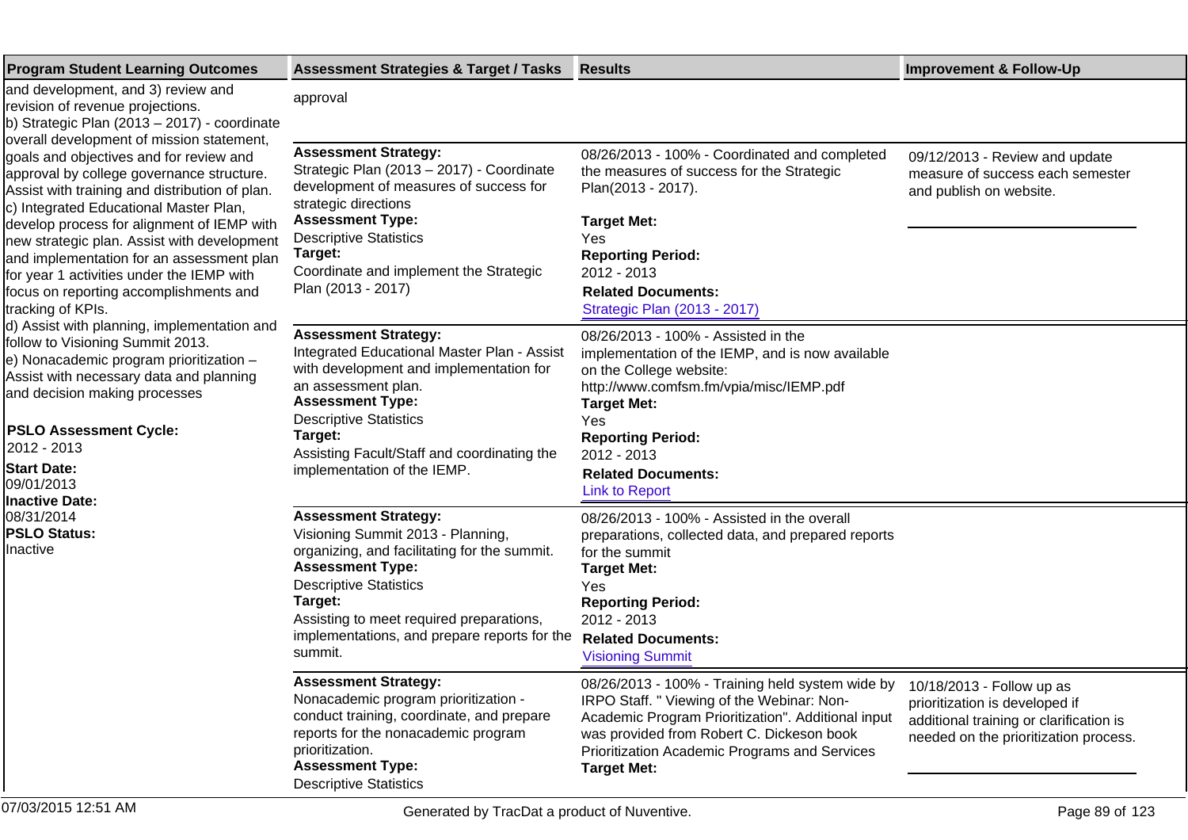| Program Student Learning Outcomes | Assessment Strategies & Target / Tasks | Results | Improvement & Follow-Up |
|---|---|---|---|
| and development, and 3) review and revision of revenue projections.<br>b) Strategic Plan (2013 – 2017) - coordinate overall development of mission statement, goals and objectives and for review and approval by college governance structure. Assist with training and distribution of plan.<br>c) Integrated Educational Master Plan, develop process for alignment of IEMP with new strategic plan. Assist with development and implementation for an assessment plan for year 1 activities under the IEMP with focus on reporting accomplishments and tracking of KPIs.<br>d) Assist with planning, implementation and follow to Visioning Summit 2013.<br>e) Nonacademic program prioritization – Assist with necessary data and planning and decision making processes<br><br>**PSLO Assessment Cycle:**<br>2012 - 2013<br>**Start Date:**<br>09/01/2013<br>**Inactive Date:**<br>08/31/2014<br>**PSLO Status:**<br>Inactive | approval | | |
| | **Assessment Strategy:**<br>Strategic Plan (2013 – 2017) - Coordinate development of measures of success for strategic directions<br>**Assessment Type:**<br>Descriptive Statistics<br>**Target:**<br>Coordinate and implement the Strategic Plan (2013 - 2017) | 08/26/2013 - 100% - Coordinated and completed the measures of success for the Strategic Plan(2013 - 2017).<br>**Target Met:**<br>Yes<br>**Reporting Period:**<br>2012 - 2013<br>**Related Documents:**<br>Strategic Plan (2013 - 2017) | 09/12/2013 - Review and update measure of success each semester and publish on website. |
| | **Assessment Strategy:**<br>Integrated Educational Master Plan - Assist with development and implementation for an assessment plan.<br>**Assessment Type:**<br>Descriptive Statistics<br>**Target:**<br>Assisting Facult/Staff and coordinating the implementation of the IEMP. | 08/26/2013 - 100% - Assisted in the implementation of the IEMP, and is now available on the College website: http://www.comfsm.fm/vpia/misc/IEMP.pdf<br>**Target Met:**<br>Yes<br>**Reporting Period:**<br>2012 - 2013<br>**Related Documents:**<br>Link to Report | |
| | **Assessment Strategy:**<br>Visioning Summit 2013 - Planning, organizing, and facilitating for the summit.<br>**Assessment Type:**<br>Descriptive Statistics<br>**Target:**<br>Assisting to meet required preparations, implementations, and prepare reports for the summit. | 08/26/2013 - 100% - Assisted in the overall preparations, collected data, and prepared reports for the summit<br>**Target Met:**<br>Yes<br>**Reporting Period:**<br>2012 - 2013<br>**Related Documents:**<br>Visioning Summit | |
| | **Assessment Strategy:**<br>Nonacademic program prioritization - conduct training, coordinate, and prepare reports for the nonacademic program prioritization.<br>**Assessment Type:**<br>Descriptive Statistics | 08/26/2013 - 100% - Training held system wide by IRPO Staff. " Viewing of the Webinar: Non-Academic Program Prioritization". Additional input was provided from Robert C. Dickeson book Prioritization Academic Programs and Services<br>**Target Met:** | 10/18/2013 - Follow up as prioritization is developed if additional training or clarification is needed on the prioritization process. |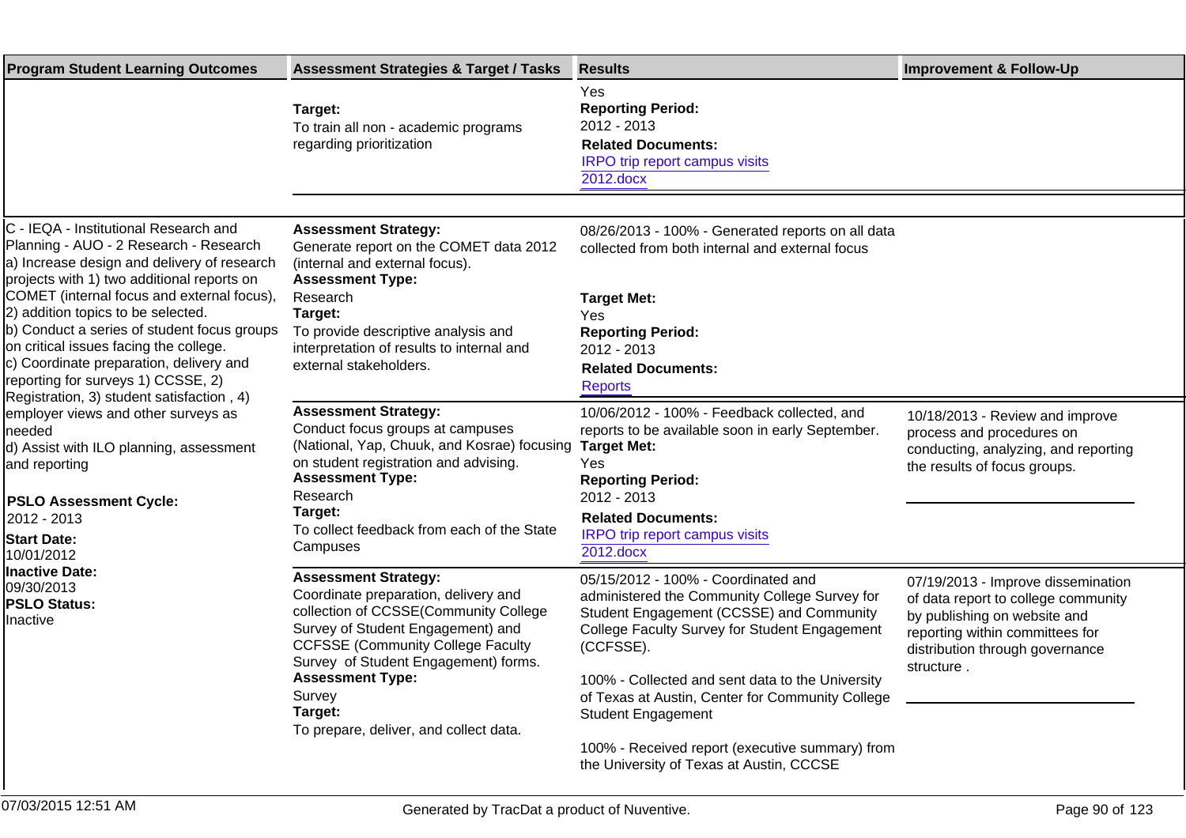| Program Student Learning Outcomes | Assessment Strategies & Target / Tasks | Results | Improvement & Follow-Up |
| --- | --- | --- | --- |
| | **Target:**<br>To train all non - academic programs regarding prioritization | Yes<br>**Reporting Period:**<br>2012 - 2013<br>**Related Documents:**<br>IRPO trip report campus visits 2012.docx | |
| C - IEQA - Institutional Research and Planning - AUO - 2 Research - Research<br>a) Increase design and delivery of research projects with 1) two additional reports on COMET (internal focus and external focus), 2) addition topics to be selected.<br>b) Conduct a series of student focus groups on critical issues facing the college.<br>c) Coordinate preparation, delivery and reporting for surveys 1) CCSSE, 2) Registration, 3) student satisfaction , 4) employer views and other surveys as needed<br>d) Assist with ILO planning, assessment and reporting<br><br>**PSLO Assessment Cycle:**<br>2012 - 2013<br>**Start Date:**<br>10/01/2012<br>**Inactive Date:**<br>09/30/2013<br>**PSLO Status:**<br>Inactive | **Assessment Strategy:**<br>Generate report on the COMET data 2012 (internal and external focus).<br>**Assessment Type:**<br>Research<br>**Target:**<br>To provide descriptive analysis and interpretation of results to internal and external stakeholders. | 08/26/2013 - 100% - Generated reports on all data collected from both internal and external focus<br><br>**Target Met:**<br>Yes<br>**Reporting Period:**<br>2012 - 2013<br>**Related Documents:**<br>Reports | |
| | **Assessment Strategy:**<br>Conduct focus groups at campuses (National, Yap, Chuuk, and Kosrae) focusing on student registration and advising.<br>**Assessment Type:**<br>Research<br>**Target:**<br>To collect feedback from each of the State Campuses | 10/06/2012 - 100% - Feedback collected, and reports to be available soon in early September.<br>**Target Met:**<br>Yes<br>**Reporting Period:**<br>2012 - 2013<br>**Related Documents:**<br>IRPO trip report campus visits 2012.docx | 10/18/2013 - Review and improve process and procedures on conducting, analyzing, and reporting the results of focus groups. |
| | **Assessment Strategy:**<br>Coordinate preparation, delivery and collection of CCSSE(Community College Survey of Student Engagement) and CCFSSE (Community College Faculty Survey of Student Engagement) forms.<br>**Assessment Type:**<br>Survey<br>**Target:**<br>To prepare, deliver, and collect data. | 05/15/2012 - 100% - Coordinated and administered the Community College Survey for Student Engagement (CCSSE) and Community College Faculty Survey for Student Engagement (CCFSSE).<br><br>100% - Collected and sent data to the University of Texas at Austin, Center for Community College Student Engagement<br><br>100% - Received report (executive summary) from the University of Texas at Austin, CCCSE | 07/19/2013 - Improve dissemination of data report to college community by publishing on website and reporting within committees for distribution through governance structure . |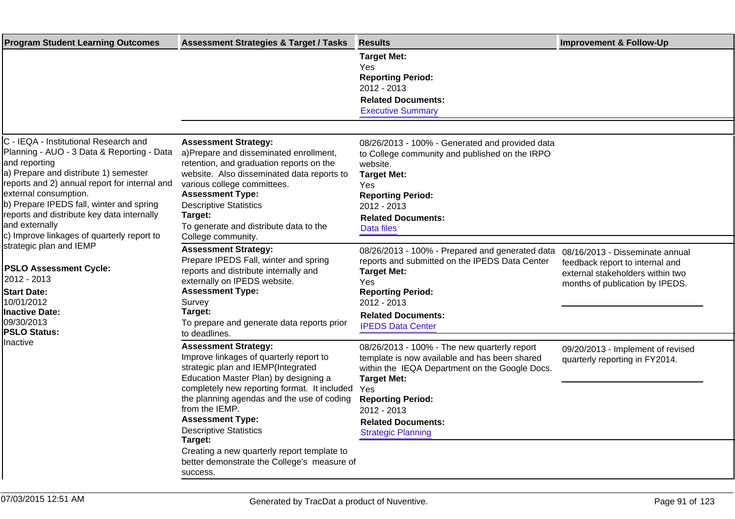| Program Student Learning Outcomes | Assessment Strategies & Target / Tasks | Results | Improvement & Follow-Up |
|---|---|---|---|
| | | **Target Met:**<br>Yes<br>**Reporting Period:**<br>2012 - 2013<br>**Related Documents:**<br>Executive Summary | |
| C - IEQA - Institutional Research and Planning - AUO - 3 Data & Reporting - Data and reporting<br>a) Prepare and distribute 1) semester reports and 2) annual report for internal and external consumption.<br>b) Prepare IPEDS fall, winter and spring reports and distribute key data internally and externally<br>c) Improve linkages of quarterly report to strategic plan and IEMP<br><br>**PSLO Assessment Cycle:**<br>2012 - 2013<br>**Start Date:**<br>10/01/2012<br>**Inactive Date:**<br>09/30/2013<br>**PSLO Status:**<br>Inactive | **Assessment Strategy:**<br>a)Prepare and disseminated enrollment, retention, and graduation reports on the website. Also disseminated data reports to various college committees.<br>**Assessment Type:**<br>Descriptive Statistics<br>**Target:**<br>To generate and distribute data to the College community. | 08/26/2013 - 100% - Generated and provided data to College community and published on the IRPO website.<br>**Target Met:**<br>Yes<br>**Reporting Period:**<br>2012 - 2013<br>**Related Documents:**<br>Data files | |
| | **Assessment Strategy:**<br>Prepare IPEDS Fall, winter and spring reports and distribute internally and externally on IPEDS website.<br>**Assessment Type:**<br>Survey<br>**Target:**<br>To prepare and generate data reports prior to deadlines. | 08/26/2013 - 100% - Prepared and generated data reports and submitted on the IPEDS Data Center<br>**Target Met:**<br>Yes<br>**Reporting Period:**<br>2012 - 2013<br>**Related Documents:**<br>IPEDS Data Center | 08/16/2013 - Disseminate annual feedback report to internal and external stakeholders within two months of publication by IPEDS. |
| | **Assessment Strategy:**<br>Improve linkages of quarterly report to strategic plan and IEMP(Integrated Education Master Plan) by designing a completely new reporting format. It included the planning agendas and the use of coding from the IEMP.<br>**Assessment Type:**<br>Descriptive Statistics<br>**Target:**<br>Creating a new quarterly report template to better demonstrate the College's measure of success. | 08/26/2013 - 100% - The new quarterly report template is now available and has been shared within the IEQA Department on the Google Docs.<br>**Target Met:**<br>Yes<br>**Reporting Period:**<br>2012 - 2013<br>**Related Documents:**<br>Strategic Planning | 09/20/2013 - Implement of revised quarterly reporting in FY2014. |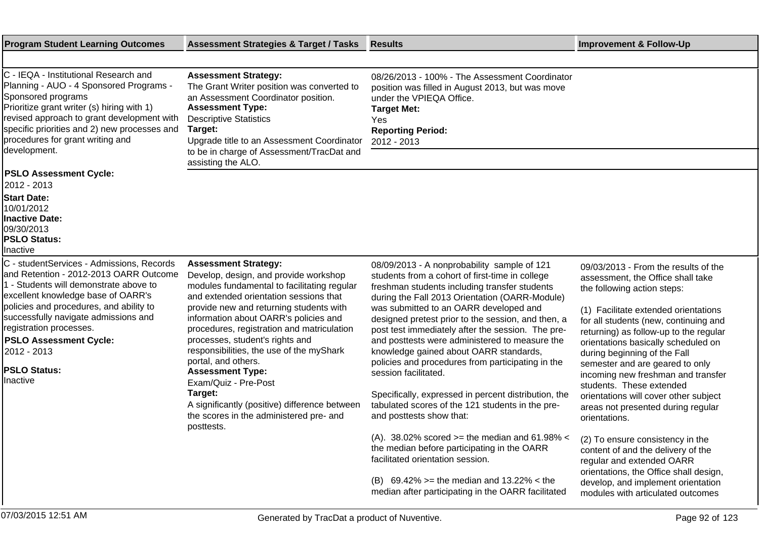| Program Student Learning Outcomes | Assessment Strategies & Target / Tasks | Results | Improvement & Follow-Up |
|---|---|---|---|
| C - IEQA - Institutional Research and Planning - AUO - 4 Sponsored Programs - Sponsored programs<br>Prioritize grant writer (s) hiring with 1) revised approach to grant development with specific priorities and 2) new processes and procedures for grant writing and development.<br><br>**PSLO Assessment Cycle:**<br>2012 - 2013<br>**Start Date:**<br>10/01/2012<br>**Inactive Date:**<br>09/30/2013<br>**PSLO Status:**<br>Inactive | **Assessment Strategy:**<br>The Grant Writer position was converted to an Assessment Coordinator position.<br>**Assessment Type:**<br>Descriptive Statistics<br>**Target:**<br>Upgrade title to an Assessment Coordinator to be in charge of Assessment/TracDat and assisting the ALO. | 08/26/2013 - 100% - The Assessment Coordinator position was filled in August 2013, but was move under the VPIEQA Office.<br>**Target Met:**<br>Yes<br>**Reporting Period:**<br>2012 - 2013 | |
| C - studentServices - Admissions, Records and Retention - 2012-2013 OARR Outcome 1 - Students will demonstrate above to excellent knowledge base of OARR's policies and procedures, and ability to successfully navigate admissions and registration processes.<br>**PSLO Assessment Cycle:**<br>2012 - 2013<br><br>**PSLO Status:**<br>Inactive | **Assessment Strategy:**<br>Develop, design, and provide workshop modules fundamental to facilitating regular and extended orientation sessions that provide new and returning students with information about OARR's policies and procedures, registration and matriculation processes, student's rights and responsibilities, the use of the myShark portal, and others.<br>**Assessment Type:**<br>Exam/Quiz - Pre-Post<br>**Target:**<br>A significantly (positive) difference between the scores in the administered pre- and posttests. | 08/09/2013 - A nonprobability sample of 121 students from a cohort of first-time in college freshman students including transfer students during the Fall 2013 Orientation (OARR-Module) was submitted to an OARR developed and designed pretest prior to the session, and then, a post test immediately after the session. The pre- and posttests were administered to measure the knowledge gained about OARR standards, policies and procedures from participating in the session facilitated.<br><br>Specifically, expressed in percent distribution, the tabulated scores of the 121 students in the pre- and posttests show that:<br><br>(A). 38.02% scored >= the median and 61.98% < the median before participating in the OARR facilitated orientation session.<br><br>(B) 69.42% >= the median and 13.22% < the median after participating in the OARR facilitated | 09/03/2013 - From the results of the assessment, the Office shall take the following action steps:<br><br>(1) Facilitate extended orientations for all students (new, continuing and returning) as follow-up to the regular orientations basically scheduled on during beginning of the Fall semester and are geared to only incoming new freshman and transfer students. These extended orientations will cover other subject areas not presented during regular orientations.<br><br>(2) To ensure consistency in the content of and the delivery of the regular and extended OARR orientations, the Office shall design, develop, and implement orientation modules with articulated outcomes |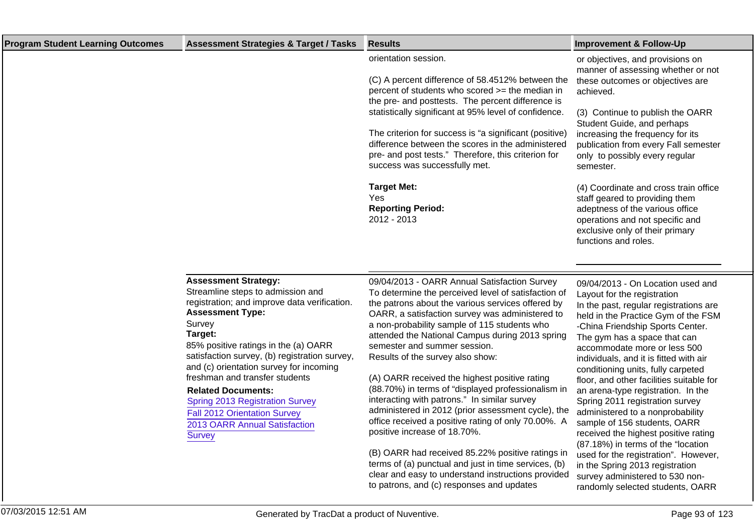| Program Student Learning Outcomes | Assessment Strategies & Target / Tasks | Results | Improvement & Follow-Up |
|---|---|---|---|
| | | orientation session.<br><br>(C) A percent difference of 58.4512% between the percent of students who scored >= the median in the pre- and posttests. The percent difference is statistically significant at 95% level of confidence.<br><br>The criterion for success is "a significant (positive) difference between the scores in the administered pre- and post tests." Therefore, this criterion for success was successfully met.<br><br>**Target Met:**<br>Yes<br>**Reporting Period:**<br>2012 - 2013 | or objectives, and provisions on manner of assessing whether or not these outcomes or objectives are achieved.<br><br>(3) Continue to publish the OARR Student Guide, and perhaps increasing the frequency for its publication from every Fall semester only to possibly every regular semester.<br><br>(4) Coordinate and cross train office staff geared to providing them adeptness of the various office operations and not specific and exclusive only of their primary functions and roles. |
| | **Assessment Strategy:**<br>Streamline steps to admission and registration; and improve data verification.<br>**Assessment Type:**<br>Survey<br>**Target:**<br>85% positive ratings in the (a) OARR satisfaction survey, (b) registration survey, and (c) orientation survey for incoming freshman and transfer students<br>**Related Documents:**<br>Spring 2013 Registration Survey<br>Fall 2012 Orientation Survey<br>2013 OARR Annual Satisfaction Survey | 09/04/2013 - OARR Annual Satisfaction Survey<br>To determine the perceived level of satisfaction of the patrons about the various services offered by OARR, a satisfaction survey was administered to a non-probability sample of 115 students who attended the National Campus during 2013 spring semester and summer session.<br>Results of the survey also show:<br><br>(A) OARR received the highest positive rating (88.70%) in terms of "displayed professionalism in interacting with patrons." In similar survey administered in 2012 (prior assessment cycle), the office received a positive rating of only 70.00%. A positive increase of 18.70%.<br><br>(B) OARR had received 85.22% positive ratings in terms of (a) punctual and just in time services, (b) clear and easy to understand instructions provided to patrons, and (c) responses and updates | 09/04/2013 - On Location used and Layout for the registration<br>In the past, regular registrations are held in the Practice Gym of the FSM -China Friendship Sports Center. The gym has a space that can accommodate more or less 500 individuals, and it is fitted with air conditioning units, fully carpeted floor, and other facilities suitable for an arena-type registration. In the Spring 2011 registration survey administered to a nonprobability sample of 156 students, OARR received the highest positive rating (87.18%) in terms of the "location used for the registration". However, in the Spring 2013 registration survey administered to 530 non-randomly selected students, OARR |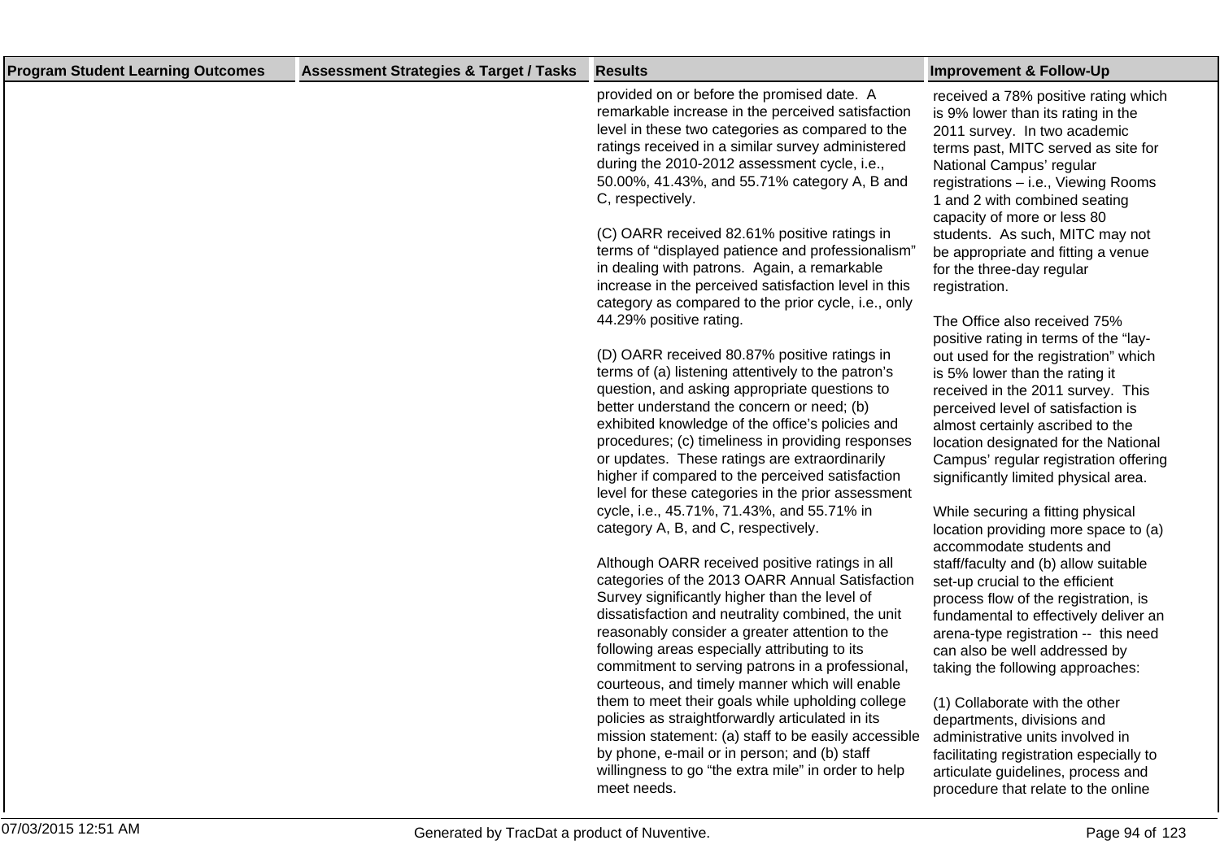| Program Student Learning Outcomes | Assessment Strategies & Target / Tasks | Results | Improvement & Follow-Up |
|---|---|---|---|
| | | provided on or before the promised date. A remarkable increase in the perceived satisfaction level in these two categories as compared to the ratings received in a similar survey administered during the 2010-2012 assessment cycle, i.e., 50.00%, 41.43%, and 55.71% category A, B and C, respectively.<br><br>(C) OARR received 82.61% positive ratings in terms of "displayed patience and professionalism" in dealing with patrons. Again, a remarkable increase in the perceived satisfaction level in this category as compared to the prior cycle, i.e., only 44.29% positive rating.<br><br>(D) OARR received 80.87% positive ratings in terms of (a) listening attentively to the patron's question, and asking appropriate questions to better understand the concern or need; (b) exhibited knowledge of the office's policies and procedures; (c) timeliness in providing responses or updates. These ratings are extraordinarily higher if compared to the perceived satisfaction level for these categories in the prior assessment cycle, i.e., 45.71%, 71.43%, and 55.71% in category A, B, and C, respectively.<br><br>Although OARR received positive ratings in all categories of the 2013 OARR Annual Satisfaction Survey significantly higher than the level of dissatisfaction and neutrality combined, the unit reasonably consider a greater attention to the following areas especially attributing to its commitment to serving patrons in a professional, courteous, and timely manner which will enable them to meet their goals while upholding college policies as straightforwardly articulated in its mission statement: (a) staff to be easily accessible by phone, e-mail or in person; and (b) staff willingness to go "the extra mile" in order to help meet needs. | received a 78% positive rating which is 9% lower than its rating in the 2011 survey. In two academic terms past, MITC served as site for National Campus' regular registrations – i.e., Viewing Rooms 1 and 2 with combined seating capacity of more or less 80 students. As such, MITC may not be appropriate and fitting a venue for the three-day regular registration.<br><br>The Office also received 75% positive rating in terms of the "lay-out used for the registration" which is 5% lower than the rating it received in the 2011 survey. This perceived level of satisfaction is almost certainly ascribed to the location designated for the National Campus' regular registration offering significantly limited physical area.<br><br>While securing a fitting physical location providing more space to (a) accommodate students and staff/faculty and (b) allow suitable set-up crucial to the efficient process flow of the registration, is fundamental to effectively deliver an arena-type registration -- this need can also be well addressed by taking the following approaches:<br><br>(1) Collaborate with the other departments, divisions and administrative units involved in facilitating registration especially to articulate guidelines, process and procedure that relate to the online |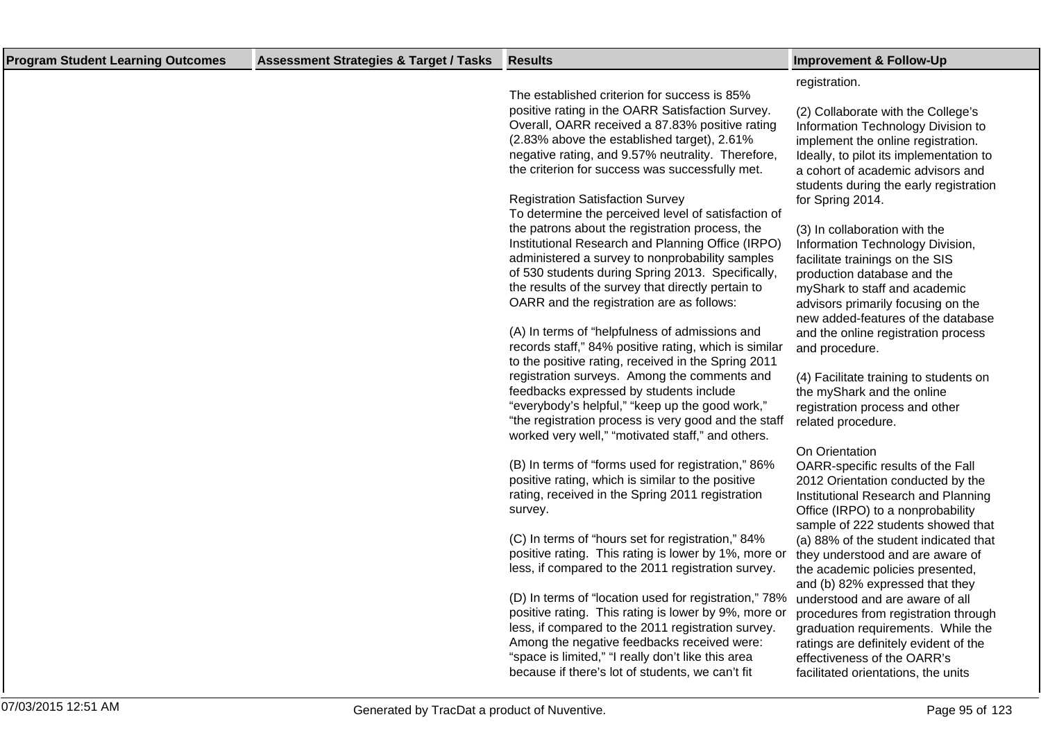| Program Student Learning Outcomes | Assessment Strategies & Target / Tasks | Results | Improvement & Follow-Up |
|---|---|---|---|
| | | The established criterion for success is 85% positive rating in the OARR Satisfaction Survey. Overall, OARR received a 87.83% positive rating (2.83% above the established target), 2.61% negative rating, and 9.57% neutrality. Therefore, the criterion for success was successfully met.<br><br>Registration Satisfaction Survey<br>To determine the perceived level of satisfaction of the patrons about the registration process, the Institutional Research and Planning Office (IRPO) administered a survey to nonprobability samples of 530 students during Spring 2013. Specifically, the results of the survey that directly pertain to OARR and the registration are as follows:<br><br>(A) In terms of "helpfulness of admissions and records staff," 84% positive rating, which is similar to the positive rating, received in the Spring 2011 registration surveys. Among the comments and feedbacks expressed by students include "everybody's helpful," "keep up the good work," "the registration process is very good and the staff worked very well," "motivated staff," and others.<br><br>(B) In terms of "forms used for registration," 86% positive rating, which is similar to the positive rating, received in the Spring 2011 registration survey.<br><br>(C) In terms of "hours set for registration," 84% positive rating. This rating is lower by 1%, more or less, if compared to the 2011 registration survey.<br><br>(D) In terms of "location used for registration," 78% positive rating. This rating is lower by 9%, more or less, if compared to the 2011 registration survey. Among the negative feedbacks received were: "space is limited," "I really don't like this area because if there's lot of students, we can't fit | registration.<br><br>(2) Collaborate with the College's Information Technology Division to implement the online registration. Ideally, to pilot its implementation to a cohort of academic advisors and students during the early registration for Spring 2014.<br><br>(3) In collaboration with the Information Technology Division, facilitate trainings on the SIS production database and the myShark to staff and academic advisors primarily focusing on the new added-features of the database and the online registration process and procedure.<br><br>(4) Facilitate training to students on the myShark and the online registration process and other related procedure.<br><br>On Orientation<br>OARR-specific results of the Fall 2012 Orientation conducted by the Institutional Research and Planning Office (IRPO) to a nonprobability sample of 222 students showed that (a) 88% of the student indicated that they understood and are aware of the academic policies presented, and (b) 82% expressed that they understood and are aware of all procedures from registration through graduation requirements. While the ratings are definitely evident of the effectiveness of the OARR's facilitated orientations, the units |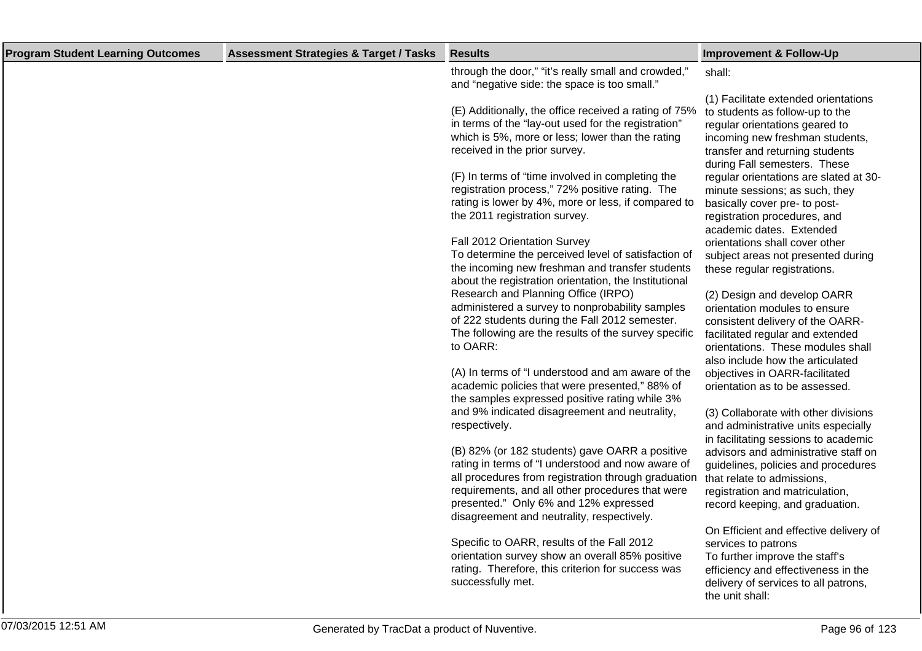| Program Student Learning Outcomes | Assessment Strategies & Target / Tasks | Results | Improvement & Follow-Up |
|---|---|---|---|
| | | through the door," "it's really small and crowded," and "negative side: the space is too small."<br><br>(E) Additionally, the office received a rating of 75% in terms of the "lay-out used for the registration" which is 5%, more or less; lower than the rating received in the prior survey.<br><br>(F) In terms of "time involved in completing the registration process," 72% positive rating. The rating is lower by 4%, more or less, if compared to the 2011 registration survey.<br><br>Fall 2012 Orientation Survey<br>To determine the perceived level of satisfaction of the incoming new freshman and transfer students about the registration orientation, the Institutional Research and Planning Office (IRPO) administered a survey to nonprobability samples of 222 students during the Fall 2012 semester. The following are the results of the survey specific to OARR:<br><br>(A) In terms of "I understood and am aware of the academic policies that were presented," 88% of the samples expressed positive rating while 3% and 9% indicated disagreement and neutrality, respectively.<br><br>(B) 82% (or 182 students) gave OARR a positive rating in terms of "I understood and now aware of all procedures from registration through graduation requirements, and all other procedures that were presented." Only 6% and 12% expressed disagreement and neutrality, respectively.<br><br>Specific to OARR, results of the Fall 2012 orientation survey show an overall 85% positive rating. Therefore, this criterion for success was successfully met. | shall:<br><br>(1) Facilitate extended orientations to students as follow-up to the regular orientations geared to incoming new freshman students, transfer and returning students during Fall semesters. These regular orientations are slated at 30-minute sessions; as such, they basically cover pre- to post-registration procedures, and academic dates. Extended orientations shall cover other subject areas not presented during these regular registrations.<br><br>(2) Design and develop OARR orientation modules to ensure consistent delivery of the OARR-facilitated regular and extended orientations. These modules shall also include how the articulated objectives in OARR-facilitated orientation as to be assessed.<br><br>(3) Collaborate with other divisions and administrative units especially in facilitating sessions to academic advisors and administrative staff on guidelines, policies and procedures that relate to admissions, registration and matriculation, record keeping, and graduation.<br><br>On Efficient and effective delivery of services to patrons<br>To further improve the staff's efficiency and effectiveness in the delivery of services to all patrons, the unit shall: |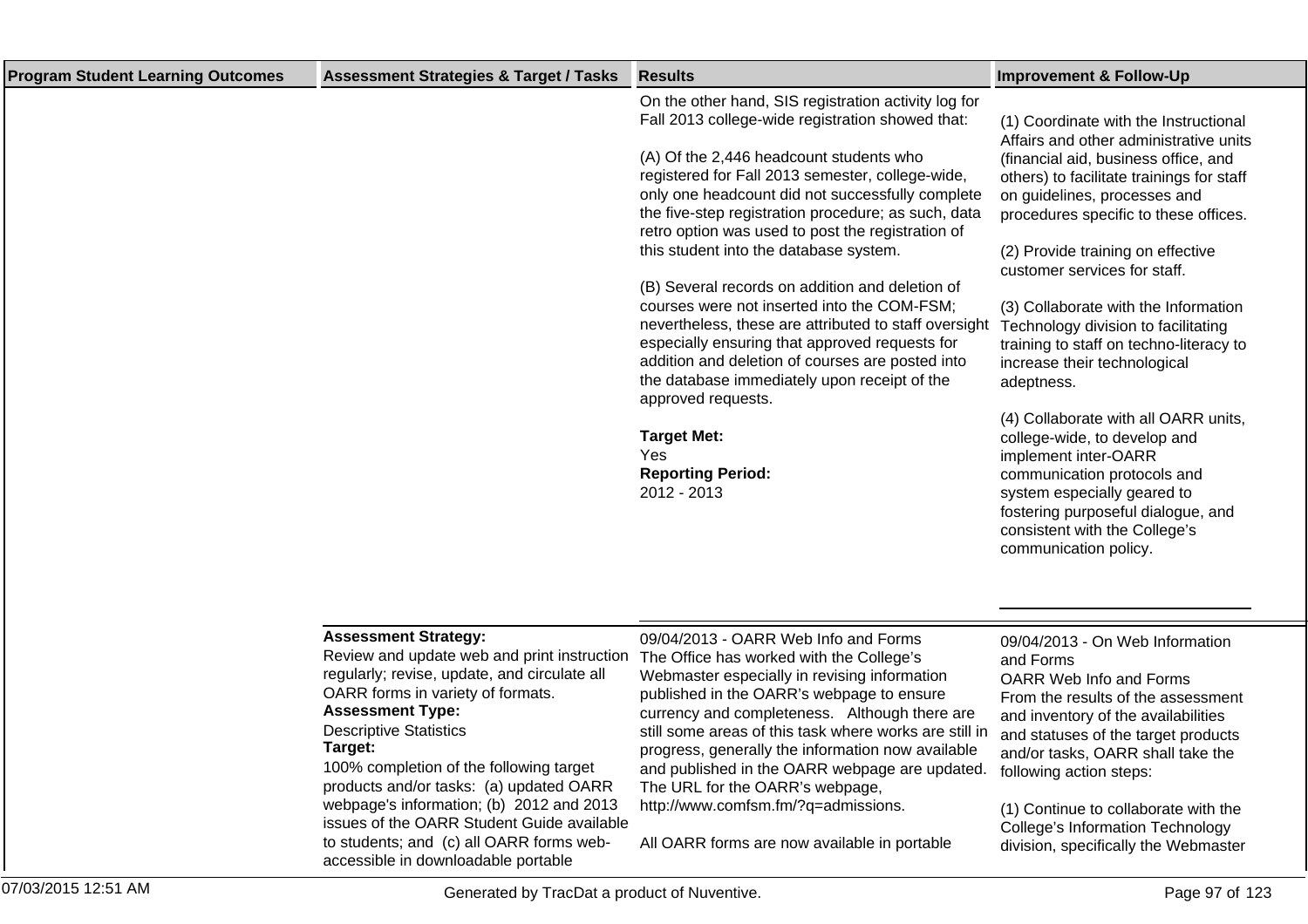| Program Student Learning Outcomes | Assessment Strategies & Target / Tasks | Results | Improvement & Follow-Up |
|---|---|---|---|
| | | On the other hand, SIS registration activity log for Fall 2013 college-wide registration showed that:<br><br>(A) Of the 2,446 headcount students who registered for Fall 2013 semester, college-wide, only one headcount did not successfully complete the five-step registration procedure; as such, data retro option was used to post the registration of this student into the database system.<br><br>(B) Several records on addition and deletion of courses were not inserted into the COM-FSM; nevertheless, these are attributed to staff oversight especially ensuring that approved requests for addition and deletion of courses are posted into the database immediately upon receipt of the approved requests.<br><br>**Target Met:**<br>Yes<br>**Reporting Period:**<br>2012 - 2013 | (1) Coordinate with the Instructional Affairs and other administrative units (financial aid, business office, and others) to facilitate trainings for staff on guidelines, processes and procedures specific to these offices.<br><br>(2) Provide training on effective customer services for staff.<br><br>(3) Collaborate with the Information Technology division to facilitating training to staff on techno-literacy to increase their technological adeptness.<br><br>(4) Collaborate with all OARR units, college-wide, to develop and implement inter-OARR communication protocols and system especially geared to fostering purposeful dialogue, and consistent with the College's communication policy. |
| | **Assessment Strategy:**<br>Review and update web and print instruction regularly; revise, update, and circulate all OARR forms in variety of formats.<br>**Assessment Type:**<br>Descriptive Statistics<br>**Target:**<br>100% completion of the following target products and/or tasks: (a) updated OARR webpage's information; (b) 2012 and 2013 issues of the OARR Student Guide available to students; and (c) all OARR forms web-accessible in downloadable portable | 09/04/2013 - OARR Web Info and Forms<br>The Office has worked with the College's Webmaster especially in revising information published in the OARR's webpage to ensure currency and completeness. Although there are still some areas of this task where works are still in progress, generally the information now available and published in the OARR webpage are updated. The URL for the OARR's webpage, http://www.comfsm.fm/?q=admissions.<br><br>All OARR forms are now available in portable | 09/04/2013 - On Web Information and Forms<br>OARR Web Info and Forms<br>From the results of the assessment and inventory of the availabilities and statuses of the target products and/or tasks, OARR shall take the following action steps:<br><br>(1) Continue to collaborate with the College's Information Technology division, specifically the Webmaster |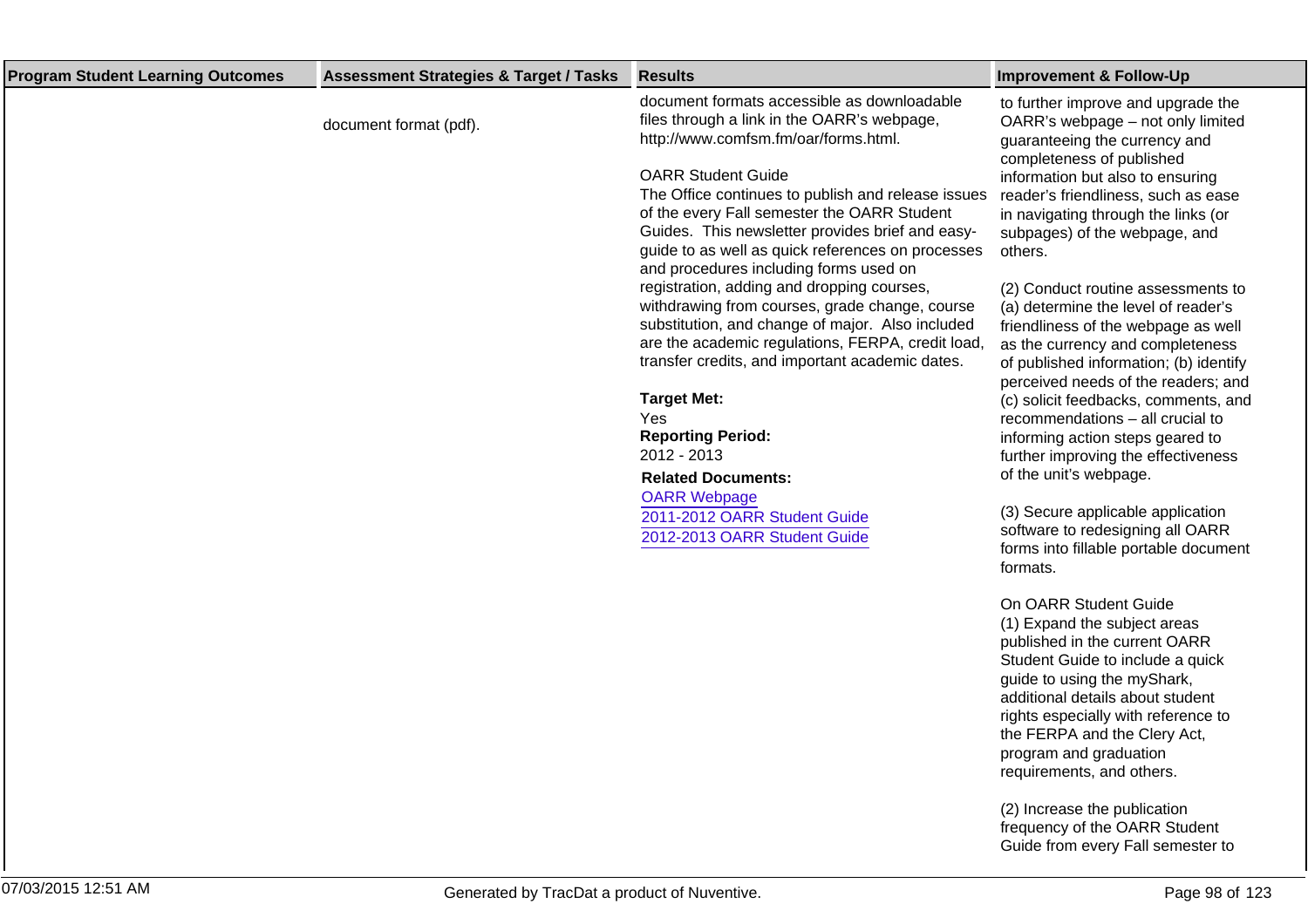| Program Student Learning Outcomes | Assessment Strategies & Target / Tasks | Results | Improvement & Follow-Up |
|---|---|---|---|
| | document format (pdf). | document formats accessible as downloadable files through a link in the OARR's webpage, http://www.comfsm.fm/oar/forms.html.<br><br>OARR Student Guide<br>The Office continues to publish and release issues of the every Fall semester the OARR Student Guides. This newsletter provides brief and easy-guide to as well as quick references on processes and procedures including forms used on registration, adding and dropping courses, withdrawing from courses, grade change, course substitution, and change of major. Also included are the academic regulations, FERPA, credit load, transfer credits, and important academic dates.<br><br>**Target Met:**<br>Yes<br>**Reporting Period:**<br>2012 - 2013<br>**Related Documents:**<br>OARR Webpage<br>2011-2012 OARR Student Guide<br>2012-2013 OARR Student Guide | to further improve and upgrade the OARR's webpage – not only limited guaranteeing the currency and completeness of published information but also to ensuring reader's friendliness, such as ease in navigating through the links (or subpages) of the webpage, and others.<br><br>(2) Conduct routine assessments to (a) determine the level of reader's friendliness of the webpage as well as the currency and completeness of published information; (b) identify perceived needs of the readers; and (c) solicit feedbacks, comments, and recommendations – all crucial to informing action steps geared to further improving the effectiveness of the unit's webpage.<br><br>(3) Secure applicable application software to redesigning all OARR forms into fillable portable document formats.<br><br>On OARR Student Guide<br>(1) Expand the subject areas published in the current OARR Student Guide to include a quick guide to using the myShark, additional details about student rights especially with reference to the FERPA and the Clery Act, program and graduation requirements, and others.<br><br>(2) Increase the publication frequency of the OARR Student Guide from every Fall semester to |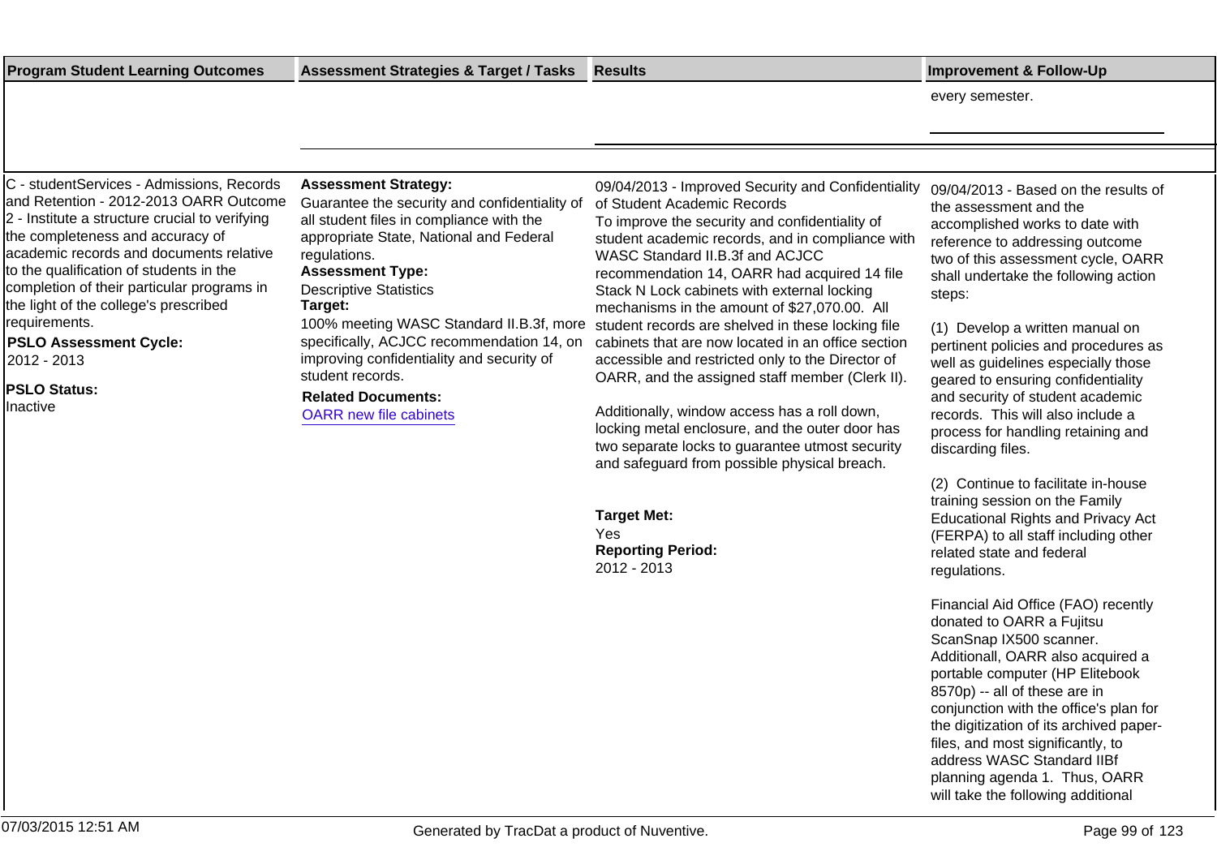| Program Student Learning Outcomes | Assessment Strategies & Target / Tasks | Results | Improvement & Follow-Up |
|---|---|---|---|
| | | | every semester. |
| C - studentServices - Admissions, Records and Retention - 2012-2013 OARR Outcome 2 - Institute a structure crucial to verifying the completeness and accuracy of academic records and documents relative to the qualification of students in the completion of their particular programs in the light of the college's prescribed requirements.<br><br>**PSLO Assessment Cycle:**<br>2012 - 2013<br><br>**PSLO Status:**<br>Inactive | **Assessment Strategy:**<br>Guarantee the security and confidentiality of all student files in compliance with the appropriate State, National and Federal regulations.<br>**Assessment Type:**<br>Descriptive Statistics<br>**Target:**<br>100% meeting WASC Standard II.B.3f, more specifically, ACJCC recommendation 14, on improving confidentiality and security of student records.<br>**Related Documents:**<br>OARR new file cabinets | 09/04/2013 - Improved Security and Confidentiality of Student Academic Records<br>To improve the security and confidentiality of student academic records, and in compliance with WASC Standard II.B.3f and ACJCC recommendation 14, OARR had acquired 14 file Stack N Lock cabinets with external locking mechanisms in the amount of $27,070.00. All student records are shelved in these locking file cabinets that are now located in an office section accessible and restricted only to the Director of OARR, and the assigned staff member (Clerk II).<br><br>Additionally, window access has a roll down, locking metal enclosure, and the outer door has two separate locks to guarantee utmost security and safeguard from possible physical breach.<br><br>**Target Met:**<br>Yes<br>**Reporting Period:**<br>2012 - 2013 | 09/04/2013 - Based on the results of the assessment and the accomplished works to date with reference to addressing outcome two of this assessment cycle, OARR shall undertake the following action steps:<br><br>(1) Develop a written manual on pertinent policies and procedures as well as guidelines especially those geared to ensuring confidentiality and security of student academic records. This will also include a process for handling retaining and discarding files.<br><br>(2) Continue to facilitate in-house training session on the Family Educational Rights and Privacy Act (FERPA) to all staff including other related state and federal regulations.<br><br>Financial Aid Office (FAO) recently donated to OARR a Fujitsu ScanSnap IX500 scanner. Additionall, OARR also acquired a portable computer (HP Elitebook 8570p) -- all of these are in conjunction with the office's plan for the digitization of its archived paper-files, and most significantly, to address WASC Standard IIBf planning agenda 1. Thus, OARR will take the following additional |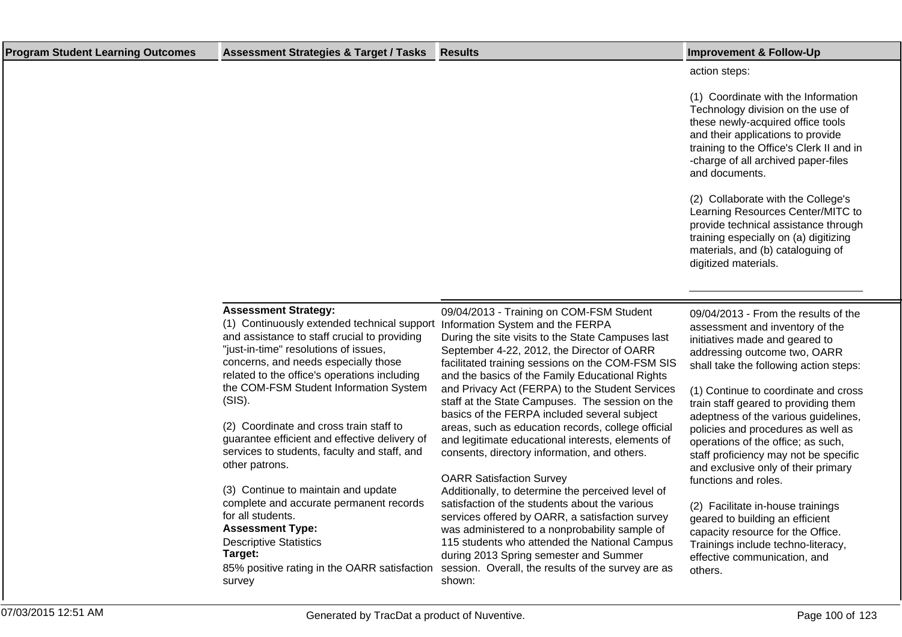| Program Student Learning Outcomes | Assessment Strategies & Target / Tasks | Results | Improvement & Follow-Up |
|---|---|---|---|
| | | | action steps:<br><br>(1) Coordinate with the Information Technology division on the use of these newly-acquired office tools and their applications to provide training to the Office's Clerk II and in-charge of all archived paper-files and documents.<br><br>(2) Collaborate with the College's Learning Resources Center/MITC to provide technical assistance through training especially on (a) digitizing materials, and (b) cataloguing of digitized materials. |
| | **Assessment Strategy:**<br>(1) Continuously extended technical support and assistance to staff crucial to providing "just-in-time" resolutions of issues, concerns, and needs especially those related to the office's operations including the COM-FSM Student Information System (SIS).<br><br>(2) Coordinate and cross train staff to guarantee efficient and effective delivery of services to students, faculty and staff, and other patrons.<br><br>(3) Continue to maintain and update complete and accurate permanent records for all students.<br>**Assessment Type:**<br>Descriptive Statistics<br>**Target:**<br>85% positive rating in the OARR satisfaction survey | 09/04/2013 - Training on COM-FSM Student Information System and the FERPA<br>During the site visits to the State Campuses last September 4-22, 2012, the Director of OARR facilitated training sessions on the COM-FSM SIS and the basics of the Family Educational Rights and Privacy Act (FERPA) to the Student Services staff at the State Campuses. The session on the basics of the FERPA included several subject areas, such as education records, college official and legitimate educational interests, elements of consents, directory information, and others.<br><br>OARR Satisfaction Survey<br>Additionally, to determine the perceived level of satisfaction of the students about the various services offered by OARR, a satisfaction survey was administered to a nonprobability sample of 115 students who attended the National Campus during 2013 Spring semester and Summer session. Overall, the results of the survey are as shown: | 09/04/2013 - From the results of the assessment and inventory of the initiatives made and geared to addressing outcome two, OARR shall take the following action steps:<br><br>(1) Continue to coordinate and cross train staff geared to providing them adeptness of the various guidelines, policies and procedures as well as operations of the office; as such, staff proficiency may not be specific and exclusive only of their primary functions and roles.<br><br>(2) Facilitate in-house trainings geared to building an efficient capacity resource for the Office. Trainings include techno-literacy, effective communication, and others. |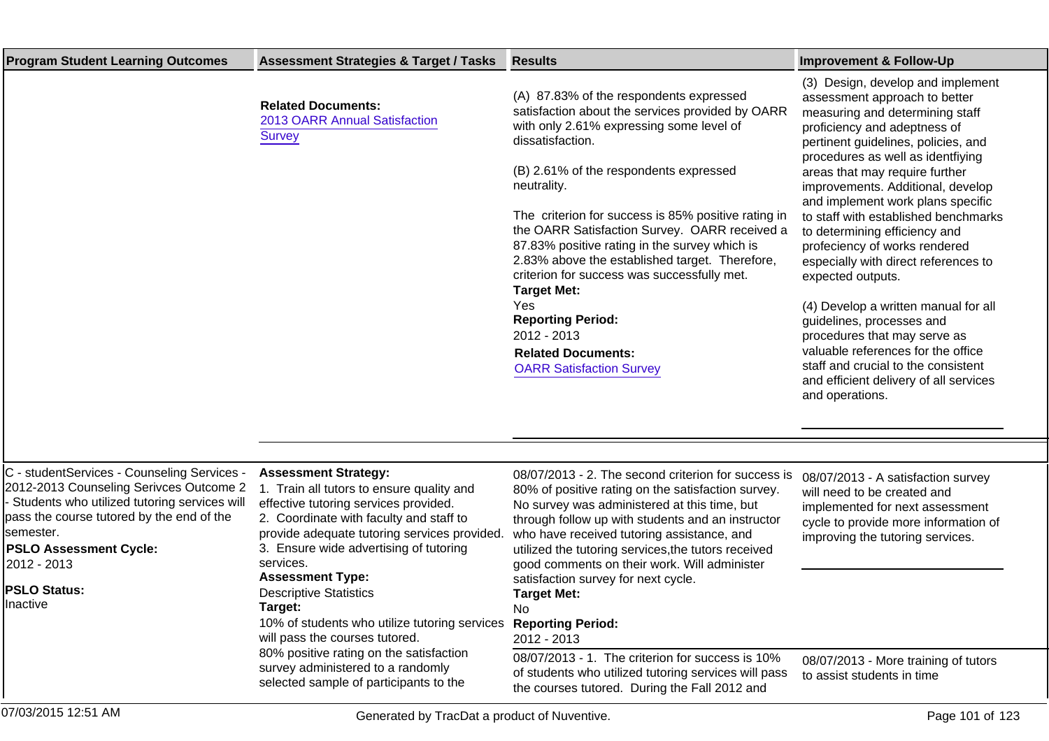| Program Student Learning Outcomes | Assessment Strategies & Target / Tasks | Results | Improvement & Follow-Up |
|---|---|---|---|
| | **Related Documents:**<br>2013 OARR Annual Satisfaction Survey | (A) 87.83% of the respondents expressed satisfaction about the services provided by OARR with only 2.61% expressing some level of dissatisfaction.<br><br>(B) 2.61% of the respondents expressed neutrality.<br><br>The criterion for success is 85% positive rating in the OARR Satisfaction Survey. OARR received a 87.83% positive rating in the survey which is 2.83% above the established target. Therefore, criterion for success was successfully met.<br>**Target Met:**<br>Yes<br>**Reporting Period:**<br>2012 - 2013<br>**Related Documents:**<br>OARR Satisfaction Survey | (3) Design, develop and implement assessment approach to better measuring and determining staff proficiency and adeptness of pertinent guidelines, policies, and procedures as well as identfiying areas that may require further improvements. Additional, develop and implement work plans specific to staff with established benchmarks to determining efficiency and profeciency of works rendered especially with direct references to expected outputs.<br><br>(4) Develop a written manual for all guidelines, processes and procedures that may serve as valuable references for the office staff and crucial to the consistent and efficient delivery of all services and operations. |
| C - studentServices - Counseling Services - 2012-2013 Counseling Serivces Outcome 2 - Students who utilized tutoring services will pass the course tutored by the end of the semester.<br>**PSLO Assessment Cycle:**<br>2012 - 2013<br>**PSLO Status:**<br>Inactive | **Assessment Strategy:**<br>1. Train all tutors to ensure quality and effective tutoring services provided.<br>2. Coordinate with faculty and staff to provide adequate tutoring services provided.<br>3. Ensure wide advertising of tutoring services.<br>**Assessment Type:**<br>Descriptive Statistics<br>**Target:**<br>10% of students who utilize tutoring services will pass the courses tutored.<br>80% positive rating on the satisfaction survey administered to a randomly selected sample of participants to the | 08/07/2013 - 2. The second criterion for success is 80% of positive rating on the satisfaction survey. No survey was administered at this time, but through follow up with students and an instructor who have received tutoring assistance, and utilized the tutoring services,the tutors received good comments on their work. Will administer satisfaction survey for next cycle.<br>**Target Met:**<br>No<br>**Reporting Period:**<br>2012 - 2013 | 08/07/2013 - A satisfaction survey will need to be created and implemented for next assessment cycle to provide more information of improving the tutoring services. |
| | | 08/07/2013 - 1. The criterion for success is 10% of students who utilized tutoring services will pass the courses tutored. During the Fall 2012 and | 08/07/2013 - More training of tutors to assist students in time |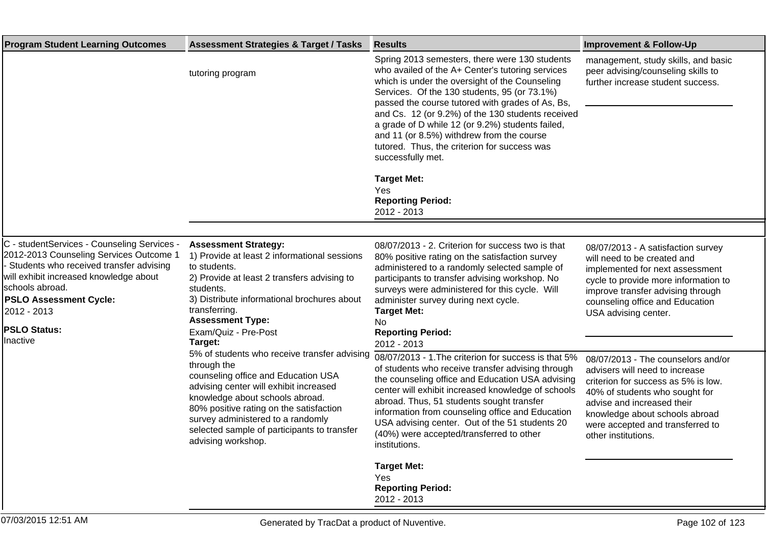| Program Student Learning Outcomes | Assessment Strategies & Target / Tasks | Results | Improvement & Follow-Up |
|---|---|---|---|
| | tutoring program | Spring 2013 semesters, there were 130 students who availed of the A+ Center's tutoring services which is under the oversight of the Counseling Services. Of the 130 students, 95 (or 73.1%) passed the course tutored with grades of As, Bs, and Cs. 12 (or 9.2%) of the 130 students received a grade of D while 12 (or 9.2%) students failed, and 11 (or 8.5%) withdrew from the course tutored. Thus, the criterion for success was successfully met.<br><br>**Target Met:**<br>Yes<br>**Reporting Period:**<br>2012 - 2013 | management, study skills, and basic peer advising/counseling skills to further increase student success. |
| C - studentServices - Counseling Services - 2012-2013 Counseling Services Outcome 1 - Students who received transfer advising will exhibit increased knowledge about schools abroad.<br>**PSLO Assessment Cycle:**<br>2012 - 2013<br>**PSLO Status:**<br>Inactive | **Assessment Strategy:**<br>1) Provide at least 2 informational sessions to students.<br>2) Provide at least 2 transfers advising to students.<br>3) Distribute informational brochures about transferring.<br>**Assessment Type:**<br>Exam/Quiz - Pre-Post<br>**Target:**<br>5% of students who receive transfer advising through the counseling office and Education USA advising center will exhibit increased knowledge about schools abroad.<br>80% positive rating on the satisfaction survey administered to a randomly selected sample of participants to transfer advising workshop. | 08/07/2013 - 2. Criterion for success two is that 80% positive rating on the satisfaction survey administered to a randomly selected sample of participants to transfer advising workshop. No surveys were administered for this cycle. Will administer survey during next cycle.<br>**Target Met:**<br>No<br>**Reporting Period:**<br>2012 - 2013 | 08/07/2013 - A satisfaction survey will need to be created and implemented for next assessment cycle to provide more information to improve transfer advising through counseling office and Education USA advising center. |
| | | 08/07/2013 - 1.The criterion for success is that 5% of students who receive transfer advising through the counseling office and Education USA advising center will exhibit increased knowledge of schools abroad. Thus, 51 students sought transfer information from counseling office and Education USA advising center. Out of the 51 students 20 (40%) were accepted/transferred to other institutions.<br><br>**Target Met:**<br>Yes<br>**Reporting Period:**<br>2012 - 2013 | 08/07/2013 - The counselors and/or advisers will need to increase criterion for success as 5% is low. 40% of students who sought for advise and increased their knowledge about schools abroad were accepted and transferred to other institutions. |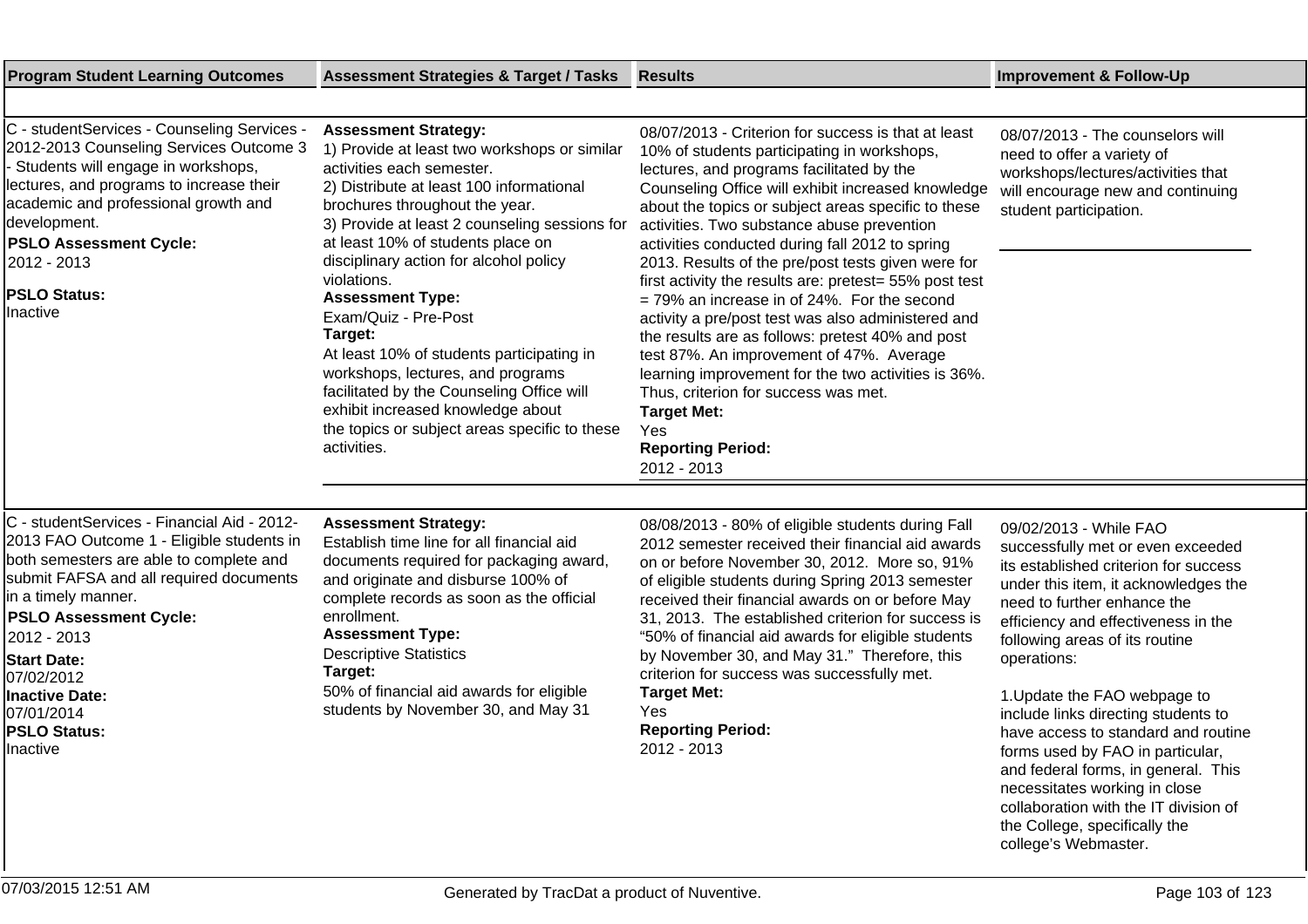| Program Student Learning Outcomes | Assessment Strategies & Target / Tasks | Results | Improvement & Follow-Up |
|---|---|---|---|
| C - studentServices - Counseling Services - 2012-2013 Counseling Services Outcome 3 - Students will engage in workshops, lectures, and programs to increase their academic and professional growth and development.<br>**PSLO Assessment Cycle:**<br>2012 - 2013<br>**PSLO Status:**<br>Inactive | **Assessment Strategy:**<br>1) Provide at least two workshops or similar activities each semester.<br>2) Distribute at least 100 informational brochures throughout the year.<br>3) Provide at least 2 counseling sessions for at least 10% of students place on disciplinary action for alcohol policy violations.<br>**Assessment Type:**<br>Exam/Quiz - Pre-Post<br>**Target:**<br>At least 10% of students participating in workshops, lectures, and programs facilitated by the Counseling Office will exhibit increased knowledge about the topics or subject areas specific to these activities. | 08/07/2013 - Criterion for success is that at least 10% of students participating in workshops, lectures, and programs facilitated by the Counseling Office will exhibit increased knowledge about the topics or subject areas specific to these activities. Two substance abuse prevention activities conducted during fall 2012 to spring 2013. Results of the pre/post tests given were for first activity the results are: pretest= 55% post test = 79% an increase in of 24%. For the second activity a pre/post test was also administered and the results are as follows: pretest 40% and post test 87%. An improvement of 47%. Average learning improvement for the two activities is 36%. Thus, criterion for success was met.<br>**Target Met:**<br>Yes<br>**Reporting Period:**<br>2012 - 2013 | 08/07/2013 - The counselors will need to offer a variety of workshops/lectures/activities that will encourage new and continuing student participation. |
| C - studentServices - Financial Aid - 2012-2013 FAO Outcome 1 - Eligible students in both semesters are able to complete and submit FAFSA and all required documents in a timely manner.<br>**PSLO Assessment Cycle:**<br>2012 - 2013<br>**Start Date:**<br>07/02/2012<br>**Inactive Date:**<br>07/01/2014<br>**PSLO Status:**<br>Inactive | **Assessment Strategy:**<br>Establish time line for all financial aid documents required for packaging award, and originate and disburse 100% of complete records as soon as the official enrollment.<br>**Assessment Type:**<br>Descriptive Statistics<br>**Target:**<br>50% of financial aid awards for eligible students by November 30, and May 31 | 08/08/2013 - 80% of eligible students during Fall 2012 semester received their financial aid awards on or before November 30, 2012. More so, 91% of eligible students during Spring 2013 semester received their financial awards on or before May 31, 2013. The established criterion for success is “50% of financial aid awards for eligible students by November 30, and May 31.” Therefore, this criterion for success was successfully met.<br>**Target Met:**<br>Yes<br>**Reporting Period:**<br>2012 - 2013 | 09/02/2013 - While FAO successfully met or even exceeded its established criterion for success under this item, it acknowledges the need to further enhance the efficiency and effectiveness in the following areas of its routine operations:<br><br>1.Update the FAO webpage to include links directing students to have access to standard and routine forms used by FAO in particular, and federal forms, in general. This necessitates working in close collaboration with the IT division of the College, specifically the college’s Webmaster. |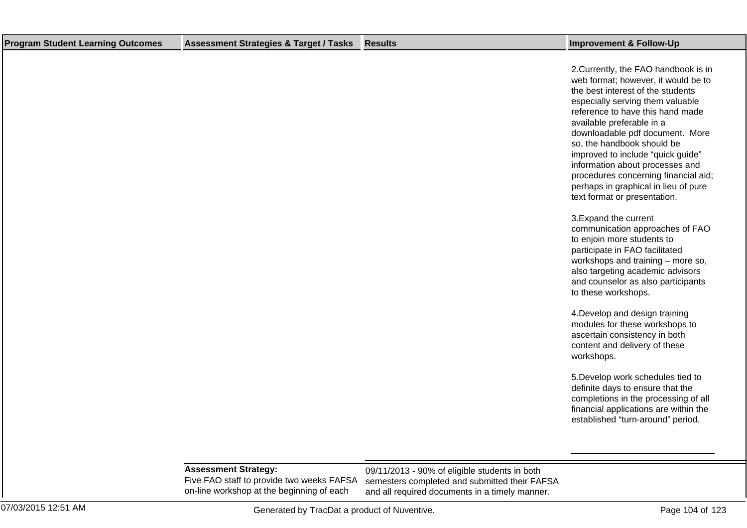| Program Student Learning Outcomes | Assessment Strategies & Target / Tasks | Results | Improvement & Follow-Up |
|---|---|---|---|
| | | | 2.Currently, the FAO handbook is in web format; however, it would be to the best interest of the students especially serving them valuable reference to have this hand made available preferable in a downloadable pdf document. More so, the handbook should be improved to include "quick guide" information about processes and procedures concerning financial aid; perhaps in graphical in lieu of pure text format or presentation.<br><br>3.Expand the current communication approaches of FAO to enjoin more students to participate in FAO facilitated workshops and training – more so, also targeting academic advisors and counselor as also participants to these workshops.<br><br>4.Develop and design training modules for these workshops to ascertain consistency in both content and delivery of these workshops.<br><br>5.Develop work schedules tied to definite days to ensure that the completions in the processing of all financial applications are within the established "turn-around" period. |
| | **Assessment Strategy:**<br>Five FAO staff to provide two weeks FAFSA on-line workshop at the beginning of each | 09/11/2013 - 90% of eligible students in both semesters completed and submitted their FAFSA and all required documents in a timely manner. | |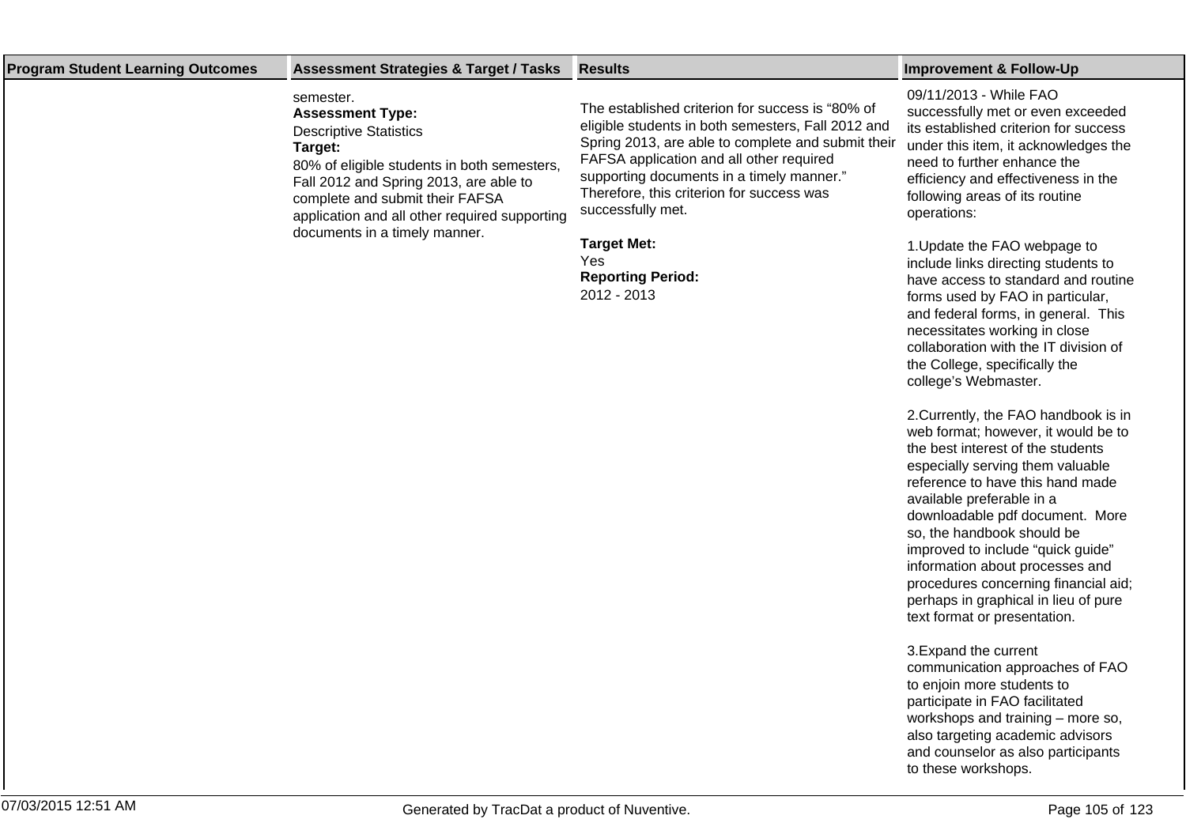| Program Student Learning Outcomes | Assessment Strategies & Target / Tasks | Results | Improvement & Follow-Up |
|---|---|---|---|
| | semester.<br>**Assessment Type:**<br>Descriptive Statistics<br>**Target:**<br>80% of eligible students in both semesters, Fall 2012 and Spring 2013, are able to complete and submit their FAFSA application and all other required supporting documents in a timely manner. | The established criterion for success is "80% of eligible students in both semesters, Fall 2012 and Spring 2013, are able to complete and submit their FAFSA application and all other required supporting documents in a timely manner." Therefore, this criterion for success was successfully met.<br><br>**Target Met:**<br>Yes<br>**Reporting Period:**<br>2012 - 2013 | 09/11/2013 - While FAO successfully met or even exceeded its established criterion for success under this item, it acknowledges the need to further enhance the efficiency and effectiveness in the following areas of its routine operations:<br><br>1.Update the FAO webpage to include links directing students to have access to standard and routine forms used by FAO in particular, and federal forms, in general.  This necessitates working in close collaboration with the IT division of the College, specifically the college's Webmaster.<br><br>2.Currently, the FAO handbook is in web format; however, it would be to the best interest of the students especially serving them valuable reference to have this hand made available preferable in a downloadable pdf document.  More so, the handbook should be improved to include "quick guide" information about processes and procedures concerning financial aid; perhaps in graphical in lieu of pure text format or presentation.<br><br>3.Expand the current communication approaches of FAO to enjoin more students to participate in FAO facilitated workshops and training – more so, also targeting academic advisors and counselor as also participants to these workshops. |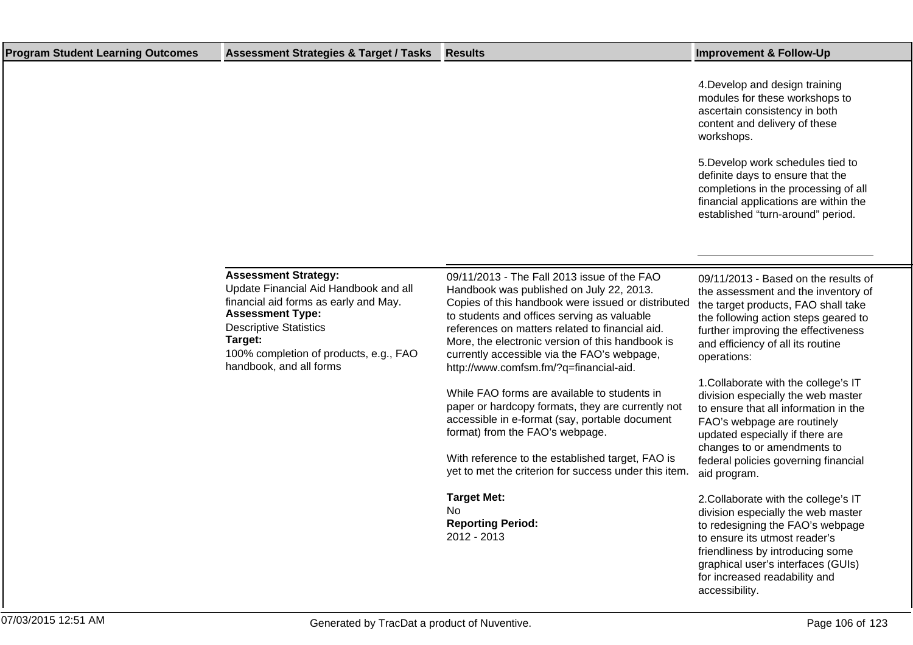| Program Student Learning Outcomes | Assessment Strategies & Target / Tasks | Results | Improvement & Follow-Up |
|---|---|---|---|
| | | | 4.Develop and design training modules for these workshops to ascertain consistency in both content and delivery of these workshops.<br><br>5.Develop work schedules tied to definite days to ensure that the completions in the processing of all financial applications are within the established "turn-around" period. |
| | **Assessment Strategy:**<br>Update Financial Aid Handbook and all financial aid forms as early and May.<br>**Assessment Type:**<br>Descriptive Statistics<br>**Target:**<br>100% completion of products, e.g., FAO handbook, and all forms | 09/11/2013 - The Fall 2013 issue of the FAO Handbook was published on July 22, 2013. Copies of this handbook were issued or distributed to students and offices serving as valuable references on matters related to financial aid. More, the electronic version of this handbook is currently accessible via the FAO's webpage, http://www.comfsm.fm/?q=financial-aid.<br><br>While FAO forms are available to students in paper or hardcopy formats, they are currently not accessible in e-format (say, portable document format) from the FAO's webpage.<br><br>With reference to the established target, FAO is yet to met the criterion for success under this item.<br><br>**Target Met:**<br>No<br>**Reporting Period:**<br>2012 - 2013 | 09/11/2013 - Based on the results of the assessment and the inventory of the target products, FAO shall take the following action steps geared to further improving the effectiveness and efficiency of all its routine operations:<br><br>1.Collaborate with the college's IT division especially the web master to ensure that all information in the FAO's webpage are routinely updated especially if there are changes to or amendments to federal policies governing financial aid program.<br><br>2.Collaborate with the college's IT division especially the web master to redesigning the FAO's webpage to ensure its utmost reader's friendliness by introducing some graphical user's interfaces (GUIs) for increased readability and accessibility. |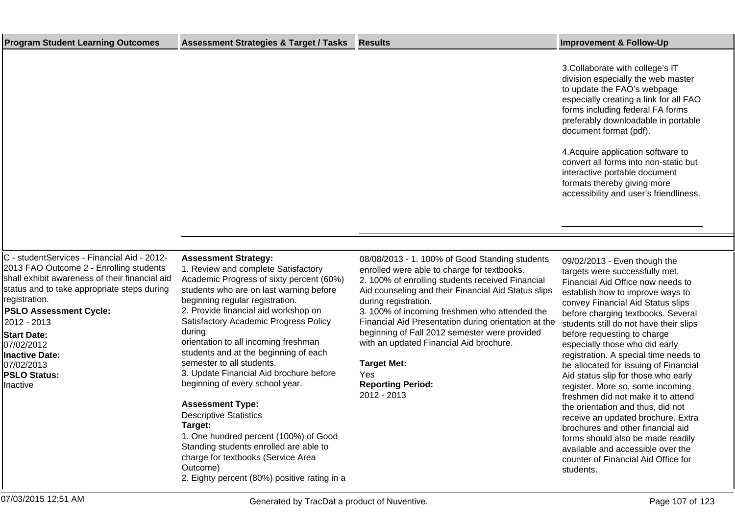| Program Student Learning Outcomes | Assessment Strategies & Target / Tasks | Results | Improvement & Follow-Up |
|---|---|---|---|
| | | | 3.Collaborate with college's IT division especially the web master to update the FAO's webpage especially creating a link for all FAO forms including federal FA forms preferably downloadable in portable document format (pdf).<br><br>4.Acquire application software to convert all forms into non-static but interactive portable document formats thereby giving more accessibility and user's friendliness. |
| C - studentServices - Financial Aid - 2012-2013 FAO Outcome 2 - Enrolling students shall exhibit awareness of their financial aid status and to take appropriate steps during registration.<br>**PSLO Assessment Cycle:**<br>2012 - 2013<br>**Start Date:**<br>07/02/2012<br>**Inactive Date:**<br>07/02/2013<br>**PSLO Status:**<br>Inactive | **Assessment Strategy:**<br>1. Review and complete Satisfactory Academic Progress of sixty percent (60%) students who are on last warning before beginning regular registration.<br>2. Provide financial aid workshop on Satisfactory Academic Progress Policy during<br>orientation to all incoming freshman students and at the beginning of each semester to all students.<br>3. Update Financial Aid brochure before beginning of every school year.<br><br>**Assessment Type:**<br>Descriptive Statistics<br>**Target:**<br>1. One hundred percent (100%) of Good Standing students enrolled are able to charge for textbooks (Service Area Outcome)<br>2. Eighty percent (80%) positive rating in a | 08/08/2013 - 1. 100% of Good Standing students enrolled were able to charge for textbooks.<br>2. 100% of enrolling students received Financial Aid counseling and their Financial Aid Status slips during registration.<br>3. 100% of incoming freshmen who attended the Financial Aid Presentation during orientation at the beginning of Fall 2012 semester were provided with an updated Financial Aid brochure.<br><br>**Target Met:**<br>Yes<br>**Reporting Period:**<br>2012 - 2013 | 09/02/2013 - Even though the targets were successfully met, Financial Aid Office now needs to establish how to improve ways to convey Financial Aid Status slips before charging textbooks. Several students still do not have their slips before requesting to charge especially those who did early registration. A special time needs to be allocated for issuing of Financial Aid status slip for those who early register. More so, some incoming freshmen did not make it to attend the orientation and thus, did not receive an updated brochure. Extra brochures and other financial aid forms should also be made readily available and accessible over the counter of Financial Aid Office for students. |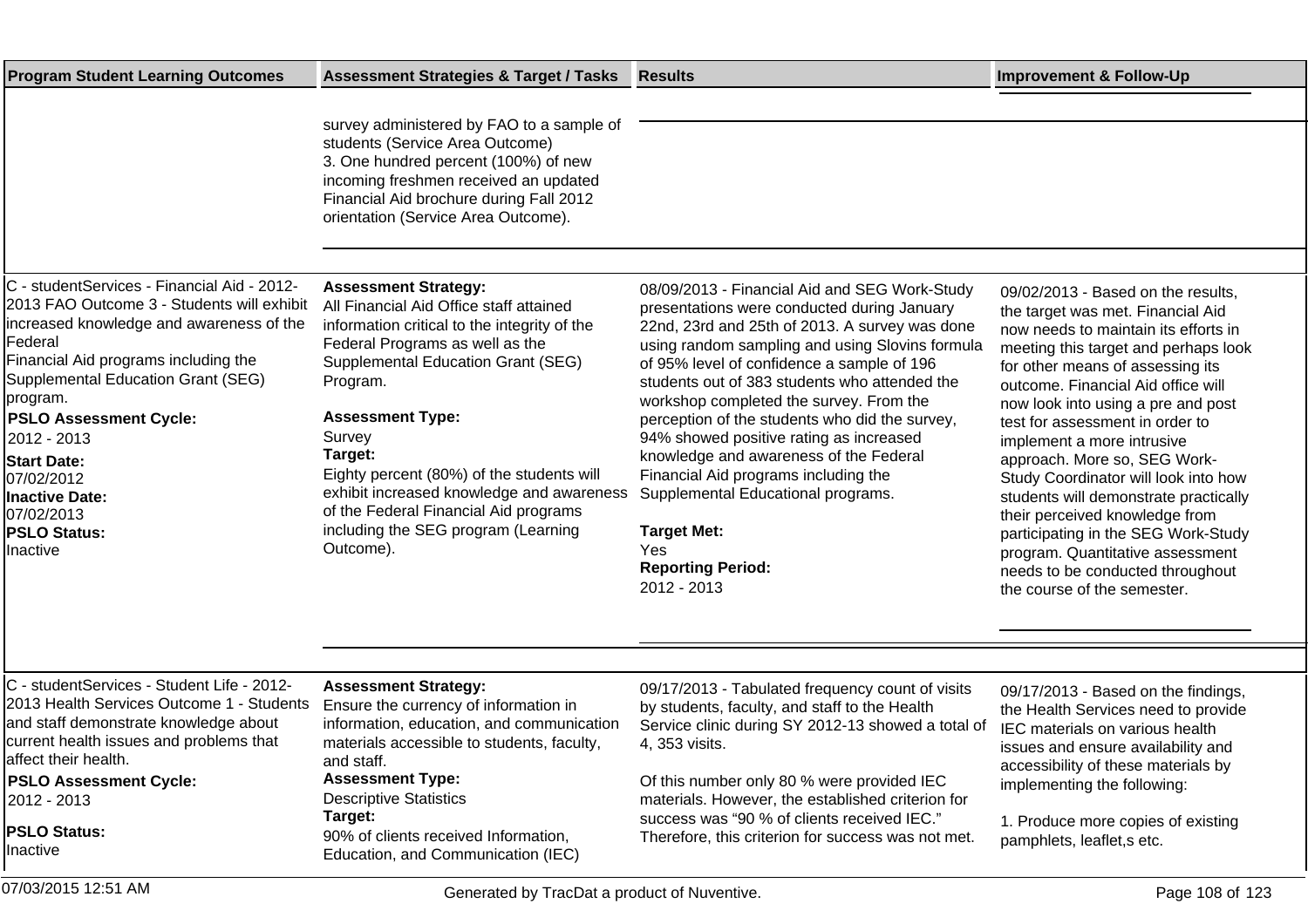| Program Student Learning Outcomes | Assessment Strategies & Target / Tasks | Results | Improvement & Follow-Up |
|---|---|---|---|
| | survey administered by FAO to a sample of students (Service Area Outcome)<br>3. One hundred percent (100%) of new incoming freshmen received an updated Financial Aid brochure during Fall 2012 orientation (Service Area Outcome). | | |
| C - studentServices - Financial Aid - 2012-2013 FAO Outcome 3 - Students will exhibit increased knowledge and awareness of the Federal<br>Financial Aid programs including the Supplemental Education Grant (SEG) program.<br>**PSLO Assessment Cycle:**<br>2012 - 2013<br>**Start Date:**<br>07/02/2012<br>**Inactive Date:**<br>07/02/2013<br>**PSLO Status:**<br>Inactive | **Assessment Strategy:**<br>All Financial Aid Office staff attained information critical to the integrity of the Federal Programs as well as the Supplemental Education Grant (SEG) Program.<br>**Assessment Type:**<br>Survey<br>**Target:**<br>Eighty percent (80%) of the students will exhibit increased knowledge and awareness of the Federal Financial Aid programs including the SEG program (Learning Outcome). | 08/09/2013 - Financial Aid and SEG Work-Study presentations were conducted during January 22nd, 23rd and 25th of 2013. A survey was done using random sampling and using Slovins formula of 95% level of confidence a sample of 196 students out of 383 students who attended the workshop completed the survey. From the perception of the students who did the survey, 94% showed positive rating as increased knowledge and awareness of the Federal Financial Aid programs including the Supplemental Educational programs.<br>**Target Met:**<br>Yes<br>**Reporting Period:**<br>2012 - 2013 | 09/02/2013 - Based on the results, the target was met. Financial Aid now needs to maintain its efforts in meeting this target and perhaps look for other means of assessing its outcome. Financial Aid office will now look into using a pre and post test for assessment in order to implement a more intrusive approach. More so, SEG Work-Study Coordinator will look into how students will demonstrate practically their perceived knowledge from participating in the SEG Work-Study program. Quantitative assessment needs to be conducted throughout the course of the semester. |
| C - studentServices - Student Life - 2012-2013 Health Services Outcome 1 - Students and staff demonstrate knowledge about current health issues and problems that affect their health.<br>**PSLO Assessment Cycle:**<br>2012 - 2013<br>**PSLO Status:**<br>Inactive | **Assessment Strategy:**<br>Ensure the currency of information in information, education, and communication materials accessible to students, faculty, and staff.<br>**Assessment Type:**<br>Descriptive Statistics<br>**Target:**<br>90% of clients received Information, Education, and Communication (IEC) | 09/17/2013 - Tabulated frequency count of visits by students, faculty, and staff to the Health Service clinic during SY 2012-13 showed a total of 4, 353 visits.<br><br>Of this number only 80 % were provided IEC materials. However, the established criterion for success was "90 % of clients received IEC." Therefore, this criterion for success was not met. | 09/17/2013 - Based on the findings, the Health Services need to provide IEC materials on various health issues and ensure availability and accessibility of these materials by implementing the following:<br><br>1. Produce more copies of existing pamphlets, leaflet,s etc. |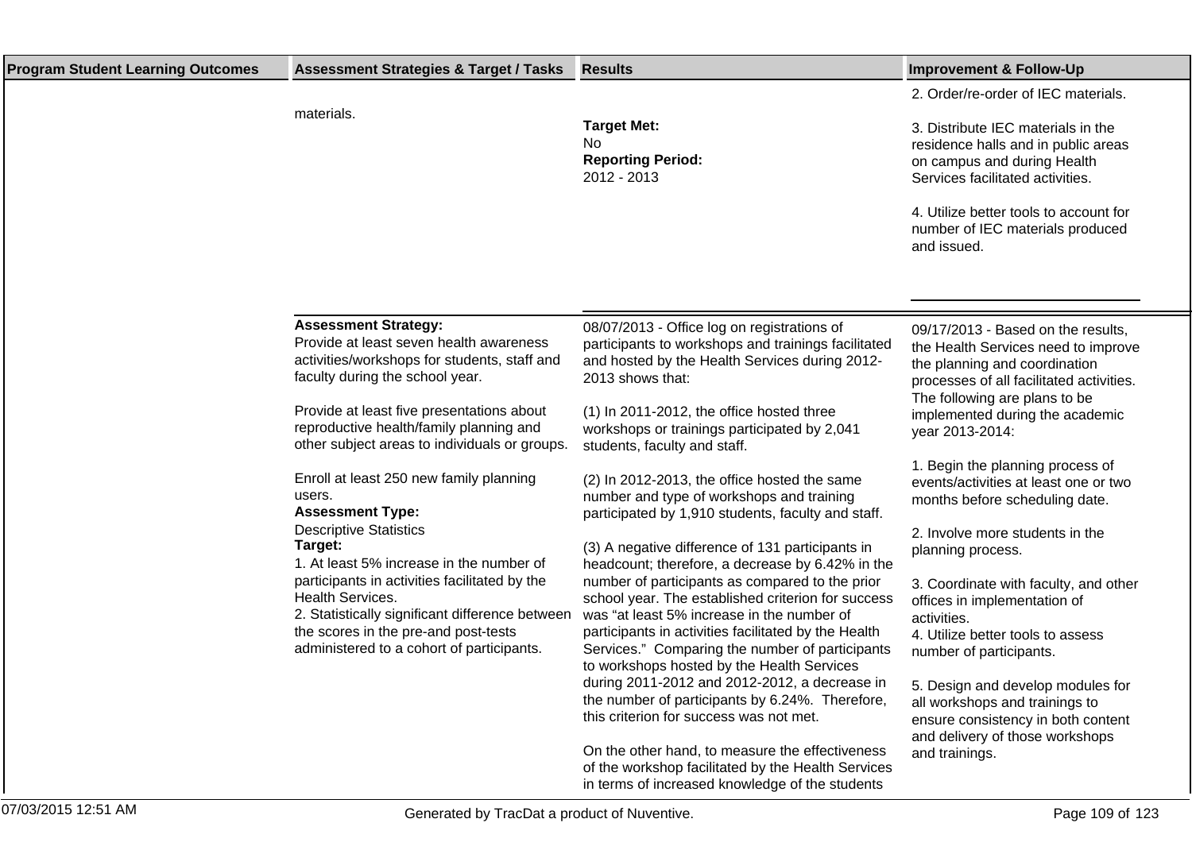| Program Student Learning Outcomes | Assessment Strategies & Target / Tasks | Results | Improvement & Follow-Up |
|---|---|---|---|
| | materials. | **Target Met:**<br>No<br>**Reporting Period:**<br>2012 - 2013 | 2. Order/re-order of IEC materials.<br><br>3. Distribute IEC materials in the residence halls and in public areas on campus and during Health Services facilitated activities.<br><br>4. Utilize better tools to account for number of IEC materials produced and issued. |
| | **Assessment Strategy:**<br>Provide at least seven health awareness activities/workshops for students, staff and faculty during the school year.<br><br>Provide at least five presentations about reproductive health/family planning and other subject areas to individuals or groups.<br><br>Enroll at least 250 new family planning users.<br>**Assessment Type:**<br>Descriptive Statistics<br>**Target:**<br>1. At least 5% increase in the number of participants in activities facilitated by the Health Services.<br>2. Statistically significant difference between the scores in the pre-and post-tests administered to a cohort of participants. | 08/07/2013 - Office log on registrations of participants to workshops and trainings facilitated and hosted by the Health Services during 2012-2013 shows that:<br><br>(1) In 2011-2012, the office hosted three workshops or trainings participated by 2,041 students, faculty and staff.<br><br>(2) In 2012-2013, the office hosted the same number and type of workshops and training participated by 1,910 students, faculty and staff.<br><br>(3) A negative difference of 131 participants in headcount; therefore, a decrease by 6.42% in the number of participants as compared to the prior school year. The established criterion for success was "at least 5% increase in the number of participants in activities facilitated by the Health Services." Comparing the number of participants to workshops hosted by the Health Services during 2011-2012 and 2012-2012, a decrease in the number of participants by 6.24%. Therefore, this criterion for success was not met.<br><br>On the other hand, to measure the effectiveness of the workshop facilitated by the Health Services in terms of increased knowledge of the students | 09/17/2013 - Based on the results, the Health Services need to improve the planning and coordination processes of all facilitated activities. The following are plans to be implemented during the academic year 2013-2014:<br><br>1. Begin the planning process of events/activities at least one or two months before scheduling date.<br><br>2. Involve more students in the planning process.<br><br>3. Coordinate with faculty, and other offices in implementation of activities.<br>4. Utilize better tools to assess number of participants.<br><br>5. Design and develop modules for all workshops and trainings to ensure consistency in both content and delivery of those workshops and trainings. |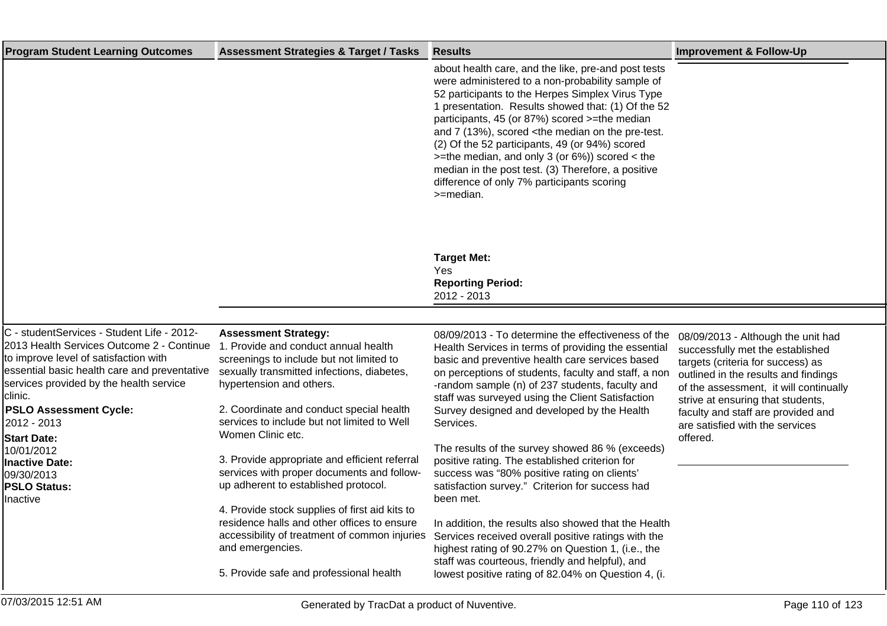| Program Student Learning Outcomes | Assessment Strategies & Target / Tasks | Results | Improvement & Follow-Up |
|---|---|---|---|
| | | about health care, and the like, pre-and post tests were administered to a non-probability sample of 52 participants to the Herpes Simplex Virus Type 1 presentation. Results showed that: (1) Of the 52 participants, 45 (or 87%) scored >=the median and 7 (13%), scored <the median on the pre-test. (2) Of the 52 participants, 49 (or 94%) scored >=the median, and only 3 (or 6%)) scored < the median in the post test. (3) Therefore, a positive difference of only 7% participants scoring >=median.<br><br>**Target Met:**<br>Yes<br>**Reporting Period:**<br>2012 - 2013 | |
| C - studentServices - Student Life - 2012-2013 Health Services Outcome 2 - Continue to improve level of satisfaction with essential basic health care and preventative services provided by the health service clinic.<br>**PSLO Assessment Cycle:**<br>2012 - 2013<br>**Start Date:**<br>10/01/2012<br>**Inactive Date:**<br>09/30/2013<br>**PSLO Status:**<br>Inactive | **Assessment Strategy:**<br>1. Provide and conduct annual health screenings to include but not limited to sexually transmitted infections, diabetes, hypertension and others.<br><br>2. Coordinate and conduct special health services to include but not limited to Well Women Clinic etc.<br><br>3. Provide appropriate and efficient referral services with proper documents and follow-up adherent to established protocol.<br><br>4. Provide stock supplies of first aid kits to residence halls and other offices to ensure accessibility of treatment of common injuries and emergencies.<br><br>5. Provide safe and professional health | 08/09/2013 - To determine the effectiveness of the Health Services in terms of providing the essential basic and preventive health care services based on perceptions of students, faculty and staff, a non-random sample (n) of 237 students, faculty and staff was surveyed using the Client Satisfaction Survey designed and developed by the Health Services.<br><br>The results of the survey showed 86 % (exceeds) positive rating. The established criterion for success was "80% positive rating on clients' satisfaction survey." Criterion for success had been met.<br><br>In addition, the results also showed that the Health Services received overall positive ratings with the highest rating of 90.27% on Question 1, (i.e., the staff was courteous, friendly and helpful), and lowest positive rating of 82.04% on Question 4, (i. | 08/09/2013 - Although the unit had successfully met the established targets (criteria for success) as outlined in the results and findings of the assessment, it will continually strive at ensuring that students, faculty and staff are provided and are satisfied with the services offered. |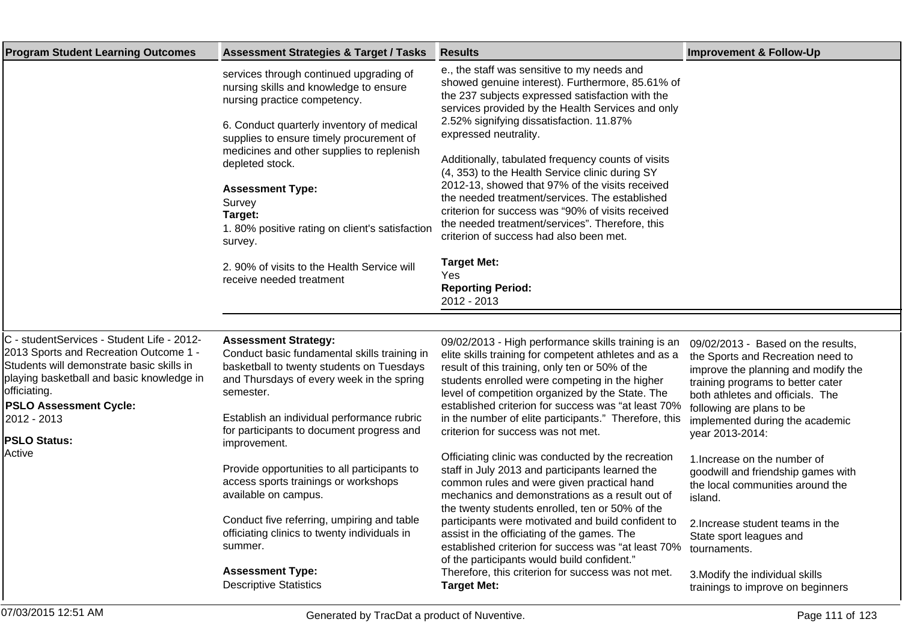| Program Student Learning Outcomes | Assessment Strategies & Target / Tasks | Results | Improvement & Follow-Up |
|---|---|---|---|
| | services through continued upgrading of nursing skills and knowledge to ensure nursing practice competency.<br><br>6. Conduct quarterly inventory of medical supplies to ensure timely procurement of medicines and other supplies to replenish depleted stock.<br><br>**Assessment Type:**<br>Survey<br>**Target:**<br>1. 80% positive rating on client's satisfaction survey.<br><br>2. 90% of visits to the Health Service will receive needed treatment | e., the staff was sensitive to my needs and showed genuine interest). Furthermore, 85.61% of the 237 subjects expressed satisfaction with the services provided by the Health Services and only 2.52% signifying dissatisfaction. 11.87% expressed neutrality.<br><br>Additionally, tabulated frequency counts of visits (4, 353) to the Health Service clinic during SY 2012-13, showed that 97% of the visits received the needed treatment/services. The established criterion for success was "90% of visits received the needed treatment/services". Therefore, this criterion of success had also been met.<br><br>**Target Met:**<br>Yes<br>**Reporting Period:**<br>2012 - 2013 | |
| C - studentServices - Student Life - 2012-2013 Sports and Recreation Outcome 1 - Students will demonstrate basic skills in playing basketball and basic knowledge in officiating.<br>**PSLO Assessment Cycle:**<br>2012 - 2013<br>**PSLO Status:**<br>Active | **Assessment Strategy:**<br>Conduct basic fundamental skills training in basketball to twenty students on Tuesdays and Thursdays of every week in the spring semester.<br><br>Establish an individual performance rubric for participants to document progress and improvement.<br><br>Provide opportunities to all participants to access sports trainings or workshops available on campus.<br><br>Conduct five referring, umpiring and table officiating clinics to twenty individuals in summer.<br><br>**Assessment Type:**<br>Descriptive Statistics | 09/02/2013 - High performance skills training is an elite skills training for competent athletes and as a result of this training, only ten or 50% of the students enrolled were competing in the higher level of competition organized by the State. The established criterion for success was "at least 70% in the number of elite participants." Therefore, this criterion for success was not met.<br><br>Officiating clinic was conducted by the recreation staff in July 2013 and participants learned the common rules and were given practical hand mechanics and demonstrations as a result out of the twenty students enrolled, ten or 50% of the participants were motivated and build confident to assist in the officiating of the games. The established criterion for success was "at least 70% of the participants would build confident."<br>Therefore, this criterion for success was not met.<br>**Target Met:** | 09/02/2013 - Based on the results, the Sports and Recreation need to improve the planning and modify the training programs to better cater both athletes and officials. The following are plans to be implemented during the academic year 2013-2014:<br><br>1.Increase on the number of goodwill and friendship games with the local communities around the island.<br><br>2.Increase student teams in the State sport leagues and tournaments.<br><br>3.Modify the individual skills trainings to improve on beginners |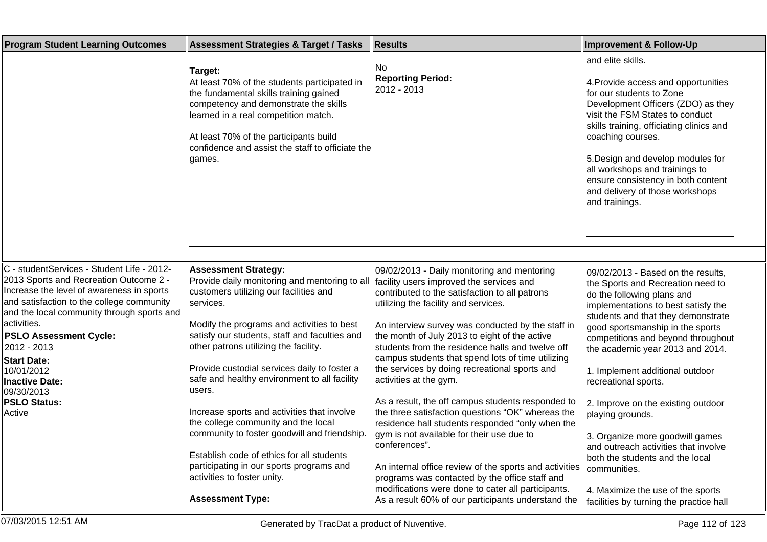| Program Student Learning Outcomes | Assessment Strategies & Target / Tasks | Results | Improvement & Follow-Up |
| --- | --- | --- | --- |
| | **Target:**<br>At least 70% of the students participated in the fundamental skills training gained competency and demonstrate the skills learned in a real competition match.<br><br>At least 70% of the participants build confidence and assist the staff to officiate the games. | No<br>**Reporting Period:**<br>2012 - 2013 | and elite skills.<br><br>4.Provide access and opportunities for our students to Zone Development Officers (ZDO) as they visit the FSM States to conduct skills training, officiating clinics and coaching courses.<br><br>5.Design and develop modules for all workshops and trainings to ensure consistency in both content and delivery of those workshops and trainings. |
| C - studentServices - Student Life - 2012-2013 Sports and Recreation Outcome 2 - Increase the level of awareness in sports and satisfaction to the college community and the local community through sports and activities.<br>**PSLO Assessment Cycle:**<br>2012 - 2013<br>**Start Date:**<br>10/01/2012<br>**Inactive Date:**<br>09/30/2013<br>**PSLO Status:**<br>Active | **Assessment Strategy:**<br>Provide daily monitoring and mentoring to all customers utilizing our facilities and services.<br><br>Modify the programs and activities to best satisfy our students, staff and faculties and other patrons utilizing the facility.<br><br>Provide custodial services daily to foster a safe and healthy environment to all facility users.<br><br>Increase sports and activities that involve the college community and the local community to foster goodwill and friendship.<br><br>Establish code of ethics for all students participating in our sports programs and activities to foster unity.<br><br>**Assessment Type:** | 09/02/2013 - Daily monitoring and mentoring facility users improved the services and contributed to the satisfaction to all patrons utilizing the facility and services.<br><br>An interview survey was conducted by the staff in the month of July 2013 to eight of the active students from the residence halls and twelve off campus students that spend lots of time utilizing the services by doing recreational sports and activities at the gym.<br><br>As a result, the off campus students responded to the three satisfaction questions "OK" whereas the residence hall students responded "only when the gym is not available for their use due to conferences".<br><br>An internal office review of the sports and activities programs was contacted by the office staff and modifications were done to cater all participants. As a result 60% of our participants understand the | 09/02/2013 - Based on the results, the Sports and Recreation need to do the following plans and implementations to best satisfy the students and that they demonstrate good sportsmanship in the sports competitions and beyond throughout the academic year 2013 and 2014.<br><br>1. Implement additional outdoor recreational sports.<br><br>2. Improve on the existing outdoor playing grounds.<br><br>3. Organize more goodwill games and outreach activities that involve both the students and the local communities.<br><br>4. Maximize the use of the sports facilities by turning the practice hall |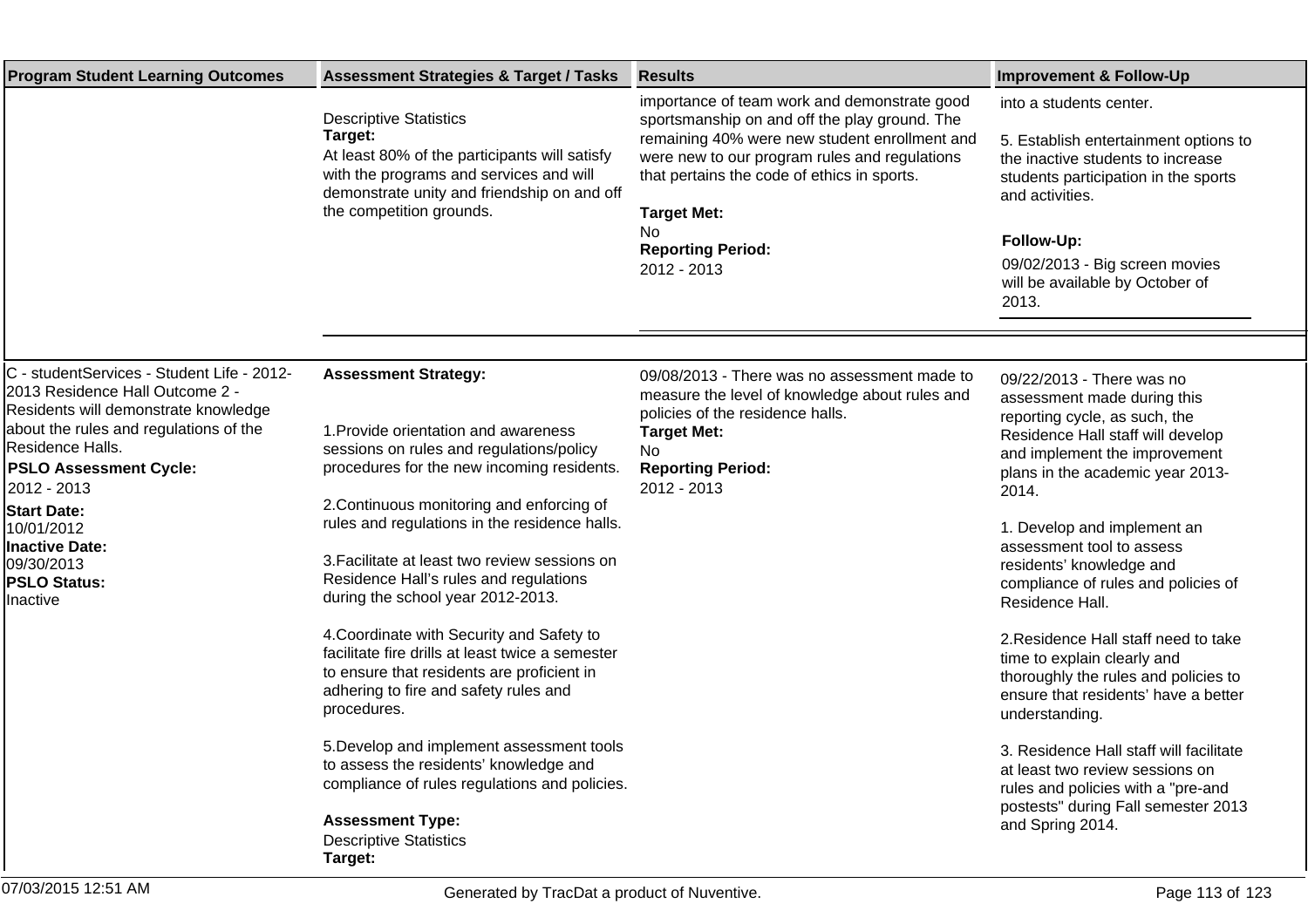| Program Student Learning Outcomes | Assessment Strategies & Target / Tasks | Results | Improvement & Follow-Up |
| --- | --- | --- | --- |
| | Descriptive Statistics<br>**Target:**<br>At least 80% of the participants will satisfy with the programs and services and will demonstrate unity and friendship on and off the competition grounds. | importance of team work and demonstrate good sportsmanship on and off the play ground. The remaining 40% were new student enrollment and were new to our program rules and regulations that pertains the code of ethics in sports.<br><br>**Target Met:**<br>No<br>**Reporting Period:**<br>2012 - 2013 | into a students center.<br><br>5. Establish entertainment options to the inactive students to increase students participation in the sports and activities.<br><br>**Follow-Up:**<br>09/02/2013 - Big screen movies will be available by October of 2013. |
| C - studentServices - Student Life - 2012-2013 Residence Hall Outcome 2 - Residents will demonstrate knowledge about the rules and regulations of the Residence Halls.<br>**PSLO Assessment Cycle:**<br>2012 - 2013<br>**Start Date:**<br>10/01/2012<br>**Inactive Date:**<br>09/30/2013<br>**PSLO Status:**<br>Inactive | **Assessment Strategy:**<br><br>1.Provide orientation and awareness sessions on rules and regulations/policy procedures for the new incoming residents.<br><br>2.Continuous monitoring and enforcing of rules and regulations in the residence halls.<br><br>3.Facilitate at least two review sessions on Residence Hall's rules and regulations during the school year 2012-2013.<br><br>4.Coordinate with Security and Safety to facilitate fire drills at least twice a semester to ensure that residents are proficient in adhering to fire and safety rules and procedures.<br><br>5.Develop and implement assessment tools to assess the residents' knowledge and compliance of rules regulations and policies.<br><br>**Assessment Type:**<br>Descriptive Statistics<br>**Target:** | 09/08/2013 - There was no assessment made to measure the level of knowledge about rules and policies of the residence halls.<br>**Target Met:**<br>No<br>**Reporting Period:**<br>2012 - 2013 | 09/22/2013 - There was no assessment made during this reporting cycle, as such, the Residence Hall staff will develop and implement the improvement plans in the academic year 2013-2014.<br><br>1. Develop and implement an assessment tool to assess residents' knowledge and compliance of rules and policies of Residence Hall.<br><br>2.Residence Hall staff need to take time to explain clearly and thoroughly the rules and policies to ensure that residents' have a better understanding.<br><br>3. Residence Hall staff will facilitate at least two review sessions on rules and policies with a "pre-and postests" during Fall semester 2013 and Spring 2014. |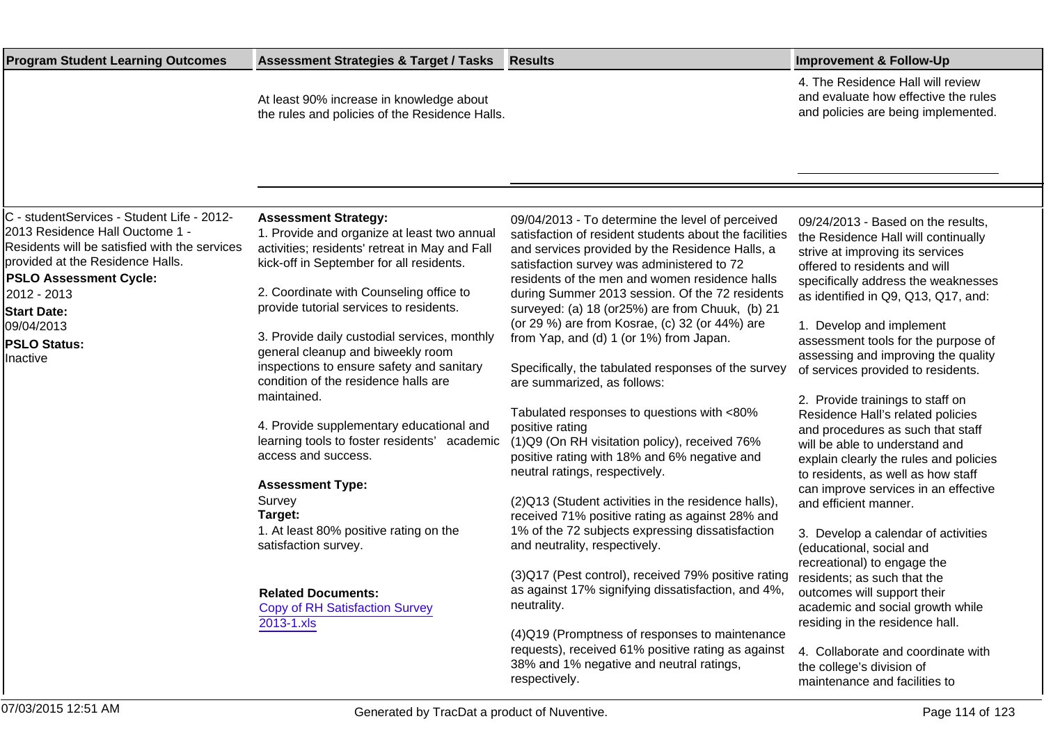| Program Student Learning Outcomes | Assessment Strategies & Target / Tasks | Results | Improvement & Follow-Up |
|---|---|---|---|
| | At least 90% increase in knowledge about the rules and policies of the Residence Halls. | | 4. The Residence Hall will review and evaluate how effective the rules and policies are being implemented. |
| C - studentServices - Student Life - 2012-2013 Residence Hall Ouctome 1 - Residents will be satisfied with the services provided at the Residence Halls.<br><br>**PSLO Assessment Cycle:**<br>2012 - 2013<br>**Start Date:**<br>09/04/2013<br>**PSLO Status:**<br>Inactive | **Assessment Strategy:**<br>1. Provide and organize at least two annual activities; residents' retreat in May and Fall kick-off in September for all residents.<br><br>2. Coordinate with Counseling office to provide tutorial services to residents.<br><br>3. Provide daily custodial services, monthly general cleanup and biweekly room inspections to ensure safety and sanitary condition of the residence halls are maintained.<br><br>4. Provide supplementary educational and learning tools to foster residents' academic access and success.<br><br>**Assessment Type:**<br>Survey<br>**Target:**<br>1. At least 80% positive rating on the satisfaction survey.<br><br>**Related Documents:**<br>Copy of RH Satisfaction Survey 2013-1.xls | 09/04/2013 - To determine the level of perceived satisfaction of resident students about the facilities and services provided by the Residence Halls, a satisfaction survey was administered to 72 residents of the men and women residence halls during Summer 2013 session. Of the 72 residents surveyed: (a) 18 (or25%) are from Chuuk, (b) 21 (or 29 %) are from Kosrae, (c) 32 (or 44%) are from Yap, and (d) 1 (or 1%) from Japan.<br><br>Specifically, the tabulated responses of the survey are summarized, as follows:<br><br>Tabulated responses to questions with <80% positive rating<br>(1)Q9 (On RH visitation policy), received 76% positive rating with 18% and 6% negative and neutral ratings, respectively.<br><br>(2)Q13 (Student activities in the residence halls), received 71% positive rating as against 28% and 1% of the 72 subjects expressing dissatisfaction and neutrality, respectively.<br><br>(3)Q17 (Pest control), received 79% positive rating as against 17% signifying dissatisfaction, and 4%, neutrality.<br><br>(4)Q19 (Promptness of responses to maintenance requests), received 61% positive rating as against 38% and 1% negative and neutral ratings, respectively. | 09/24/2013 - Based on the results, the Residence Hall will continually strive at improving its services offered to residents and will specifically address the weaknesses as identified in Q9, Q13, Q17, and:<br><br>1. Develop and implement assessment tools for the purpose of assessing and improving the quality of services provided to residents.<br><br>2. Provide trainings to staff on Residence Hall's related policies and procedures as such that staff will be able to understand and explain clearly the rules and policies to residents, as well as how staff can improve services in an effective and efficient manner.<br><br>3. Develop a calendar of activities (educational, social and recreational) to engage the residents; as such that the outcomes will support their academic and social growth while residing in the residence hall.<br><br>4. Collaborate and coordinate with the college's division of maintenance and facilities to |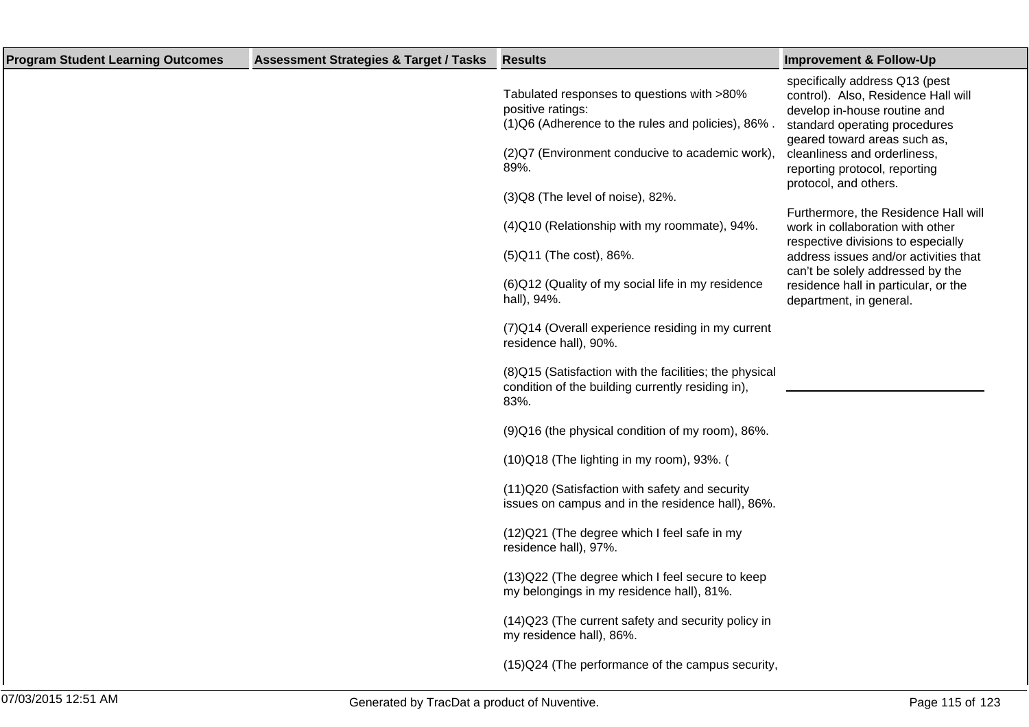| Program Student Learning Outcomes | Assessment Strategies & Target / Tasks | Results | Improvement & Follow-Up |
| --- | --- | --- | --- |
| | | Tabulated responses to questions with >80% positive ratings:<br>(1)Q6 (Adherence to the rules and policies), 86% .<br><br>(2)Q7 (Environment conducive to academic work), 89%.<br><br>(3)Q8 (The level of noise), 82%.<br><br>(4)Q10 (Relationship with my roommate), 94%.<br><br>(5)Q11 (The cost), 86%.<br><br>(6)Q12 (Quality of my social life in my residence hall), 94%.<br><br>(7)Q14 (Overall experience residing in my current residence hall), 90%.<br><br>(8)Q15 (Satisfaction with the facilities; the physical condition of the building currently residing in), 83%.<br><br>(9)Q16 (the physical condition of my room), 86%.<br><br>(10)Q18 (The lighting in my room), 93%. (<br><br>(11)Q20 (Satisfaction with safety and security issues on campus and in the residence hall), 86%.<br><br>(12)Q21 (The degree which I feel safe in my residence hall), 97%.<br><br>(13)Q22 (The degree which I feel secure to keep my belongings in my residence hall), 81%.<br><br>(14)Q23 (The current safety and security policy in my residence hall), 86%.<br><br>(15)Q24 (The performance of the campus security, | specifically address Q13 (pest control). Also, Residence Hall will develop in-house routine and standard operating procedures geared toward areas such as, cleanliness and orderliness, reporting protocol, reporting protocol, and others.<br><br>Furthermore, the Residence Hall will work in collaboration with other respective divisions to especially address issues and/or activities that can't be solely addressed by the residence hall in particular, or the department, in general. |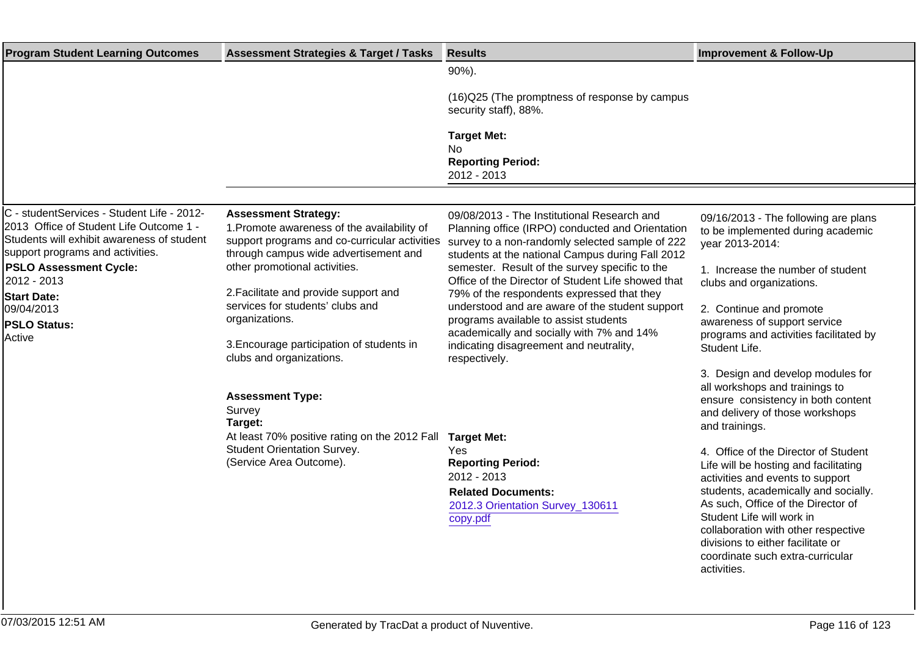| Program Student Learning Outcomes | Assessment Strategies & Target / Tasks | Results | Improvement & Follow-Up |
|---|---|---|---|
| | | 90%).<br><br>(16)Q25 (The promptness of response by campus security staff), 88%.<br><br>**Target Met:**<br>No<br>**Reporting Period:**<br>2012 - 2013 | |
| C - studentServices - Student Life - 2012-2013 Office of Student Life Outcome 1 - Students will exhibit awareness of student support programs and activities.<br>**PSLO Assessment Cycle:**<br>2012 - 2013<br>**Start Date:**<br>09/04/2013<br>**PSLO Status:**<br>Active | **Assessment Strategy:**<br>1.Promote awareness of the availability of support programs and co-curricular activities through campus wide advertisement and other promotional activities.<br><br>2.Facilitate and provide support and services for students' clubs and organizations.<br><br>3.Encourage participation of students in clubs and organizations.<br><br>**Assessment Type:**<br>Survey<br>**Target:**<br>At least 70% positive rating on the 2012 Fall Student Orientation Survey.<br>(Service Area Outcome). | 09/08/2013 - The Institutional Research and Planning office (IRPO) conducted and Orientation survey to a non-randomly selected sample of 222 students at the national Campus during Fall 2012 semester. Result of the survey specific to the Office of the Director of Student Life showed that 79% of the respondents expressed that they understood and are aware of the student support programs available to assist students academically and socially with 7% and 14% indicating disagreement and neutrality, respectively.<br><br>**Target Met:**<br>Yes<br>**Reporting Period:**<br>2012 - 2013<br>**Related Documents:**<br>2012.3 Orientation Survey_130611 copy.pdf | 09/16/2013 - The following are plans to be implemented during academic year 2013-2014:<br><br>1. Increase the number of student clubs and organizations.<br><br>2. Continue and promote awareness of support service programs and activities facilitated by Student Life.<br><br>3. Design and develop modules for all workshops and trainings to ensure consistency in both content and delivery of those workshops and trainings.<br><br>4. Office of the Director of Student Life will be hosting and facilitating activities and events to support students, academically and socially. As such, Office of the Director of Student Life will work in collaboration with other respective divisions to either facilitate or coordinate such extra-curricular activities. |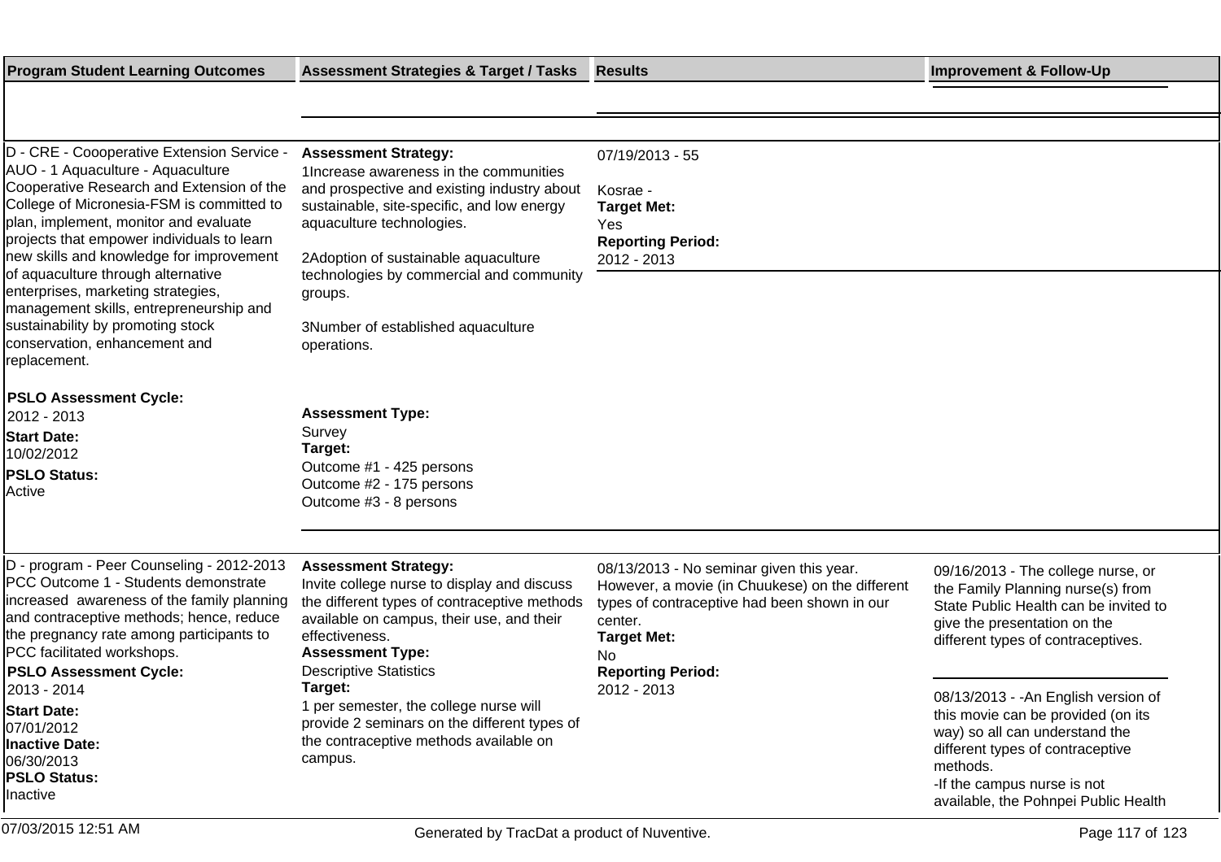| Program Student Learning Outcomes | Assessment Strategies & Target / Tasks | Results | Improvement & Follow-Up |
| --- | --- | --- | --- |
| D - CRE - Coooperative Extension Service - AUO - 1 Aquaculture - Aquaculture Cooperative Research and Extension of the College of Micronesia-FSM is committed to plan, implement, monitor and evaluate projects that empower individuals to learn new skills and knowledge for improvement of aquaculture through alternative enterprises, marketing strategies, management skills, entrepreneurship and sustainability by promoting stock conservation, enhancement and replacement.<br><br>**PSLO Assessment Cycle:**<br>2012 - 2013<br>**Start Date:**<br>10/02/2012<br>**PSLO Status:**<br>Active | **Assessment Strategy:**<br>1Increase awareness in the communities and prospective and existing industry about sustainable, site-specific, and low energy aquaculture technologies.<br><br>2Adoption of sustainable aquaculture technologies by commercial and community groups.<br><br>3Number of established aquaculture operations.<br><br>**Assessment Type:**<br>Survey<br>**Target:**<br>Outcome #1 - 425 persons<br>Outcome #2 - 175 persons<br>Outcome #3 - 8 persons | 07/19/2013 - 55<br><br>Kosrae -<br>**Target Met:**<br>Yes<br>**Reporting Period:**<br>2012 - 2013 | |
| D - program - Peer Counseling - 2012-2013 PCC Outcome 1 - Students demonstrate increased awareness of the family planning and contraceptive methods; hence, reduce the pregnancy rate among participants to PCC facilitated workshops.<br>**PSLO Assessment Cycle:**<br>2013 - 2014<br>**Start Date:**<br>07/01/2012<br>**Inactive Date:**<br>06/30/2013<br>**PSLO Status:**<br>Inactive | **Assessment Strategy:**<br>Invite college nurse to display and discuss the different types of contraceptive methods available on campus, their use, and their effectiveness.<br>**Assessment Type:**<br>Descriptive Statistics<br>**Target:**<br>1 per semester, the college nurse will provide 2 seminars on the different types of the contraceptive methods available on campus. | 08/13/2013 - No seminar given this year. However, a movie (in Chuukese) on the different types of contraceptive had been shown in our center.<br>**Target Met:**<br>No<br>**Reporting Period:**<br>2012 - 2013 | 09/16/2013 - The college nurse, or the Family Planning nurse(s) from State Public Health can be invited to give the presentation on the different types of contraceptives.<br><br>08/13/2013 - -An English version of this movie can be provided (on its way) so all can understand the different types of contraceptive methods.<br>-If the campus nurse is not available, the Pohnpei Public Health |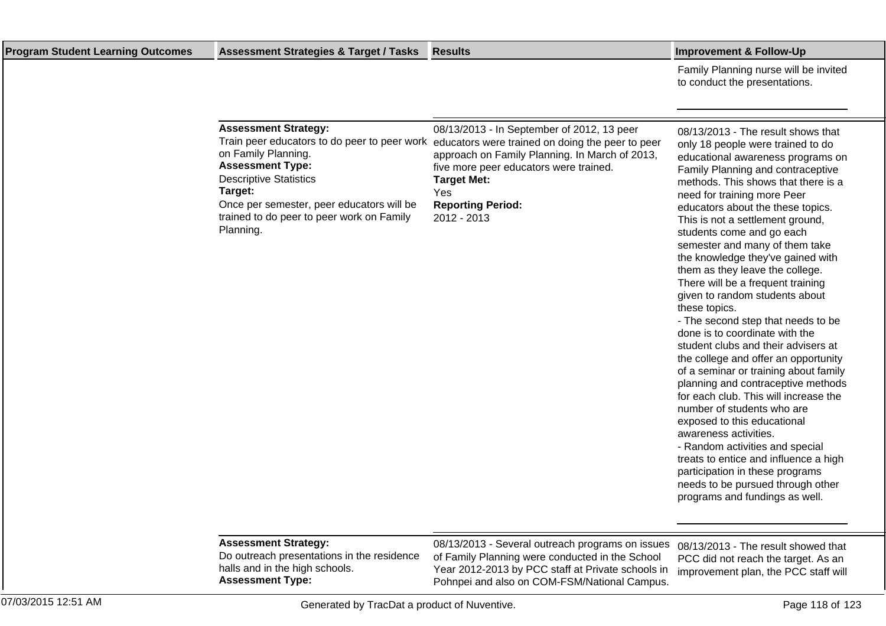| Program Student Learning Outcomes | Assessment Strategies & Target / Tasks | Results | Improvement & Follow-Up |
|---|---|---|---|
| | | | Family Planning nurse will be invited to conduct the presentations. |
| | **Assessment Strategy:**<br>Train peer educators to do peer to peer work on Family Planning.<br>**Assessment Type:**<br>Descriptive Statistics<br>**Target:**<br>Once per semester, peer educators will be trained to do peer to peer work on Family Planning. | 08/13/2013 - In September of 2012, 13 peer educators were trained on doing the peer to peer approach on Family Planning. In March of 2013, five more peer educators were trained.<br>**Target Met:**<br>Yes<br>**Reporting Period:**<br>2012 - 2013 | 08/13/2013 - The result shows that only 18 people were trained to do educational awareness programs on Family Planning and contraceptive methods. This shows that there is a need for training more Peer educators about the these topics. This is not a settlement ground, students come and go each semester and many of them take the knowledge they've gained with them as they leave the college. There will be a frequent training given to random students about these topics.<br>- The second step that needs to be done is to coordinate with the student clubs and their advisers at the college and offer an opportunity of a seminar or training about family planning and contraceptive methods for each club. This will increase the number of students who are exposed to this educational awareness activities.<br>- Random activities and special treats to entice and influence a high participation in these programs needs to be pursued through other programs and fundings as well. |
| | **Assessment Strategy:**<br>Do outreach presentations in the residence halls and in the high schools.<br>**Assessment Type:** | 08/13/2013 - Several outreach programs on issues of Family Planning were conducted in the School Year 2012-2013 by PCC staff at Private schools in Pohnpei and also on COM-FSM/National Campus. | 08/13/2013 - The result showed that PCC did not reach the target. As an improvement plan, the PCC staff will |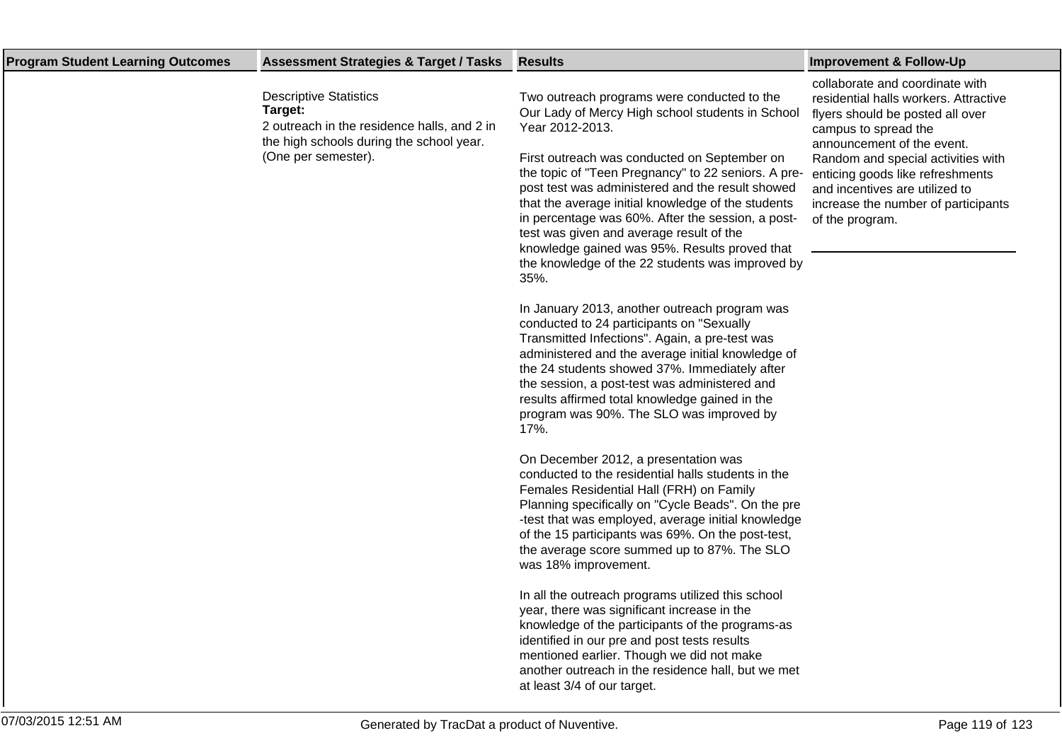| Program Student Learning Outcomes | Assessment Strategies & Target / Tasks | Results | Improvement & Follow-Up |
|---|---|---|---|
| | Descriptive Statistics<br>**Target:**<br>2 outreach in the residence halls, and 2 in the high schools during the school year. (One per semester). | Two outreach programs were conducted to the Our Lady of Mercy High school students in School Year 2012-2013.<br><br>First outreach was conducted on September on the topic of "Teen Pregnancy" to 22 seniors. A pre-post test was administered and the result showed that the average initial knowledge of the students in percentage was 60%. After the session, a post-test was given and average result of the knowledge gained was 95%. Results proved that the knowledge of the 22 students was improved by 35%.<br><br>In January 2013, another outreach program was conducted to 24 participants on "Sexually Transmitted Infections". Again, a pre-test was administered and the average initial knowledge of the 24 students showed 37%. Immediately after the session, a post-test was administered and results affirmed total knowledge gained in the program was 90%. The SLO was improved by 17%.<br><br>On December 2012, a presentation was conducted to the residential halls students in the Females Residential Hall (FRH) on Family Planning specifically on "Cycle Beads". On the pre -test that was employed, average initial knowledge of the 15 participants was 69%. On the post-test, the average score summed up to 87%. The SLO was 18% improvement.<br><br>In all the outreach programs utilized this school year, there was significant increase in the knowledge of the participants of the programs-as identified in our pre and post tests results mentioned earlier. Though we did not make another outreach in the residence hall, but we met at least 3/4 of our target. | collaborate and coordinate with residential halls workers. Attractive flyers should be posted all over campus to spread the announcement of the event. Random and special activities with enticing goods like refreshments and incentives are utilized to increase the number of participants of the program. |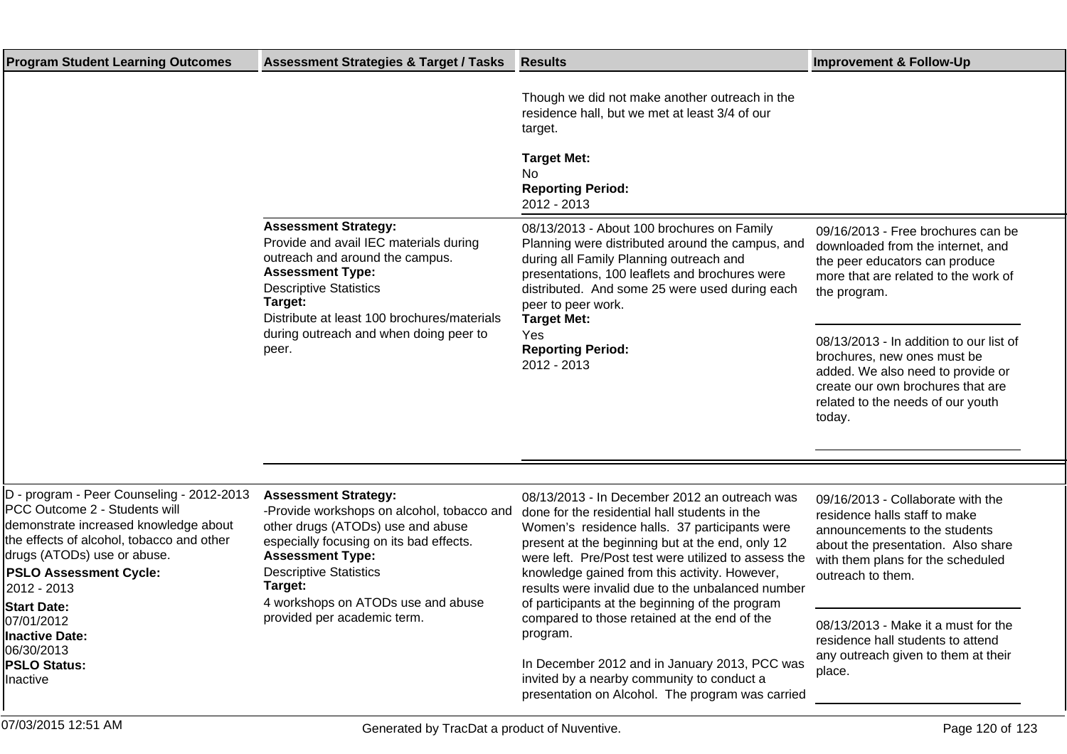| Program Student Learning Outcomes | Assessment Strategies & Target / Tasks | Results | Improvement & Follow-Up |
|---|---|---|---|
| | | Though we did not make another outreach in the residence hall, but we met at least 3/4 of our target.<br><br>**Target Met:**<br>No<br>**Reporting Period:**<br>2012 - 2013 | |
| | **Assessment Strategy:**<br>Provide and avail IEC materials during outreach and around the campus.<br>**Assessment Type:**<br>Descriptive Statistics<br>**Target:**<br>Distribute at least 100 brochures/materials during outreach and when doing peer to peer. | 08/13/2013 - About 100 brochures on Family Planning were distributed around the campus, and during all Family Planning outreach and presentations, 100 leaflets and brochures were distributed. And some 25 were used during each peer to peer work.<br>**Target Met:**<br>Yes<br>**Reporting Period:**<br>2012 - 2013 | 09/16/2013 - Free brochures can be downloaded from the internet, and the peer educators can produce more that are related to the work of the program.<br><br>08/13/2013 - In addition to our list of brochures, new ones must be added. We also need to provide or create our own brochures that are related to the needs of our youth today. |
| D - program - Peer Counseling - 2012-2013 PCC Outcome 2 - Students will demonstrate increased knowledge about the effects of alcohol, tobacco and other drugs (ATODs) use or abuse.<br>**PSLO Assessment Cycle:**<br>2012 - 2013<br>**Start Date:**<br>07/01/2012<br>**Inactive Date:**<br>06/30/2013<br>**PSLO Status:**<br>Inactive | **Assessment Strategy:**<br>-Provide workshops on alcohol, tobacco and other drugs (ATODs) use and abuse especially focusing on its bad effects.<br>**Assessment Type:**<br>Descriptive Statistics<br>**Target:**<br>4 workshops on ATODs use and abuse provided per academic term. | 08/13/2013 - In December 2012 an outreach was done for the residential hall students in the Women's residence halls. 37 participants were present at the beginning but at the end, only 12 were left. Pre/Post test were utilized to assess the knowledge gained from this activity. However, results were invalid due to the unbalanced number of participants at the beginning of the program compared to those retained at the end of the program.<br><br>In December 2012 and in January 2013, PCC was invited by a nearby community to conduct a presentation on Alcohol. The program was carried | 09/16/2013 - Collaborate with the residence halls staff to make announcements to the students about the presentation. Also share with them plans for the scheduled outreach to them.<br><br>08/13/2013 - Make it a must for the residence hall students to attend any outreach given to them at their place. |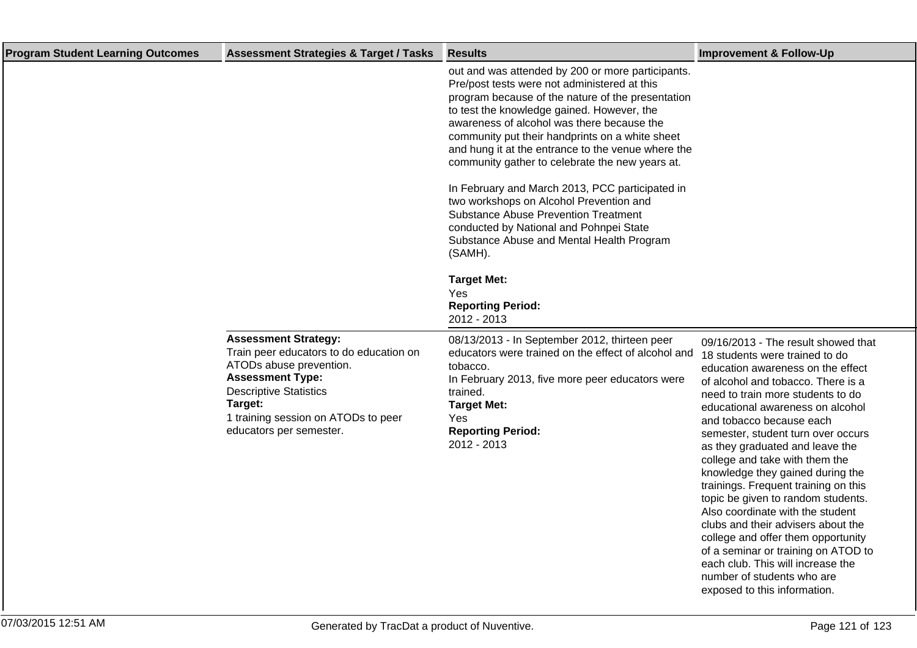| Program Student Learning Outcomes | Assessment Strategies & Target / Tasks | Results | Improvement & Follow-Up |
|---|---|---|---|
| | | out and was attended by 200 or more participants. Pre/post tests were not administered at this program because of the nature of the presentation to test the knowledge gained. However, the awareness of alcohol was there because the community put their handprints on a white sheet and hung it at the entrance to the venue where the community gather to celebrate the new years at.<br><br>In February and March 2013, PCC participated in two workshops on Alcohol Prevention and Substance Abuse Prevention Treatment conducted by National and Pohnpei State Substance Abuse and Mental Health Program (SAMH).<br><br>**Target Met:**<br>Yes<br>**Reporting Period:**<br>2012 - 2013 | |
| | **Assessment Strategy:**<br>Train peer educators to do education on ATODs abuse prevention.<br>**Assessment Type:**<br>Descriptive Statistics<br>**Target:**<br>1 training session on ATODs to peer educators per semester. | 08/13/2013 - In September 2012, thirteen peer educators were trained on the effect of alcohol and tobacco.<br>In February 2013, five more peer educators were trained.<br>**Target Met:**<br>Yes<br>**Reporting Period:**<br>2012 - 2013 | 09/16/2013 - The result showed that 18 students were trained to do education awareness on the effect of alcohol and tobacco. There is a need to train more students to do educational awareness on alcohol and tobacco because each semester, student turn over occurs as they graduated and leave the college and take with them the knowledge they gained during the trainings. Frequent training on this topic be given to random students. Also coordinate with the student clubs and their advisers about the college and offer them opportunity of a seminar or training on ATOD to each club. This will increase the number of students who are exposed to this information. |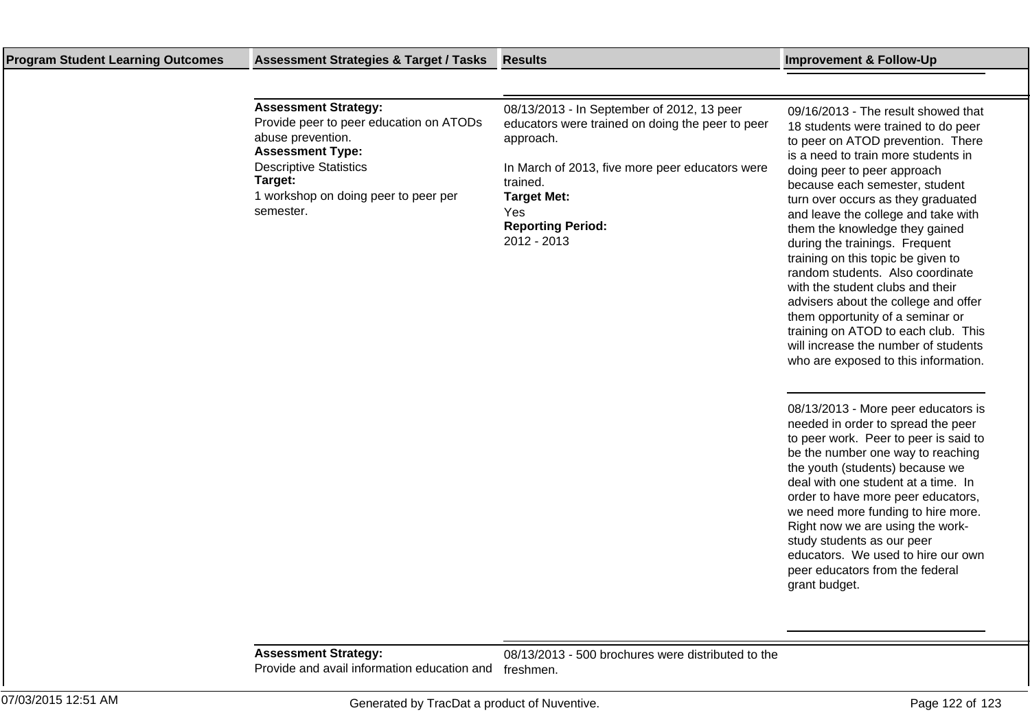| Program Student Learning Outcomes | Assessment Strategies & Target / Tasks | Results | Improvement & Follow-Up |
|---|---|---|---|
| | **Assessment Strategy:**<br>Provide peer to peer education on ATODs abuse prevention.<br>**Assessment Type:**<br>Descriptive Statistics<br>**Target:**<br>1 workshop on doing peer to peer per semester. | 08/13/2013 - In September of 2012, 13 peer educators were trained on doing the peer to peer approach.<br><br>In March of 2013, five more peer educators were trained.<br>**Target Met:**<br>Yes<br>**Reporting Period:**<br>2012 - 2013 | 09/16/2013 - The result showed that 18 students were trained to do peer to peer on ATOD prevention. There is a need to train more students in doing peer to peer approach because each semester, student turn over occurs as they graduated and leave the college and take with them the knowledge they gained during the trainings. Frequent training on this topic be given to random students. Also coordinate with the student clubs and their advisers about the college and offer them opportunity of a seminar or training on ATOD to each club. This will increase the number of students who are exposed to this information.<br><br>08/13/2013 - More peer educators is needed in order to spread the peer to peer work. Peer to peer is said to be the number one way to reaching the youth (students) because we deal with one student at a time. In order to have more peer educators, we need more funding to hire more. Right now we are using the work-study students as our peer educators. We used to hire our own peer educators from the federal grant budget. |
| | **Assessment Strategy:**<br>Provide and avail information education and | 08/13/2013 - 500 brochures were distributed to the freshmen. | |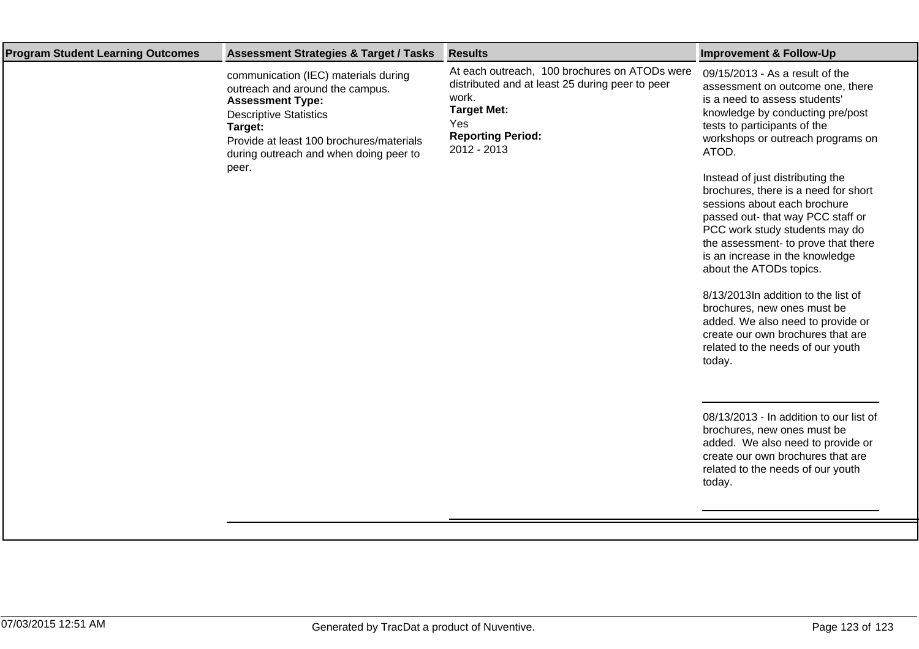| Program Student Learning Outcomes | Assessment Strategies & Target / Tasks | Results | Improvement & Follow-Up |
|---|---|---|---|
| | communication (IEC) materials during outreach and around the campus. **Assessment Type:** Descriptive Statistics **Target:** Provide at least 100 brochures/materials during outreach and when doing peer to peer. | At each outreach, 100 brochures on ATODs were distributed and at least 25 during peer to peer work. **Target Met:** Yes **Reporting Period:** 2012 - 2013 | 09/15/2013 - As a result of the assessment on outcome one, there is a need to assess students' knowledge by conducting pre/post tests to participants of the workshops or outreach programs on ATOD.<br><br>Instead of just distributing the brochures, there is a need for short sessions about each brochure passed out- that way PCC staff or PCC work study students may do the assessment- to prove that there is an increase in the knowledge about the ATODs topics.<br><br>8/13/2013In addition to the list of brochures, new ones must be added. We also need to provide or create our own brochures that are related to the needs of our youth today. |
| | | | 08/13/2013 - In addition to our list of brochures, new ones must be added. We also need to provide or create our own brochures that are related to the needs of our youth today. |